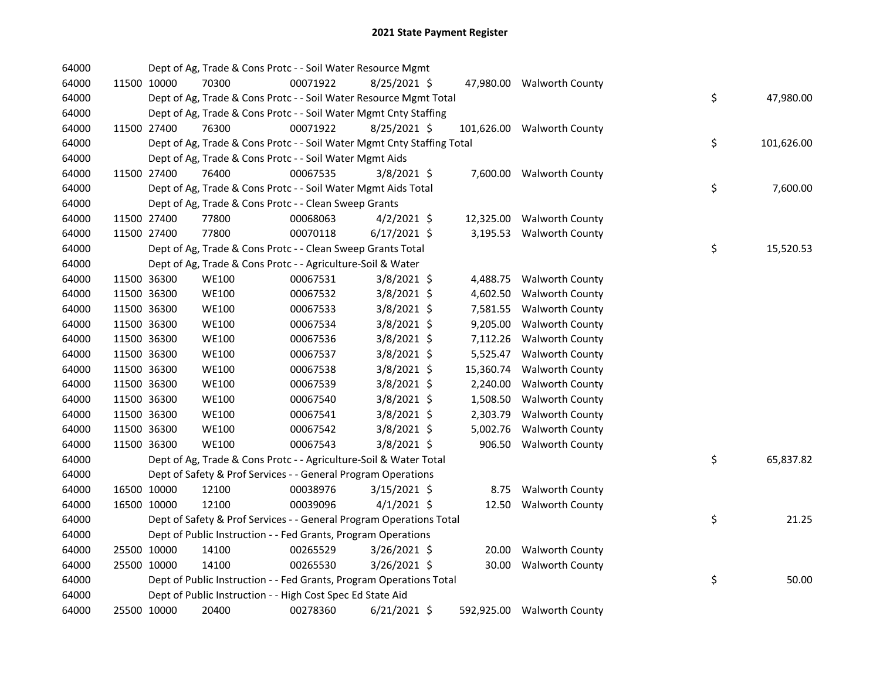# 2021 State Payment Register

| | | | | | | | | | |
|---|---|---|---|---|---|---|---|---|---|
| 64000 | | Dept of Ag, Trade & Cons Protc - - Soil Water Resource Mgmt | | | | | | | |
| 64000 | 11500 | 10000 | 70300 | 00071922 | 8/25/2021 | $ 47,980.00 | Walworth County | | |
| 64000 | | Dept of Ag, Trade & Cons Protc - - Soil Water Resource Mgmt Total | | | | | | $ | 47,980.00 |
| 64000 | | Dept of Ag, Trade & Cons Protc - - Soil Water Mgmt Cnty Staffing | | | | | | | |
| 64000 | 11500 | 27400 | 76300 | 00071922 | 8/25/2021 | $ 101,626.00 | Walworth County | | |
| 64000 | | Dept of Ag, Trade & Cons Protc - - Soil Water Mgmt Cnty Staffing Total | | | | | | $ | 101,626.00 |
| 64000 | | Dept of Ag, Trade & Cons Protc - - Soil Water Mgmt Aids | | | | | | | |
| 64000 | 11500 | 27400 | 76400 | 00067535 | 3/8/2021 | $ 7,600.00 | Walworth County | | |
| 64000 | | Dept of Ag, Trade & Cons Protc - - Soil Water Mgmt Aids Total | | | | | | $ | 7,600.00 |
| 64000 | | Dept of Ag, Trade & Cons Protc - - Clean Sweep Grants | | | | | | | |
| 64000 | 11500 | 27400 | 77800 | 00068063 | 4/2/2021 | $ 12,325.00 | Walworth County | | |
| 64000 | 11500 | 27400 | 77800 | 00070118 | 6/17/2021 | $ 3,195.53 | Walworth County | | |
| 64000 | | Dept of Ag, Trade & Cons Protc - - Clean Sweep Grants Total | | | | | | $ | 15,520.53 |
| 64000 | | Dept of Ag, Trade & Cons Protc - - Agriculture-Soil & Water | | | | | | | |
| 64000 | 11500 | 36300 | WE100 | 00067531 | 3/8/2021 | $ 4,488.75 | Walworth County | | |
| 64000 | 11500 | 36300 | WE100 | 00067532 | 3/8/2021 | $ 4,602.50 | Walworth County | | |
| 64000 | 11500 | 36300 | WE100 | 00067533 | 3/8/2021 | $ 7,581.55 | Walworth County | | |
| 64000 | 11500 | 36300 | WE100 | 00067534 | 3/8/2021 | $ 9,205.00 | Walworth County | | |
| 64000 | 11500 | 36300 | WE100 | 00067536 | 3/8/2021 | $ 7,112.26 | Walworth County | | |
| 64000 | 11500 | 36300 | WE100 | 00067537 | 3/8/2021 | $ 5,525.47 | Walworth County | | |
| 64000 | 11500 | 36300 | WE100 | 00067538 | 3/8/2021 | $ 15,360.74 | Walworth County | | |
| 64000 | 11500 | 36300 | WE100 | 00067539 | 3/8/2021 | $ 2,240.00 | Walworth County | | |
| 64000 | 11500 | 36300 | WE100 | 00067540 | 3/8/2021 | $ 1,508.50 | Walworth County | | |
| 64000 | 11500 | 36300 | WE100 | 00067541 | 3/8/2021 | $ 2,303.79 | Walworth County | | |
| 64000 | 11500 | 36300 | WE100 | 00067542 | 3/8/2021 | $ 5,002.76 | Walworth County | | |
| 64000 | 11500 | 36300 | WE100 | 00067543 | 3/8/2021 | $ 906.50 | Walworth County | | |
| 64000 | | Dept of Ag, Trade & Cons Protc - - Agriculture-Soil & Water Total | | | | | | $ | 65,837.82 |
| 64000 | | Dept of Safety & Prof Services - - General Program Operations | | | | | | | |
| 64000 | 16500 | 10000 | 12100 | 00038976 | 3/15/2021 | $ 8.75 | Walworth County | | |
| 64000 | 16500 | 10000 | 12100 | 00039096 | 4/1/2021 | $ 12.50 | Walworth County | | |
| 64000 | | Dept of Safety & Prof Services - - General Program Operations Total | | | | | | $ | 21.25 |
| 64000 | | Dept of Public Instruction - - Fed Grants, Program Operations | | | | | | | |
| 64000 | 25500 | 10000 | 14100 | 00265529 | 3/26/2021 | $ 20.00 | Walworth County | | |
| 64000 | 25500 | 10000 | 14100 | 00265530 | 3/26/2021 | $ 30.00 | Walworth County | | |
| 64000 | | Dept of Public Instruction - - Fed Grants, Program Operations Total | | | | | | $ | 50.00 |
| 64000 | | Dept of Public Instruction - - High Cost Spec Ed State Aid | | | | | | | |
| 64000 | 25500 | 10000 | 20400 | 00278360 | 6/21/2021 | $ 592,925.00 | Walworth County | | |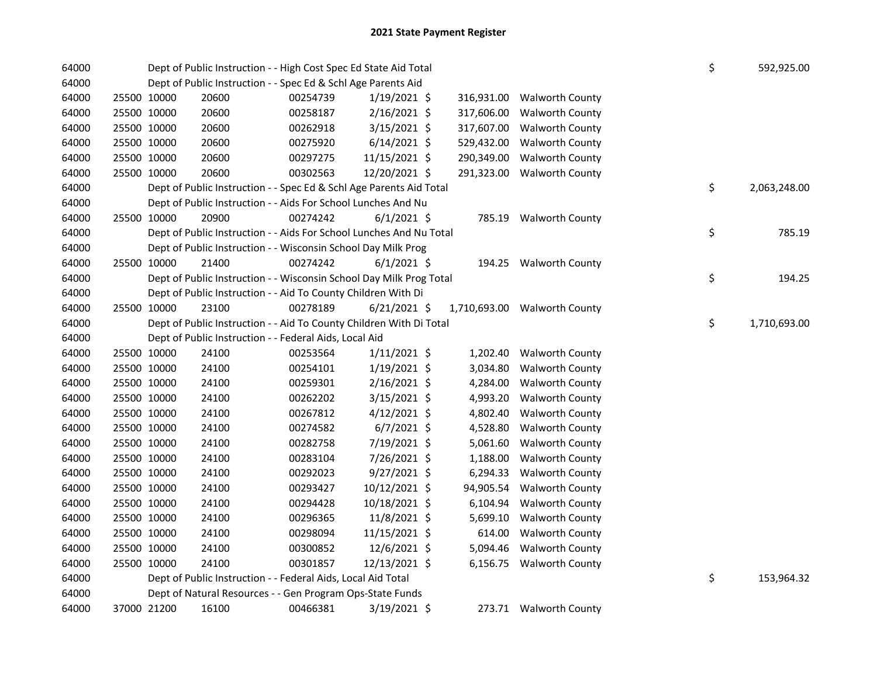# 2021 State Payment Register

| | | | | | | | | | |
|---|---|---|---|---|---|---|---|---|---|
| 64000 | | | Dept of Public Instruction - - High Cost Spec Ed State Aid Total | | | | | $ | 592,925.00 |
| 64000 | | | Dept of Public Instruction - - Spec Ed & Schl Age Parents Aid | | | | | | |
| 64000 | 25500 | 10000 | 20600 | 00254739 | 1/19/2021 | $ 316,931.00 | Walworth County | | |
| 64000 | 25500 | 10000 | 20600 | 00258187 | 2/16/2021 | $ 317,606.00 | Walworth County | | |
| 64000 | 25500 | 10000 | 20600 | 00262918 | 3/15/2021 | $ 317,607.00 | Walworth County | | |
| 64000 | 25500 | 10000 | 20600 | 00275920 | 6/14/2021 | $ 529,432.00 | Walworth County | | |
| 64000 | 25500 | 10000 | 20600 | 00297275 | 11/15/2021 | $ 290,349.00 | Walworth County | | |
| 64000 | 25500 | 10000 | 20600 | 00302563 | 12/20/2021 | $ 291,323.00 | Walworth County | | |
| 64000 | | | Dept of Public Instruction - - Spec Ed & Schl Age Parents Aid Total | | | | | $ | 2,063,248.00 |
| 64000 | | | Dept of Public Instruction - - Aids For School Lunches And Nu | | | | | | |
| 64000 | 25500 | 10000 | 20900 | 00274242 | 6/1/2021 | $ 785.19 | Walworth County | | |
| 64000 | | | Dept of Public Instruction - - Aids For School Lunches And Nu Total | | | | | $ | 785.19 |
| 64000 | | | Dept of Public Instruction - - Wisconsin School Day Milk Prog | | | | | | |
| 64000 | 25500 | 10000 | 21400 | 00274242 | 6/1/2021 | $ 194.25 | Walworth County | | |
| 64000 | | | Dept of Public Instruction - - Wisconsin School Day Milk Prog Total | | | | | $ | 194.25 |
| 64000 | | | Dept of Public Instruction - - Aid To County Children With Di | | | | | | |
| 64000 | 25500 | 10000 | 23100 | 00278189 | 6/21/2021 | $ 1,710,693.00 | Walworth County | | |
| 64000 | | | Dept of Public Instruction - - Aid To County Children With Di Total | | | | | $ | 1,710,693.00 |
| 64000 | | | Dept of Public Instruction - - Federal Aids, Local Aid | | | | | | |
| 64000 | 25500 | 10000 | 24100 | 00253564 | 1/11/2021 | $ 1,202.40 | Walworth County | | |
| 64000 | 25500 | 10000 | 24100 | 00254101 | 1/19/2021 | $ 3,034.80 | Walworth County | | |
| 64000 | 25500 | 10000 | 24100 | 00259301 | 2/16/2021 | $ 4,284.00 | Walworth County | | |
| 64000 | 25500 | 10000 | 24100 | 00262202 | 3/15/2021 | $ 4,993.20 | Walworth County | | |
| 64000 | 25500 | 10000 | 24100 | 00267812 | 4/12/2021 | $ 4,802.40 | Walworth County | | |
| 64000 | 25500 | 10000 | 24100 | 00274582 | 6/7/2021 | $ 4,528.80 | Walworth County | | |
| 64000 | 25500 | 10000 | 24100 | 00282758 | 7/19/2021 | $ 5,061.60 | Walworth County | | |
| 64000 | 25500 | 10000 | 24100 | 00283104 | 7/26/2021 | $ 1,188.00 | Walworth County | | |
| 64000 | 25500 | 10000 | 24100 | 00292023 | 9/27/2021 | $ 6,294.33 | Walworth County | | |
| 64000 | 25500 | 10000 | 24100 | 00293427 | 10/12/2021 | $ 94,905.54 | Walworth County | | |
| 64000 | 25500 | 10000 | 24100 | 00294428 | 10/18/2021 | $ 6,104.94 | Walworth County | | |
| 64000 | 25500 | 10000 | 24100 | 00296365 | 11/8/2021 | $ 5,699.10 | Walworth County | | |
| 64000 | 25500 | 10000 | 24100 | 00298094 | 11/15/2021 | $ 614.00 | Walworth County | | |
| 64000 | 25500 | 10000 | 24100 | 00300852 | 12/6/2021 | $ 5,094.46 | Walworth County | | |
| 64000 | 25500 | 10000 | 24100 | 00301857 | 12/13/2021 | $ 6,156.75 | Walworth County | | |
| 64000 | | | Dept of Public Instruction - - Federal Aids, Local Aid Total | | | | | $ | 153,964.32 |
| 64000 | | | Dept of Natural Resources - - Gen Program Ops-State Funds | | | | | | |
| 64000 | 37000 | 21200 | 16100 | 00466381 | 3/19/2021 | $ 273.71 | Walworth County | | |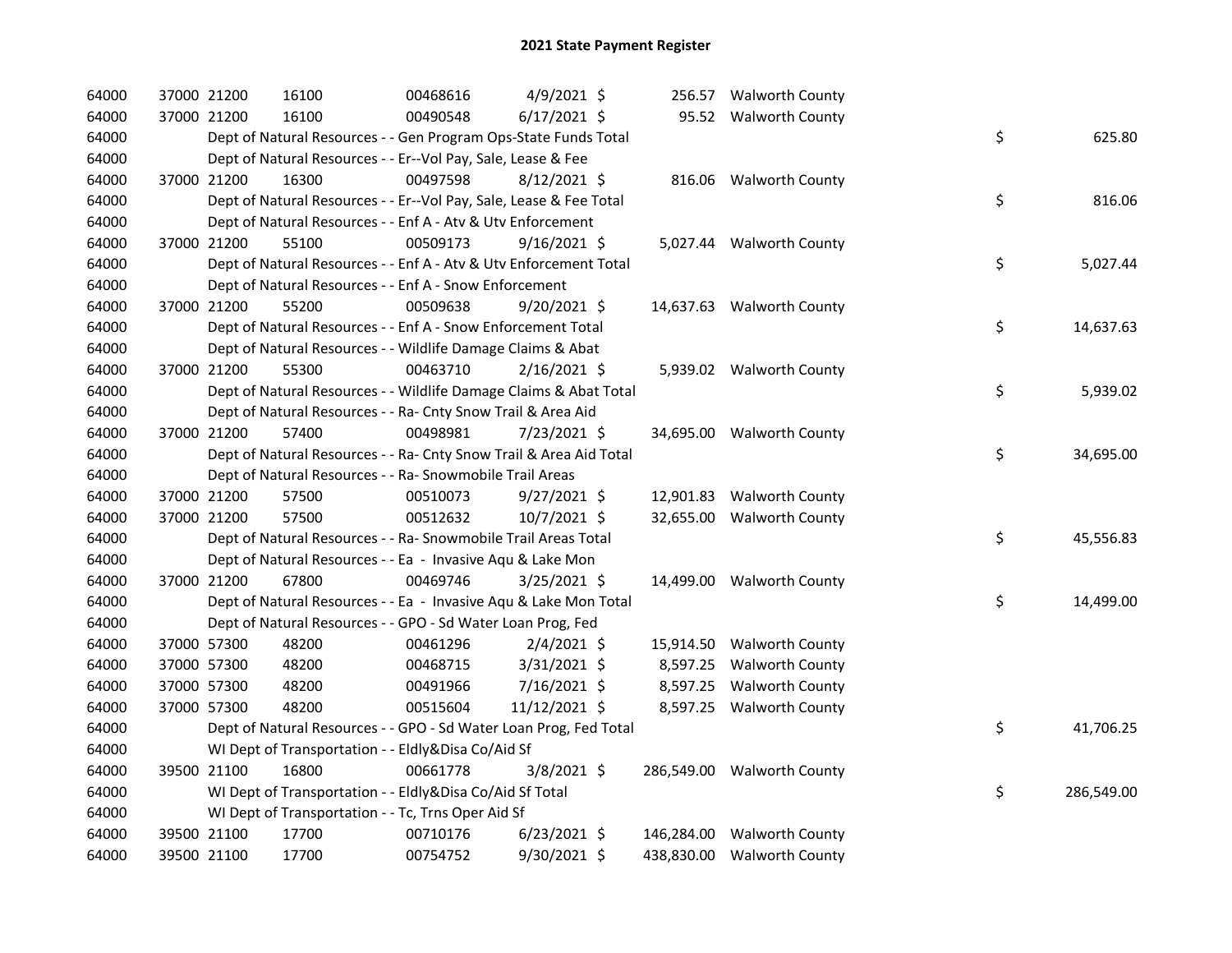# 2021 State Payment Register

| | | | | | | | | | |
|---|---|---|---|---|---|---|---|---|---|
| 64000 | 37000 21200 | 16100 | 00468616 | 4/9/2021 | $ | 256.57 | Walworth County | | |
| 64000 | 37000 21200 | 16100 | 00490548 | 6/17/2021 | $ | 95.52 | Walworth County | | |
| 64000 | | Dept of Natural Resources - - Gen Program Ops-State Funds Total | | | | | | $ | 625.80 |
| 64000 | | Dept of Natural Resources - - Er--Vol Pay, Sale, Lease & Fee | | | | | | | |
| 64000 | 37000 21200 | 16300 | 00497598 | 8/12/2021 | $ | 816.06 | Walworth County | | |
| 64000 | | Dept of Natural Resources - - Er--Vol Pay, Sale, Lease & Fee Total | | | | | | $ | 816.06 |
| 64000 | | Dept of Natural Resources - - Enf A - Atv & Utv Enforcement | | | | | | | |
| 64000 | 37000 21200 | 55100 | 00509173 | 9/16/2021 | $ | 5,027.44 | Walworth County | | |
| 64000 | | Dept of Natural Resources - - Enf A - Atv & Utv Enforcement Total | | | | | | $ | 5,027.44 |
| 64000 | | Dept of Natural Resources - - Enf A - Snow Enforcement | | | | | | | |
| 64000 | 37000 21200 | 55200 | 00509638 | 9/20/2021 | $ | 14,637.63 | Walworth County | | |
| 64000 | | Dept of Natural Resources - - Enf A - Snow Enforcement Total | | | | | | $ | 14,637.63 |
| 64000 | | Dept of Natural Resources - - Wildlife Damage Claims & Abat | | | | | | | |
| 64000 | 37000 21200 | 55300 | 00463710 | 2/16/2021 | $ | 5,939.02 | Walworth County | | |
| 64000 | | Dept of Natural Resources - - Wildlife Damage Claims & Abat Total | | | | | | $ | 5,939.02 |
| 64000 | | Dept of Natural Resources - - Ra- Cnty Snow Trail & Area Aid | | | | | | | |
| 64000 | 37000 21200 | 57400 | 00498981 | 7/23/2021 | $ | 34,695.00 | Walworth County | | |
| 64000 | | Dept of Natural Resources - - Ra- Cnty Snow Trail & Area Aid Total | | | | | | $ | 34,695.00 |
| 64000 | | Dept of Natural Resources - - Ra- Snowmobile Trail Areas | | | | | | | |
| 64000 | 37000 21200 | 57500 | 00510073 | 9/27/2021 | $ | 12,901.83 | Walworth County | | |
| 64000 | 37000 21200 | 57500 | 00512632 | 10/7/2021 | $ | 32,655.00 | Walworth County | | |
| 64000 | | Dept of Natural Resources - - Ra- Snowmobile Trail Areas Total | | | | | | $ | 45,556.83 |
| 64000 | | Dept of Natural Resources - - Ea - Invasive Aqu & Lake Mon | | | | | | | |
| 64000 | 37000 21200 | 67800 | 00469746 | 3/25/2021 | $ | 14,499.00 | Walworth County | | |
| 64000 | | Dept of Natural Resources - - Ea - Invasive Aqu & Lake Mon Total | | | | | | $ | 14,499.00 |
| 64000 | | Dept of Natural Resources - - GPO - Sd Water Loan Prog, Fed | | | | | | | |
| 64000 | 37000 57300 | 48200 | 00461296 | 2/4/2021 | $ | 15,914.50 | Walworth County | | |
| 64000 | 37000 57300 | 48200 | 00468715 | 3/31/2021 | $ | 8,597.25 | Walworth County | | |
| 64000 | 37000 57300 | 48200 | 00491966 | 7/16/2021 | $ | 8,597.25 | Walworth County | | |
| 64000 | 37000 57300 | 48200 | 00515604 | 11/12/2021 | $ | 8,597.25 | Walworth County | | |
| 64000 | | Dept of Natural Resources - - GPO - Sd Water Loan Prog, Fed Total | | | | | | $ | 41,706.25 |
| 64000 | | WI Dept of Transportation - - Eldly&Disa Co/Aid Sf | | | | | | | |
| 64000 | 39500 21100 | 16800 | 00661778 | 3/8/2021 | $ | 286,549.00 | Walworth County | | |
| 64000 | | WI Dept of Transportation - - Eldly&Disa Co/Aid Sf Total | | | | | | $ | 286,549.00 |
| 64000 | | WI Dept of Transportation - - Tc, Trns Oper Aid Sf | | | | | | | |
| 64000 | 39500 21100 | 17700 | 00710176 | 6/23/2021 | $ | 146,284.00 | Walworth County | | |
| 64000 | 39500 21100 | 17700 | 00754752 | 9/30/2021 | $ | 438,830.00 | Walworth County | | |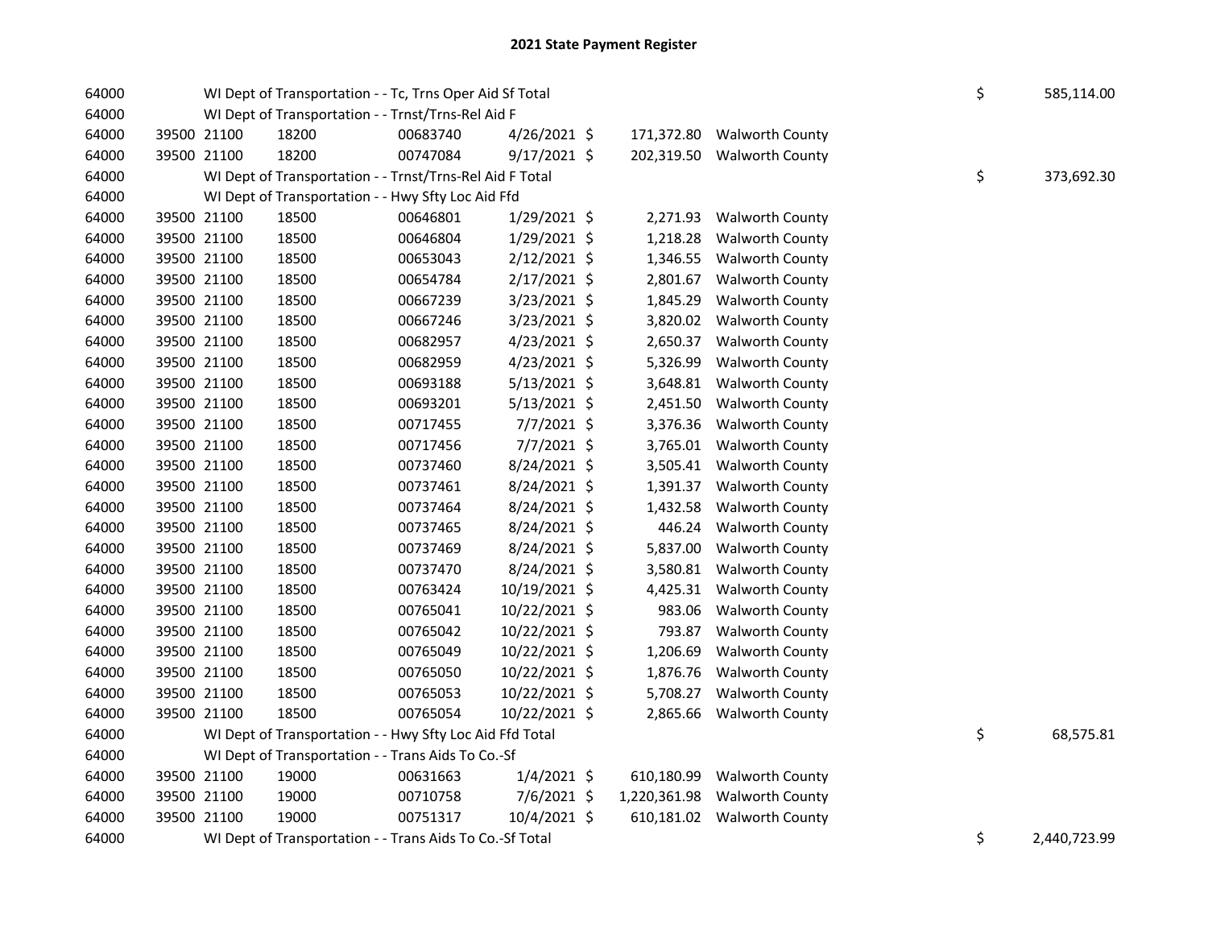# 2021 State Payment Register

| | | | | | | | | | |
|---|---|---|---|---|---|---|---|---|---|
| 64000 | | | WI Dept of Transportation - - Tc, Trns Oper Aid Sf Total | | | | | $ | 585,114.00 |
| 64000 | | | WI Dept of Transportation - - Trnst/Trns-Rel Aid F | | | | | | |
| 64000 | 39500 | 21100 | 18200 | 00683740 | 4/26/2021 | $ 171,372.80 | Walworth County | | |
| 64000 | 39500 | 21100 | 18200 | 00747084 | 9/17/2021 | $ 202,319.50 | Walworth County | | |
| 64000 | | | WI Dept of Transportation - - Trnst/Trns-Rel Aid F Total | | | | | $ | 373,692.30 |
| 64000 | | | WI Dept of Transportation - - Hwy Sfty Loc Aid Ffd | | | | | | |
| 64000 | 39500 | 21100 | 18500 | 00646801 | 1/29/2021 | $ 2,271.93 | Walworth County | | |
| 64000 | 39500 | 21100 | 18500 | 00646804 | 1/29/2021 | $ 1,218.28 | Walworth County | | |
| 64000 | 39500 | 21100 | 18500 | 00653043 | 2/12/2021 | $ 1,346.55 | Walworth County | | |
| 64000 | 39500 | 21100 | 18500 | 00654784 | 2/17/2021 | $ 2,801.67 | Walworth County | | |
| 64000 | 39500 | 21100 | 18500 | 00667239 | 3/23/2021 | $ 1,845.29 | Walworth County | | |
| 64000 | 39500 | 21100 | 18500 | 00667246 | 3/23/2021 | $ 3,820.02 | Walworth County | | |
| 64000 | 39500 | 21100 | 18500 | 00682957 | 4/23/2021 | $ 2,650.37 | Walworth County | | |
| 64000 | 39500 | 21100 | 18500 | 00682959 | 4/23/2021 | $ 5,326.99 | Walworth County | | |
| 64000 | 39500 | 21100 | 18500 | 00693188 | 5/13/2021 | $ 3,648.81 | Walworth County | | |
| 64000 | 39500 | 21100 | 18500 | 00693201 | 5/13/2021 | $ 2,451.50 | Walworth County | | |
| 64000 | 39500 | 21100 | 18500 | 00717455 | 7/7/2021 | $ 3,376.36 | Walworth County | | |
| 64000 | 39500 | 21100 | 18500 | 00717456 | 7/7/2021 | $ 3,765.01 | Walworth County | | |
| 64000 | 39500 | 21100 | 18500 | 00737460 | 8/24/2021 | $ 3,505.41 | Walworth County | | |
| 64000 | 39500 | 21100 | 18500 | 00737461 | 8/24/2021 | $ 1,391.37 | Walworth County | | |
| 64000 | 39500 | 21100 | 18500 | 00737464 | 8/24/2021 | $ 1,432.58 | Walworth County | | |
| 64000 | 39500 | 21100 | 18500 | 00737465 | 8/24/2021 | $ 446.24 | Walworth County | | |
| 64000 | 39500 | 21100 | 18500 | 00737469 | 8/24/2021 | $ 5,837.00 | Walworth County | | |
| 64000 | 39500 | 21100 | 18500 | 00737470 | 8/24/2021 | $ 3,580.81 | Walworth County | | |
| 64000 | 39500 | 21100 | 18500 | 00763424 | 10/19/2021 | $ 4,425.31 | Walworth County | | |
| 64000 | 39500 | 21100 | 18500 | 00765041 | 10/22/2021 | $ 983.06 | Walworth County | | |
| 64000 | 39500 | 21100 | 18500 | 00765042 | 10/22/2021 | $ 793.87 | Walworth County | | |
| 64000 | 39500 | 21100 | 18500 | 00765049 | 10/22/2021 | $ 1,206.69 | Walworth County | | |
| 64000 | 39500 | 21100 | 18500 | 00765050 | 10/22/2021 | $ 1,876.76 | Walworth County | | |
| 64000 | 39500 | 21100 | 18500 | 00765053 | 10/22/2021 | $ 5,708.27 | Walworth County | | |
| 64000 | 39500 | 21100 | 18500 | 00765054 | 10/22/2021 | $ 2,865.66 | Walworth County | | |
| 64000 | | | WI Dept of Transportation - - Hwy Sfty Loc Aid Ffd Total | | | | | $ | 68,575.81 |
| 64000 | | | WI Dept of Transportation - - Trans Aids To Co.-Sf | | | | | | |
| 64000 | 39500 | 21100 | 19000 | 00631663 | 1/4/2021 | $ 610,180.99 | Walworth County | | |
| 64000 | 39500 | 21100 | 19000 | 00710758 | 7/6/2021 | $ 1,220,361.98 | Walworth County | | |
| 64000 | 39500 | 21100 | 19000 | 00751317 | 10/4/2021 | $ 610,181.02 | Walworth County | | |
| 64000 | | | WI Dept of Transportation - - Trans Aids To Co.-Sf Total | | | | | $ | 2,440,723.99 |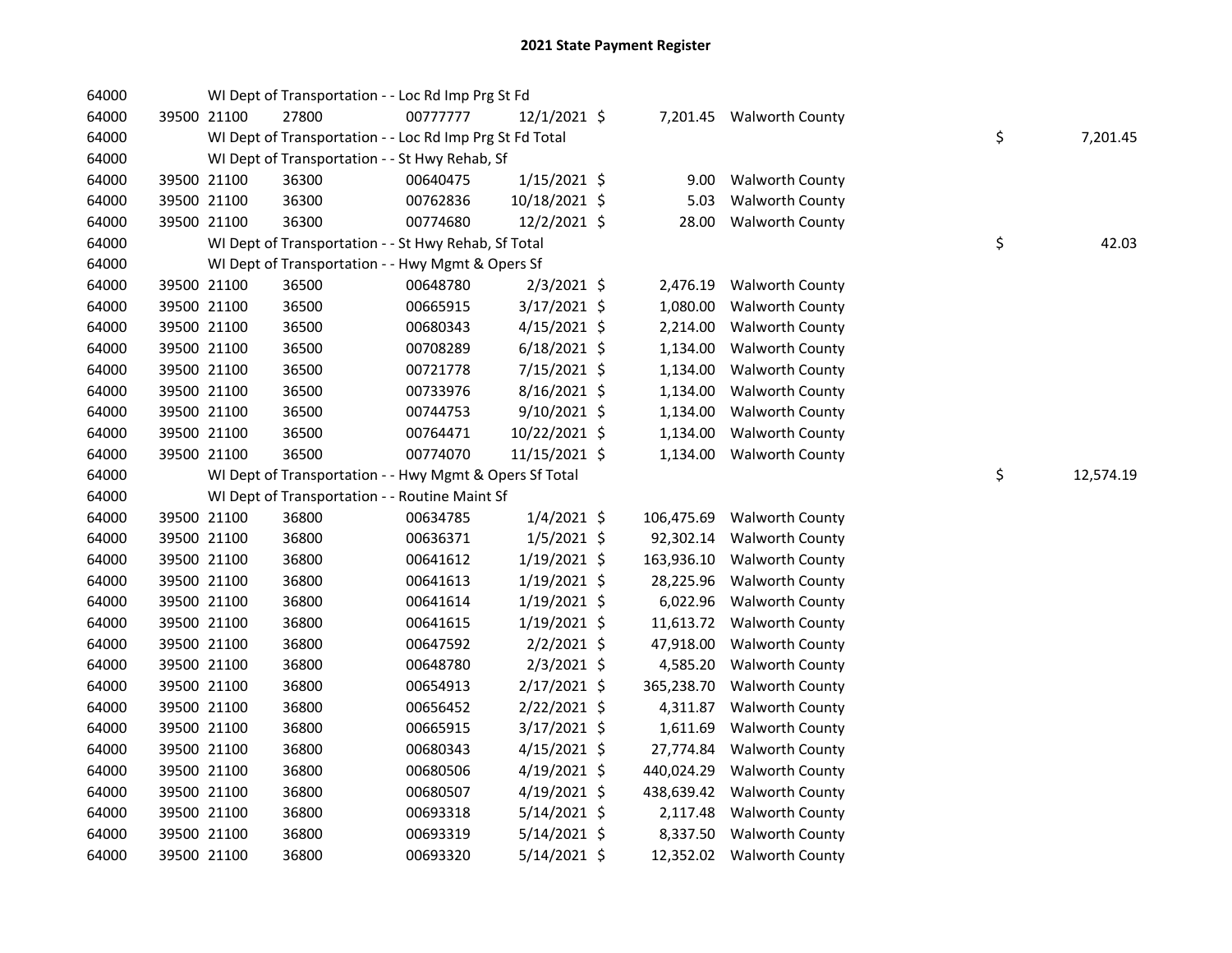# 2021 State Payment Register

| | | | | | | | | | |
|---|---|---|---|---|---|---|---|---|---|
| 64000 | | | WI Dept of Transportation - - Loc Rd Imp Prg St Fd | | | | | | |
| 64000 | 39500 | 21100 | 27800 | 00777777 | 12/1/2021 | $ 7,201.45 | Walworth County | | |
| 64000 | | | WI Dept of Transportation - - Loc Rd Imp Prg St Fd Total | | | | | $ | 7,201.45 |
| 64000 | | | WI Dept of Transportation - - St Hwy Rehab, Sf | | | | | | |
| 64000 | 39500 | 21100 | 36300 | 00640475 | 1/15/2021 | $ 9.00 | Walworth County | | |
| 64000 | 39500 | 21100 | 36300 | 00762836 | 10/18/2021 | $ 5.03 | Walworth County | | |
| 64000 | 39500 | 21100 | 36300 | 00774680 | 12/2/2021 | $ 28.00 | Walworth County | | |
| 64000 | | | WI Dept of Transportation - - St Hwy Rehab, Sf Total | | | | | $ | 42.03 |
| 64000 | | | WI Dept of Transportation - - Hwy Mgmt & Opers Sf | | | | | | |
| 64000 | 39500 | 21100 | 36500 | 00648780 | 2/3/2021 | $ 2,476.19 | Walworth County | | |
| 64000 | 39500 | 21100 | 36500 | 00665915 | 3/17/2021 | $ 1,080.00 | Walworth County | | |
| 64000 | 39500 | 21100 | 36500 | 00680343 | 4/15/2021 | $ 2,214.00 | Walworth County | | |
| 64000 | 39500 | 21100 | 36500 | 00708289 | 6/18/2021 | $ 1,134.00 | Walworth County | | |
| 64000 | 39500 | 21100 | 36500 | 00721778 | 7/15/2021 | $ 1,134.00 | Walworth County | | |
| 64000 | 39500 | 21100 | 36500 | 00733976 | 8/16/2021 | $ 1,134.00 | Walworth County | | |
| 64000 | 39500 | 21100 | 36500 | 00744753 | 9/10/2021 | $ 1,134.00 | Walworth County | | |
| 64000 | 39500 | 21100 | 36500 | 00764471 | 10/22/2021 | $ 1,134.00 | Walworth County | | |
| 64000 | 39500 | 21100 | 36500 | 00774070 | 11/15/2021 | $ 1,134.00 | Walworth County | | |
| 64000 | | | WI Dept of Transportation - - Hwy Mgmt & Opers Sf Total | | | | | $ | 12,574.19 |
| 64000 | | | WI Dept of Transportation - - Routine Maint Sf | | | | | | |
| 64000 | 39500 | 21100 | 36800 | 00634785 | 1/4/2021 | $ 106,475.69 | Walworth County | | |
| 64000 | 39500 | 21100 | 36800 | 00636371 | 1/5/2021 | $ 92,302.14 | Walworth County | | |
| 64000 | 39500 | 21100 | 36800 | 00641612 | 1/19/2021 | $ 163,936.10 | Walworth County | | |
| 64000 | 39500 | 21100 | 36800 | 00641613 | 1/19/2021 | $ 28,225.96 | Walworth County | | |
| 64000 | 39500 | 21100 | 36800 | 00641614 | 1/19/2021 | $ 6,022.96 | Walworth County | | |
| 64000 | 39500 | 21100 | 36800 | 00641615 | 1/19/2021 | $ 11,613.72 | Walworth County | | |
| 64000 | 39500 | 21100 | 36800 | 00647592 | 2/2/2021 | $ 47,918.00 | Walworth County | | |
| 64000 | 39500 | 21100 | 36800 | 00648780 | 2/3/2021 | $ 4,585.20 | Walworth County | | |
| 64000 | 39500 | 21100 | 36800 | 00654913 | 2/17/2021 | $ 365,238.70 | Walworth County | | |
| 64000 | 39500 | 21100 | 36800 | 00656452 | 2/22/2021 | $ 4,311.87 | Walworth County | | |
| 64000 | 39500 | 21100 | 36800 | 00665915 | 3/17/2021 | $ 1,611.69 | Walworth County | | |
| 64000 | 39500 | 21100 | 36800 | 00680343 | 4/15/2021 | $ 27,774.84 | Walworth County | | |
| 64000 | 39500 | 21100 | 36800 | 00680506 | 4/19/2021 | $ 440,024.29 | Walworth County | | |
| 64000 | 39500 | 21100 | 36800 | 00680507 | 4/19/2021 | $ 438,639.42 | Walworth County | | |
| 64000 | 39500 | 21100 | 36800 | 00693318 | 5/14/2021 | $ 2,117.48 | Walworth County | | |
| 64000 | 39500 | 21100 | 36800 | 00693319 | 5/14/2021 | $ 8,337.50 | Walworth County | | |
| 64000 | 39500 | 21100 | 36800 | 00693320 | 5/14/2021 | $ 12,352.02 | Walworth County | | |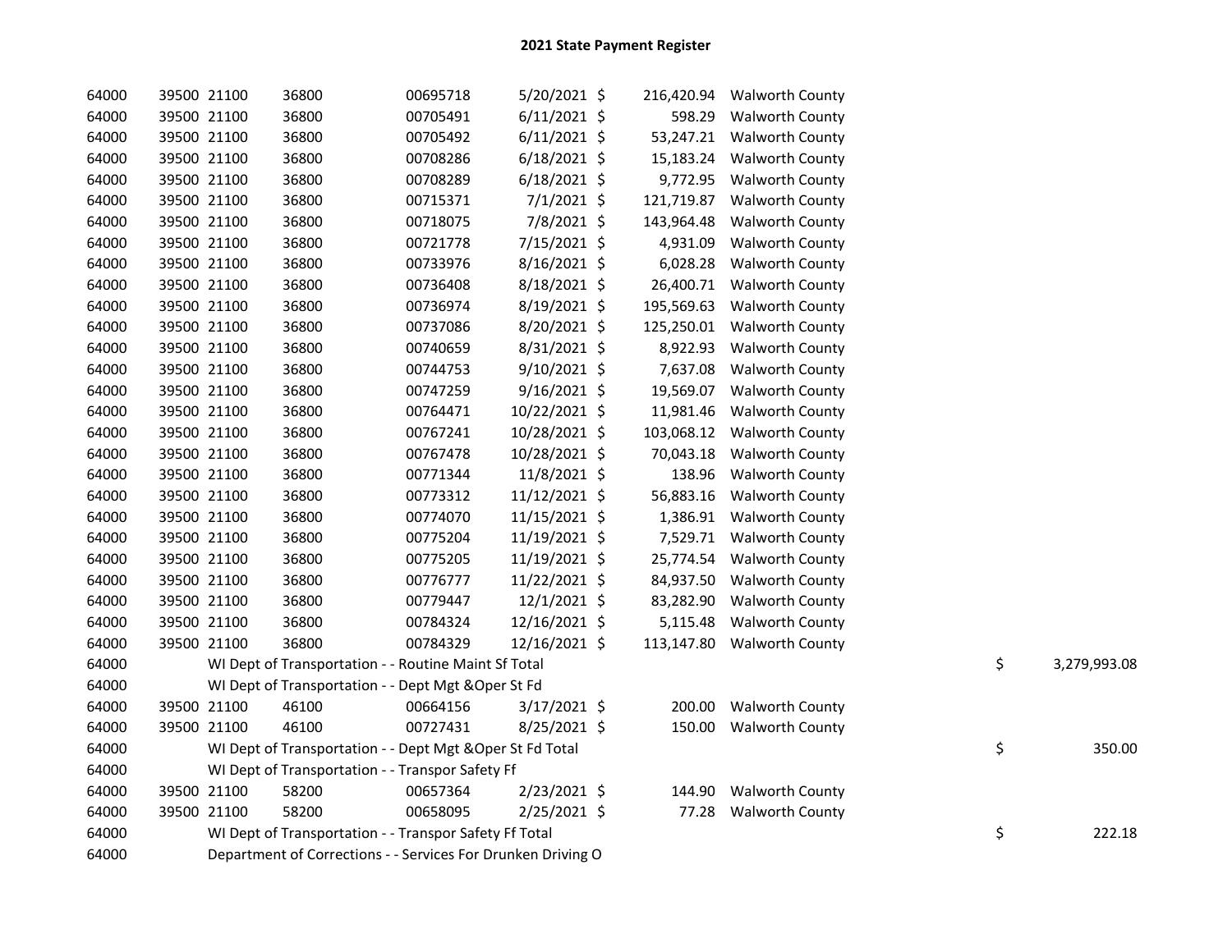# 2021 State Payment Register

| | | | | | | | | | |
|---|---|---|---|---|---|---|---|---|---|
| 64000 | 39500 | 21100 | 36800 | 00695718 | 5/20/2021 | $ | 216,420.94 | Walworth County | |
| 64000 | 39500 | 21100 | 36800 | 00705491 | 6/11/2021 | $ | 598.29 | Walworth County | |
| 64000 | 39500 | 21100 | 36800 | 00705492 | 6/11/2021 | $ | 53,247.21 | Walworth County | |
| 64000 | 39500 | 21100 | 36800 | 00708286 | 6/18/2021 | $ | 15,183.24 | Walworth County | |
| 64000 | 39500 | 21100 | 36800 | 00708289 | 6/18/2021 | $ | 9,772.95 | Walworth County | |
| 64000 | 39500 | 21100 | 36800 | 00715371 | 7/1/2021 | $ | 121,719.87 | Walworth County | |
| 64000 | 39500 | 21100 | 36800 | 00718075 | 7/8/2021 | $ | 143,964.48 | Walworth County | |
| 64000 | 39500 | 21100 | 36800 | 00721778 | 7/15/2021 | $ | 4,931.09 | Walworth County | |
| 64000 | 39500 | 21100 | 36800 | 00733976 | 8/16/2021 | $ | 6,028.28 | Walworth County | |
| 64000 | 39500 | 21100 | 36800 | 00736408 | 8/18/2021 | $ | 26,400.71 | Walworth County | |
| 64000 | 39500 | 21100 | 36800 | 00736974 | 8/19/2021 | $ | 195,569.63 | Walworth County | |
| 64000 | 39500 | 21100 | 36800 | 00737086 | 8/20/2021 | $ | 125,250.01 | Walworth County | |
| 64000 | 39500 | 21100 | 36800 | 00740659 | 8/31/2021 | $ | 8,922.93 | Walworth County | |
| 64000 | 39500 | 21100 | 36800 | 00744753 | 9/10/2021 | $ | 7,637.08 | Walworth County | |
| 64000 | 39500 | 21100 | 36800 | 00747259 | 9/16/2021 | $ | 19,569.07 | Walworth County | |
| 64000 | 39500 | 21100 | 36800 | 00764471 | 10/22/2021 | $ | 11,981.46 | Walworth County | |
| 64000 | 39500 | 21100 | 36800 | 00767241 | 10/28/2021 | $ | 103,068.12 | Walworth County | |
| 64000 | 39500 | 21100 | 36800 | 00767478 | 10/28/2021 | $ | 70,043.18 | Walworth County | |
| 64000 | 39500 | 21100 | 36800 | 00771344 | 11/8/2021 | $ | 138.96 | Walworth County | |
| 64000 | 39500 | 21100 | 36800 | 00773312 | 11/12/2021 | $ | 56,883.16 | Walworth County | |
| 64000 | 39500 | 21100 | 36800 | 00774070 | 11/15/2021 | $ | 1,386.91 | Walworth County | |
| 64000 | 39500 | 21100 | 36800 | 00775204 | 11/19/2021 | $ | 7,529.71 | Walworth County | |
| 64000 | 39500 | 21100 | 36800 | 00775205 | 11/19/2021 | $ | 25,774.54 | Walworth County | |
| 64000 | 39500 | 21100 | 36800 | 00776777 | 11/22/2021 | $ | 84,937.50 | Walworth County | |
| 64000 | 39500 | 21100 | 36800 | 00779447 | 12/1/2021 | $ | 83,282.90 | Walworth County | |
| 64000 | 39500 | 21100 | 36800 | 00784324 | 12/16/2021 | $ | 5,115.48 | Walworth County | |
| 64000 | 39500 | 21100 | 36800 | 00784329 | 12/16/2021 | $ | 113,147.80 | Walworth County | |
| 64000 | | WI Dept of Transportation - - Routine Maint Sf Total | | | | | | | $ 3,279,993.08 |
| 64000 | | WI Dept of Transportation - - Dept Mgt &Oper St Fd | | | | | | | |
| 64000 | 39500 | 21100 | 46100 | 00664156 | 3/17/2021 | $ | 200.00 | Walworth County | |
| 64000 | 39500 | 21100 | 46100 | 00727431 | 8/25/2021 | $ | 150.00 | Walworth County | |
| 64000 | | WI Dept of Transportation - - Dept Mgt &Oper St Fd Total | | | | | | | $ 350.00 |
| 64000 | | WI Dept of Transportation - - Transpor Safety Ff | | | | | | | |
| 64000 | 39500 | 21100 | 58200 | 00657364 | 2/23/2021 | $ | 144.90 | Walworth County | |
| 64000 | 39500 | 21100 | 58200 | 00658095 | 2/25/2021 | $ | 77.28 | Walworth County | |
| 64000 | | WI Dept of Transportation - - Transpor Safety Ff Total | | | | | | | $ 222.18 |
| 64000 | | Department of Corrections - - Services For Drunken Driving O | | | | | | | |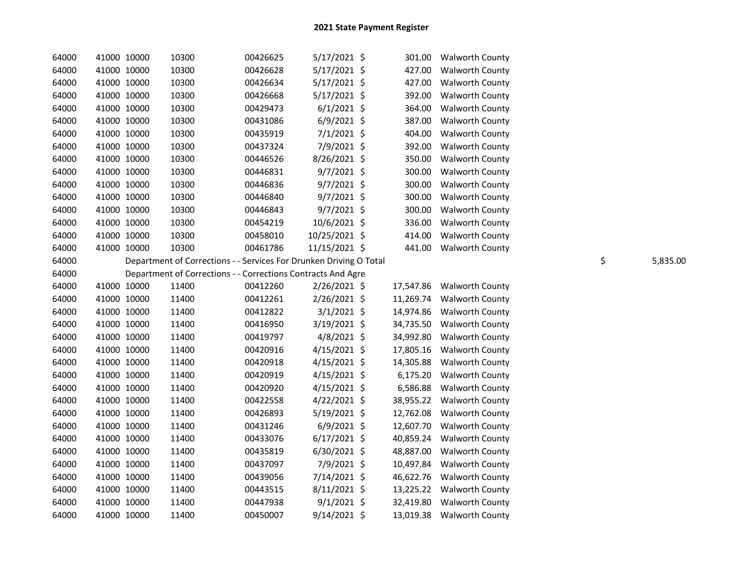# 2021 State Payment Register

| | | | | | | | | | |
|---|---|---|---|---|---|---|---|---|---|
| 64000 | 41000 | 10000 | 10300 | 00426625 | 5/17/2021 | $ | 301.00 | Walworth County | |
| 64000 | 41000 | 10000 | 10300 | 00426628 | 5/17/2021 | $ | 427.00 | Walworth County | |
| 64000 | 41000 | 10000 | 10300 | 00426634 | 5/17/2021 | $ | 427.00 | Walworth County | |
| 64000 | 41000 | 10000 | 10300 | 00426668 | 5/17/2021 | $ | 392.00 | Walworth County | |
| 64000 | 41000 | 10000 | 10300 | 00429473 | 6/1/2021 | $ | 364.00 | Walworth County | |
| 64000 | 41000 | 10000 | 10300 | 00431086 | 6/9/2021 | $ | 387.00 | Walworth County | |
| 64000 | 41000 | 10000 | 10300 | 00435919 | 7/1/2021 | $ | 404.00 | Walworth County | |
| 64000 | 41000 | 10000 | 10300 | 00437324 | 7/9/2021 | $ | 392.00 | Walworth County | |
| 64000 | 41000 | 10000 | 10300 | 00446526 | 8/26/2021 | $ | 350.00 | Walworth County | |
| 64000 | 41000 | 10000 | 10300 | 00446831 | 9/7/2021 | $ | 300.00 | Walworth County | |
| 64000 | 41000 | 10000 | 10300 | 00446836 | 9/7/2021 | $ | 300.00 | Walworth County | |
| 64000 | 41000 | 10000 | 10300 | 00446840 | 9/7/2021 | $ | 300.00 | Walworth County | |
| 64000 | 41000 | 10000 | 10300 | 00446843 | 9/7/2021 | $ | 300.00 | Walworth County | |
| 64000 | 41000 | 10000 | 10300 | 00454219 | 10/6/2021 | $ | 336.00 | Walworth County | |
| 64000 | 41000 | 10000 | 10300 | 00458010 | 10/25/2021 | $ | 414.00 | Walworth County | |
| 64000 | 41000 | 10000 | 10300 | 00461786 | 11/15/2021 | $ | 441.00 | Walworth County | |
| 64000 | | Department of Corrections - - Services For Drunken Driving O Total | | | | | | | $ 5,835.00 |
| 64000 | | Department of Corrections - - Corrections Contracts And Agre | | | | | | | |
| 64000 | 41000 | 10000 | 11400 | 00412260 | 2/26/2021 | $ | 17,547.86 | Walworth County | |
| 64000 | 41000 | 10000 | 11400 | 00412261 | 2/26/2021 | $ | 11,269.74 | Walworth County | |
| 64000 | 41000 | 10000 | 11400 | 00412822 | 3/1/2021 | $ | 14,974.86 | Walworth County | |
| 64000 | 41000 | 10000 | 11400 | 00416950 | 3/19/2021 | $ | 34,735.50 | Walworth County | |
| 64000 | 41000 | 10000 | 11400 | 00419797 | 4/8/2021 | $ | 34,992.80 | Walworth County | |
| 64000 | 41000 | 10000 | 11400 | 00420916 | 4/15/2021 | $ | 17,805.16 | Walworth County | |
| 64000 | 41000 | 10000 | 11400 | 00420918 | 4/15/2021 | $ | 14,305.88 | Walworth County | |
| 64000 | 41000 | 10000 | 11400 | 00420919 | 4/15/2021 | $ | 6,175.20 | Walworth County | |
| 64000 | 41000 | 10000 | 11400 | 00420920 | 4/15/2021 | $ | 6,586.88 | Walworth County | |
| 64000 | 41000 | 10000 | 11400 | 00422558 | 4/22/2021 | $ | 38,955.22 | Walworth County | |
| 64000 | 41000 | 10000 | 11400 | 00426893 | 5/19/2021 | $ | 12,762.08 | Walworth County | |
| 64000 | 41000 | 10000 | 11400 | 00431246 | 6/9/2021 | $ | 12,607.70 | Walworth County | |
| 64000 | 41000 | 10000 | 11400 | 00433076 | 6/17/2021 | $ | 40,859.24 | Walworth County | |
| 64000 | 41000 | 10000 | 11400 | 00435819 | 6/30/2021 | $ | 48,887.00 | Walworth County | |
| 64000 | 41000 | 10000 | 11400 | 00437097 | 7/9/2021 | $ | 10,497.84 | Walworth County | |
| 64000 | 41000 | 10000 | 11400 | 00439056 | 7/14/2021 | $ | 46,622.76 | Walworth County | |
| 64000 | 41000 | 10000 | 11400 | 00443515 | 8/11/2021 | $ | 13,225.22 | Walworth County | |
| 64000 | 41000 | 10000 | 11400 | 00447938 | 9/1/2021 | $ | 32,419.80 | Walworth County | |
| 64000 | 41000 | 10000 | 11400 | 00450007 | 9/14/2021 | $ | 13,019.38 | Walworth County | |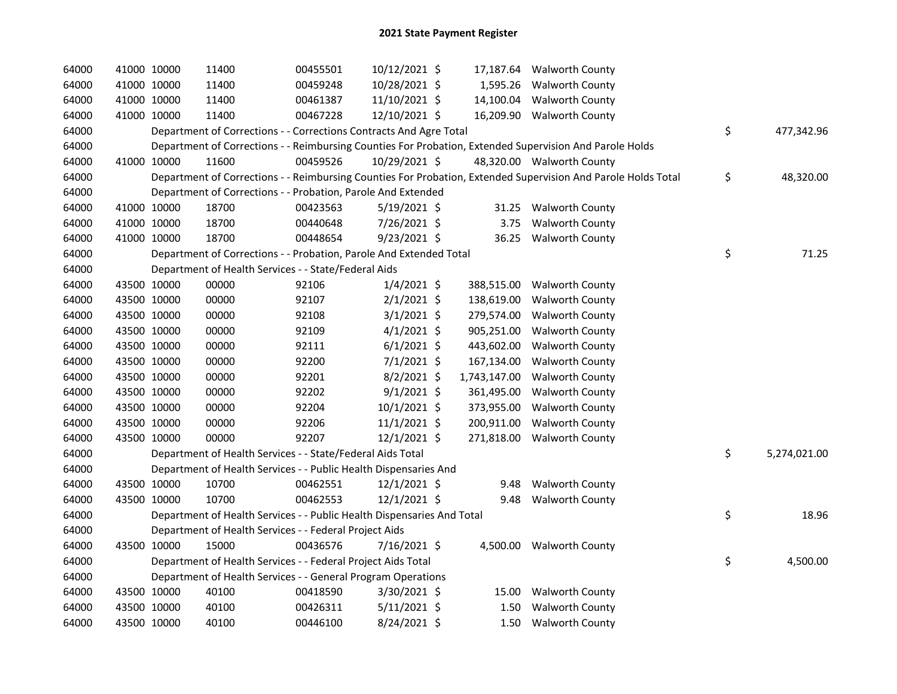# 2021 State Payment Register

| | | | | | | | | | |
|---|---|---|---|---|---|---|---|---|---|
| 64000 | 41000 | 10000 | 11400 | 00455501 | 10/12/2021 | $ 17,187.64 | Walworth County | | |
| 64000 | 41000 | 10000 | 11400 | 00459248 | 10/28/2021 | $ 1,595.26 | Walworth County | | |
| 64000 | 41000 | 10000 | 11400 | 00461387 | 11/10/2021 | $ 14,100.04 | Walworth County | | |
| 64000 | 41000 | 10000 | 11400 | 00467228 | 12/10/2021 | $ 16,209.90 | Walworth County | | |
| 64000 | | | Department of Corrections - - Corrections Contracts And Agre Total | | | | | $ | 477,342.96 |
| 64000 | | | Department of Corrections - - Reimbursing Counties For Probation, Extended Supervision And Parole Holds | | | | | | |
| 64000 | 41000 | 10000 | 11600 | 00459526 | 10/29/2021 | $ 48,320.00 | Walworth County | | |
| 64000 | | | Department of Corrections - - Reimbursing Counties For Probation, Extended Supervision And Parole Holds Total | | | | | $ | 48,320.00 |
| 64000 | | | Department of Corrections - - Probation, Parole And Extended | | | | | | |
| 64000 | 41000 | 10000 | 18700 | 00423563 | 5/19/2021 | $ 31.25 | Walworth County | | |
| 64000 | 41000 | 10000 | 18700 | 00440648 | 7/26/2021 | $ 3.75 | Walworth County | | |
| 64000 | 41000 | 10000 | 18700 | 00448654 | 9/23/2021 | $ 36.25 | Walworth County | | |
| 64000 | | | Department of Corrections - - Probation, Parole And Extended Total | | | | | $ | 71.25 |
| 64000 | | | Department of Health Services - - State/Federal Aids | | | | | | |
| 64000 | 43500 | 10000 | 00000 | 92106 | 1/4/2021 | $ 388,515.00 | Walworth County | | |
| 64000 | 43500 | 10000 | 00000 | 92107 | 2/1/2021 | $ 138,619.00 | Walworth County | | |
| 64000 | 43500 | 10000 | 00000 | 92108 | 3/1/2021 | $ 279,574.00 | Walworth County | | |
| 64000 | 43500 | 10000 | 00000 | 92109 | 4/1/2021 | $ 905,251.00 | Walworth County | | |
| 64000 | 43500 | 10000 | 00000 | 92111 | 6/1/2021 | $ 443,602.00 | Walworth County | | |
| 64000 | 43500 | 10000 | 00000 | 92200 | 7/1/2021 | $ 167,134.00 | Walworth County | | |
| 64000 | 43500 | 10000 | 00000 | 92201 | 8/2/2021 | $ 1,743,147.00 | Walworth County | | |
| 64000 | 43500 | 10000 | 00000 | 92202 | 9/1/2021 | $ 361,495.00 | Walworth County | | |
| 64000 | 43500 | 10000 | 00000 | 92204 | 10/1/2021 | $ 373,955.00 | Walworth County | | |
| 64000 | 43500 | 10000 | 00000 | 92206 | 11/1/2021 | $ 200,911.00 | Walworth County | | |
| 64000 | 43500 | 10000 | 00000 | 92207 | 12/1/2021 | $ 271,818.00 | Walworth County | | |
| 64000 | | | Department of Health Services - - State/Federal Aids Total | | | | | $ | 5,274,021.00 |
| 64000 | | | Department of Health Services - - Public Health Dispensaries And | | | | | | |
| 64000 | 43500 | 10000 | 10700 | 00462551 | 12/1/2021 | $ 9.48 | Walworth County | | |
| 64000 | 43500 | 10000 | 10700 | 00462553 | 12/1/2021 | $ 9.48 | Walworth County | | |
| 64000 | | | Department of Health Services - - Public Health Dispensaries And Total | | | | | $ | 18.96 |
| 64000 | | | Department of Health Services - - Federal Project Aids | | | | | | |
| 64000 | 43500 | 10000 | 15000 | 00436576 | 7/16/2021 | $ 4,500.00 | Walworth County | | |
| 64000 | | | Department of Health Services - - Federal Project Aids Total | | | | | $ | 4,500.00 |
| 64000 | | | Department of Health Services - - General Program Operations | | | | | | |
| 64000 | 43500 | 10000 | 40100 | 00418590 | 3/30/2021 | $ 15.00 | Walworth County | | |
| 64000 | 43500 | 10000 | 40100 | 00426311 | 5/11/2021 | $ 1.50 | Walworth County | | |
| 64000 | 43500 | 10000 | 40100 | 00446100 | 8/24/2021 | $ 1.50 | Walworth County | | |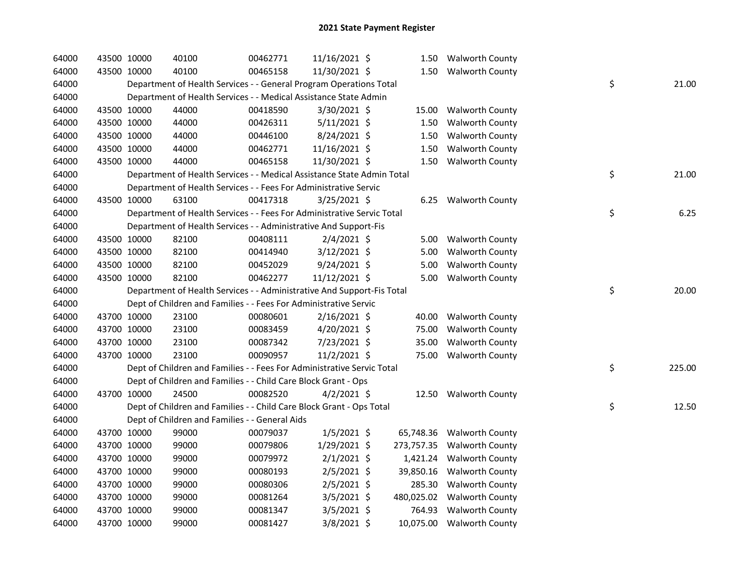## 2021 State Payment Register

| | | | | | | | | | |
|---|---|---|---|---|---|---|---|---|---|
| 64000 | 43500 | 10000 | 40100 | 00462771 | 11/16/2021 | $ 1.50 | Walworth County | | |
| 64000 | 43500 | 10000 | 40100 | 00465158 | 11/30/2021 | $ 1.50 | Walworth County | | |
| 64000 | | Department of Health Services - - General Program Operations Total | | | | | | $ | 21.00 |
| 64000 | | Department of Health Services - - Medical Assistance State Admin | | | | | | | |
| 64000 | 43500 | 10000 | 44000 | 00418590 | 3/30/2021 | $ 15.00 | Walworth County | | |
| 64000 | 43500 | 10000 | 44000 | 00426311 | 5/11/2021 | $ 1.50 | Walworth County | | |
| 64000 | 43500 | 10000 | 44000 | 00446100 | 8/24/2021 | $ 1.50 | Walworth County | | |
| 64000 | 43500 | 10000 | 44000 | 00462771 | 11/16/2021 | $ 1.50 | Walworth County | | |
| 64000 | 43500 | 10000 | 44000 | 00465158 | 11/30/2021 | $ 1.50 | Walworth County | | |
| 64000 | | Department of Health Services - - Medical Assistance State Admin Total | | | | | | $ | 21.00 |
| 64000 | | Department of Health Services - - Fees For Administrative Servic | | | | | | | |
| 64000 | 43500 | 10000 | 63100 | 00417318 | 3/25/2021 | $ 6.25 | Walworth County | | |
| 64000 | | Department of Health Services - - Fees For Administrative Servic Total | | | | | | $ | 6.25 |
| 64000 | | Department of Health Services - - Administrative And Support-Fis | | | | | | | |
| 64000 | 43500 | 10000 | 82100 | 00408111 | 2/4/2021 | $ 5.00 | Walworth County | | |
| 64000 | 43500 | 10000 | 82100 | 00414940 | 3/12/2021 | $ 5.00 | Walworth County | | |
| 64000 | 43500 | 10000 | 82100 | 00452029 | 9/24/2021 | $ 5.00 | Walworth County | | |
| 64000 | 43500 | 10000 | 82100 | 00462277 | 11/12/2021 | $ 5.00 | Walworth County | | |
| 64000 | | Department of Health Services - - Administrative And Support-Fis Total | | | | | | $ | 20.00 |
| 64000 | | Dept of Children and Families - - Fees For Administrative Servic | | | | | | | |
| 64000 | 43700 | 10000 | 23100 | 00080601 | 2/16/2021 | $ 40.00 | Walworth County | | |
| 64000 | 43700 | 10000 | 23100 | 00083459 | 4/20/2021 | $ 75.00 | Walworth County | | |
| 64000 | 43700 | 10000 | 23100 | 00087342 | 7/23/2021 | $ 35.00 | Walworth County | | |
| 64000 | 43700 | 10000 | 23100 | 00090957 | 11/2/2021 | $ 75.00 | Walworth County | | |
| 64000 | | Dept of Children and Families - - Fees For Administrative Servic Total | | | | | | $ | 225.00 |
| 64000 | | Dept of Children and Families - - Child Care Block Grant - Ops | | | | | | | |
| 64000 | 43700 | 10000 | 24500 | 00082520 | 4/2/2021 | $ 12.50 | Walworth County | | |
| 64000 | | Dept of Children and Families - - Child Care Block Grant - Ops Total | | | | | | $ | 12.50 |
| 64000 | | Dept of Children and Families - - General Aids | | | | | | | |
| 64000 | 43700 | 10000 | 99000 | 00079037 | 1/5/2021 | $ 65,748.36 | Walworth County | | |
| 64000 | 43700 | 10000 | 99000 | 00079806 | 1/29/2021 | $ 273,757.35 | Walworth County | | |
| 64000 | 43700 | 10000 | 99000 | 00079972 | 2/1/2021 | $ 1,421.24 | Walworth County | | |
| 64000 | 43700 | 10000 | 99000 | 00080193 | 2/5/2021 | $ 39,850.16 | Walworth County | | |
| 64000 | 43700 | 10000 | 99000 | 00080306 | 2/5/2021 | $ 285.30 | Walworth County | | |
| 64000 | 43700 | 10000 | 99000 | 00081264 | 3/5/2021 | $ 480,025.02 | Walworth County | | |
| 64000 | 43700 | 10000 | 99000 | 00081347 | 3/5/2021 | $ 764.93 | Walworth County | | |
| 64000 | 43700 | 10000 | 99000 | 00081427 | 3/8/2021 | $ 10,075.00 | Walworth County | | |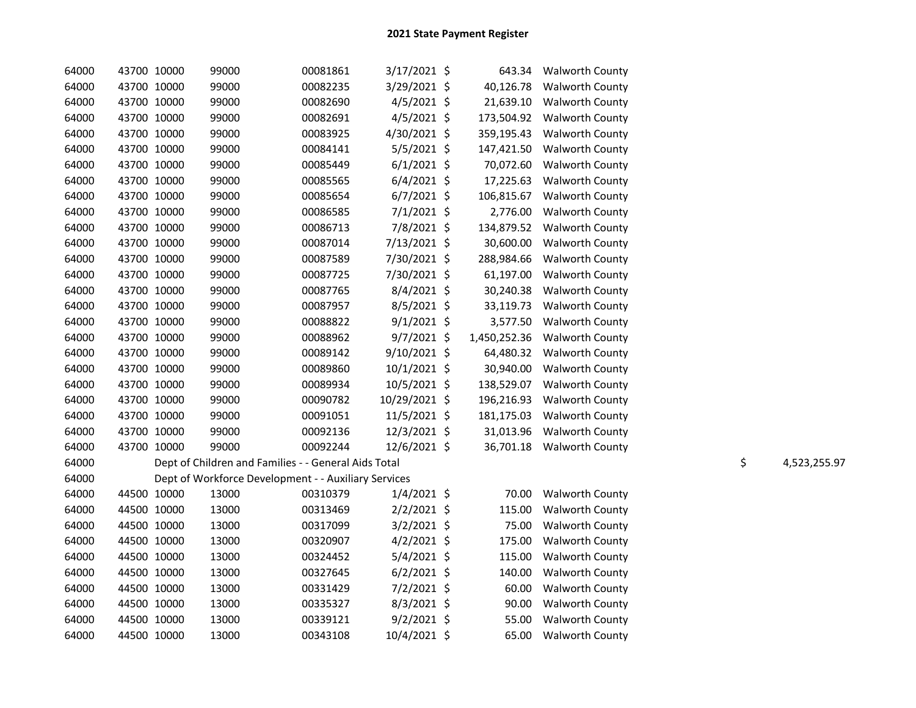# 2021 State Payment Register

| | | | | | | | | | |
|---|---|---|---|---|---|---|---|---|---|
| 64000 | 43700 | 10000 | 99000 | 00081861 | 3/17/2021 | $ | 643.34 | Walworth County | |
| 64000 | 43700 | 10000 | 99000 | 00082235 | 3/29/2021 | $ | 40,126.78 | Walworth County | |
| 64000 | 43700 | 10000 | 99000 | 00082690 | 4/5/2021 | $ | 21,639.10 | Walworth County | |
| 64000 | 43700 | 10000 | 99000 | 00082691 | 4/5/2021 | $ | 173,504.92 | Walworth County | |
| 64000 | 43700 | 10000 | 99000 | 00083925 | 4/30/2021 | $ | 359,195.43 | Walworth County | |
| 64000 | 43700 | 10000 | 99000 | 00084141 | 5/5/2021 | $ | 147,421.50 | Walworth County | |
| 64000 | 43700 | 10000 | 99000 | 00085449 | 6/1/2021 | $ | 70,072.60 | Walworth County | |
| 64000 | 43700 | 10000 | 99000 | 00085565 | 6/4/2021 | $ | 17,225.63 | Walworth County | |
| 64000 | 43700 | 10000 | 99000 | 00085654 | 6/7/2021 | $ | 106,815.67 | Walworth County | |
| 64000 | 43700 | 10000 | 99000 | 00086585 | 7/1/2021 | $ | 2,776.00 | Walworth County | |
| 64000 | 43700 | 10000 | 99000 | 00086713 | 7/8/2021 | $ | 134,879.52 | Walworth County | |
| 64000 | 43700 | 10000 | 99000 | 00087014 | 7/13/2021 | $ | 30,600.00 | Walworth County | |
| 64000 | 43700 | 10000 | 99000 | 00087589 | 7/30/2021 | $ | 288,984.66 | Walworth County | |
| 64000 | 43700 | 10000 | 99000 | 00087725 | 7/30/2021 | $ | 61,197.00 | Walworth County | |
| 64000 | 43700 | 10000 | 99000 | 00087765 | 8/4/2021 | $ | 30,240.38 | Walworth County | |
| 64000 | 43700 | 10000 | 99000 | 00087957 | 8/5/2021 | $ | 33,119.73 | Walworth County | |
| 64000 | 43700 | 10000 | 99000 | 00088822 | 9/1/2021 | $ | 3,577.50 | Walworth County | |
| 64000 | 43700 | 10000 | 99000 | 00088962 | 9/7/2021 | $ | 1,450,252.36 | Walworth County | |
| 64000 | 43700 | 10000 | 99000 | 00089142 | 9/10/2021 | $ | 64,480.32 | Walworth County | |
| 64000 | 43700 | 10000 | 99000 | 00089860 | 10/1/2021 | $ | 30,940.00 | Walworth County | |
| 64000 | 43700 | 10000 | 99000 | 00089934 | 10/5/2021 | $ | 138,529.07 | Walworth County | |
| 64000 | 43700 | 10000 | 99000 | 00090782 | 10/29/2021 | $ | 196,216.93 | Walworth County | |
| 64000 | 43700 | 10000 | 99000 | 00091051 | 11/5/2021 | $ | 181,175.03 | Walworth County | |
| 64000 | 43700 | 10000 | 99000 | 00092136 | 12/3/2021 | $ | 31,013.96 | Walworth County | |
| 64000 | 43700 | 10000 | 99000 | 00092244 | 12/6/2021 | $ | 36,701.18 | Walworth County | |
| 64000 | | Dept of Children and Families - - General Aids Total | | | | | | | $ 4,523,255.97 |
| 64000 | | Dept of Workforce Development - - Auxiliary Services | | | | | | | |
| 64000 | 44500 | 10000 | 13000 | 00310379 | 1/4/2021 | $ | 70.00 | Walworth County | |
| 64000 | 44500 | 10000 | 13000 | 00313469 | 2/2/2021 | $ | 115.00 | Walworth County | |
| 64000 | 44500 | 10000 | 13000 | 00317099 | 3/2/2021 | $ | 75.00 | Walworth County | |
| 64000 | 44500 | 10000 | 13000 | 00320907 | 4/2/2021 | $ | 175.00 | Walworth County | |
| 64000 | 44500 | 10000 | 13000 | 00324452 | 5/4/2021 | $ | 115.00 | Walworth County | |
| 64000 | 44500 | 10000 | 13000 | 00327645 | 6/2/2021 | $ | 140.00 | Walworth County | |
| 64000 | 44500 | 10000 | 13000 | 00331429 | 7/2/2021 | $ | 60.00 | Walworth County | |
| 64000 | 44500 | 10000 | 13000 | 00335327 | 8/3/2021 | $ | 90.00 | Walworth County | |
| 64000 | 44500 | 10000 | 13000 | 00339121 | 9/2/2021 | $ | 55.00 | Walworth County | |
| 64000 | 44500 | 10000 | 13000 | 00343108 | 10/4/2021 | $ | 65.00 | Walworth County | |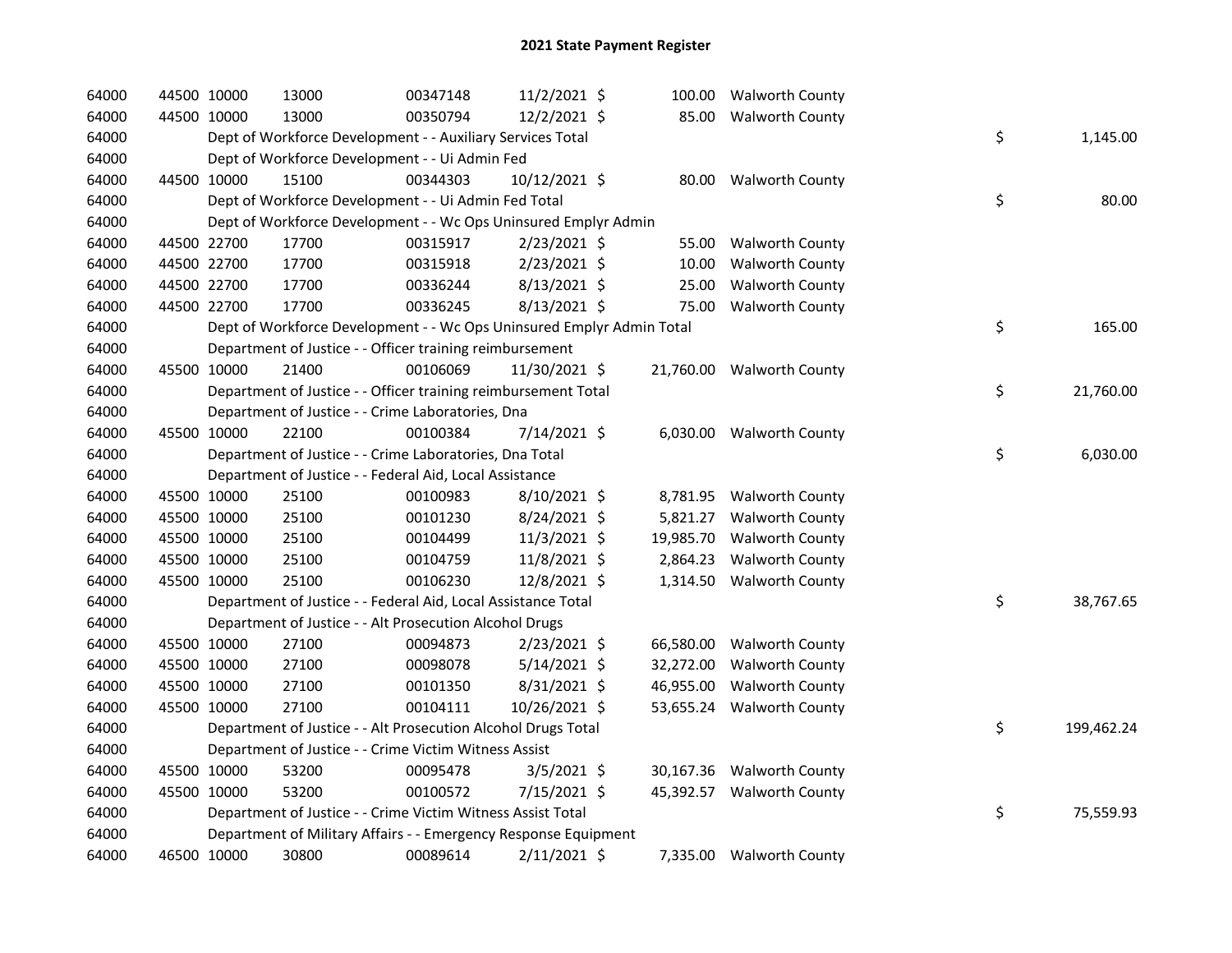# 2021 State Payment Register

| | | | | | | | | | |
|---|---|---|---|---|---|---|---|---|---|
| 64000 | 44500 | 10000 | 13000 | 00347148 | 11/2/2021 | $ 100.00 | Walworth County | | |
| 64000 | 44500 | 10000 | 13000 | 00350794 | 12/2/2021 | $ 85.00 | Walworth County | | |
| 64000 | | Dept of Workforce Development - - Auxiliary Services Total | | | | | | $ | 1,145.00 |
| 64000 | | Dept of Workforce Development - - Ui Admin Fed | | | | | | | |
| 64000 | 44500 | 10000 | 15100 | 00344303 | 10/12/2021 | $ 80.00 | Walworth County | | |
| 64000 | | Dept of Workforce Development - - Ui Admin Fed Total | | | | | | $ | 80.00 |
| 64000 | | Dept of Workforce Development - - Wc Ops Uninsured Emplyr Admin | | | | | | | |
| 64000 | 44500 | 22700 | 17700 | 00315917 | 2/23/2021 | $ 55.00 | Walworth County | | |
| 64000 | 44500 | 22700 | 17700 | 00315918 | 2/23/2021 | $ 10.00 | Walworth County | | |
| 64000 | 44500 | 22700 | 17700 | 00336244 | 8/13/2021 | $ 25.00 | Walworth County | | |
| 64000 | 44500 | 22700 | 17700 | 00336245 | 8/13/2021 | $ 75.00 | Walworth County | | |
| 64000 | | Dept of Workforce Development - - Wc Ops Uninsured Emplyr Admin Total | | | | | | $ | 165.00 |
| 64000 | | Department of Justice - - Officer training reimbursement | | | | | | | |
| 64000 | 45500 | 10000 | 21400 | 00106069 | 11/30/2021 | $ 21,760.00 | Walworth County | | |
| 64000 | | Department of Justice - - Officer training reimbursement Total | | | | | | $ | 21,760.00 |
| 64000 | | Department of Justice - - Crime Laboratories, Dna | | | | | | | |
| 64000 | 45500 | 10000 | 22100 | 00100384 | 7/14/2021 | $ 6,030.00 | Walworth County | | |
| 64000 | | Department of Justice - - Crime Laboratories, Dna Total | | | | | | $ | 6,030.00 |
| 64000 | | Department of Justice - - Federal Aid, Local Assistance | | | | | | | |
| 64000 | 45500 | 10000 | 25100 | 00100983 | 8/10/2021 | $ 8,781.95 | Walworth County | | |
| 64000 | 45500 | 10000 | 25100 | 00101230 | 8/24/2021 | $ 5,821.27 | Walworth County | | |
| 64000 | 45500 | 10000 | 25100 | 00104499 | 11/3/2021 | $ 19,985.70 | Walworth County | | |
| 64000 | 45500 | 10000 | 25100 | 00104759 | 11/8/2021 | $ 2,864.23 | Walworth County | | |
| 64000 | 45500 | 10000 | 25100 | 00106230 | 12/8/2021 | $ 1,314.50 | Walworth County | | |
| 64000 | | Department of Justice - - Federal Aid, Local Assistance Total | | | | | | $ | 38,767.65 |
| 64000 | | Department of Justice - - Alt Prosecution Alcohol Drugs | | | | | | | |
| 64000 | 45500 | 10000 | 27100 | 00094873 | 2/23/2021 | $ 66,580.00 | Walworth County | | |
| 64000 | 45500 | 10000 | 27100 | 00098078 | 5/14/2021 | $ 32,272.00 | Walworth County | | |
| 64000 | 45500 | 10000 | 27100 | 00101350 | 8/31/2021 | $ 46,955.00 | Walworth County | | |
| 64000 | 45500 | 10000 | 27100 | 00104111 | 10/26/2021 | $ 53,655.24 | Walworth County | | |
| 64000 | | Department of Justice - - Alt Prosecution Alcohol Drugs Total | | | | | | $ | 199,462.24 |
| 64000 | | Department of Justice - - Crime Victim Witness Assist | | | | | | | |
| 64000 | 45500 | 10000 | 53200 | 00095478 | 3/5/2021 | $ 30,167.36 | Walworth County | | |
| 64000 | 45500 | 10000 | 53200 | 00100572 | 7/15/2021 | $ 45,392.57 | Walworth County | | |
| 64000 | | Department of Justice - - Crime Victim Witness Assist Total | | | | | | $ | 75,559.93 |
| 64000 | | Department of Military Affairs - - Emergency Response Equipment | | | | | | | |
| 64000 | 46500 | 10000 | 30800 | 00089614 | 2/11/2021 | $ 7,335.00 | Walworth County | | |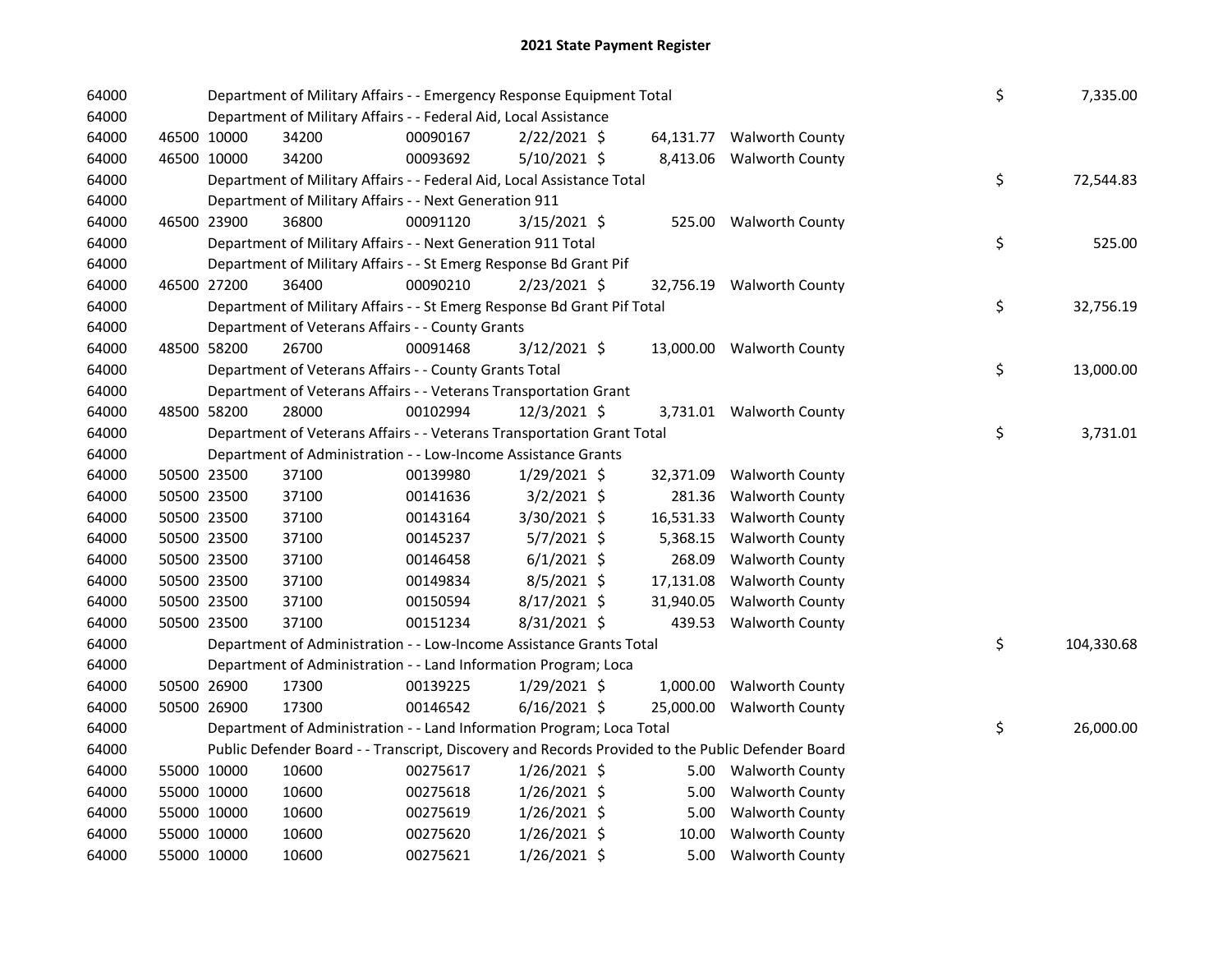# 2021 State Payment Register

| | | | | | | | | | |
|---|---|---|---|---|---|---|---|---|---|
| 64000 | | | Department of Military Affairs - - Emergency Response Equipment Total | | | | | $ | 7,335.00 |
| 64000 | | | Department of Military Affairs - - Federal Aid, Local Assistance | | | | | | |
| 64000 | 46500 | 10000 | 34200 | 00090167 | 2/22/2021 $ | 64,131.77 | Walworth County | | |
| 64000 | 46500 | 10000 | 34200 | 00093692 | 5/10/2021 $ | 8,413.06 | Walworth County | | |
| 64000 | | | Department of Military Affairs - - Federal Aid, Local Assistance Total | | | | | $ | 72,544.83 |
| 64000 | | | Department of Military Affairs - - Next Generation 911 | | | | | | |
| 64000 | 46500 | 23900 | 36800 | 00091120 | 3/15/2021 $ | 525.00 | Walworth County | | |
| 64000 | | | Department of Military Affairs - - Next Generation 911 Total | | | | | $ | 525.00 |
| 64000 | | | Department of Military Affairs - - St Emerg Response Bd Grant Pif | | | | | | |
| 64000 | 46500 | 27200 | 36400 | 00090210 | 2/23/2021 $ | 32,756.19 | Walworth County | | |
| 64000 | | | Department of Military Affairs - - St Emerg Response Bd Grant Pif Total | | | | | $ | 32,756.19 |
| 64000 | | | Department of Veterans Affairs - - County Grants | | | | | | |
| 64000 | 48500 | 58200 | 26700 | 00091468 | 3/12/2021 $ | 13,000.00 | Walworth County | | |
| 64000 | | | Department of Veterans Affairs - - County Grants Total | | | | | $ | 13,000.00 |
| 64000 | | | Department of Veterans Affairs - - Veterans Transportation Grant | | | | | | |
| 64000 | 48500 | 58200 | 28000 | 00102994 | 12/3/2021 $ | 3,731.01 | Walworth County | | |
| 64000 | | | Department of Veterans Affairs - - Veterans Transportation Grant Total | | | | | $ | 3,731.01 |
| 64000 | | | Department of Administration - - Low-Income Assistance Grants | | | | | | |
| 64000 | 50500 | 23500 | 37100 | 00139980 | 1/29/2021 $ | 32,371.09 | Walworth County | | |
| 64000 | 50500 | 23500 | 37100 | 00141636 | 3/2/2021 $ | 281.36 | Walworth County | | |
| 64000 | 50500 | 23500 | 37100 | 00143164 | 3/30/2021 $ | 16,531.33 | Walworth County | | |
| 64000 | 50500 | 23500 | 37100 | 00145237 | 5/7/2021 $ | 5,368.15 | Walworth County | | |
| 64000 | 50500 | 23500 | 37100 | 00146458 | 6/1/2021 $ | 268.09 | Walworth County | | |
| 64000 | 50500 | 23500 | 37100 | 00149834 | 8/5/2021 $ | 17,131.08 | Walworth County | | |
| 64000 | 50500 | 23500 | 37100 | 00150594 | 8/17/2021 $ | 31,940.05 | Walworth County | | |
| 64000 | 50500 | 23500 | 37100 | 00151234 | 8/31/2021 $ | 439.53 | Walworth County | | |
| 64000 | | | Department of Administration - - Low-Income Assistance Grants Total | | | | | $ | 104,330.68 |
| 64000 | | | Department of Administration - - Land Information Program; Loca | | | | | | |
| 64000 | 50500 | 26900 | 17300 | 00139225 | 1/29/2021 $ | 1,000.00 | Walworth County | | |
| 64000 | 50500 | 26900 | 17300 | 00146542 | 6/16/2021 $ | 25,000.00 | Walworth County | | |
| 64000 | | | Department of Administration - - Land Information Program; Loca Total | | | | | $ | 26,000.00 |
| 64000 | | | Public Defender Board - - Transcript, Discovery and Records Provided to the Public Defender Board | | | | | | |
| 64000 | 55000 | 10000 | 10600 | 00275617 | 1/26/2021 $ | 5.00 | Walworth County | | |
| 64000 | 55000 | 10000 | 10600 | 00275618 | 1/26/2021 $ | 5.00 | Walworth County | | |
| 64000 | 55000 | 10000 | 10600 | 00275619 | 1/26/2021 $ | 5.00 | Walworth County | | |
| 64000 | 55000 | 10000 | 10600 | 00275620 | 1/26/2021 $ | 10.00 | Walworth County | | |
| 64000 | 55000 | 10000 | 10600 | 00275621 | 1/26/2021 $ | 5.00 | Walworth County | | |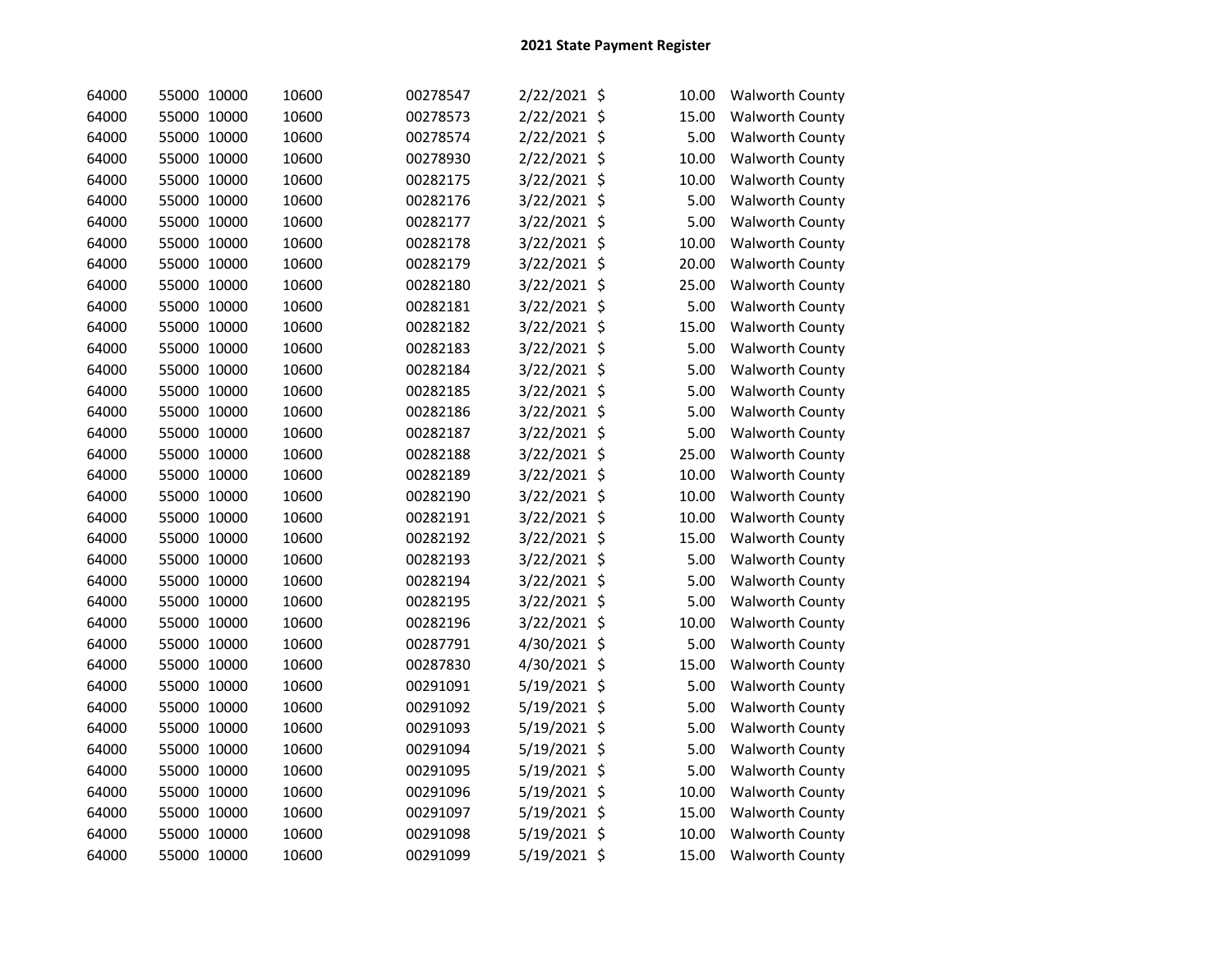## 2021 State Payment Register

| | | | | | | | | |
|---|---|---|---|---|---|---|---|---|
| 64000 | 55000 | 10000 | 10600 | 00278547 | 2/22/2021 | $ | 10.00 | Walworth County |
| 64000 | 55000 | 10000 | 10600 | 00278573 | 2/22/2021 | $ | 15.00 | Walworth County |
| 64000 | 55000 | 10000 | 10600 | 00278574 | 2/22/2021 | $ | 5.00 | Walworth County |
| 64000 | 55000 | 10000 | 10600 | 00278930 | 2/22/2021 | $ | 10.00 | Walworth County |
| 64000 | 55000 | 10000 | 10600 | 00282175 | 3/22/2021 | $ | 10.00 | Walworth County |
| 64000 | 55000 | 10000 | 10600 | 00282176 | 3/22/2021 | $ | 5.00 | Walworth County |
| 64000 | 55000 | 10000 | 10600 | 00282177 | 3/22/2021 | $ | 5.00 | Walworth County |
| 64000 | 55000 | 10000 | 10600 | 00282178 | 3/22/2021 | $ | 10.00 | Walworth County |
| 64000 | 55000 | 10000 | 10600 | 00282179 | 3/22/2021 | $ | 20.00 | Walworth County |
| 64000 | 55000 | 10000 | 10600 | 00282180 | 3/22/2021 | $ | 25.00 | Walworth County |
| 64000 | 55000 | 10000 | 10600 | 00282181 | 3/22/2021 | $ | 5.00 | Walworth County |
| 64000 | 55000 | 10000 | 10600 | 00282182 | 3/22/2021 | $ | 15.00 | Walworth County |
| 64000 | 55000 | 10000 | 10600 | 00282183 | 3/22/2021 | $ | 5.00 | Walworth County |
| 64000 | 55000 | 10000 | 10600 | 00282184 | 3/22/2021 | $ | 5.00 | Walworth County |
| 64000 | 55000 | 10000 | 10600 | 00282185 | 3/22/2021 | $ | 5.00 | Walworth County |
| 64000 | 55000 | 10000 | 10600 | 00282186 | 3/22/2021 | $ | 5.00 | Walworth County |
| 64000 | 55000 | 10000 | 10600 | 00282187 | 3/22/2021 | $ | 5.00 | Walworth County |
| 64000 | 55000 | 10000 | 10600 | 00282188 | 3/22/2021 | $ | 25.00 | Walworth County |
| 64000 | 55000 | 10000 | 10600 | 00282189 | 3/22/2021 | $ | 10.00 | Walworth County |
| 64000 | 55000 | 10000 | 10600 | 00282190 | 3/22/2021 | $ | 10.00 | Walworth County |
| 64000 | 55000 | 10000 | 10600 | 00282191 | 3/22/2021 | $ | 10.00 | Walworth County |
| 64000 | 55000 | 10000 | 10600 | 00282192 | 3/22/2021 | $ | 15.00 | Walworth County |
| 64000 | 55000 | 10000 | 10600 | 00282193 | 3/22/2021 | $ | 5.00 | Walworth County |
| 64000 | 55000 | 10000 | 10600 | 00282194 | 3/22/2021 | $ | 5.00 | Walworth County |
| 64000 | 55000 | 10000 | 10600 | 00282195 | 3/22/2021 | $ | 5.00 | Walworth County |
| 64000 | 55000 | 10000 | 10600 | 00282196 | 3/22/2021 | $ | 10.00 | Walworth County |
| 64000 | 55000 | 10000 | 10600 | 00287791 | 4/30/2021 | $ | 5.00 | Walworth County |
| 64000 | 55000 | 10000 | 10600 | 00287830 | 4/30/2021 | $ | 15.00 | Walworth County |
| 64000 | 55000 | 10000 | 10600 | 00291091 | 5/19/2021 | $ | 5.00 | Walworth County |
| 64000 | 55000 | 10000 | 10600 | 00291092 | 5/19/2021 | $ | 5.00 | Walworth County |
| 64000 | 55000 | 10000 | 10600 | 00291093 | 5/19/2021 | $ | 5.00 | Walworth County |
| 64000 | 55000 | 10000 | 10600 | 00291094 | 5/19/2021 | $ | 5.00 | Walworth County |
| 64000 | 55000 | 10000 | 10600 | 00291095 | 5/19/2021 | $ | 5.00 | Walworth County |
| 64000 | 55000 | 10000 | 10600 | 00291096 | 5/19/2021 | $ | 10.00 | Walworth County |
| 64000 | 55000 | 10000 | 10600 | 00291097 | 5/19/2021 | $ | 15.00 | Walworth County |
| 64000 | 55000 | 10000 | 10600 | 00291098 | 5/19/2021 | $ | 10.00 | Walworth County |
| 64000 | 55000 | 10000 | 10600 | 00291099 | 5/19/2021 | $ | 15.00 | Walworth County |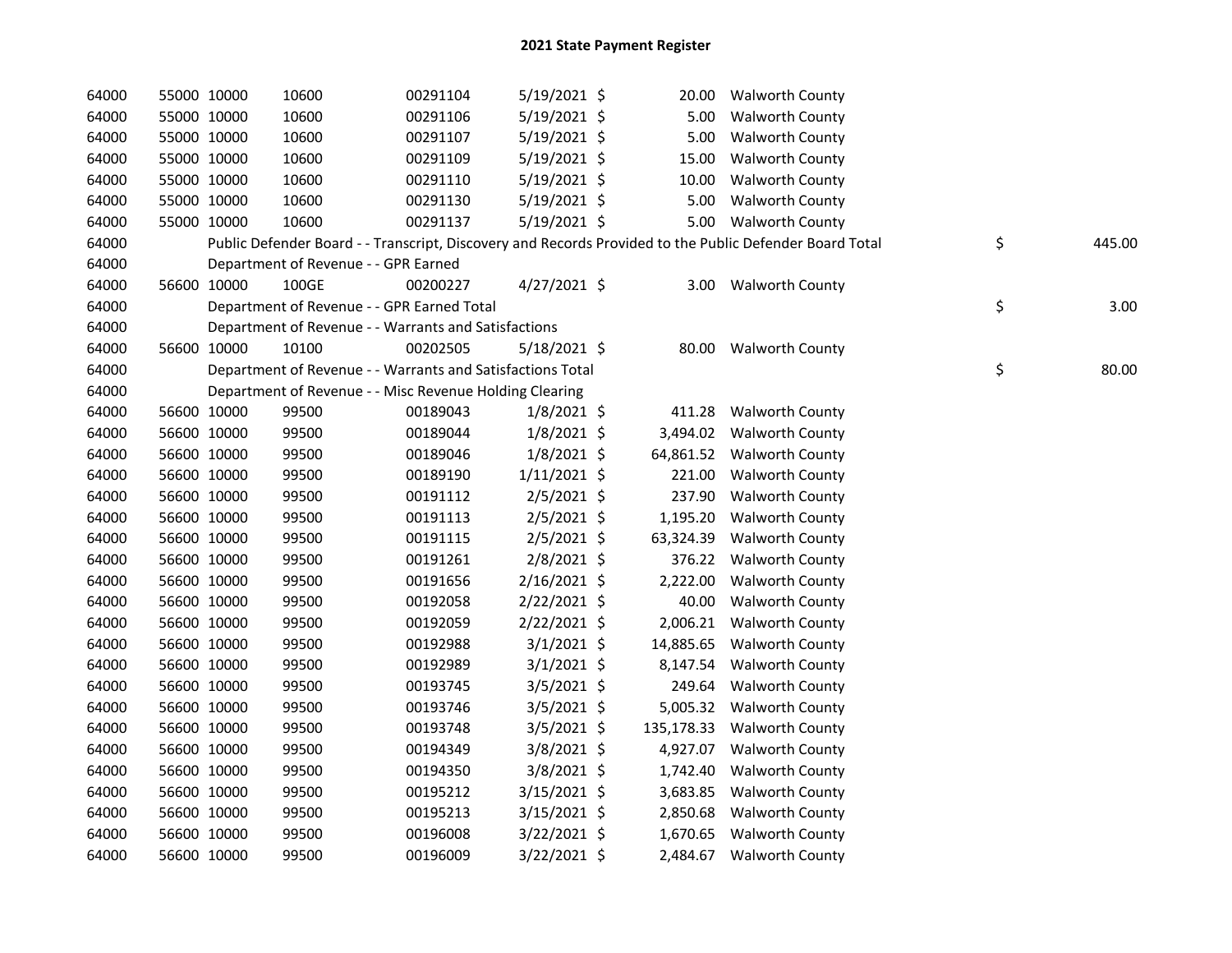# 2021 State Payment Register

| | | | | | | | | | |
|---|---|---|---|---|---|---|---|---|---|
| 64000 | 55000 | 10000 | 10600 | 00291104 | 5/19/2021 | $ 20.00 | Walworth County | | |
| 64000 | 55000 | 10000 | 10600 | 00291106 | 5/19/2021 | $ 5.00 | Walworth County | | |
| 64000 | 55000 | 10000 | 10600 | 00291107 | 5/19/2021 | $ 5.00 | Walworth County | | |
| 64000 | 55000 | 10000 | 10600 | 00291109 | 5/19/2021 | $ 15.00 | Walworth County | | |
| 64000 | 55000 | 10000 | 10600 | 00291110 | 5/19/2021 | $ 10.00 | Walworth County | | |
| 64000 | 55000 | 10000 | 10600 | 00291130 | 5/19/2021 | $ 5.00 | Walworth County | | |
| 64000 | 55000 | 10000 | 10600 | 00291137 | 5/19/2021 | $ 5.00 | Walworth County | | |
| 64000 | | Public Defender Board - - Transcript, Discovery and Records Provided to the Public Defender Board Total | | | | | | $ | 445.00 |
| 64000 | | Department of Revenue - - GPR Earned | | | | | | | |
| 64000 | 56600 | 10000 | 100GE | 00200227 | 4/27/2021 | $ 3.00 | Walworth County | | |
| 64000 | | Department of Revenue - - GPR Earned Total | | | | | | $ | 3.00 |
| 64000 | | Department of Revenue - - Warrants and Satisfactions | | | | | | | |
| 64000 | 56600 | 10000 | 10100 | 00202505 | 5/18/2021 | $ 80.00 | Walworth County | | |
| 64000 | | Department of Revenue - - Warrants and Satisfactions Total | | | | | | $ | 80.00 |
| 64000 | | Department of Revenue - - Misc Revenue Holding Clearing | | | | | | | |
| 64000 | 56600 | 10000 | 99500 | 00189043 | 1/8/2021 | $ 411.28 | Walworth County | | |
| 64000 | 56600 | 10000 | 99500 | 00189044 | 1/8/2021 | $ 3,494.02 | Walworth County | | |
| 64000 | 56600 | 10000 | 99500 | 00189046 | 1/8/2021 | $ 64,861.52 | Walworth County | | |
| 64000 | 56600 | 10000 | 99500 | 00189190 | 1/11/2021 | $ 221.00 | Walworth County | | |
| 64000 | 56600 | 10000 | 99500 | 00191112 | 2/5/2021 | $ 237.90 | Walworth County | | |
| 64000 | 56600 | 10000 | 99500 | 00191113 | 2/5/2021 | $ 1,195.20 | Walworth County | | |
| 64000 | 56600 | 10000 | 99500 | 00191115 | 2/5/2021 | $ 63,324.39 | Walworth County | | |
| 64000 | 56600 | 10000 | 99500 | 00191261 | 2/8/2021 | $ 376.22 | Walworth County | | |
| 64000 | 56600 | 10000 | 99500 | 00191656 | 2/16/2021 | $ 2,222.00 | Walworth County | | |
| 64000 | 56600 | 10000 | 99500 | 00192058 | 2/22/2021 | $ 40.00 | Walworth County | | |
| 64000 | 56600 | 10000 | 99500 | 00192059 | 2/22/2021 | $ 2,006.21 | Walworth County | | |
| 64000 | 56600 | 10000 | 99500 | 00192988 | 3/1/2021 | $ 14,885.65 | Walworth County | | |
| 64000 | 56600 | 10000 | 99500 | 00192989 | 3/1/2021 | $ 8,147.54 | Walworth County | | |
| 64000 | 56600 | 10000 | 99500 | 00193745 | 3/5/2021 | $ 249.64 | Walworth County | | |
| 64000 | 56600 | 10000 | 99500 | 00193746 | 3/5/2021 | $ 5,005.32 | Walworth County | | |
| 64000 | 56600 | 10000 | 99500 | 00193748 | 3/5/2021 | $ 135,178.33 | Walworth County | | |
| 64000 | 56600 | 10000 | 99500 | 00194349 | 3/8/2021 | $ 4,927.07 | Walworth County | | |
| 64000 | 56600 | 10000 | 99500 | 00194350 | 3/8/2021 | $ 1,742.40 | Walworth County | | |
| 64000 | 56600 | 10000 | 99500 | 00195212 | 3/15/2021 | $ 3,683.85 | Walworth County | | |
| 64000 | 56600 | 10000 | 99500 | 00195213 | 3/15/2021 | $ 2,850.68 | Walworth County | | |
| 64000 | 56600 | 10000 | 99500 | 00196008 | 3/22/2021 | $ 1,670.65 | Walworth County | | |
| 64000 | 56600 | 10000 | 99500 | 00196009 | 3/22/2021 | $ 2,484.67 | Walworth County | | |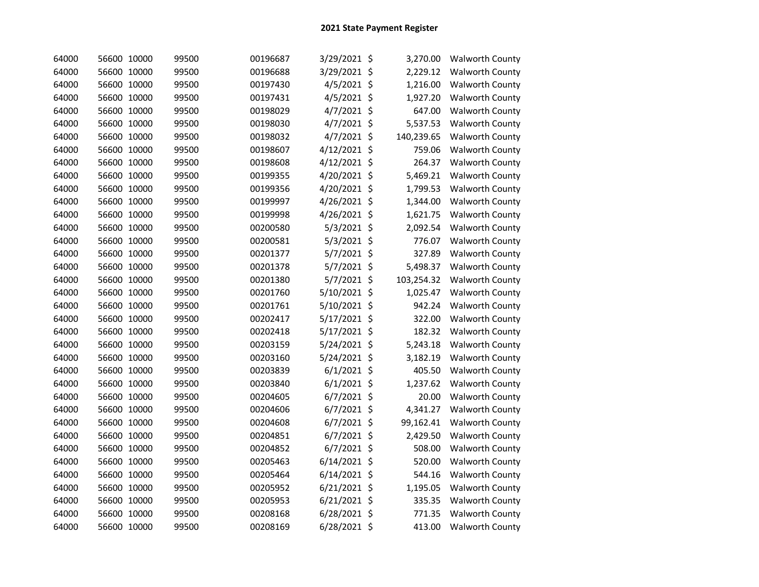## 2021 State Payment Register

| | | | | | | | | |
|---|---|---|---|---|---|---|---|---|
| 64000 | 56600 | 10000 | 99500 | 00196687 | 3/29/2021 | $ | 3,270.00 | Walworth County |
| 64000 | 56600 | 10000 | 99500 | 00196688 | 3/29/2021 | $ | 2,229.12 | Walworth County |
| 64000 | 56600 | 10000 | 99500 | 00197430 | 4/5/2021 | $ | 1,216.00 | Walworth County |
| 64000 | 56600 | 10000 | 99500 | 00197431 | 4/5/2021 | $ | 1,927.20 | Walworth County |
| 64000 | 56600 | 10000 | 99500 | 00198029 | 4/7/2021 | $ | 647.00 | Walworth County |
| 64000 | 56600 | 10000 | 99500 | 00198030 | 4/7/2021 | $ | 5,537.53 | Walworth County |
| 64000 | 56600 | 10000 | 99500 | 00198032 | 4/7/2021 | $ | 140,239.65 | Walworth County |
| 64000 | 56600 | 10000 | 99500 | 00198607 | 4/12/2021 | $ | 759.06 | Walworth County |
| 64000 | 56600 | 10000 | 99500 | 00198608 | 4/12/2021 | $ | 264.37 | Walworth County |
| 64000 | 56600 | 10000 | 99500 | 00199355 | 4/20/2021 | $ | 5,469.21 | Walworth County |
| 64000 | 56600 | 10000 | 99500 | 00199356 | 4/20/2021 | $ | 1,799.53 | Walworth County |
| 64000 | 56600 | 10000 | 99500 | 00199997 | 4/26/2021 | $ | 1,344.00 | Walworth County |
| 64000 | 56600 | 10000 | 99500 | 00199998 | 4/26/2021 | $ | 1,621.75 | Walworth County |
| 64000 | 56600 | 10000 | 99500 | 00200580 | 5/3/2021 | $ | 2,092.54 | Walworth County |
| 64000 | 56600 | 10000 | 99500 | 00200581 | 5/3/2021 | $ | 776.07 | Walworth County |
| 64000 | 56600 | 10000 | 99500 | 00201377 | 5/7/2021 | $ | 327.89 | Walworth County |
| 64000 | 56600 | 10000 | 99500 | 00201378 | 5/7/2021 | $ | 5,498.37 | Walworth County |
| 64000 | 56600 | 10000 | 99500 | 00201380 | 5/7/2021 | $ | 103,254.32 | Walworth County |
| 64000 | 56600 | 10000 | 99500 | 00201760 | 5/10/2021 | $ | 1,025.47 | Walworth County |
| 64000 | 56600 | 10000 | 99500 | 00201761 | 5/10/2021 | $ | 942.24 | Walworth County |
| 64000 | 56600 | 10000 | 99500 | 00202417 | 5/17/2021 | $ | 322.00 | Walworth County |
| 64000 | 56600 | 10000 | 99500 | 00202418 | 5/17/2021 | $ | 182.32 | Walworth County |
| 64000 | 56600 | 10000 | 99500 | 00203159 | 5/24/2021 | $ | 5,243.18 | Walworth County |
| 64000 | 56600 | 10000 | 99500 | 00203160 | 5/24/2021 | $ | 3,182.19 | Walworth County |
| 64000 | 56600 | 10000 | 99500 | 00203839 | 6/1/2021 | $ | 405.50 | Walworth County |
| 64000 | 56600 | 10000 | 99500 | 00203840 | 6/1/2021 | $ | 1,237.62 | Walworth County |
| 64000 | 56600 | 10000 | 99500 | 00204605 | 6/7/2021 | $ | 20.00 | Walworth County |
| 64000 | 56600 | 10000 | 99500 | 00204606 | 6/7/2021 | $ | 4,341.27 | Walworth County |
| 64000 | 56600 | 10000 | 99500 | 00204608 | 6/7/2021 | $ | 99,162.41 | Walworth County |
| 64000 | 56600 | 10000 | 99500 | 00204851 | 6/7/2021 | $ | 2,429.50 | Walworth County |
| 64000 | 56600 | 10000 | 99500 | 00204852 | 6/7/2021 | $ | 508.00 | Walworth County |
| 64000 | 56600 | 10000 | 99500 | 00205463 | 6/14/2021 | $ | 520.00 | Walworth County |
| 64000 | 56600 | 10000 | 99500 | 00205464 | 6/14/2021 | $ | 544.16 | Walworth County |
| 64000 | 56600 | 10000 | 99500 | 00205952 | 6/21/2021 | $ | 1,195.05 | Walworth County |
| 64000 | 56600 | 10000 | 99500 | 00205953 | 6/21/2021 | $ | 335.35 | Walworth County |
| 64000 | 56600 | 10000 | 99500 | 00208168 | 6/28/2021 | $ | 771.35 | Walworth County |
| 64000 | 56600 | 10000 | 99500 | 00208169 | 6/28/2021 | $ | 413.00 | Walworth County |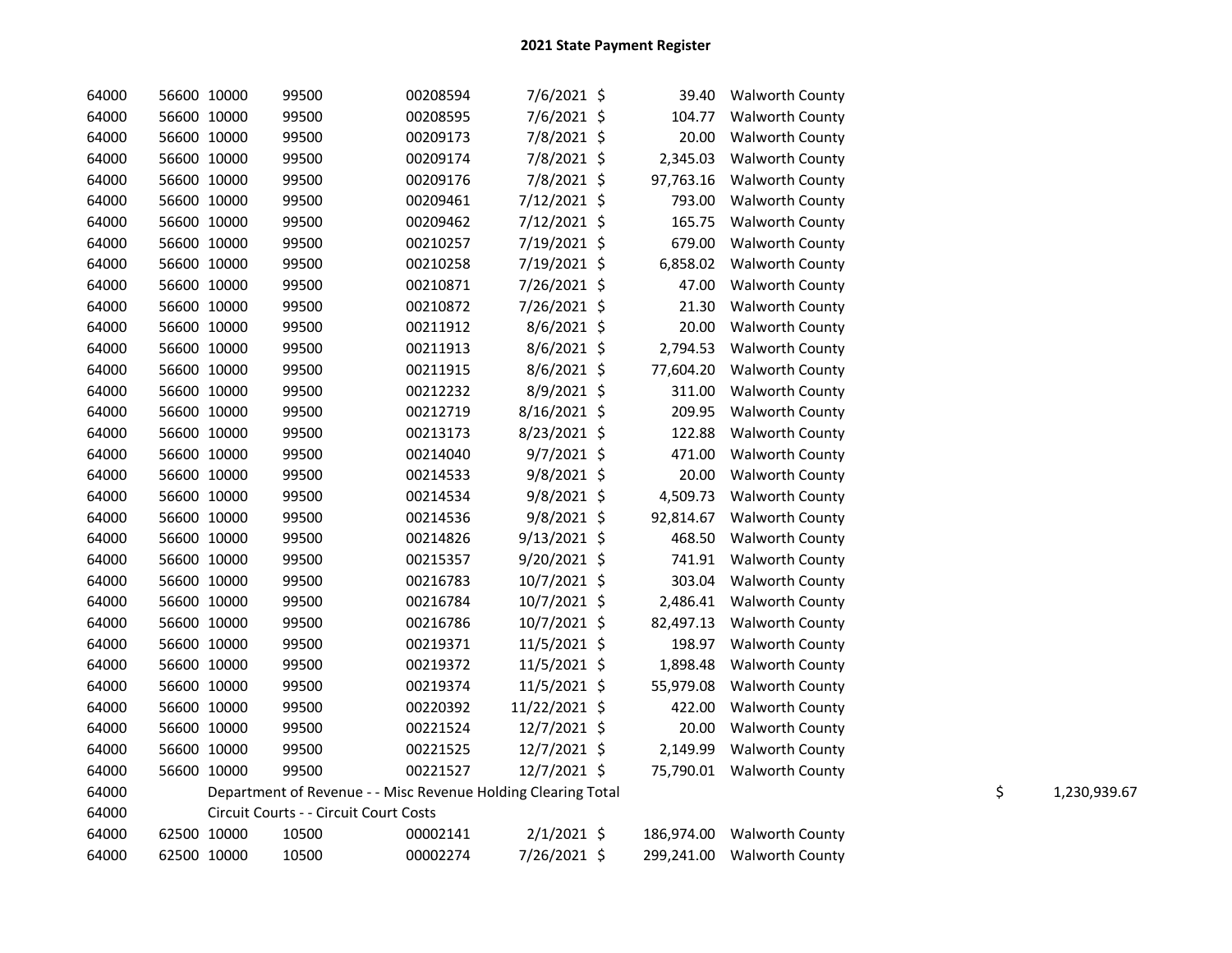# 2021 State Payment Register

| | | | | | | | | | | |
|---|---|---|---|---|---|---|---|---|---|---|
| 64000 | 56600 | 10000 | 99500 | 00208594 | 7/6/2021 | $ | 39.40 | Walworth County | | |
| 64000 | 56600 | 10000 | 99500 | 00208595 | 7/6/2021 | $ | 104.77 | Walworth County | | |
| 64000 | 56600 | 10000 | 99500 | 00209173 | 7/8/2021 | $ | 20.00 | Walworth County | | |
| 64000 | 56600 | 10000 | 99500 | 00209174 | 7/8/2021 | $ | 2,345.03 | Walworth County | | |
| 64000 | 56600 | 10000 | 99500 | 00209176 | 7/8/2021 | $ | 97,763.16 | Walworth County | | |
| 64000 | 56600 | 10000 | 99500 | 00209461 | 7/12/2021 | $ | 793.00 | Walworth County | | |
| 64000 | 56600 | 10000 | 99500 | 00209462 | 7/12/2021 | $ | 165.75 | Walworth County | | |
| 64000 | 56600 | 10000 | 99500 | 00210257 | 7/19/2021 | $ | 679.00 | Walworth County | | |
| 64000 | 56600 | 10000 | 99500 | 00210258 | 7/19/2021 | $ | 6,858.02 | Walworth County | | |
| 64000 | 56600 | 10000 | 99500 | 00210871 | 7/26/2021 | $ | 47.00 | Walworth County | | |
| 64000 | 56600 | 10000 | 99500 | 00210872 | 7/26/2021 | $ | 21.30 | Walworth County | | |
| 64000 | 56600 | 10000 | 99500 | 00211912 | 8/6/2021 | $ | 20.00 | Walworth County | | |
| 64000 | 56600 | 10000 | 99500 | 00211913 | 8/6/2021 | $ | 2,794.53 | Walworth County | | |
| 64000 | 56600 | 10000 | 99500 | 00211915 | 8/6/2021 | $ | 77,604.20 | Walworth County | | |
| 64000 | 56600 | 10000 | 99500 | 00212232 | 8/9/2021 | $ | 311.00 | Walworth County | | |
| 64000 | 56600 | 10000 | 99500 | 00212719 | 8/16/2021 | $ | 209.95 | Walworth County | | |
| 64000 | 56600 | 10000 | 99500 | 00213173 | 8/23/2021 | $ | 122.88 | Walworth County | | |
| 64000 | 56600 | 10000 | 99500 | 00214040 | 9/7/2021 | $ | 471.00 | Walworth County | | |
| 64000 | 56600 | 10000 | 99500 | 00214533 | 9/8/2021 | $ | 20.00 | Walworth County | | |
| 64000 | 56600 | 10000 | 99500 | 00214534 | 9/8/2021 | $ | 4,509.73 | Walworth County | | |
| 64000 | 56600 | 10000 | 99500 | 00214536 | 9/8/2021 | $ | 92,814.67 | Walworth County | | |
| 64000 | 56600 | 10000 | 99500 | 00214826 | 9/13/2021 | $ | 468.50 | Walworth County | | |
| 64000 | 56600 | 10000 | 99500 | 00215357 | 9/20/2021 | $ | 741.91 | Walworth County | | |
| 64000 | 56600 | 10000 | 99500 | 00216783 | 10/7/2021 | $ | 303.04 | Walworth County | | |
| 64000 | 56600 | 10000 | 99500 | 00216784 | 10/7/2021 | $ | 2,486.41 | Walworth County | | |
| 64000 | 56600 | 10000 | 99500 | 00216786 | 10/7/2021 | $ | 82,497.13 | Walworth County | | |
| 64000 | 56600 | 10000 | 99500 | 00219371 | 11/5/2021 | $ | 198.97 | Walworth County | | |
| 64000 | 56600 | 10000 | 99500 | 00219372 | 11/5/2021 | $ | 1,898.48 | Walworth County | | |
| 64000 | 56600 | 10000 | 99500 | 00219374 | 11/5/2021 | $ | 55,979.08 | Walworth County | | |
| 64000 | 56600 | 10000 | 99500 | 00220392 | 11/22/2021 | $ | 422.00 | Walworth County | | |
| 64000 | 56600 | 10000 | 99500 | 00221524 | 12/7/2021 | $ | 20.00 | Walworth County | | |
| 64000 | 56600 | 10000 | 99500 | 00221525 | 12/7/2021 | $ | 2,149.99 | Walworth County | | |
| 64000 | 56600 | 10000 | 99500 | 00221527 | 12/7/2021 | $ | 75,790.01 | Walworth County | | |
| 64000 | | Department of Revenue - - Misc Revenue Holding Clearing Total | | | | | | | $ | 1,230,939.67 |
| 64000 | | Circuit Courts - - Circuit Court Costs | | | | | | | | |
| 64000 | 62500 | 10000 | 10500 | 00002141 | 2/1/2021 | $ | 186,974.00 | Walworth County | | |
| 64000 | 62500 | 10000 | 10500 | 00002274 | 7/26/2021 | $ | 299,241.00 | Walworth County | | |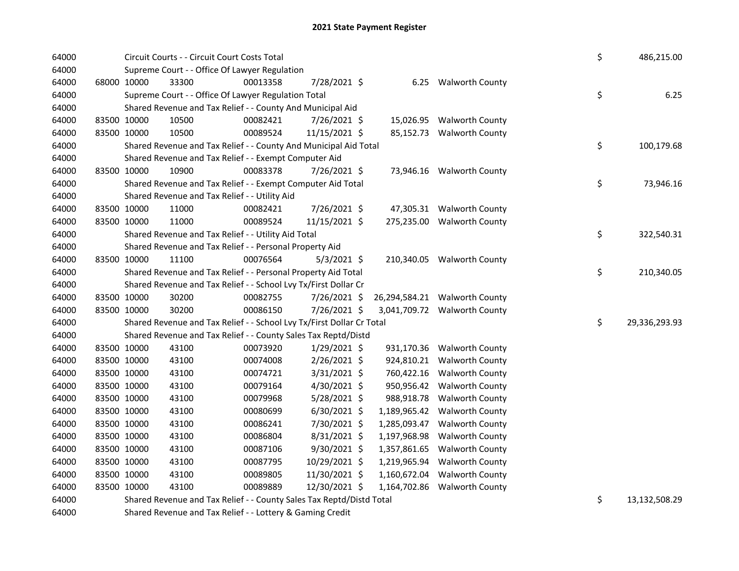# 2021 State Payment Register

| | | | | | | | | | |
|---|---|---|---|---|---|---|---|---|---|
| 64000 | | Circuit Courts - - Circuit Court Costs Total | | | | | | $ | 486,215.00 |
| 64000 | | Supreme Court - - Office Of Lawyer Regulation | | | | | | | |
| 64000 | 68000 | 10000 | 33300 | 00013358 | 7/28/2021 $ | 6.25 | Walworth County | | |
| 64000 | | Supreme Court - - Office Of Lawyer Regulation Total | | | | | | $ | 6.25 |
| 64000 | | Shared Revenue and Tax Relief - - County And Municipal Aid | | | | | | | |
| 64000 | 83500 | 10000 | 10500 | 00082421 | 7/26/2021 $ | 15,026.95 | Walworth County | | |
| 64000 | 83500 | 10000 | 10500 | 00089524 | 11/15/2021 $ | 85,152.73 | Walworth County | | |
| 64000 | | Shared Revenue and Tax Relief - - County And Municipal Aid Total | | | | | | $ | 100,179.68 |
| 64000 | | Shared Revenue and Tax Relief - - Exempt Computer Aid | | | | | | | |
| 64000 | 83500 | 10000 | 10900 | 00083378 | 7/26/2021 $ | 73,946.16 | Walworth County | | |
| 64000 | | Shared Revenue and Tax Relief - - Exempt Computer Aid Total | | | | | | $ | 73,946.16 |
| 64000 | | Shared Revenue and Tax Relief - - Utility Aid | | | | | | | |
| 64000 | 83500 | 10000 | 11000 | 00082421 | 7/26/2021 $ | 47,305.31 | Walworth County | | |
| 64000 | 83500 | 10000 | 11000 | 00089524 | 11/15/2021 $ | 275,235.00 | Walworth County | | |
| 64000 | | Shared Revenue and Tax Relief - - Utility Aid Total | | | | | | $ | 322,540.31 |
| 64000 | | Shared Revenue and Tax Relief - - Personal Property Aid | | | | | | | |
| 64000 | 83500 | 10000 | 11100 | 00076564 | 5/3/2021 $ | 210,340.05 | Walworth County | | |
| 64000 | | Shared Revenue and Tax Relief - - Personal Property Aid Total | | | | | | $ | 210,340.05 |
| 64000 | | Shared Revenue and Tax Relief - - School Lvy Tx/First Dollar Cr | | | | | | | |
| 64000 | 83500 | 10000 | 30200 | 00082755 | 7/26/2021 $ | 26,294,584.21 | Walworth County | | |
| 64000 | 83500 | 10000 | 30200 | 00086150 | 7/26/2021 $ | 3,041,709.72 | Walworth County | | |
| 64000 | | Shared Revenue and Tax Relief - - School Lvy Tx/First Dollar Cr Total | | | | | | $ | 29,336,293.93 |
| 64000 | | Shared Revenue and Tax Relief - - County Sales Tax Reptd/Distd | | | | | | | |
| 64000 | 83500 | 10000 | 43100 | 00073920 | 1/29/2021 $ | 931,170.36 | Walworth County | | |
| 64000 | 83500 | 10000 | 43100 | 00074008 | 2/26/2021 $ | 924,810.21 | Walworth County | | |
| 64000 | 83500 | 10000 | 43100 | 00074721 | 3/31/2021 $ | 760,422.16 | Walworth County | | |
| 64000 | 83500 | 10000 | 43100 | 00079164 | 4/30/2021 $ | 950,956.42 | Walworth County | | |
| 64000 | 83500 | 10000 | 43100 | 00079968 | 5/28/2021 $ | 988,918.78 | Walworth County | | |
| 64000 | 83500 | 10000 | 43100 | 00080699 | 6/30/2021 $ | 1,189,965.42 | Walworth County | | |
| 64000 | 83500 | 10000 | 43100 | 00086241 | 7/30/2021 $ | 1,285,093.47 | Walworth County | | |
| 64000 | 83500 | 10000 | 43100 | 00086804 | 8/31/2021 $ | 1,197,968.98 | Walworth County | | |
| 64000 | 83500 | 10000 | 43100 | 00087106 | 9/30/2021 $ | 1,357,861.65 | Walworth County | | |
| 64000 | 83500 | 10000 | 43100 | 00087795 | 10/29/2021 $ | 1,219,965.94 | Walworth County | | |
| 64000 | 83500 | 10000 | 43100 | 00089805 | 11/30/2021 $ | 1,160,672.04 | Walworth County | | |
| 64000 | 83500 | 10000 | 43100 | 00089889 | 12/30/2021 $ | 1,164,702.86 | Walworth County | | |
| 64000 | | Shared Revenue and Tax Relief - - County Sales Tax Reptd/Distd Total | | | | | | $ | 13,132,508.29 |
| 64000 | | Shared Revenue and Tax Relief - - Lottery & Gaming Credit | | | | | | | |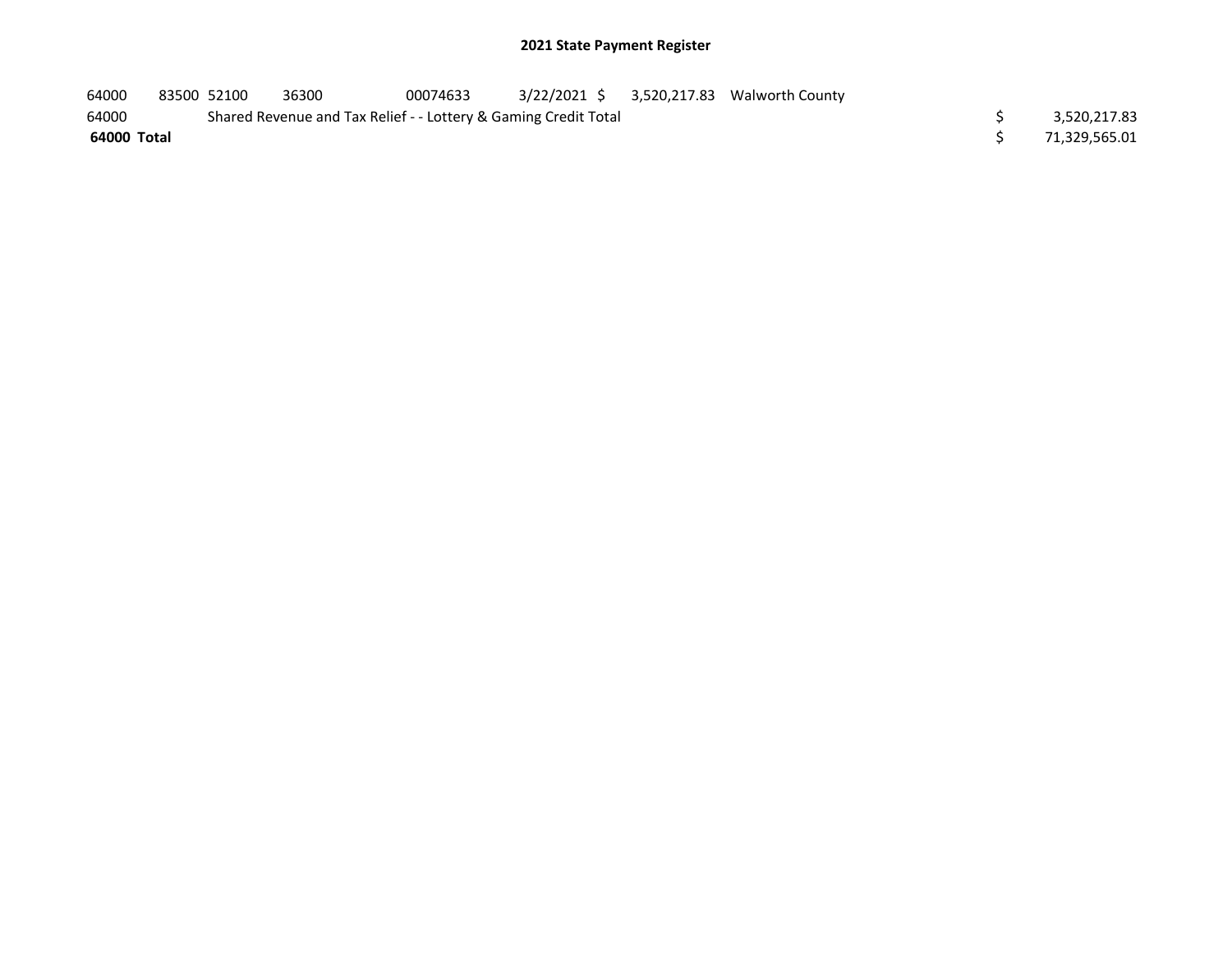## 2021 State Payment Register

| | | | | | | | | |
|---|---|---|---|---|---|---|---|---|
| 64000 | 83500 | 52100 | 36300 | 00074633 | 3/22/2021 | $ 3,520,217.83 | Walworth County | |
| 64000 | | Shared Revenue and Tax Relief - - Lottery & Gaming Credit Total | | | | | | $ 3,520,217.83 |
| **64000** | **Total** | | | | | | | $ 71,329,565.01 |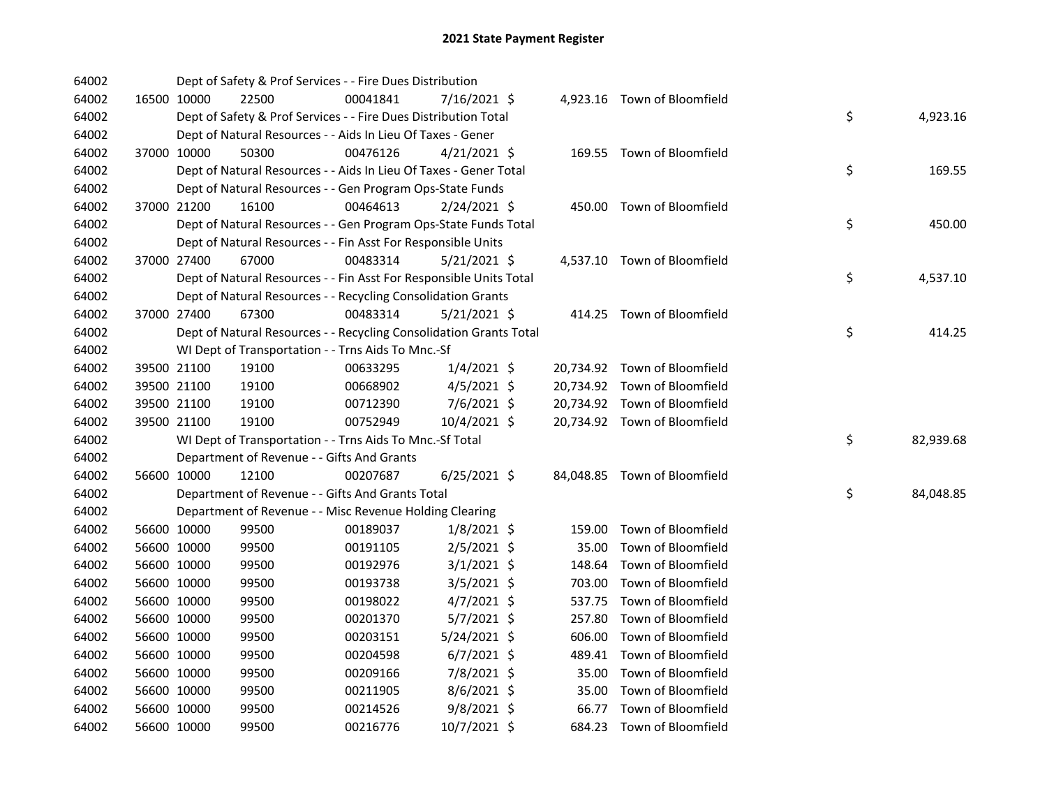## 2021 State Payment Register

| | | | | | | | | |
|---|---|---|---|---|---|---|---|---|
| 64002 | | | Dept of Safety & Prof Services - - Fire Dues Distribution | | | | | |
| 64002 | 16500 | 10000 | 22500 | 00041841 | 7/16/2021 | $ 4,923.16 | Town of Bloomfield | |
| 64002 | | | Dept of Safety & Prof Services - - Fire Dues Distribution Total | | | | | $ 4,923.16 |
| 64002 | | | Dept of Natural Resources - - Aids In Lieu Of Taxes - Gener | | | | | |
| 64002 | 37000 | 10000 | 50300 | 00476126 | 4/21/2021 | $ 169.55 | Town of Bloomfield | |
| 64002 | | | Dept of Natural Resources - - Aids In Lieu Of Taxes - Gener Total | | | | | $ 169.55 |
| 64002 | | | Dept of Natural Resources - - Gen Program Ops-State Funds | | | | | |
| 64002 | 37000 | 21200 | 16100 | 00464613 | 2/24/2021 | $ 450.00 | Town of Bloomfield | |
| 64002 | | | Dept of Natural Resources - - Gen Program Ops-State Funds Total | | | | | $ 450.00 |
| 64002 | | | Dept of Natural Resources - - Fin Asst For Responsible Units | | | | | |
| 64002 | 37000 | 27400 | 67000 | 00483314 | 5/21/2021 | $ 4,537.10 | Town of Bloomfield | |
| 64002 | | | Dept of Natural Resources - - Fin Asst For Responsible Units Total | | | | | $ 4,537.10 |
| 64002 | | | Dept of Natural Resources - - Recycling Consolidation Grants | | | | | |
| 64002 | 37000 | 27400 | 67300 | 00483314 | 5/21/2021 | $ 414.25 | Town of Bloomfield | |
| 64002 | | | Dept of Natural Resources - - Recycling Consolidation Grants Total | | | | | $ 414.25 |
| 64002 | | | WI Dept of Transportation - - Trns Aids To Mnc.-Sf | | | | | |
| 64002 | 39500 | 21100 | 19100 | 00633295 | 1/4/2021 | $ 20,734.92 | Town of Bloomfield | |
| 64002 | 39500 | 21100 | 19100 | 00668902 | 4/5/2021 | $ 20,734.92 | Town of Bloomfield | |
| 64002 | 39500 | 21100 | 19100 | 00712390 | 7/6/2021 | $ 20,734.92 | Town of Bloomfield | |
| 64002 | 39500 | 21100 | 19100 | 00752949 | 10/4/2021 | $ 20,734.92 | Town of Bloomfield | |
| 64002 | | | WI Dept of Transportation - - Trns Aids To Mnc.-Sf Total | | | | | $ 82,939.68 |
| 64002 | | | Department of Revenue - - Gifts And Grants | | | | | |
| 64002 | 56600 | 10000 | 12100 | 00207687 | 6/25/2021 | $ 84,048.85 | Town of Bloomfield | |
| 64002 | | | Department of Revenue - - Gifts And Grants Total | | | | | $ 84,048.85 |
| 64002 | | | Department of Revenue - - Misc Revenue Holding Clearing | | | | | |
| 64002 | 56600 | 10000 | 99500 | 00189037 | 1/8/2021 | $ 159.00 | Town of Bloomfield | |
| 64002 | 56600 | 10000 | 99500 | 00191105 | 2/5/2021 | $ 35.00 | Town of Bloomfield | |
| 64002 | 56600 | 10000 | 99500 | 00192976 | 3/1/2021 | $ 148.64 | Town of Bloomfield | |
| 64002 | 56600 | 10000 | 99500 | 00193738 | 3/5/2021 | $ 703.00 | Town of Bloomfield | |
| 64002 | 56600 | 10000 | 99500 | 00198022 | 4/7/2021 | $ 537.75 | Town of Bloomfield | |
| 64002 | 56600 | 10000 | 99500 | 00201370 | 5/7/2021 | $ 257.80 | Town of Bloomfield | |
| 64002 | 56600 | 10000 | 99500 | 00203151 | 5/24/2021 | $ 606.00 | Town of Bloomfield | |
| 64002 | 56600 | 10000 | 99500 | 00204598 | 6/7/2021 | $ 489.41 | Town of Bloomfield | |
| 64002 | 56600 | 10000 | 99500 | 00209166 | 7/8/2021 | $ 35.00 | Town of Bloomfield | |
| 64002 | 56600 | 10000 | 99500 | 00211905 | 8/6/2021 | $ 35.00 | Town of Bloomfield | |
| 64002 | 56600 | 10000 | 99500 | 00214526 | 9/8/2021 | $ 66.77 | Town of Bloomfield | |
| 64002 | 56600 | 10000 | 99500 | 00216776 | 10/7/2021 | $ 684.23 | Town of Bloomfield | |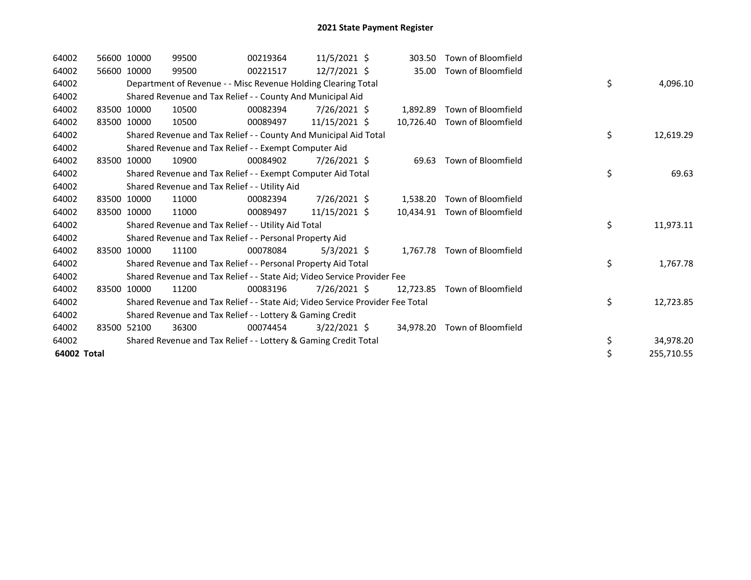## 2021 State Payment Register

| | | | | | | | | | |
|---|---|---|---|---|---|---|---|---|---|
| 64002 | 56600 | 10000 | 99500 | 00219364 | 11/5/2021 | $ 303.50 | Town of Bloomfield | | |
| 64002 | 56600 | 10000 | 99500 | 00221517 | 12/7/2021 | $ 35.00 | Town of Bloomfield | | |
| 64002 | | Department of Revenue - - Misc Revenue Holding Clearing Total | | | | | | $ | 4,096.10 |
| 64002 | | Shared Revenue and Tax Relief - - County And Municipal Aid | | | | | | | |
| 64002 | 83500 | 10000 | 10500 | 00082394 | 7/26/2021 | $ 1,892.89 | Town of Bloomfield | | |
| 64002 | 83500 | 10000 | 10500 | 00089497 | 11/15/2021 | $ 10,726.40 | Town of Bloomfield | | |
| 64002 | | Shared Revenue and Tax Relief - - County And Municipal Aid Total | | | | | | $ | 12,619.29 |
| 64002 | | Shared Revenue and Tax Relief - - Exempt Computer Aid | | | | | | | |
| 64002 | 83500 | 10000 | 10900 | 00084902 | 7/26/2021 | $ 69.63 | Town of Bloomfield | | |
| 64002 | | Shared Revenue and Tax Relief - - Exempt Computer Aid Total | | | | | | $ | 69.63 |
| 64002 | | Shared Revenue and Tax Relief - - Utility Aid | | | | | | | |
| 64002 | 83500 | 10000 | 11000 | 00082394 | 7/26/2021 | $ 1,538.20 | Town of Bloomfield | | |
| 64002 | 83500 | 10000 | 11000 | 00089497 | 11/15/2021 | $ 10,434.91 | Town of Bloomfield | | |
| 64002 | | Shared Revenue and Tax Relief - - Utility Aid Total | | | | | | $ | 11,973.11 |
| 64002 | | Shared Revenue and Tax Relief - - Personal Property Aid | | | | | | | |
| 64002 | 83500 | 10000 | 11100 | 00078084 | 5/3/2021 | $ 1,767.78 | Town of Bloomfield | | |
| 64002 | | Shared Revenue and Tax Relief - - Personal Property Aid Total | | | | | | $ | 1,767.78 |
| 64002 | | Shared Revenue and Tax Relief - - State Aid; Video Service Provider Fee | | | | | | | |
| 64002 | 83500 | 10000 | 11200 | 00083196 | 7/26/2021 | $ 12,723.85 | Town of Bloomfield | | |
| 64002 | | Shared Revenue and Tax Relief - - State Aid; Video Service Provider Fee Total | | | | | | $ | 12,723.85 |
| 64002 | | Shared Revenue and Tax Relief - - Lottery & Gaming Credit | | | | | | | |
| 64002 | 83500 | 52100 | 36300 | 00074454 | 3/22/2021 | $ 34,978.20 | Town of Bloomfield | | |
| 64002 | | Shared Revenue and Tax Relief - - Lottery & Gaming Credit Total | | | | | | $ | 34,978.20 |
| **64002 Total** | | | | | | | | $ | 255,710.55 |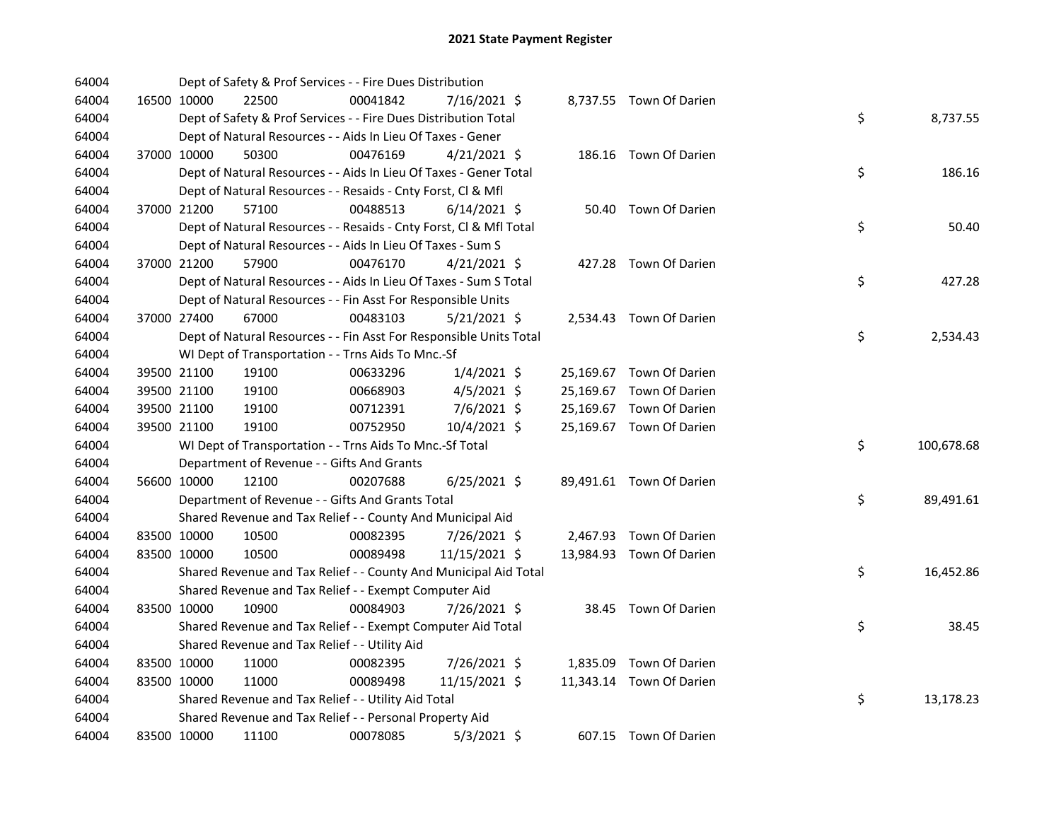# 2021 State Payment Register

| | | | | | | | | |
|---|---|---|---|---|---|---|---|---|
| 64004 | | | Dept of Safety & Prof Services - - Fire Dues Distribution | | | | | |
| 64004 | 16500 | 10000 | 22500 | 00041842 | 7/16/2021 $ | 8,737.55 | Town Of Darien | |
| 64004 | | | Dept of Safety & Prof Services - - Fire Dues Distribution Total | | | | | $ 8,737.55 |
| 64004 | | | Dept of Natural Resources - - Aids In Lieu Of Taxes - Gener | | | | | |
| 64004 | 37000 | 10000 | 50300 | 00476169 | 4/21/2021 $ | 186.16 | Town Of Darien | |
| 64004 | | | Dept of Natural Resources - - Aids In Lieu Of Taxes - Gener Total | | | | | $ 186.16 |
| 64004 | | | Dept of Natural Resources - - Resaids - Cnty Forst, Cl & Mfl | | | | | |
| 64004 | 37000 | 21200 | 57100 | 00488513 | 6/14/2021 $ | 50.40 | Town Of Darien | |
| 64004 | | | Dept of Natural Resources - - Resaids - Cnty Forst, Cl & Mfl Total | | | | | $ 50.40 |
| 64004 | | | Dept of Natural Resources - - Aids In Lieu Of Taxes - Sum S | | | | | |
| 64004 | 37000 | 21200 | 57900 | 00476170 | 4/21/2021 $ | 427.28 | Town Of Darien | |
| 64004 | | | Dept of Natural Resources - - Aids In Lieu Of Taxes - Sum S Total | | | | | $ 427.28 |
| 64004 | | | Dept of Natural Resources - - Fin Asst For Responsible Units | | | | | |
| 64004 | 37000 | 27400 | 67000 | 00483103 | 5/21/2021 $ | 2,534.43 | Town Of Darien | |
| 64004 | | | Dept of Natural Resources - - Fin Asst For Responsible Units Total | | | | | $ 2,534.43 |
| 64004 | | | WI Dept of Transportation - - Trns Aids To Mnc.-Sf | | | | | |
| 64004 | 39500 | 21100 | 19100 | 00633296 | 1/4/2021 $ | 25,169.67 | Town Of Darien | |
| 64004 | 39500 | 21100 | 19100 | 00668903 | 4/5/2021 $ | 25,169.67 | Town Of Darien | |
| 64004 | 39500 | 21100 | 19100 | 00712391 | 7/6/2021 $ | 25,169.67 | Town Of Darien | |
| 64004 | 39500 | 21100 | 19100 | 00752950 | 10/4/2021 $ | 25,169.67 | Town Of Darien | |
| 64004 | | | WI Dept of Transportation - - Trns Aids To Mnc.-Sf Total | | | | | $ 100,678.68 |
| 64004 | | | Department of Revenue - - Gifts And Grants | | | | | |
| 64004 | 56600 | 10000 | 12100 | 00207688 | 6/25/2021 $ | 89,491.61 | Town Of Darien | |
| 64004 | | | Department of Revenue - - Gifts And Grants Total | | | | | $ 89,491.61 |
| 64004 | | | Shared Revenue and Tax Relief - - County And Municipal Aid | | | | | |
| 64004 | 83500 | 10000 | 10500 | 00082395 | 7/26/2021 $ | 2,467.93 | Town Of Darien | |
| 64004 | 83500 | 10000 | 10500 | 00089498 | 11/15/2021 $ | 13,984.93 | Town Of Darien | |
| 64004 | | | Shared Revenue and Tax Relief - - County And Municipal Aid Total | | | | | $ 16,452.86 |
| 64004 | | | Shared Revenue and Tax Relief - - Exempt Computer Aid | | | | | |
| 64004 | 83500 | 10000 | 10900 | 00084903 | 7/26/2021 $ | 38.45 | Town Of Darien | |
| 64004 | | | Shared Revenue and Tax Relief - - Exempt Computer Aid Total | | | | | $ 38.45 |
| 64004 | | | Shared Revenue and Tax Relief - - Utility Aid | | | | | |
| 64004 | 83500 | 10000 | 11000 | 00082395 | 7/26/2021 $ | 1,835.09 | Town Of Darien | |
| 64004 | 83500 | 10000 | 11000 | 00089498 | 11/15/2021 $ | 11,343.14 | Town Of Darien | |
| 64004 | | | Shared Revenue and Tax Relief - - Utility Aid Total | | | | | $ 13,178.23 |
| 64004 | | | Shared Revenue and Tax Relief - - Personal Property Aid | | | | | |
| 64004 | 83500 | 10000 | 11100 | 00078085 | 5/3/2021 $ | 607.15 | Town Of Darien | |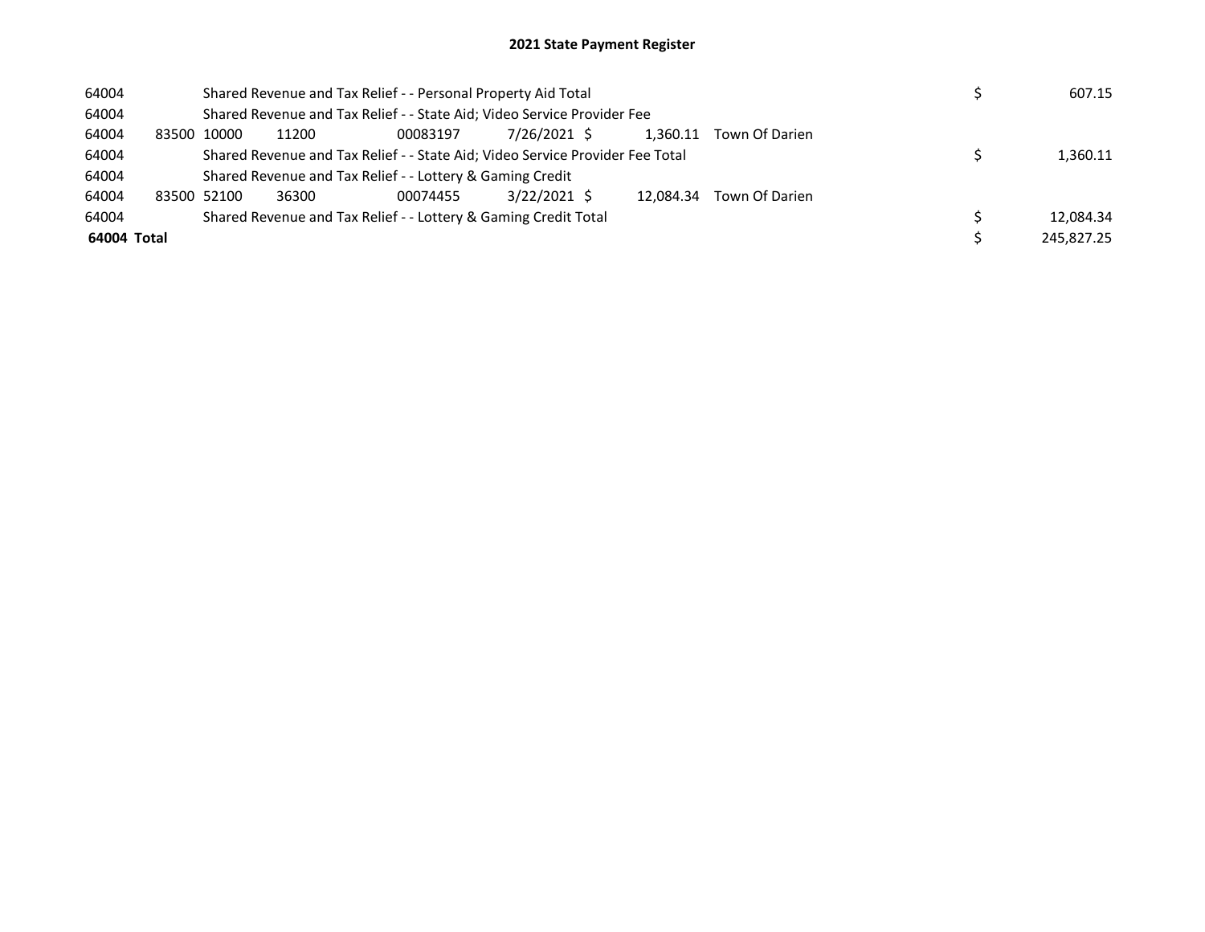# 2021 State Payment Register

| | | | | | | | | | |
|---|---|---|---|---|---|---|---|---|---|
| 64004 | | Shared Revenue and Tax Relief - - Personal Property Aid Total | | | | | | $ | 607.15 |
| 64004 | | Shared Revenue and Tax Relief - - State Aid; Video Service Provider Fee | | | | | | | |
| 64004 | 83500 | 10000 | 11200 | 00083197 | 7/26/2021 | $ 1,360.11 | Town Of Darien | | |
| 64004 | | Shared Revenue and Tax Relief - - State Aid; Video Service Provider Fee Total | | | | | | $ | 1,360.11 |
| 64004 | | Shared Revenue and Tax Relief - - Lottery & Gaming Credit | | | | | | | |
| 64004 | 83500 | 52100 | 36300 | 00074455 | 3/22/2021 | $ 12,084.34 | Town Of Darien | | |
| 64004 | | Shared Revenue and Tax Relief - - Lottery & Gaming Credit Total | | | | | | $ | 12,084.34 |
| **64004 Total** | | | | | | | | $ | 245,827.25 |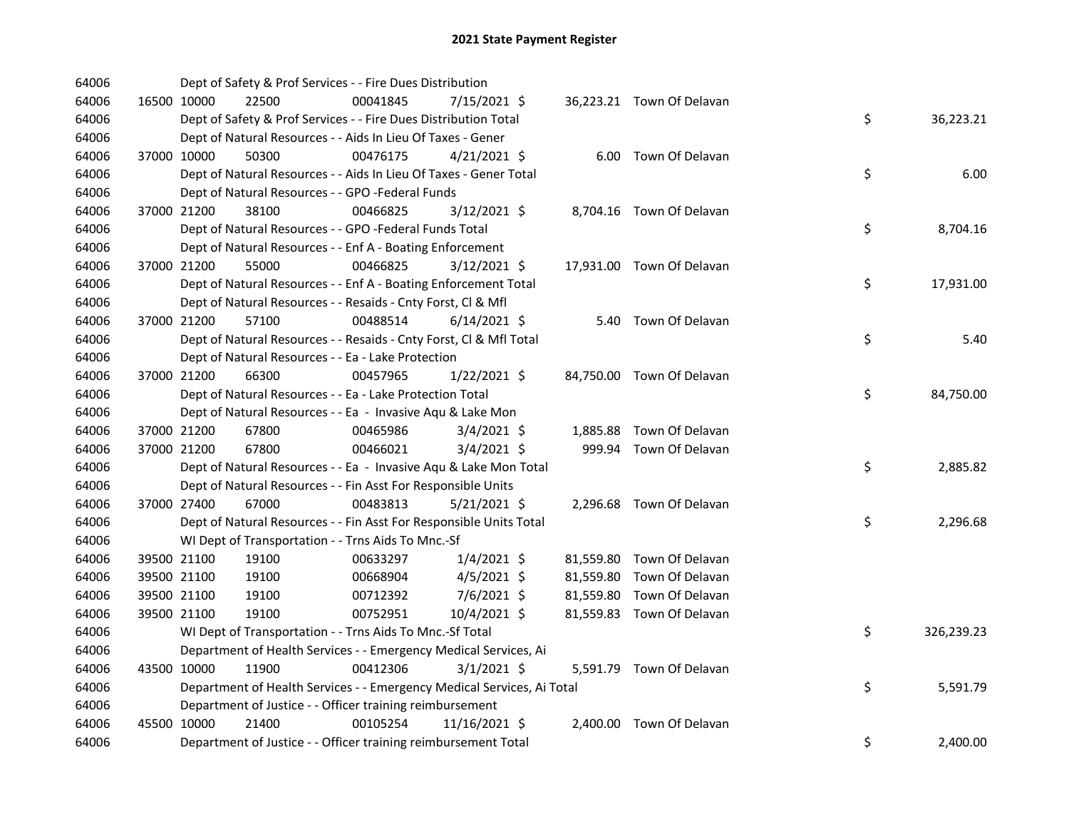# 2021 State Payment Register

| | | | | | | | | |
|---|---|---|---|---|---|---|---|---|
| 64006 | | | Dept of Safety & Prof Services - - Fire Dues Distribution | | | | | |
| 64006 | 16500 10000 | 22500 | 00041845 | 7/15/2021 $ | 36,223.21 | Town Of Delavan | | |
| 64006 | | | Dept of Safety & Prof Services - - Fire Dues Distribution Total | | | | $ | 36,223.21 |
| 64006 | | | Dept of Natural Resources - - Aids In Lieu Of Taxes - Gener | | | | | |
| 64006 | 37000 10000 | 50300 | 00476175 | 4/21/2021 $ | 6.00 | Town Of Delavan | | |
| 64006 | | | Dept of Natural Resources - - Aids In Lieu Of Taxes - Gener Total | | | | $ | 6.00 |
| 64006 | | | Dept of Natural Resources - - GPO -Federal Funds | | | | | |
| 64006 | 37000 21200 | 38100 | 00466825 | 3/12/2021 $ | 8,704.16 | Town Of Delavan | | |
| 64006 | | | Dept of Natural Resources - - GPO -Federal Funds Total | | | | $ | 8,704.16 |
| 64006 | | | Dept of Natural Resources - - Enf A - Boating Enforcement | | | | | |
| 64006 | 37000 21200 | 55000 | 00466825 | 3/12/2021 $ | 17,931.00 | Town Of Delavan | | |
| 64006 | | | Dept of Natural Resources - - Enf A - Boating Enforcement Total | | | | $ | 17,931.00 |
| 64006 | | | Dept of Natural Resources - - Resaids - Cnty Forst, Cl & Mfl | | | | | |
| 64006 | 37000 21200 | 57100 | 00488514 | 6/14/2021 $ | 5.40 | Town Of Delavan | | |
| 64006 | | | Dept of Natural Resources - - Resaids - Cnty Forst, Cl & Mfl Total | | | | $ | 5.40 |
| 64006 | | | Dept of Natural Resources - - Ea - Lake Protection | | | | | |
| 64006 | 37000 21200 | 66300 | 00457965 | 1/22/2021 $ | 84,750.00 | Town Of Delavan | | |
| 64006 | | | Dept of Natural Resources - - Ea - Lake Protection Total | | | | $ | 84,750.00 |
| 64006 | | | Dept of Natural Resources - - Ea - Invasive Aqu & Lake Mon | | | | | |
| 64006 | 37000 21200 | 67800 | 00465986 | 3/4/2021 $ | 1,885.88 | Town Of Delavan | | |
| 64006 | 37000 21200 | 67800 | 00466021 | 3/4/2021 $ | 999.94 | Town Of Delavan | | |
| 64006 | | | Dept of Natural Resources - - Ea - Invasive Aqu & Lake Mon Total | | | | $ | 2,885.82 |
| 64006 | | | Dept of Natural Resources - - Fin Asst For Responsible Units | | | | | |
| 64006 | 37000 27400 | 67000 | 00483813 | 5/21/2021 $ | 2,296.68 | Town Of Delavan | | |
| 64006 | | | Dept of Natural Resources - - Fin Asst For Responsible Units Total | | | | $ | 2,296.68 |
| 64006 | | | WI Dept of Transportation - - Trns Aids To Mnc.-Sf | | | | | |
| 64006 | 39500 21100 | 19100 | 00633297 | 1/4/2021 $ | 81,559.80 | Town Of Delavan | | |
| 64006 | 39500 21100 | 19100 | 00668904 | 4/5/2021 $ | 81,559.80 | Town Of Delavan | | |
| 64006 | 39500 21100 | 19100 | 00712392 | 7/6/2021 $ | 81,559.80 | Town Of Delavan | | |
| 64006 | 39500 21100 | 19100 | 00752951 | 10/4/2021 $ | 81,559.83 | Town Of Delavan | | |
| 64006 | | | WI Dept of Transportation - - Trns Aids To Mnc.-Sf Total | | | | $ | 326,239.23 |
| 64006 | | | Department of Health Services - - Emergency Medical Services, Ai | | | | | |
| 64006 | 43500 10000 | 11900 | 00412306 | 3/1/2021 $ | 5,591.79 | Town Of Delavan | | |
| 64006 | | | Department of Health Services - - Emergency Medical Services, Ai Total | | | | $ | 5,591.79 |
| 64006 | | | Department of Justice - - Officer training reimbursement | | | | | |
| 64006 | 45500 10000 | 21400 | 00105254 | 11/16/2021 $ | 2,400.00 | Town Of Delavan | | |
| 64006 | | | Department of Justice - - Officer training reimbursement Total | | | | $ | 2,400.00 |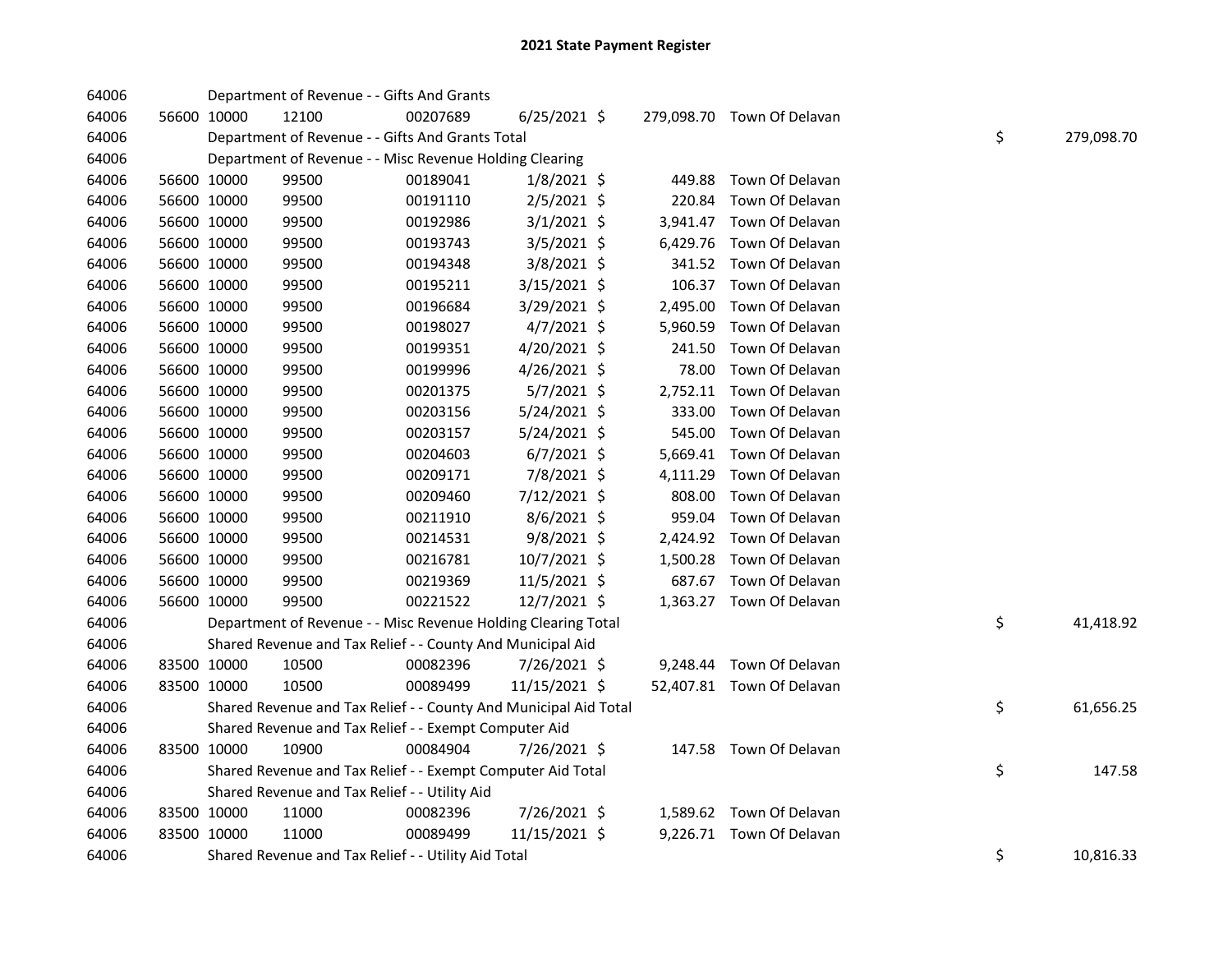# 2021 State Payment Register

| | | | | | | | | | |
|---|---|---|---|---|---|---|---|---|---|
| 64006 | | | Department of Revenue - - Gifts And Grants | | | | | | |
| 64006 | 56600 | 10000 | 12100 | 00207689 | 6/25/2021 | $ 279,098.70 | Town Of Delavan | | |
| 64006 | | | Department of Revenue - - Gifts And Grants Total | | | | | $ | 279,098.70 |
| 64006 | | | Department of Revenue - - Misc Revenue Holding Clearing | | | | | | |
| 64006 | 56600 | 10000 | 99500 | 00189041 | 1/8/2021 | $ 449.88 | Town Of Delavan | | |
| 64006 | 56600 | 10000 | 99500 | 00191110 | 2/5/2021 | $ 220.84 | Town Of Delavan | | |
| 64006 | 56600 | 10000 | 99500 | 00192986 | 3/1/2021 | $ 3,941.47 | Town Of Delavan | | |
| 64006 | 56600 | 10000 | 99500 | 00193743 | 3/5/2021 | $ 6,429.76 | Town Of Delavan | | |
| 64006 | 56600 | 10000 | 99500 | 00194348 | 3/8/2021 | $ 341.52 | Town Of Delavan | | |
| 64006 | 56600 | 10000 | 99500 | 00195211 | 3/15/2021 | $ 106.37 | Town Of Delavan | | |
| 64006 | 56600 | 10000 | 99500 | 00196684 | 3/29/2021 | $ 2,495.00 | Town Of Delavan | | |
| 64006 | 56600 | 10000 | 99500 | 00198027 | 4/7/2021 | $ 5,960.59 | Town Of Delavan | | |
| 64006 | 56600 | 10000 | 99500 | 00199351 | 4/20/2021 | $ 241.50 | Town Of Delavan | | |
| 64006 | 56600 | 10000 | 99500 | 00199996 | 4/26/2021 | $ 78.00 | Town Of Delavan | | |
| 64006 | 56600 | 10000 | 99500 | 00201375 | 5/7/2021 | $ 2,752.11 | Town Of Delavan | | |
| 64006 | 56600 | 10000 | 99500 | 00203156 | 5/24/2021 | $ 333.00 | Town Of Delavan | | |
| 64006 | 56600 | 10000 | 99500 | 00203157 | 5/24/2021 | $ 545.00 | Town Of Delavan | | |
| 64006 | 56600 | 10000 | 99500 | 00204603 | 6/7/2021 | $ 5,669.41 | Town Of Delavan | | |
| 64006 | 56600 | 10000 | 99500 | 00209171 | 7/8/2021 | $ 4,111.29 | Town Of Delavan | | |
| 64006 | 56600 | 10000 | 99500 | 00209460 | 7/12/2021 | $ 808.00 | Town Of Delavan | | |
| 64006 | 56600 | 10000 | 99500 | 00211910 | 8/6/2021 | $ 959.04 | Town Of Delavan | | |
| 64006 | 56600 | 10000 | 99500 | 00214531 | 9/8/2021 | $ 2,424.92 | Town Of Delavan | | |
| 64006 | 56600 | 10000 | 99500 | 00216781 | 10/7/2021 | $ 1,500.28 | Town Of Delavan | | |
| 64006 | 56600 | 10000 | 99500 | 00219369 | 11/5/2021 | $ 687.67 | Town Of Delavan | | |
| 64006 | 56600 | 10000 | 99500 | 00221522 | 12/7/2021 | $ 1,363.27 | Town Of Delavan | | |
| 64006 | | | Department of Revenue - - Misc Revenue Holding Clearing Total | | | | | $ | 41,418.92 |
| 64006 | | | Shared Revenue and Tax Relief - - County And Municipal Aid | | | | | | |
| 64006 | 83500 | 10000 | 10500 | 00082396 | 7/26/2021 | $ 9,248.44 | Town Of Delavan | | |
| 64006 | 83500 | 10000 | 10500 | 00089499 | 11/15/2021 | $ 52,407.81 | Town Of Delavan | | |
| 64006 | | | Shared Revenue and Tax Relief - - County And Municipal Aid Total | | | | | $ | 61,656.25 |
| 64006 | | | Shared Revenue and Tax Relief - - Exempt Computer Aid | | | | | | |
| 64006 | 83500 | 10000 | 10900 | 00084904 | 7/26/2021 | $ 147.58 | Town Of Delavan | | |
| 64006 | | | Shared Revenue and Tax Relief - - Exempt Computer Aid Total | | | | | $ | 147.58 |
| 64006 | | | Shared Revenue and Tax Relief - - Utility Aid | | | | | | |
| 64006 | 83500 | 10000 | 11000 | 00082396 | 7/26/2021 | $ 1,589.62 | Town Of Delavan | | |
| 64006 | 83500 | 10000 | 11000 | 00089499 | 11/15/2021 | $ 9,226.71 | Town Of Delavan | | |
| 64006 | | | Shared Revenue and Tax Relief - - Utility Aid Total | | | | | $ | 10,816.33 |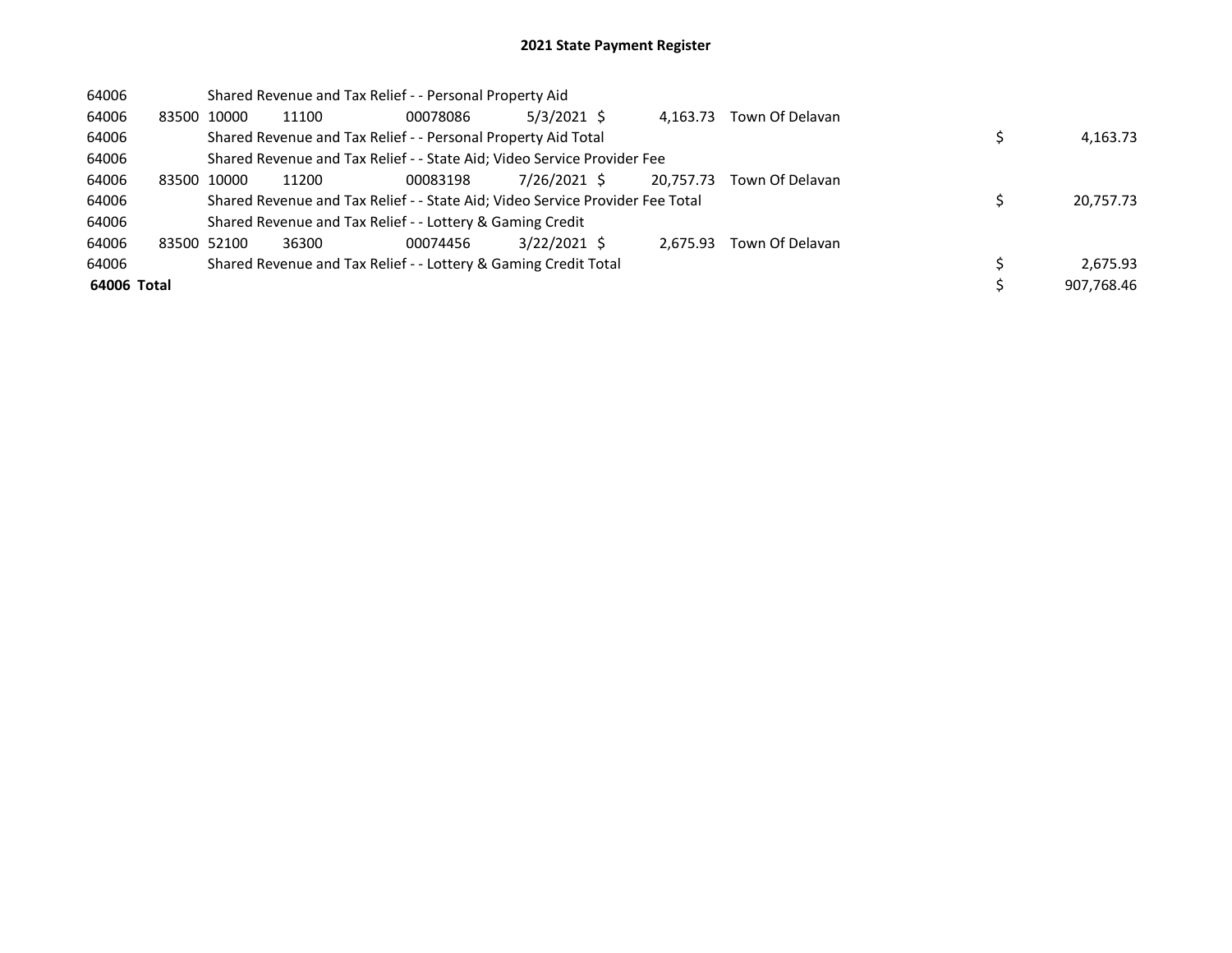# 2021 State Payment Register

| | | | | | | | | | |
|---|---|---|---|---|---|---|---|---|---|
| 64006 | | Shared Revenue and Tax Relief - - Personal Property Aid | | | | | | | |
| 64006 | 83500 | 10000 | 11100 | 00078086 | 5/3/2021 | $ 4,163.73 | Town Of Delavan | | |
| 64006 | | Shared Revenue and Tax Relief - - Personal Property Aid Total | | | | | | $ | 4,163.73 |
| 64006 | | Shared Revenue and Tax Relief - - State Aid; Video Service Provider Fee | | | | | | | |
| 64006 | 83500 | 10000 | 11200 | 00083198 | 7/26/2021 | $ 20,757.73 | Town Of Delavan | | |
| 64006 | | Shared Revenue and Tax Relief - - State Aid; Video Service Provider Fee Total | | | | | | $ | 20,757.73 |
| 64006 | | Shared Revenue and Tax Relief - - Lottery & Gaming Credit | | | | | | | |
| 64006 | 83500 | 52100 | 36300 | 00074456 | 3/22/2021 | $ 2,675.93 | Town Of Delavan | | |
| 64006 | | Shared Revenue and Tax Relief - - Lottery & Gaming Credit Total | | | | | | $ | 2,675.93 |
| **64006 Total** | | | | | | | | $ | 907,768.46 |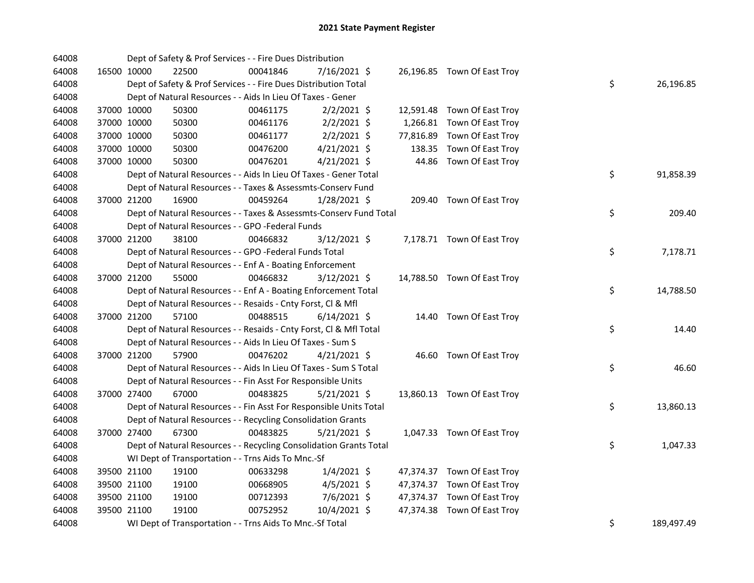# 2021 State Payment Register

| | | | | | | | | | |
|---|---|---|---|---|---|---|---|---|---|
| 64008 | | Dept of Safety & Prof Services - - Fire Dues Distribution | | | | | | | |
| 64008 | 16500 | 10000 | 22500 | 00041846 | 7/16/2021 | $ 26,196.85 | Town Of East Troy | | |
| 64008 | | Dept of Safety & Prof Services - - Fire Dues Distribution Total | | | | | | $ | 26,196.85 |
| 64008 | | Dept of Natural Resources - - Aids In Lieu Of Taxes - Gener | | | | | | | |
| 64008 | 37000 | 10000 | 50300 | 00461175 | 2/2/2021 | $ 12,591.48 | Town Of East Troy | | |
| 64008 | 37000 | 10000 | 50300 | 00461176 | 2/2/2021 | $ 1,266.81 | Town Of East Troy | | |
| 64008 | 37000 | 10000 | 50300 | 00461177 | 2/2/2021 | $ 77,816.89 | Town Of East Troy | | |
| 64008 | 37000 | 10000 | 50300 | 00476200 | 4/21/2021 | $ 138.35 | Town Of East Troy | | |
| 64008 | 37000 | 10000 | 50300 | 00476201 | 4/21/2021 | $ 44.86 | Town Of East Troy | | |
| 64008 | | Dept of Natural Resources - - Aids In Lieu Of Taxes - Gener Total | | | | | | $ | 91,858.39 |
| 64008 | | Dept of Natural Resources - - Taxes & Assessmts-Conserv Fund | | | | | | | |
| 64008 | 37000 | 21200 | 16900 | 00459264 | 1/28/2021 | $ 209.40 | Town Of East Troy | | |
| 64008 | | Dept of Natural Resources - - Taxes & Assessmts-Conserv Fund Total | | | | | | $ | 209.40 |
| 64008 | | Dept of Natural Resources - - GPO -Federal Funds | | | | | | | |
| 64008 | 37000 | 21200 | 38100 | 00466832 | 3/12/2021 | $ 7,178.71 | Town Of East Troy | | |
| 64008 | | Dept of Natural Resources - - GPO -Federal Funds Total | | | | | | $ | 7,178.71 |
| 64008 | | Dept of Natural Resources - - Enf A - Boating Enforcement | | | | | | | |
| 64008 | 37000 | 21200 | 55000 | 00466832 | 3/12/2021 | $ 14,788.50 | Town Of East Troy | | |
| 64008 | | Dept of Natural Resources - - Enf A - Boating Enforcement Total | | | | | | $ | 14,788.50 |
| 64008 | | Dept of Natural Resources - - Resaids - Cnty Forst, Cl & Mfl | | | | | | | |
| 64008 | 37000 | 21200 | 57100 | 00488515 | 6/14/2021 | $ 14.40 | Town Of East Troy | | |
| 64008 | | Dept of Natural Resources - - Resaids - Cnty Forst, Cl & Mfl Total | | | | | | $ | 14.40 |
| 64008 | | Dept of Natural Resources - - Aids In Lieu Of Taxes - Sum S | | | | | | | |
| 64008 | 37000 | 21200 | 57900 | 00476202 | 4/21/2021 | $ 46.60 | Town Of East Troy | | |
| 64008 | | Dept of Natural Resources - - Aids In Lieu Of Taxes - Sum S Total | | | | | | $ | 46.60 |
| 64008 | | Dept of Natural Resources - - Fin Asst For Responsible Units | | | | | | | |
| 64008 | 37000 | 27400 | 67000 | 00483825 | 5/21/2021 | $ 13,860.13 | Town Of East Troy | | |
| 64008 | | Dept of Natural Resources - - Fin Asst For Responsible Units Total | | | | | | $ | 13,860.13 |
| 64008 | | Dept of Natural Resources - - Recycling Consolidation Grants | | | | | | | |
| 64008 | 37000 | 27400 | 67300 | 00483825 | 5/21/2021 | $ 1,047.33 | Town Of East Troy | | |
| 64008 | | Dept of Natural Resources - - Recycling Consolidation Grants Total | | | | | | $ | 1,047.33 |
| 64008 | | WI Dept of Transportation - - Trns Aids To Mnc.-Sf | | | | | | | |
| 64008 | 39500 | 21100 | 19100 | 00633298 | 1/4/2021 | $ 47,374.37 | Town Of East Troy | | |
| 64008 | 39500 | 21100 | 19100 | 00668905 | 4/5/2021 | $ 47,374.37 | Town Of East Troy | | |
| 64008 | 39500 | 21100 | 19100 | 00712393 | 7/6/2021 | $ 47,374.37 | Town Of East Troy | | |
| 64008 | 39500 | 21100 | 19100 | 00752952 | 10/4/2021 | $ 47,374.38 | Town Of East Troy | | |
| 64008 | | WI Dept of Transportation - - Trns Aids To Mnc.-Sf Total | | | | | | $ | 189,497.49 |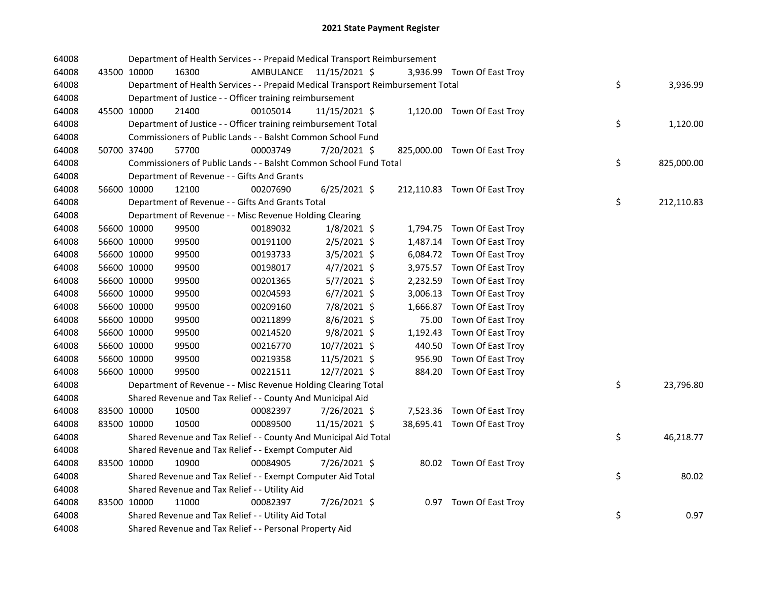# 2021 State Payment Register

| | | | | | | | | | |
|---|---|---|---|---|---|---|---|---|---|
| 64008 | | | Department of Health Services - - Prepaid Medical Transport Reimbursement | | | | | | |
| 64008 | 43500 | 10000 | 16300 | AMBULANCE | 11/15/2021 | $ 3,936.99 | Town Of East Troy | | |
| 64008 | | | Department of Health Services - - Prepaid Medical Transport Reimbursement Total | | | | | $ | 3,936.99 |
| 64008 | | | Department of Justice - - Officer training reimbursement | | | | | | |
| 64008 | 45500 | 10000 | 21400 | 00105014 | 11/15/2021 | $ 1,120.00 | Town Of East Troy | | |
| 64008 | | | Department of Justice - - Officer training reimbursement Total | | | | | $ | 1,120.00 |
| 64008 | | | Commissioners of Public Lands - - Balsht Common School Fund | | | | | | |
| 64008 | 50700 | 37400 | 57700 | 00003749 | 7/20/2021 | $ 825,000.00 | Town Of East Troy | | |
| 64008 | | | Commissioners of Public Lands - - Balsht Common School Fund Total | | | | | $ | 825,000.00 |
| 64008 | | | Department of Revenue - - Gifts And Grants | | | | | | |
| 64008 | 56600 | 10000 | 12100 | 00207690 | 6/25/2021 | $ 212,110.83 | Town Of East Troy | | |
| 64008 | | | Department of Revenue - - Gifts And Grants Total | | | | | $ | 212,110.83 |
| 64008 | | | Department of Revenue - - Misc Revenue Holding Clearing | | | | | | |
| 64008 | 56600 | 10000 | 99500 | 00189032 | 1/8/2021 | $ 1,794.75 | Town Of East Troy | | |
| 64008 | 56600 | 10000 | 99500 | 00191100 | 2/5/2021 | $ 1,487.14 | Town Of East Troy | | |
| 64008 | 56600 | 10000 | 99500 | 00193733 | 3/5/2021 | $ 6,084.72 | Town Of East Troy | | |
| 64008 | 56600 | 10000 | 99500 | 00198017 | 4/7/2021 | $ 3,975.57 | Town Of East Troy | | |
| 64008 | 56600 | 10000 | 99500 | 00201365 | 5/7/2021 | $ 2,232.59 | Town Of East Troy | | |
| 64008 | 56600 | 10000 | 99500 | 00204593 | 6/7/2021 | $ 3,006.13 | Town Of East Troy | | |
| 64008 | 56600 | 10000 | 99500 | 00209160 | 7/8/2021 | $ 1,666.87 | Town Of East Troy | | |
| 64008 | 56600 | 10000 | 99500 | 00211899 | 8/6/2021 | $ 75.00 | Town Of East Troy | | |
| 64008 | 56600 | 10000 | 99500 | 00214520 | 9/8/2021 | $ 1,192.43 | Town Of East Troy | | |
| 64008 | 56600 | 10000 | 99500 | 00216770 | 10/7/2021 | $ 440.50 | Town Of East Troy | | |
| 64008 | 56600 | 10000 | 99500 | 00219358 | 11/5/2021 | $ 956.90 | Town Of East Troy | | |
| 64008 | 56600 | 10000 | 99500 | 00221511 | 12/7/2021 | $ 884.20 | Town Of East Troy | | |
| 64008 | | | Department of Revenue - - Misc Revenue Holding Clearing Total | | | | | $ | 23,796.80 |
| 64008 | | | Shared Revenue and Tax Relief - - County And Municipal Aid | | | | | | |
| 64008 | 83500 | 10000 | 10500 | 00082397 | 7/26/2021 | $ 7,523.36 | Town Of East Troy | | |
| 64008 | 83500 | 10000 | 10500 | 00089500 | 11/15/2021 | $ 38,695.41 | Town Of East Troy | | |
| 64008 | | | Shared Revenue and Tax Relief - - County And Municipal Aid Total | | | | | $ | 46,218.77 |
| 64008 | | | Shared Revenue and Tax Relief - - Exempt Computer Aid | | | | | | |
| 64008 | 83500 | 10000 | 10900 | 00084905 | 7/26/2021 | $ 80.02 | Town Of East Troy | | |
| 64008 | | | Shared Revenue and Tax Relief - - Exempt Computer Aid Total | | | | | $ | 80.02 |
| 64008 | | | Shared Revenue and Tax Relief - - Utility Aid | | | | | | |
| 64008 | 83500 | 10000 | 11000 | 00082397 | 7/26/2021 | $ 0.97 | Town Of East Troy | | |
| 64008 | | | Shared Revenue and Tax Relief - - Utility Aid Total | | | | | $ | 0.97 |
| 64008 | | | Shared Revenue and Tax Relief - - Personal Property Aid | | | | | | |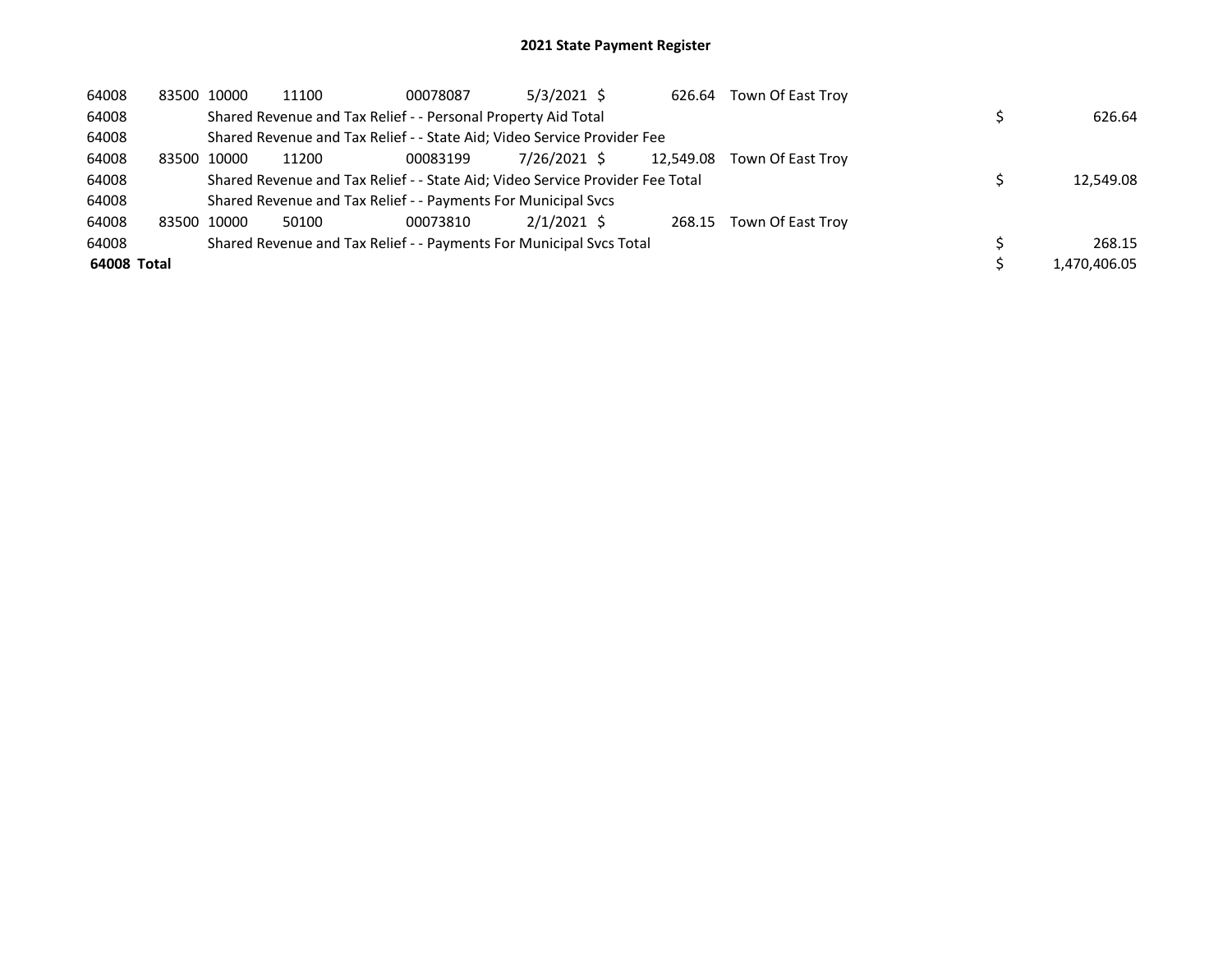# 2021 State Payment Register

| | | | | | | | | | |
|---|---|---|---|---|---|---|---|---|---|
| 64008 | 83500 | 10000 | 11100 | 00078087 | 5/3/2021 | $ 626.64 | Town Of East Troy | | |
| 64008 | | Shared Revenue and Tax Relief - - Personal Property Aid Total | | | | | | $ | 626.64 |
| 64008 | | Shared Revenue and Tax Relief - - State Aid; Video Service Provider Fee | | | | | | | |
| 64008 | 83500 | 10000 | 11200 | 00083199 | 7/26/2021 | $ 12,549.08 | Town Of East Troy | | |
| 64008 | | Shared Revenue and Tax Relief - - State Aid; Video Service Provider Fee Total | | | | | | $ | 12,549.08 |
| 64008 | | Shared Revenue and Tax Relief - - Payments For Municipal Svcs | | | | | | | |
| 64008 | 83500 | 10000 | 50100 | 00073810 | 2/1/2021 | $ 268.15 | Town Of East Troy | | |
| 64008 | | Shared Revenue and Tax Relief - - Payments For Municipal Svcs Total | | | | | | $ | 268.15 |
| **64008 Total** | | | | | | | | $ | 1,470,406.05 |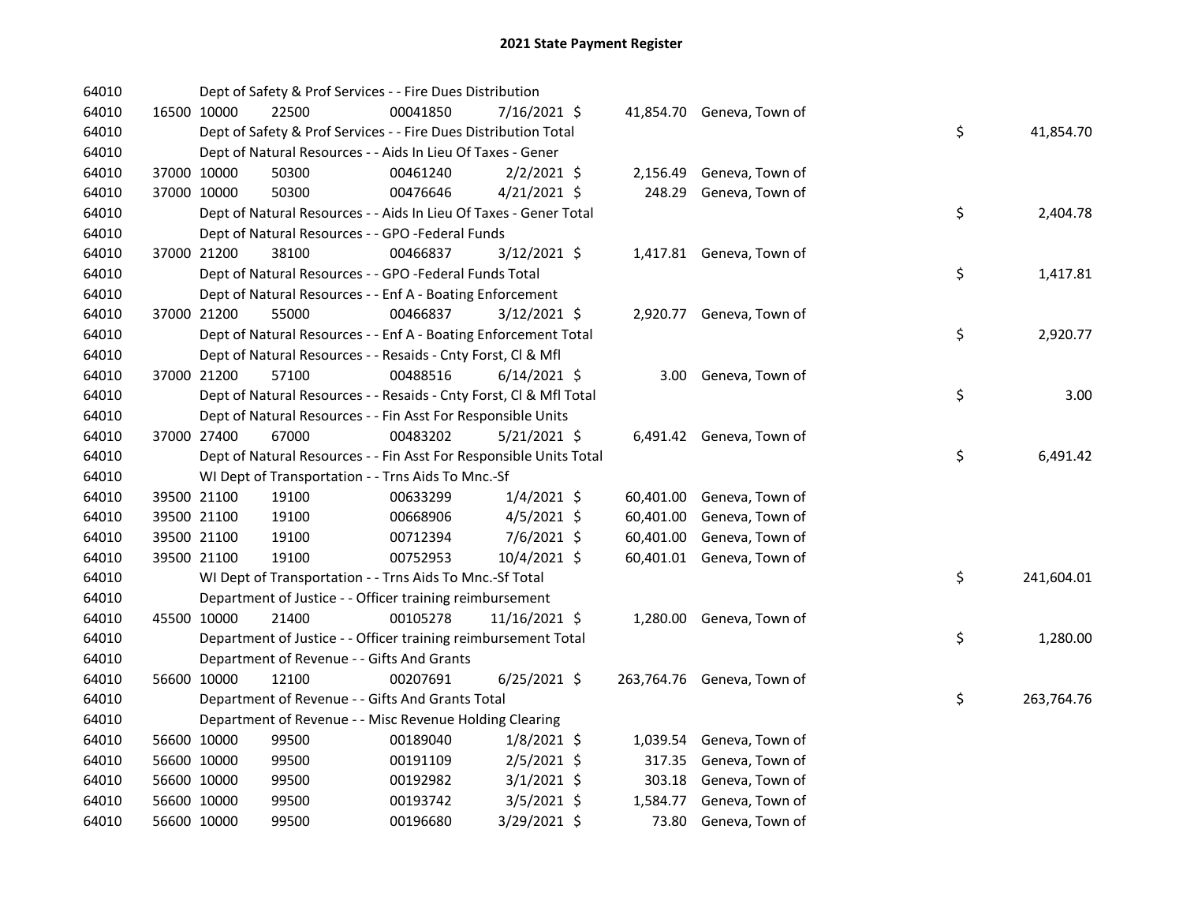# 2021 State Payment Register

| | | | | | | | | | |
|---|---|---|---|---|---|---|---|---|---|
| 64010 | | | Dept of Safety & Prof Services - - Fire Dues Distribution | | | | | | |
| 64010 | 16500 | 10000 | 22500 | 00041850 | 7/16/2021 | $ 41,854.70 | Geneva, Town of | | |
| 64010 | | | Dept of Safety & Prof Services - - Fire Dues Distribution Total | | | | | $ | 41,854.70 |
| 64010 | | | Dept of Natural Resources - - Aids In Lieu Of Taxes - Gener | | | | | | |
| 64010 | 37000 | 10000 | 50300 | 00461240 | 2/2/2021 | $ 2,156.49 | Geneva, Town of | | |
| 64010 | 37000 | 10000 | 50300 | 00476646 | 4/21/2021 | $ 248.29 | Geneva, Town of | | |
| 64010 | | | Dept of Natural Resources - - Aids In Lieu Of Taxes - Gener Total | | | | | $ | 2,404.78 |
| 64010 | | | Dept of Natural Resources - - GPO -Federal Funds | | | | | | |
| 64010 | 37000 | 21200 | 38100 | 00466837 | 3/12/2021 | $ 1,417.81 | Geneva, Town of | | |
| 64010 | | | Dept of Natural Resources - - GPO -Federal Funds Total | | | | | $ | 1,417.81 |
| 64010 | | | Dept of Natural Resources - - Enf A - Boating Enforcement | | | | | | |
| 64010 | 37000 | 21200 | 55000 | 00466837 | 3/12/2021 | $ 2,920.77 | Geneva, Town of | | |
| 64010 | | | Dept of Natural Resources - - Enf A - Boating Enforcement Total | | | | | $ | 2,920.77 |
| 64010 | | | Dept of Natural Resources - - Resaids - Cnty Forst, Cl & Mfl | | | | | | |
| 64010 | 37000 | 21200 | 57100 | 00488516 | 6/14/2021 | $ 3.00 | Geneva, Town of | | |
| 64010 | | | Dept of Natural Resources - - Resaids - Cnty Forst, Cl & Mfl Total | | | | | $ | 3.00 |
| 64010 | | | Dept of Natural Resources - - Fin Asst For Responsible Units | | | | | | |
| 64010 | 37000 | 27400 | 67000 | 00483202 | 5/21/2021 | $ 6,491.42 | Geneva, Town of | | |
| 64010 | | | Dept of Natural Resources - - Fin Asst For Responsible Units Total | | | | | $ | 6,491.42 |
| 64010 | | | WI Dept of Transportation - - Trns Aids To Mnc.-Sf | | | | | | |
| 64010 | 39500 | 21100 | 19100 | 00633299 | 1/4/2021 | $ 60,401.00 | Geneva, Town of | | |
| 64010 | 39500 | 21100 | 19100 | 00668906 | 4/5/2021 | $ 60,401.00 | Geneva, Town of | | |
| 64010 | 39500 | 21100 | 19100 | 00712394 | 7/6/2021 | $ 60,401.00 | Geneva, Town of | | |
| 64010 | 39500 | 21100 | 19100 | 00752953 | 10/4/2021 | $ 60,401.01 | Geneva, Town of | | |
| 64010 | | | WI Dept of Transportation - - Trns Aids To Mnc.-Sf Total | | | | | $ | 241,604.01 |
| 64010 | | | Department of Justice - - Officer training reimbursement | | | | | | |
| 64010 | 45500 | 10000 | 21400 | 00105278 | 11/16/2021 | $ 1,280.00 | Geneva, Town of | | |
| 64010 | | | Department of Justice - - Officer training reimbursement Total | | | | | $ | 1,280.00 |
| 64010 | | | Department of Revenue - - Gifts And Grants | | | | | | |
| 64010 | 56600 | 10000 | 12100 | 00207691 | 6/25/2021 | $ 263,764.76 | Geneva, Town of | | |
| 64010 | | | Department of Revenue - - Gifts And Grants Total | | | | | $ | 263,764.76 |
| 64010 | | | Department of Revenue - - Misc Revenue Holding Clearing | | | | | | |
| 64010 | 56600 | 10000 | 99500 | 00189040 | 1/8/2021 | $ 1,039.54 | Geneva, Town of | | |
| 64010 | 56600 | 10000 | 99500 | 00191109 | 2/5/2021 | $ 317.35 | Geneva, Town of | | |
| 64010 | 56600 | 10000 | 99500 | 00192982 | 3/1/2021 | $ 303.18 | Geneva, Town of | | |
| 64010 | 56600 | 10000 | 99500 | 00193742 | 3/5/2021 | $ 1,584.77 | Geneva, Town of | | |
| 64010 | 56600 | 10000 | 99500 | 00196680 | 3/29/2021 | $ 73.80 | Geneva, Town of | | |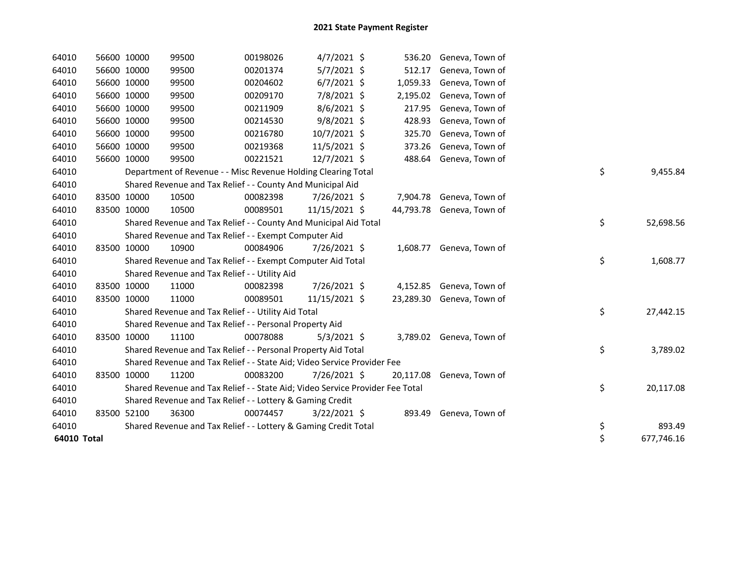## 2021 State Payment Register

| | | | | | | | | | |
|---|---|---|---|---|---|---|---|---|---|
| 64010 | 56600 | 10000 | 99500 | 00198026 | 4/7/2021 | $ 536.20 | Geneva, Town of | | |
| 64010 | 56600 | 10000 | 99500 | 00201374 | 5/7/2021 | $ 512.17 | Geneva, Town of | | |
| 64010 | 56600 | 10000 | 99500 | 00204602 | 6/7/2021 | $ 1,059.33 | Geneva, Town of | | |
| 64010 | 56600 | 10000 | 99500 | 00209170 | 7/8/2021 | $ 2,195.02 | Geneva, Town of | | |
| 64010 | 56600 | 10000 | 99500 | 00211909 | 8/6/2021 | $ 217.95 | Geneva, Town of | | |
| 64010 | 56600 | 10000 | 99500 | 00214530 | 9/8/2021 | $ 428.93 | Geneva, Town of | | |
| 64010 | 56600 | 10000 | 99500 | 00216780 | 10/7/2021 | $ 325.70 | Geneva, Town of | | |
| 64010 | 56600 | 10000 | 99500 | 00219368 | 11/5/2021 | $ 373.26 | Geneva, Town of | | |
| 64010 | 56600 | 10000 | 99500 | 00221521 | 12/7/2021 | $ 488.64 | Geneva, Town of | | |
| 64010 | | Department of Revenue - - Misc Revenue Holding Clearing Total | | | | | | $ | 9,455.84 |
| 64010 | | Shared Revenue and Tax Relief - - County And Municipal Aid | | | | | | | |
| 64010 | 83500 | 10000 | 10500 | 00082398 | 7/26/2021 | $ 7,904.78 | Geneva, Town of | | |
| 64010 | 83500 | 10000 | 10500 | 00089501 | 11/15/2021 | $ 44,793.78 | Geneva, Town of | | |
| 64010 | | Shared Revenue and Tax Relief - - County And Municipal Aid Total | | | | | | $ | 52,698.56 |
| 64010 | | Shared Revenue and Tax Relief - - Exempt Computer Aid | | | | | | | |
| 64010 | 83500 | 10000 | 10900 | 00084906 | 7/26/2021 | $ 1,608.77 | Geneva, Town of | | |
| 64010 | | Shared Revenue and Tax Relief - - Exempt Computer Aid Total | | | | | | $ | 1,608.77 |
| 64010 | | Shared Revenue and Tax Relief - - Utility Aid | | | | | | | |
| 64010 | 83500 | 10000 | 11000 | 00082398 | 7/26/2021 | $ 4,152.85 | Geneva, Town of | | |
| 64010 | 83500 | 10000 | 11000 | 00089501 | 11/15/2021 | $ 23,289.30 | Geneva, Town of | | |
| 64010 | | Shared Revenue and Tax Relief - - Utility Aid Total | | | | | | $ | 27,442.15 |
| 64010 | | Shared Revenue and Tax Relief - - Personal Property Aid | | | | | | | |
| 64010 | 83500 | 10000 | 11100 | 00078088 | 5/3/2021 | $ 3,789.02 | Geneva, Town of | | |
| 64010 | | Shared Revenue and Tax Relief - - Personal Property Aid Total | | | | | | $ | 3,789.02 |
| 64010 | | Shared Revenue and Tax Relief - - State Aid; Video Service Provider Fee | | | | | | | |
| 64010 | 83500 | 10000 | 11200 | 00083200 | 7/26/2021 | $ 20,117.08 | Geneva, Town of | | |
| 64010 | | Shared Revenue and Tax Relief - - State Aid; Video Service Provider Fee Total | | | | | | $ | 20,117.08 |
| 64010 | | Shared Revenue and Tax Relief - - Lottery & Gaming Credit | | | | | | | |
| 64010 | 83500 | 52100 | 36300 | 00074457 | 3/22/2021 | $ 893.49 | Geneva, Town of | | |
| 64010 | | Shared Revenue and Tax Relief - - Lottery & Gaming Credit Total | | | | | | $ | 893.49 |
| **64010 Total** | | | | | | | | $ | 677,746.16 |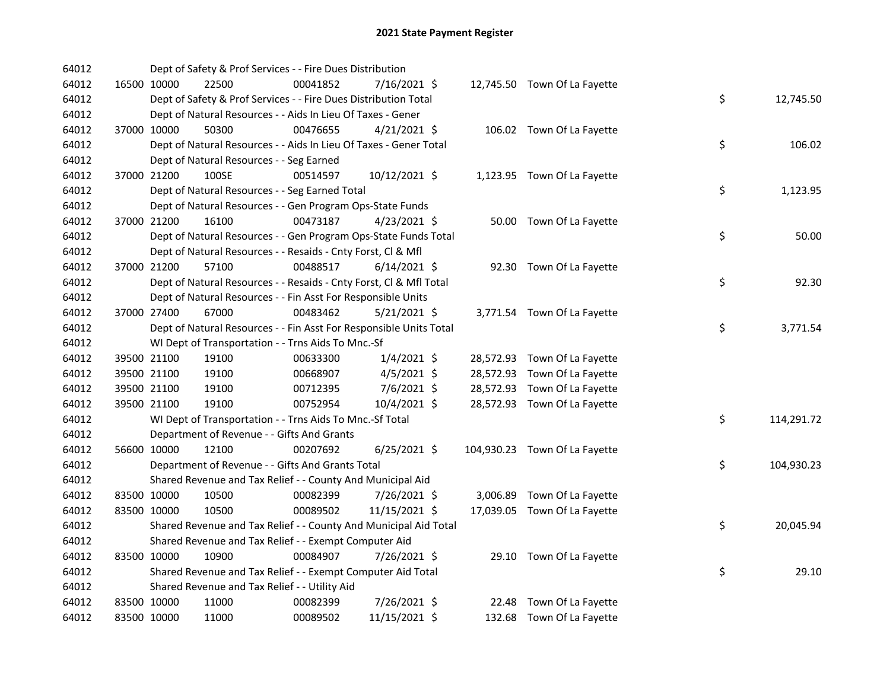# 2021 State Payment Register

| | | | | | | | | | |
|---|---|---|---|---|---|---|---|---|---|
| 64012 | | | Dept of Safety & Prof Services - - Fire Dues Distribution | | | | | | |
| 64012 | 16500 | 10000 | 22500 | 00041852 | 7/16/2021 | $ 12,745.50 | Town Of La Fayette | | |
| 64012 | | | Dept of Safety & Prof Services - - Fire Dues Distribution Total | | | | | $ | 12,745.50 |
| 64012 | | | Dept of Natural Resources - - Aids In Lieu Of Taxes - Gener | | | | | | |
| 64012 | 37000 | 10000 | 50300 | 00476655 | 4/21/2021 | $ 106.02 | Town Of La Fayette | | |
| 64012 | | | Dept of Natural Resources - - Aids In Lieu Of Taxes - Gener Total | | | | | $ | 106.02 |
| 64012 | | | Dept of Natural Resources - - Seg Earned | | | | | | |
| 64012 | 37000 | 21200 | 100SE | 00514597 | 10/12/2021 | $ 1,123.95 | Town Of La Fayette | | |
| 64012 | | | Dept of Natural Resources - - Seg Earned Total | | | | | $ | 1,123.95 |
| 64012 | | | Dept of Natural Resources - - Gen Program Ops-State Funds | | | | | | |
| 64012 | 37000 | 21200 | 16100 | 00473187 | 4/23/2021 | $ 50.00 | Town Of La Fayette | | |
| 64012 | | | Dept of Natural Resources - - Gen Program Ops-State Funds Total | | | | | $ | 50.00 |
| 64012 | | | Dept of Natural Resources - - Resaids - Cnty Forst, Cl & Mfl | | | | | | |
| 64012 | 37000 | 21200 | 57100 | 00488517 | 6/14/2021 | $ 92.30 | Town Of La Fayette | | |
| 64012 | | | Dept of Natural Resources - - Resaids - Cnty Forst, Cl & Mfl Total | | | | | $ | 92.30 |
| 64012 | | | Dept of Natural Resources - - Fin Asst For Responsible Units | | | | | | |
| 64012 | 37000 | 27400 | 67000 | 00483462 | 5/21/2021 | $ 3,771.54 | Town Of La Fayette | | |
| 64012 | | | Dept of Natural Resources - - Fin Asst For Responsible Units Total | | | | | $ | 3,771.54 |
| 64012 | | | WI Dept of Transportation - - Trns Aids To Mnc.-Sf | | | | | | |
| 64012 | 39500 | 21100 | 19100 | 00633300 | 1/4/2021 | $ 28,572.93 | Town Of La Fayette | | |
| 64012 | 39500 | 21100 | 19100 | 00668907 | 4/5/2021 | $ 28,572.93 | Town Of La Fayette | | |
| 64012 | 39500 | 21100 | 19100 | 00712395 | 7/6/2021 | $ 28,572.93 | Town Of La Fayette | | |
| 64012 | 39500 | 21100 | 19100 | 00752954 | 10/4/2021 | $ 28,572.93 | Town Of La Fayette | | |
| 64012 | | | WI Dept of Transportation - - Trns Aids To Mnc.-Sf Total | | | | | $ | 114,291.72 |
| 64012 | | | Department of Revenue - - Gifts And Grants | | | | | | |
| 64012 | 56600 | 10000 | 12100 | 00207692 | 6/25/2021 | $ 104,930.23 | Town Of La Fayette | | |
| 64012 | | | Department of Revenue - - Gifts And Grants Total | | | | | $ | 104,930.23 |
| 64012 | | | Shared Revenue and Tax Relief - - County And Municipal Aid | | | | | | |
| 64012 | 83500 | 10000 | 10500 | 00082399 | 7/26/2021 | $ 3,006.89 | Town Of La Fayette | | |
| 64012 | 83500 | 10000 | 10500 | 00089502 | 11/15/2021 | $ 17,039.05 | Town Of La Fayette | | |
| 64012 | | | Shared Revenue and Tax Relief - - County And Municipal Aid Total | | | | | $ | 20,045.94 |
| 64012 | | | Shared Revenue and Tax Relief - - Exempt Computer Aid | | | | | | |
| 64012 | 83500 | 10000 | 10900 | 00084907 | 7/26/2021 | $ 29.10 | Town Of La Fayette | | |
| 64012 | | | Shared Revenue and Tax Relief - - Exempt Computer Aid Total | | | | | $ | 29.10 |
| 64012 | | | Shared Revenue and Tax Relief - - Utility Aid | | | | | | |
| 64012 | 83500 | 10000 | 11000 | 00082399 | 7/26/2021 | $ 22.48 | Town Of La Fayette | | |
| 64012 | 83500 | 10000 | 11000 | 00089502 | 11/15/2021 | $ 132.68 | Town Of La Fayette | | |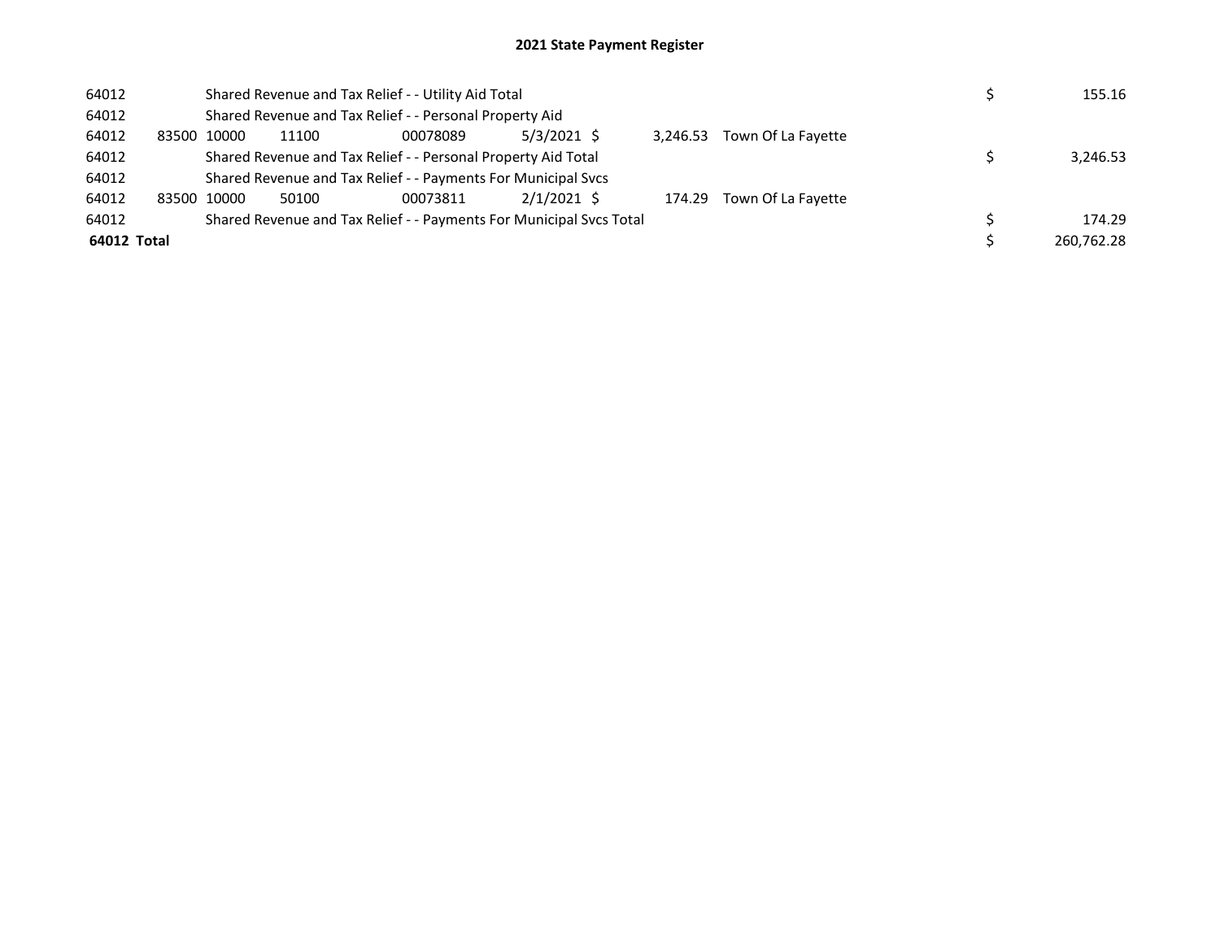# 2021 State Payment Register

| | | | | | | | | | | |
|---|---|---|---|---|---|---|---|---|---|---|
| 64012 | | Shared Revenue and Tax Relief - - Utility Aid Total | | | | | | | $ | 155.16 |
| 64012 | | Shared Revenue and Tax Relief - - Personal Property Aid | | | | | | | | |
| 64012 | 83500 | 10000 | 11100 | 00078089 | 5/3/2021 | $ | 3,246.53 | Town Of La Fayette | | |
| 64012 | | Shared Revenue and Tax Relief - - Personal Property Aid Total | | | | | | | $ | 3,246.53 |
| 64012 | | Shared Revenue and Tax Relief - - Payments For Municipal Svcs | | | | | | | | |
| 64012 | 83500 | 10000 | 50100 | 00073811 | 2/1/2021 | $ | 174.29 | Town Of La Fayette | | |
| 64012 | | Shared Revenue and Tax Relief - - Payments For Municipal Svcs Total | | | | | | | $ | 174.29 |
| **64012 Total** | | | | | | | | | $ | 260,762.28 |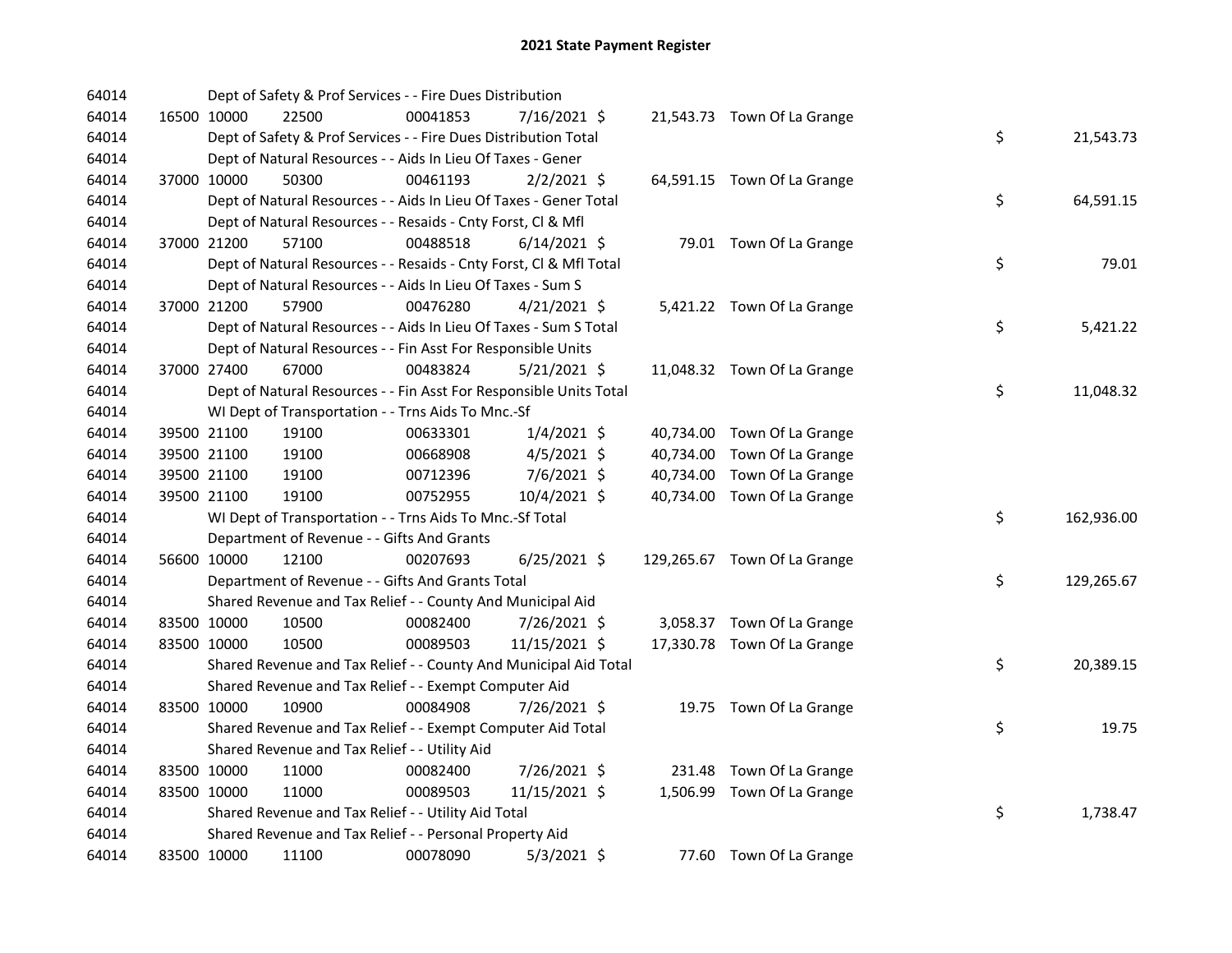# 2021 State Payment Register

| | | | | | | | | | |
|---|---|---|---|---|---|---|---|---|---|
| 64014 | | Dept of Safety & Prof Services - - Fire Dues Distribution | | | | | | | |
| 64014 | 16500 | 10000 | 22500 | 00041853 | 7/16/2021 $ | 21,543.73 | Town Of La Grange | | |
| 64014 | | Dept of Safety & Prof Services - - Fire Dues Distribution Total | | | | | | $ | 21,543.73 |
| 64014 | | Dept of Natural Resources - - Aids In Lieu Of Taxes - Gener | | | | | | | |
| 64014 | 37000 | 10000 | 50300 | 00461193 | 2/2/2021 $ | 64,591.15 | Town Of La Grange | | |
| 64014 | | Dept of Natural Resources - - Aids In Lieu Of Taxes - Gener Total | | | | | | $ | 64,591.15 |
| 64014 | | Dept of Natural Resources - - Resaids - Cnty Forst, Cl & Mfl | | | | | | | |
| 64014 | 37000 | 21200 | 57100 | 00488518 | 6/14/2021 $ | 79.01 | Town Of La Grange | | |
| 64014 | | Dept of Natural Resources - - Resaids - Cnty Forst, Cl & Mfl Total | | | | | | $ | 79.01 |
| 64014 | | Dept of Natural Resources - - Aids In Lieu Of Taxes - Sum S | | | | | | | |
| 64014 | 37000 | 21200 | 57900 | 00476280 | 4/21/2021 $ | 5,421.22 | Town Of La Grange | | |
| 64014 | | Dept of Natural Resources - - Aids In Lieu Of Taxes - Sum S Total | | | | | | $ | 5,421.22 |
| 64014 | | Dept of Natural Resources - - Fin Asst For Responsible Units | | | | | | | |
| 64014 | 37000 | 27400 | 67000 | 00483824 | 5/21/2021 $ | 11,048.32 | Town Of La Grange | | |
| 64014 | | Dept of Natural Resources - - Fin Asst For Responsible Units Total | | | | | | $ | 11,048.32 |
| 64014 | | WI Dept of Transportation - - Trns Aids To Mnc.-Sf | | | | | | | |
| 64014 | 39500 | 21100 | 19100 | 00633301 | 1/4/2021 $ | 40,734.00 | Town Of La Grange | | |
| 64014 | 39500 | 21100 | 19100 | 00668908 | 4/5/2021 $ | 40,734.00 | Town Of La Grange | | |
| 64014 | 39500 | 21100 | 19100 | 00712396 | 7/6/2021 $ | 40,734.00 | Town Of La Grange | | |
| 64014 | 39500 | 21100 | 19100 | 00752955 | 10/4/2021 $ | 40,734.00 | Town Of La Grange | | |
| 64014 | | WI Dept of Transportation - - Trns Aids To Mnc.-Sf Total | | | | | | $ | 162,936.00 |
| 64014 | | Department of Revenue - - Gifts And Grants | | | | | | | |
| 64014 | 56600 | 10000 | 12100 | 00207693 | 6/25/2021 $ | 129,265.67 | Town Of La Grange | | |
| 64014 | | Department of Revenue - - Gifts And Grants Total | | | | | | $ | 129,265.67 |
| 64014 | | Shared Revenue and Tax Relief - - County And Municipal Aid | | | | | | | |
| 64014 | 83500 | 10000 | 10500 | 00082400 | 7/26/2021 $ | 3,058.37 | Town Of La Grange | | |
| 64014 | 83500 | 10000 | 10500 | 00089503 | 11/15/2021 $ | 17,330.78 | Town Of La Grange | | |
| 64014 | | Shared Revenue and Tax Relief - - County And Municipal Aid Total | | | | | | $ | 20,389.15 |
| 64014 | | Shared Revenue and Tax Relief - - Exempt Computer Aid | | | | | | | |
| 64014 | 83500 | 10000 | 10900 | 00084908 | 7/26/2021 $ | 19.75 | Town Of La Grange | | |
| 64014 | | Shared Revenue and Tax Relief - - Exempt Computer Aid Total | | | | | | $ | 19.75 |
| 64014 | | Shared Revenue and Tax Relief - - Utility Aid | | | | | | | |
| 64014 | 83500 | 10000 | 11000 | 00082400 | 7/26/2021 $ | 231.48 | Town Of La Grange | | |
| 64014 | 83500 | 10000 | 11000 | 00089503 | 11/15/2021 $ | 1,506.99 | Town Of La Grange | | |
| 64014 | | Shared Revenue and Tax Relief - - Utility Aid Total | | | | | | $ | 1,738.47 |
| 64014 | | Shared Revenue and Tax Relief - - Personal Property Aid | | | | | | | |
| 64014 | 83500 | 10000 | 11100 | 00078090 | 5/3/2021 $ | 77.60 | Town Of La Grange | | |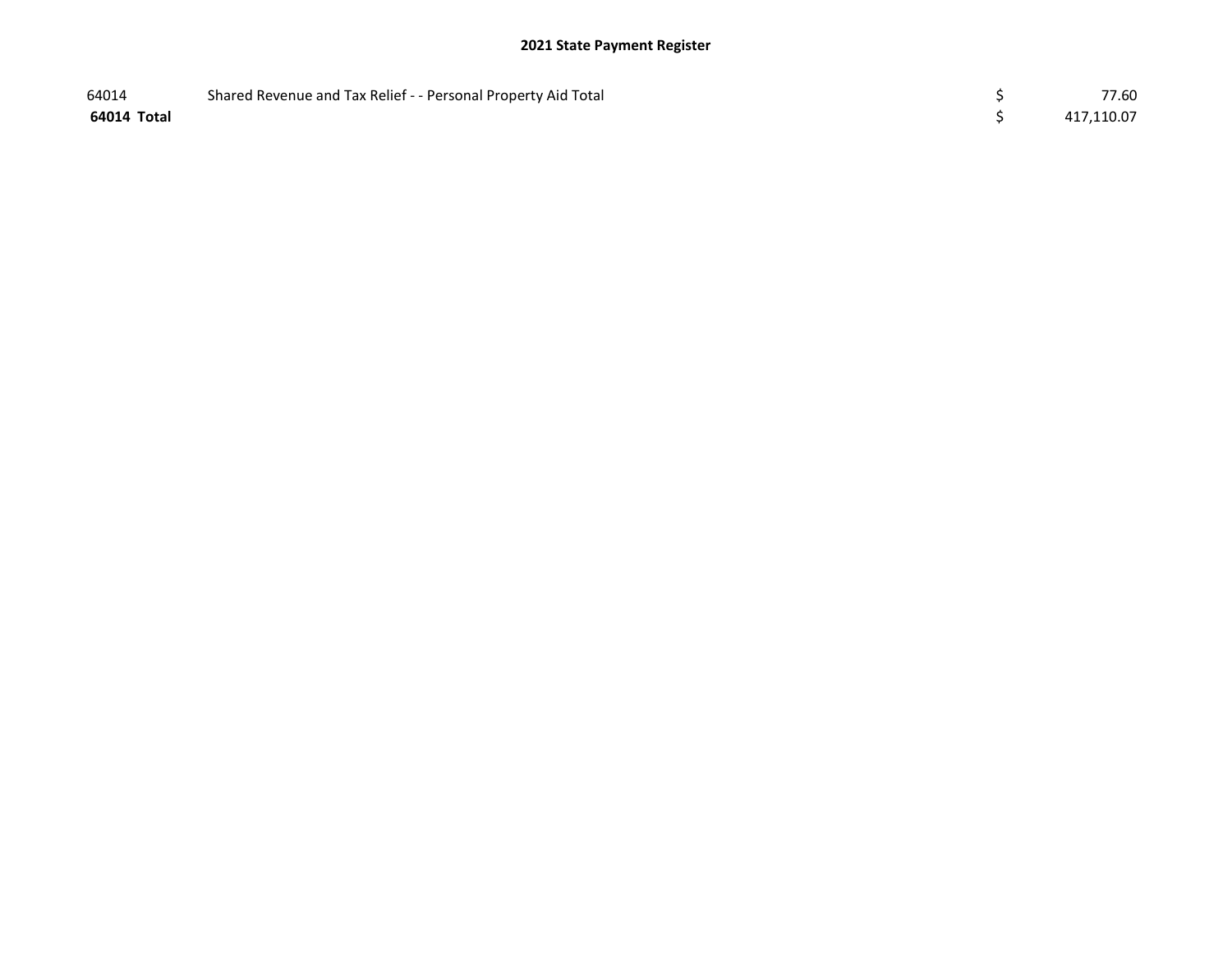# 2021 State Payment Register

| | | | |
|---|---|---|---|
| 64014 | Shared Revenue and Tax Relief - - Personal Property Aid Total | $ | 77.60 |
| **64014 Total** | | $ | 417,110.07 |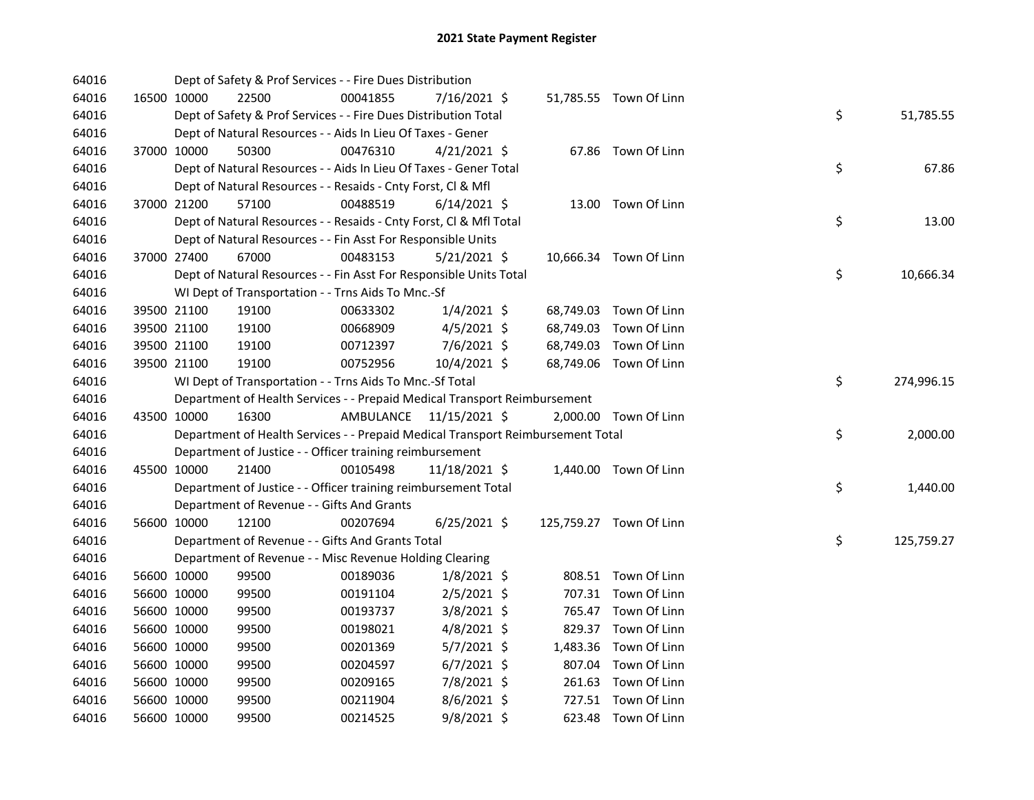# 2021 State Payment Register

| | | | | | | | | | |
|---|---|---|---|---|---|---|---|---|---|
| 64016 | | | Dept of Safety & Prof Services - - Fire Dues Distribution | | | | | | |
| 64016 | 16500 | 10000 | 22500 | 00041855 | 7/16/2021 | $ 51,785.55 | Town Of Linn | | |
| 64016 | | | Dept of Safety & Prof Services - - Fire Dues Distribution Total | | | | | $ | 51,785.55 |
| 64016 | | | Dept of Natural Resources - - Aids In Lieu Of Taxes - Gener | | | | | | |
| 64016 | 37000 | 10000 | 50300 | 00476310 | 4/21/2021 | $ 67.86 | Town Of Linn | | |
| 64016 | | | Dept of Natural Resources - - Aids In Lieu Of Taxes - Gener Total | | | | | $ | 67.86 |
| 64016 | | | Dept of Natural Resources - - Resaids - Cnty Forst, Cl & Mfl | | | | | | |
| 64016 | 37000 | 21200 | 57100 | 00488519 | 6/14/2021 | $ 13.00 | Town Of Linn | | |
| 64016 | | | Dept of Natural Resources - - Resaids - Cnty Forst, Cl & Mfl Total | | | | | $ | 13.00 |
| 64016 | | | Dept of Natural Resources - - Fin Asst For Responsible Units | | | | | | |
| 64016 | 37000 | 27400 | 67000 | 00483153 | 5/21/2021 | $ 10,666.34 | Town Of Linn | | |
| 64016 | | | Dept of Natural Resources - - Fin Asst For Responsible Units Total | | | | | $ | 10,666.34 |
| 64016 | | | WI Dept of Transportation - - Trns Aids To Mnc.-Sf | | | | | | |
| 64016 | 39500 | 21100 | 19100 | 00633302 | 1/4/2021 | $ 68,749.03 | Town Of Linn | | |
| 64016 | 39500 | 21100 | 19100 | 00668909 | 4/5/2021 | $ 68,749.03 | Town Of Linn | | |
| 64016 | 39500 | 21100 | 19100 | 00712397 | 7/6/2021 | $ 68,749.03 | Town Of Linn | | |
| 64016 | 39500 | 21100 | 19100 | 00752956 | 10/4/2021 | $ 68,749.06 | Town Of Linn | | |
| 64016 | | | WI Dept of Transportation - - Trns Aids To Mnc.-Sf Total | | | | | $ | 274,996.15 |
| 64016 | | | Department of Health Services - - Prepaid Medical Transport Reimbursement | | | | | | |
| 64016 | 43500 | 10000 | 16300 | AMBULANCE | 11/15/2021 | $ 2,000.00 | Town Of Linn | | |
| 64016 | | | Department of Health Services - - Prepaid Medical Transport Reimbursement Total | | | | | $ | 2,000.00 |
| 64016 | | | Department of Justice - - Officer training reimbursement | | | | | | |
| 64016 | 45500 | 10000 | 21400 | 00105498 | 11/18/2021 | $ 1,440.00 | Town Of Linn | | |
| 64016 | | | Department of Justice - - Officer training reimbursement Total | | | | | $ | 1,440.00 |
| 64016 | | | Department of Revenue - - Gifts And Grants | | | | | | |
| 64016 | 56600 | 10000 | 12100 | 00207694 | 6/25/2021 | $ 125,759.27 | Town Of Linn | | |
| 64016 | | | Department of Revenue - - Gifts And Grants Total | | | | | $ | 125,759.27 |
| 64016 | | | Department of Revenue - - Misc Revenue Holding Clearing | | | | | | |
| 64016 | 56600 | 10000 | 99500 | 00189036 | 1/8/2021 | $ 808.51 | Town Of Linn | | |
| 64016 | 56600 | 10000 | 99500 | 00191104 | 2/5/2021 | $ 707.31 | Town Of Linn | | |
| 64016 | 56600 | 10000 | 99500 | 00193737 | 3/8/2021 | $ 765.47 | Town Of Linn | | |
| 64016 | 56600 | 10000 | 99500 | 00198021 | 4/8/2021 | $ 829.37 | Town Of Linn | | |
| 64016 | 56600 | 10000 | 99500 | 00201369 | 5/7/2021 | $ 1,483.36 | Town Of Linn | | |
| 64016 | 56600 | 10000 | 99500 | 00204597 | 6/7/2021 | $ 807.04 | Town Of Linn | | |
| 64016 | 56600 | 10000 | 99500 | 00209165 | 7/8/2021 | $ 261.63 | Town Of Linn | | |
| 64016 | 56600 | 10000 | 99500 | 00211904 | 8/6/2021 | $ 727.51 | Town Of Linn | | |
| 64016 | 56600 | 10000 | 99500 | 00214525 | 9/8/2021 | $ 623.48 | Town Of Linn | | |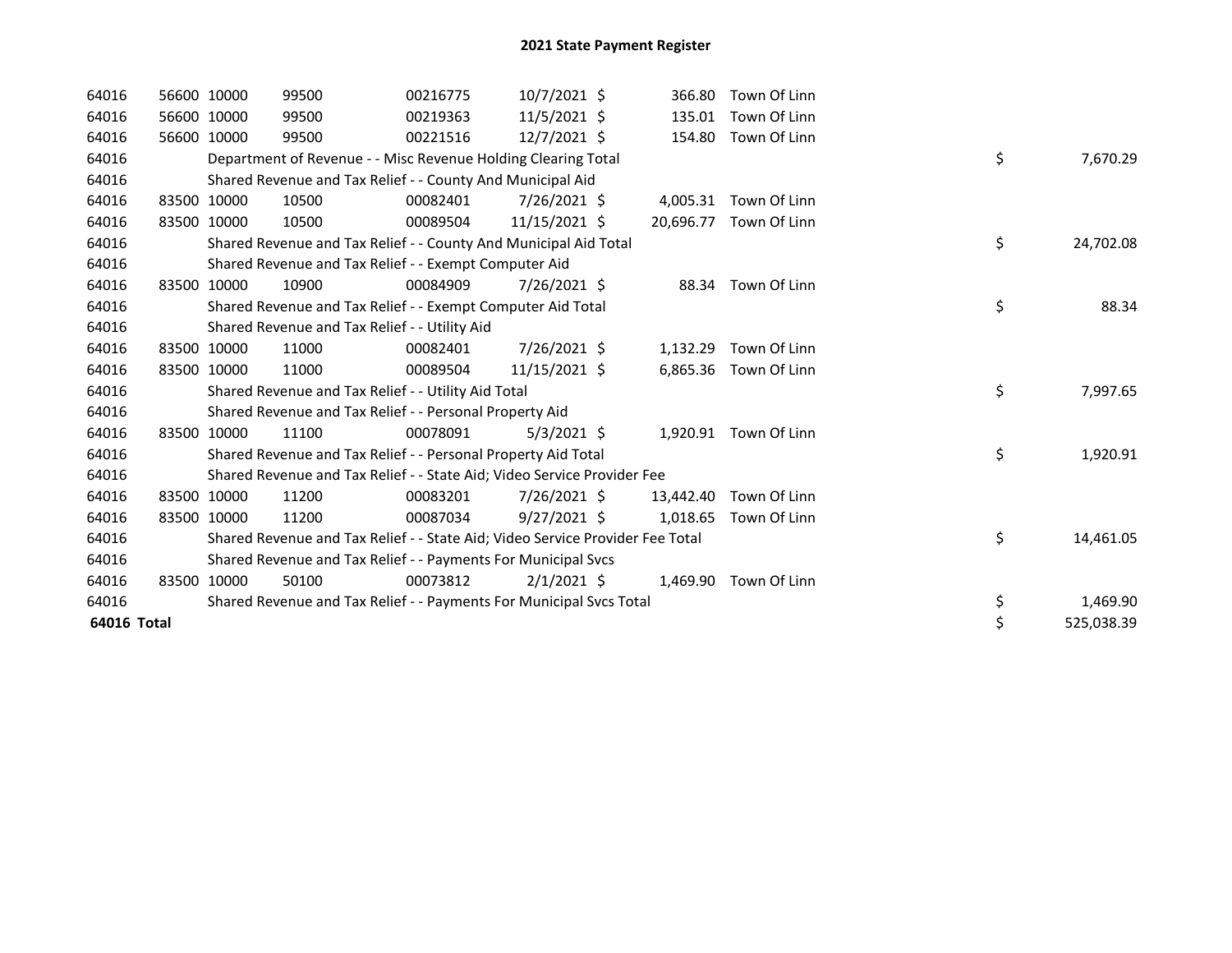# 2021 State Payment Register

| | | | | | | | | | |
|---|---|---|---|---|---|---|---|---|---|
| 64016 | 56600 | 10000 | 99500 | 00216775 | 10/7/2021 | $ | 366.80 | Town Of Linn | |
| 64016 | 56600 | 10000 | 99500 | 00219363 | 11/5/2021 | $ | 135.01 | Town Of Linn | |
| 64016 | 56600 | 10000 | 99500 | 00221516 | 12/7/2021 | $ | 154.80 | Town Of Linn | |
| 64016 | | Department of Revenue - - Misc Revenue Holding Clearing Total | | | | | | | $ 7,670.29 |
| 64016 | | Shared Revenue and Tax Relief - - County And Municipal Aid | | | | | | | |
| 64016 | 83500 | 10000 | 10500 | 00082401 | 7/26/2021 | $ | 4,005.31 | Town Of Linn | |
| 64016 | 83500 | 10000 | 10500 | 00089504 | 11/15/2021 | $ | 20,696.77 | Town Of Linn | |
| 64016 | | Shared Revenue and Tax Relief - - County And Municipal Aid Total | | | | | | | $ 24,702.08 |
| 64016 | | Shared Revenue and Tax Relief - - Exempt Computer Aid | | | | | | | |
| 64016 | 83500 | 10000 | 10900 | 00084909 | 7/26/2021 | $ | 88.34 | Town Of Linn | |
| 64016 | | Shared Revenue and Tax Relief - - Exempt Computer Aid Total | | | | | | | $ 88.34 |
| 64016 | | Shared Revenue and Tax Relief - - Utility Aid | | | | | | | |
| 64016 | 83500 | 10000 | 11000 | 00082401 | 7/26/2021 | $ | 1,132.29 | Town Of Linn | |
| 64016 | 83500 | 10000 | 11000 | 00089504 | 11/15/2021 | $ | 6,865.36 | Town Of Linn | |
| 64016 | | Shared Revenue and Tax Relief - - Utility Aid Total | | | | | | | $ 7,997.65 |
| 64016 | | Shared Revenue and Tax Relief - - Personal Property Aid | | | | | | | |
| 64016 | 83500 | 10000 | 11100 | 00078091 | 5/3/2021 | $ | 1,920.91 | Town Of Linn | |
| 64016 | | Shared Revenue and Tax Relief - - Personal Property Aid Total | | | | | | | $ 1,920.91 |
| 64016 | | Shared Revenue and Tax Relief - - State Aid; Video Service Provider Fee | | | | | | | |
| 64016 | 83500 | 10000 | 11200 | 00083201 | 7/26/2021 | $ | 13,442.40 | Town Of Linn | |
| 64016 | 83500 | 10000 | 11200 | 00087034 | 9/27/2021 | $ | 1,018.65 | Town Of Linn | |
| 64016 | | Shared Revenue and Tax Relief - - State Aid; Video Service Provider Fee Total | | | | | | | $ 14,461.05 |
| 64016 | | Shared Revenue and Tax Relief - - Payments For Municipal Svcs | | | | | | | |
| 64016 | 83500 | 10000 | 50100 | 00073812 | 2/1/2021 | $ | 1,469.90 | Town Of Linn | |
| 64016 | | Shared Revenue and Tax Relief - - Payments For Municipal Svcs Total | | | | | | | $ 1,469.90 |
| **64016 Total** | | | | | | | | | $ 525,038.39 |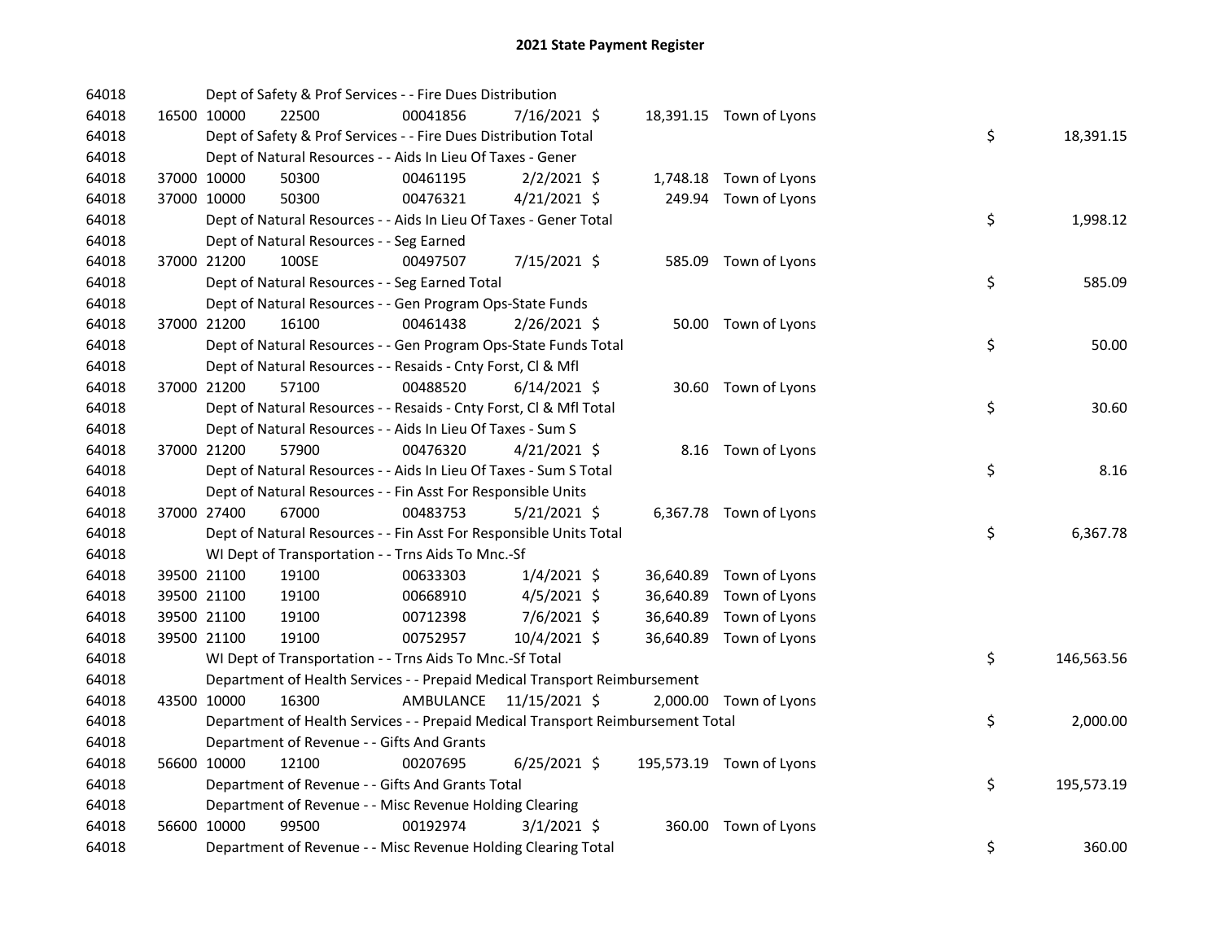## 2021 State Payment Register

| | | | | | | | | | |
|---|---|---|---|---|---|---|---|---|---|
| 64018 | | | Dept of Safety & Prof Services - - Fire Dues Distribution | | | | | | |
| 64018 | 16500 | 10000 | 22500 | 00041856 | 7/16/2021 $ | 18,391.15 | Town of Lyons | | |
| 64018 | | | Dept of Safety & Prof Services - - Fire Dues Distribution Total | | | | | $ | 18,391.15 |
| 64018 | | | Dept of Natural Resources - - Aids In Lieu Of Taxes - Gener | | | | | | |
| 64018 | 37000 | 10000 | 50300 | 00461195 | 2/2/2021 $ | 1,748.18 | Town of Lyons | | |
| 64018 | 37000 | 10000 | 50300 | 00476321 | 4/21/2021 $ | 249.94 | Town of Lyons | | |
| 64018 | | | Dept of Natural Resources - - Aids In Lieu Of Taxes - Gener Total | | | | | $ | 1,998.12 |
| 64018 | | | Dept of Natural Resources - - Seg Earned | | | | | | |
| 64018 | 37000 | 21200 | 100SE | 00497507 | 7/15/2021 $ | 585.09 | Town of Lyons | | |
| 64018 | | | Dept of Natural Resources - - Seg Earned Total | | | | | $ | 585.09 |
| 64018 | | | Dept of Natural Resources - - Gen Program Ops-State Funds | | | | | | |
| 64018 | 37000 | 21200 | 16100 | 00461438 | 2/26/2021 $ | 50.00 | Town of Lyons | | |
| 64018 | | | Dept of Natural Resources - - Gen Program Ops-State Funds Total | | | | | $ | 50.00 |
| 64018 | | | Dept of Natural Resources - - Resaids - Cnty Forst, Cl & Mfl | | | | | | |
| 64018 | 37000 | 21200 | 57100 | 00488520 | 6/14/2021 $ | 30.60 | Town of Lyons | | |
| 64018 | | | Dept of Natural Resources - - Resaids - Cnty Forst, Cl & Mfl Total | | | | | $ | 30.60 |
| 64018 | | | Dept of Natural Resources - - Aids In Lieu Of Taxes - Sum S | | | | | | |
| 64018 | 37000 | 21200 | 57900 | 00476320 | 4/21/2021 $ | 8.16 | Town of Lyons | | |
| 64018 | | | Dept of Natural Resources - - Aids In Lieu Of Taxes - Sum S Total | | | | | $ | 8.16 |
| 64018 | | | Dept of Natural Resources - - Fin Asst For Responsible Units | | | | | | |
| 64018 | 37000 | 27400 | 67000 | 00483753 | 5/21/2021 $ | 6,367.78 | Town of Lyons | | |
| 64018 | | | Dept of Natural Resources - - Fin Asst For Responsible Units Total | | | | | $ | 6,367.78 |
| 64018 | | | WI Dept of Transportation - - Trns Aids To Mnc.-Sf | | | | | | |
| 64018 | 39500 | 21100 | 19100 | 00633303 | 1/4/2021 $ | 36,640.89 | Town of Lyons | | |
| 64018 | 39500 | 21100 | 19100 | 00668910 | 4/5/2021 $ | 36,640.89 | Town of Lyons | | |
| 64018 | 39500 | 21100 | 19100 | 00712398 | 7/6/2021 $ | 36,640.89 | Town of Lyons | | |
| 64018 | 39500 | 21100 | 19100 | 00752957 | 10/4/2021 $ | 36,640.89 | Town of Lyons | | |
| 64018 | | | WI Dept of Transportation - - Trns Aids To Mnc.-Sf Total | | | | | $ | 146,563.56 |
| 64018 | | | Department of Health Services - - Prepaid Medical Transport Reimbursement | | | | | | |
| 64018 | 43500 | 10000 | 16300 | AMBULANCE | 11/15/2021 $ | 2,000.00 | Town of Lyons | | |
| 64018 | | | Department of Health Services - - Prepaid Medical Transport Reimbursement Total | | | | | $ | 2,000.00 |
| 64018 | | | Department of Revenue - - Gifts And Grants | | | | | | |
| 64018 | 56600 | 10000 | 12100 | 00207695 | 6/25/2021 $ | 195,573.19 | Town of Lyons | | |
| 64018 | | | Department of Revenue - - Gifts And Grants Total | | | | | $ | 195,573.19 |
| 64018 | | | Department of Revenue - - Misc Revenue Holding Clearing | | | | | | |
| 64018 | 56600 | 10000 | 99500 | 00192974 | 3/1/2021 $ | 360.00 | Town of Lyons | | |
| 64018 | | | Department of Revenue - - Misc Revenue Holding Clearing Total | | | | | $ | 360.00 |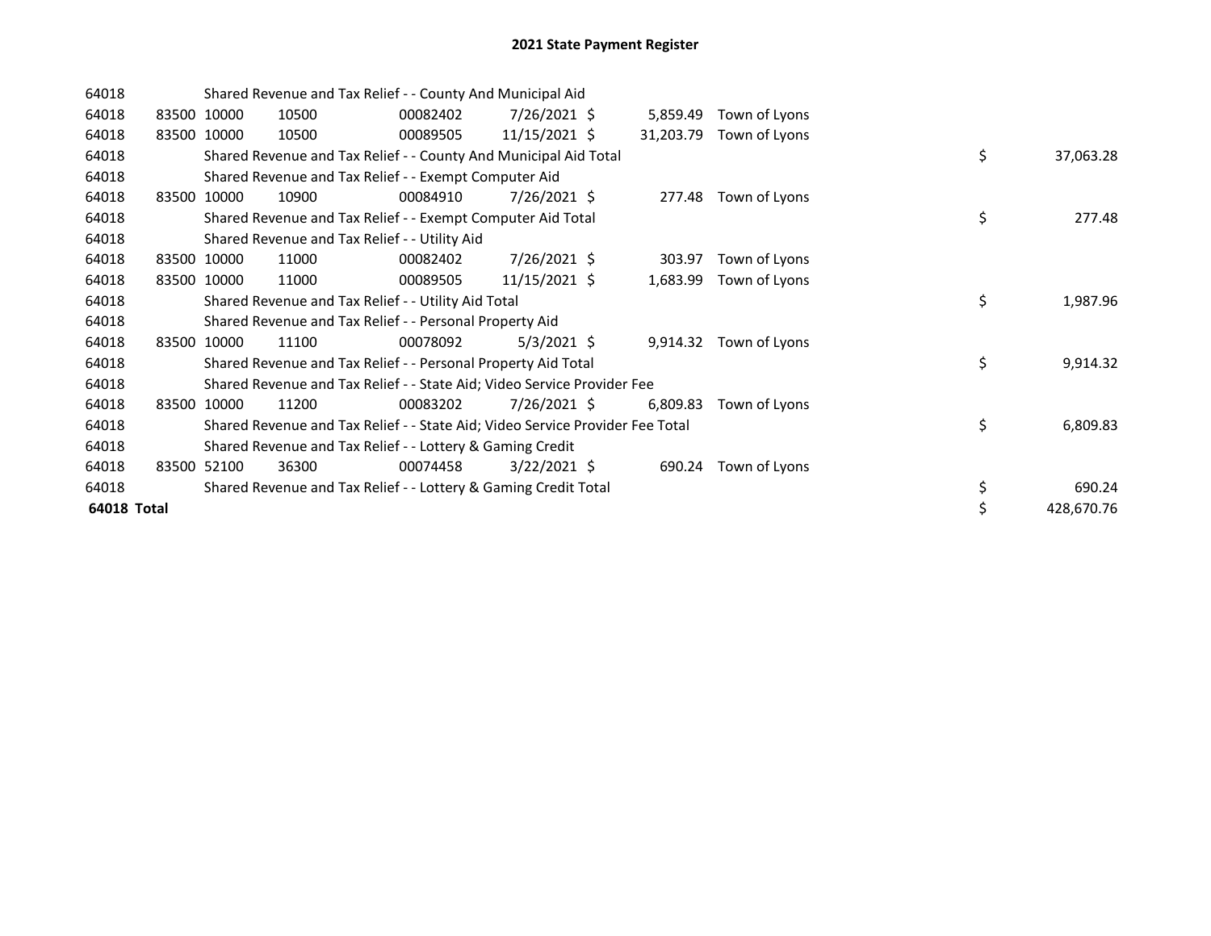# 2021 State Payment Register

| | | | | | | | | | |
|---|---|---|---|---|---|---|---|---|---|
| 64018 | | | Shared Revenue and Tax Relief - - County And Municipal Aid | | | | | | |
| 64018 | 83500 | 10000 | 10500 | 00082402 | 7/26/2021 | $ 5,859.49 | Town of Lyons | | |
| 64018 | 83500 | 10000 | 10500 | 00089505 | 11/15/2021 | $ 31,203.79 | Town of Lyons | | |
| 64018 | | | Shared Revenue and Tax Relief - - County And Municipal Aid Total | | | | | $ | 37,063.28 |
| 64018 | | | Shared Revenue and Tax Relief - - Exempt Computer Aid | | | | | | |
| 64018 | 83500 | 10000 | 10900 | 00084910 | 7/26/2021 | $ 277.48 | Town of Lyons | | |
| 64018 | | | Shared Revenue and Tax Relief - - Exempt Computer Aid Total | | | | | $ | 277.48 |
| 64018 | | | Shared Revenue and Tax Relief - - Utility Aid | | | | | | |
| 64018 | 83500 | 10000 | 11000 | 00082402 | 7/26/2021 | $ 303.97 | Town of Lyons | | |
| 64018 | 83500 | 10000 | 11000 | 00089505 | 11/15/2021 | $ 1,683.99 | Town of Lyons | | |
| 64018 | | | Shared Revenue and Tax Relief - - Utility Aid Total | | | | | $ | 1,987.96 |
| 64018 | | | Shared Revenue and Tax Relief - - Personal Property Aid | | | | | | |
| 64018 | 83500 | 10000 | 11100 | 00078092 | 5/3/2021 | $ 9,914.32 | Town of Lyons | | |
| 64018 | | | Shared Revenue and Tax Relief - - Personal Property Aid Total | | | | | $ | 9,914.32 |
| 64018 | | | Shared Revenue and Tax Relief - - State Aid; Video Service Provider Fee | | | | | | |
| 64018 | 83500 | 10000 | 11200 | 00083202 | 7/26/2021 | $ 6,809.83 | Town of Lyons | | |
| 64018 | | | Shared Revenue and Tax Relief - - State Aid; Video Service Provider Fee Total | | | | | $ | 6,809.83 |
| 64018 | | | Shared Revenue and Tax Relief - - Lottery & Gaming Credit | | | | | | |
| 64018 | 83500 | 52100 | 36300 | 00074458 | 3/22/2021 | $ 690.24 | Town of Lyons | | |
| 64018 | | | Shared Revenue and Tax Relief - - Lottery & Gaming Credit Total | | | | | $ | 690.24 |
| **64018 Total** | | | | | | | | $ | 428,670.76 |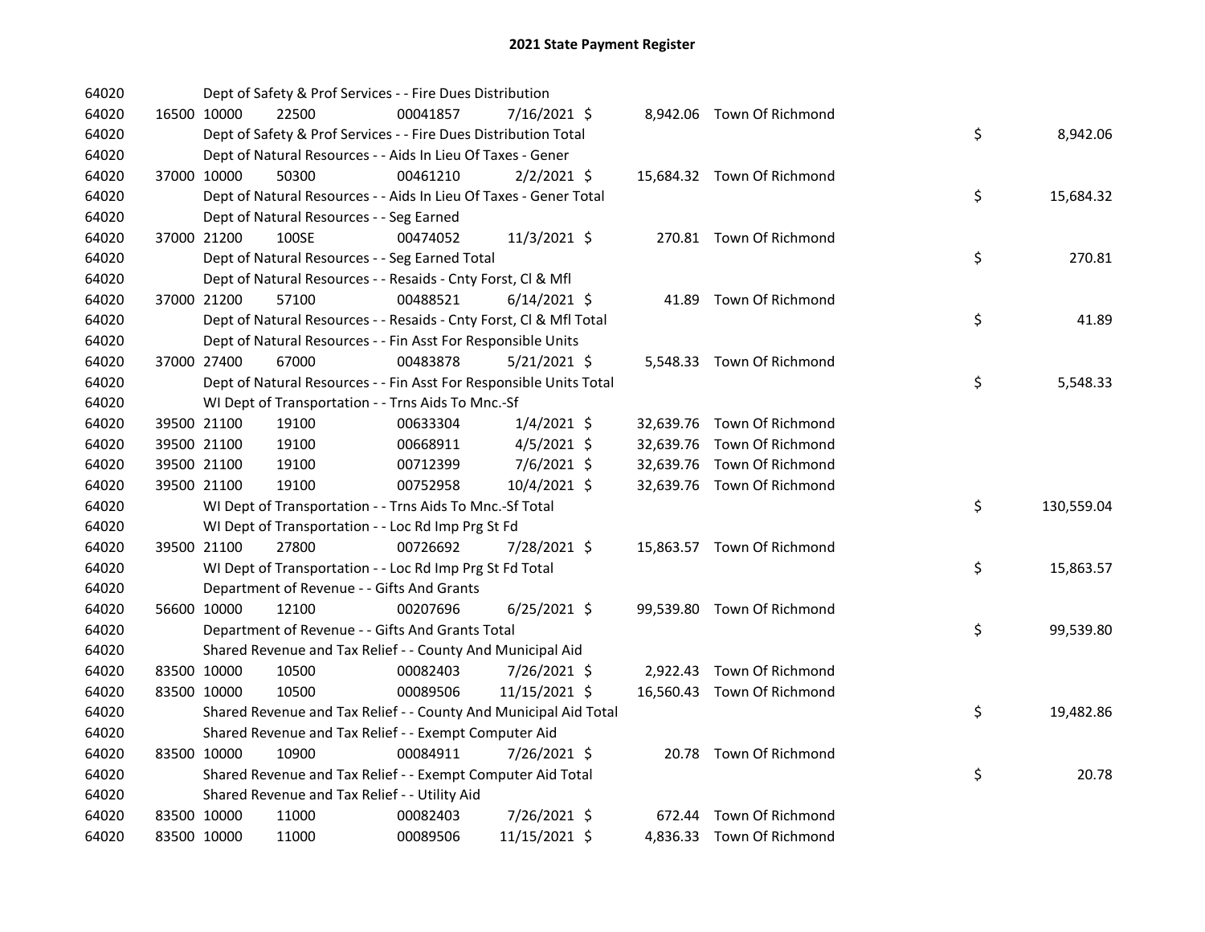# 2021 State Payment Register

| | | | | | | | | | |
|---|---|---|---|---|---|---|---|---|---|
| 64020 | | | Dept of Safety & Prof Services - - Fire Dues Distribution | | | | | | |
| 64020 | 16500 | 10000 | 22500 | 00041857 | 7/16/2021 | $ | 8,942.06 | Town Of Richmond | |
| 64020 | | | Dept of Safety & Prof Services - - Fire Dues Distribution Total | | | | | | $ 8,942.06 |
| 64020 | | | Dept of Natural Resources - - Aids In Lieu Of Taxes - Gener | | | | | | |
| 64020 | 37000 | 10000 | 50300 | 00461210 | 2/2/2021 | $ | 15,684.32 | Town Of Richmond | |
| 64020 | | | Dept of Natural Resources - - Aids In Lieu Of Taxes - Gener Total | | | | | | $ 15,684.32 |
| 64020 | | | Dept of Natural Resources - - Seg Earned | | | | | | |
| 64020 | 37000 | 21200 | 100SE | 00474052 | 11/3/2021 | $ | 270.81 | Town Of Richmond | |
| 64020 | | | Dept of Natural Resources - - Seg Earned Total | | | | | | $ 270.81 |
| 64020 | | | Dept of Natural Resources - - Resaids - Cnty Forst, Cl & Mfl | | | | | | |
| 64020 | 37000 | 21200 | 57100 | 00488521 | 6/14/2021 | $ | 41.89 | Town Of Richmond | |
| 64020 | | | Dept of Natural Resources - - Resaids - Cnty Forst, Cl & Mfl Total | | | | | | $ 41.89 |
| 64020 | | | Dept of Natural Resources - - Fin Asst For Responsible Units | | | | | | |
| 64020 | 37000 | 27400 | 67000 | 00483878 | 5/21/2021 | $ | 5,548.33 | Town Of Richmond | |
| 64020 | | | Dept of Natural Resources - - Fin Asst For Responsible Units Total | | | | | | $ 5,548.33 |
| 64020 | | | WI Dept of Transportation - - Trns Aids To Mnc.-Sf | | | | | | |
| 64020 | 39500 | 21100 | 19100 | 00633304 | 1/4/2021 | $ | 32,639.76 | Town Of Richmond | |
| 64020 | 39500 | 21100 | 19100 | 00668911 | 4/5/2021 | $ | 32,639.76 | Town Of Richmond | |
| 64020 | 39500 | 21100 | 19100 | 00712399 | 7/6/2021 | $ | 32,639.76 | Town Of Richmond | |
| 64020 | 39500 | 21100 | 19100 | 00752958 | 10/4/2021 | $ | 32,639.76 | Town Of Richmond | |
| 64020 | | | WI Dept of Transportation - - Trns Aids To Mnc.-Sf Total | | | | | | $ 130,559.04 |
| 64020 | | | WI Dept of Transportation - - Loc Rd Imp Prg St Fd | | | | | | |
| 64020 | 39500 | 21100 | 27800 | 00726692 | 7/28/2021 | $ | 15,863.57 | Town Of Richmond | |
| 64020 | | | WI Dept of Transportation - - Loc Rd Imp Prg St Fd Total | | | | | | $ 15,863.57 |
| 64020 | | | Department of Revenue - - Gifts And Grants | | | | | | |
| 64020 | 56600 | 10000 | 12100 | 00207696 | 6/25/2021 | $ | 99,539.80 | Town Of Richmond | |
| 64020 | | | Department of Revenue - - Gifts And Grants Total | | | | | | $ 99,539.80 |
| 64020 | | | Shared Revenue and Tax Relief - - County And Municipal Aid | | | | | | |
| 64020 | 83500 | 10000 | 10500 | 00082403 | 7/26/2021 | $ | 2,922.43 | Town Of Richmond | |
| 64020 | 83500 | 10000 | 10500 | 00089506 | 11/15/2021 | $ | 16,560.43 | Town Of Richmond | |
| 64020 | | | Shared Revenue and Tax Relief - - County And Municipal Aid Total | | | | | | $ 19,482.86 |
| 64020 | | | Shared Revenue and Tax Relief - - Exempt Computer Aid | | | | | | |
| 64020 | 83500 | 10000 | 10900 | 00084911 | 7/26/2021 | $ | 20.78 | Town Of Richmond | |
| 64020 | | | Shared Revenue and Tax Relief - - Exempt Computer Aid Total | | | | | | $ 20.78 |
| 64020 | | | Shared Revenue and Tax Relief - - Utility Aid | | | | | | |
| 64020 | 83500 | 10000 | 11000 | 00082403 | 7/26/2021 | $ | 672.44 | Town Of Richmond | |
| 64020 | 83500 | 10000 | 11000 | 00089506 | 11/15/2021 | $ | 4,836.33 | Town Of Richmond | |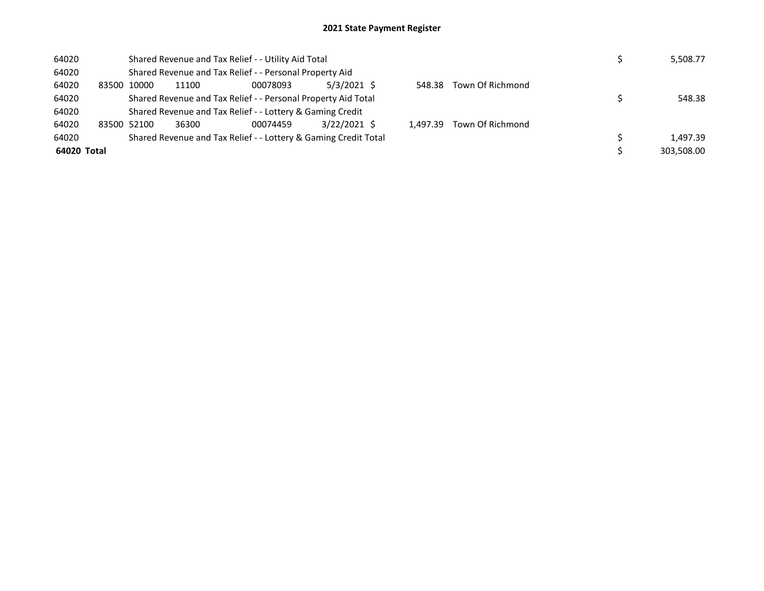# 2021 State Payment Register

| | | | | | | | | | | |
|---|---|---|---|---|---|---|---|---|---|---|
| 64020 | | Shared Revenue and Tax Relief - - Utility Aid Total | | | | | | | $ | 5,508.77 |
| 64020 | | Shared Revenue and Tax Relief - - Personal Property Aid | | | | | | | | |
| 64020 | 83500 | 10000 | 11100 | 00078093 | 5/3/2021 | $ | 548.38 | Town Of Richmond | | |
| 64020 | | Shared Revenue and Tax Relief - - Personal Property Aid Total | | | | | | | $ | 548.38 |
| 64020 | | Shared Revenue and Tax Relief - - Lottery & Gaming Credit | | | | | | | | |
| 64020 | 83500 | 52100 | 36300 | 00074459 | 3/22/2021 | $ | 1,497.39 | Town Of Richmond | | |
| 64020 | | Shared Revenue and Tax Relief - - Lottery & Gaming Credit Total | | | | | | | $ | 1,497.39 |
| **64020 Total** | | | | | | | | | $ | 303,508.00 |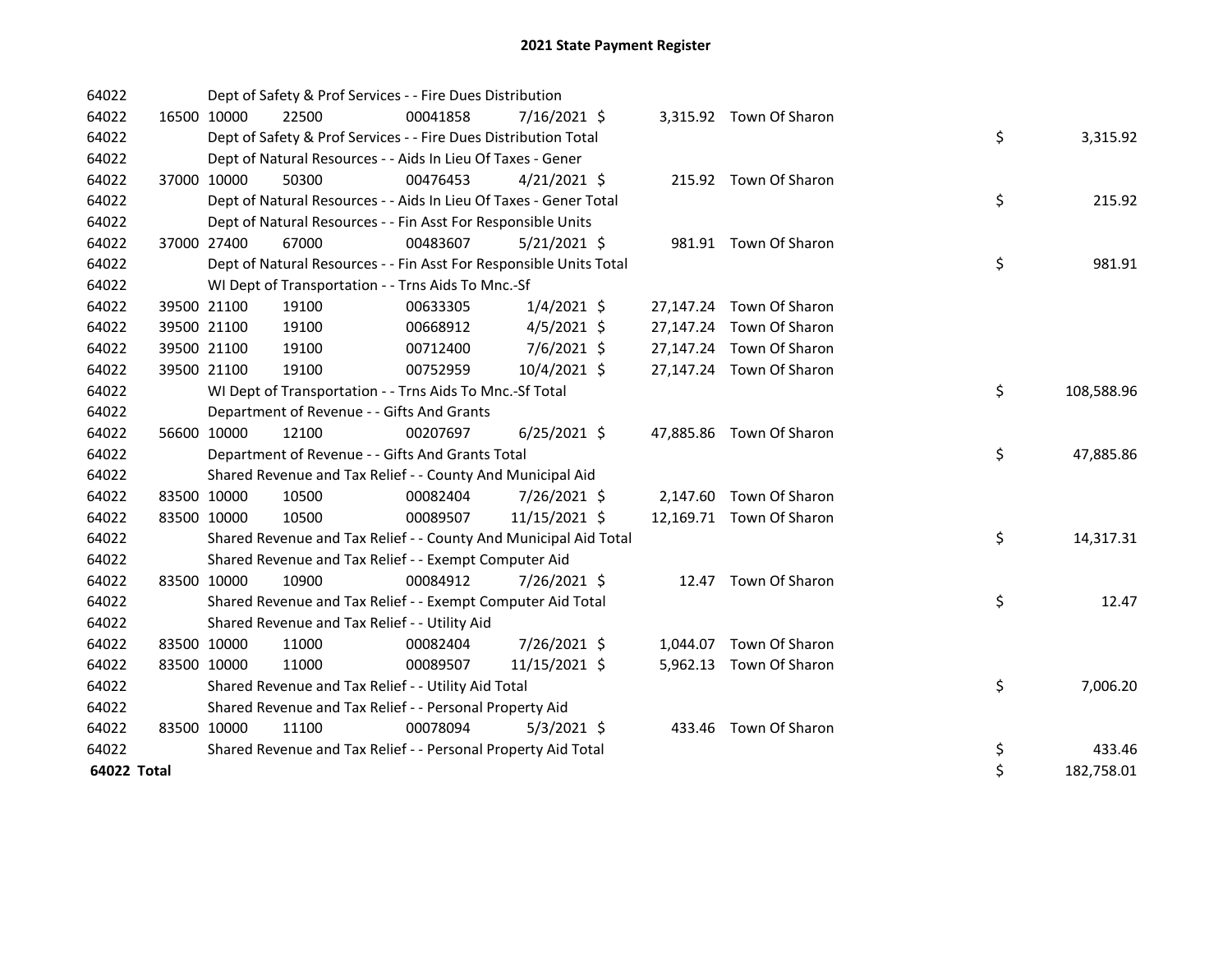# 2021 State Payment Register

| | | | | | | | | | |
|---|---|---|---|---|---|---|---|---|---|
| 64022 | | Dept of Safety & Prof Services - - Fire Dues Distribution | | | | | | | |
| 64022 | 16500 | 10000 | 22500 | 00041858 | 7/16/2021 | $ 3,315.92 | Town Of Sharon | | |
| 64022 | | Dept of Safety & Prof Services - - Fire Dues Distribution Total | | | | | | $ | 3,315.92 |
| 64022 | | Dept of Natural Resources - - Aids In Lieu Of Taxes - Gener | | | | | | | |
| 64022 | 37000 | 10000 | 50300 | 00476453 | 4/21/2021 | $ 215.92 | Town Of Sharon | | |
| 64022 | | Dept of Natural Resources - - Aids In Lieu Of Taxes - Gener Total | | | | | | $ | 215.92 |
| 64022 | | Dept of Natural Resources - - Fin Asst For Responsible Units | | | | | | | |
| 64022 | 37000 | 27400 | 67000 | 00483607 | 5/21/2021 | $ 981.91 | Town Of Sharon | | |
| 64022 | | Dept of Natural Resources - - Fin Asst For Responsible Units Total | | | | | | $ | 981.91 |
| 64022 | | WI Dept of Transportation - - Trns Aids To Mnc.-Sf | | | | | | | |
| 64022 | 39500 | 21100 | 19100 | 00633305 | 1/4/2021 | $ 27,147.24 | Town Of Sharon | | |
| 64022 | 39500 | 21100 | 19100 | 00668912 | 4/5/2021 | $ 27,147.24 | Town Of Sharon | | |
| 64022 | 39500 | 21100 | 19100 | 00712400 | 7/6/2021 | $ 27,147.24 | Town Of Sharon | | |
| 64022 | 39500 | 21100 | 19100 | 00752959 | 10/4/2021 | $ 27,147.24 | Town Of Sharon | | |
| 64022 | | WI Dept of Transportation - - Trns Aids To Mnc.-Sf Total | | | | | | $ | 108,588.96 |
| 64022 | | Department of Revenue - - Gifts And Grants | | | | | | | |
| 64022 | 56600 | 10000 | 12100 | 00207697 | 6/25/2021 | $ 47,885.86 | Town Of Sharon | | |
| 64022 | | Department of Revenue - - Gifts And Grants Total | | | | | | $ | 47,885.86 |
| 64022 | | Shared Revenue and Tax Relief - - County And Municipal Aid | | | | | | | |
| 64022 | 83500 | 10000 | 10500 | 00082404 | 7/26/2021 | $ 2,147.60 | Town Of Sharon | | |
| 64022 | 83500 | 10000 | 10500 | 00089507 | 11/15/2021 | $ 12,169.71 | Town Of Sharon | | |
| 64022 | | Shared Revenue and Tax Relief - - County And Municipal Aid Total | | | | | | $ | 14,317.31 |
| 64022 | | Shared Revenue and Tax Relief - - Exempt Computer Aid | | | | | | | |
| 64022 | 83500 | 10000 | 10900 | 00084912 | 7/26/2021 | $ 12.47 | Town Of Sharon | | |
| 64022 | | Shared Revenue and Tax Relief - - Exempt Computer Aid Total | | | | | | $ | 12.47 |
| 64022 | | Shared Revenue and Tax Relief - - Utility Aid | | | | | | | |
| 64022 | 83500 | 10000 | 11000 | 00082404 | 7/26/2021 | $ 1,044.07 | Town Of Sharon | | |
| 64022 | 83500 | 10000 | 11000 | 00089507 | 11/15/2021 | $ 5,962.13 | Town Of Sharon | | |
| 64022 | | Shared Revenue and Tax Relief - - Utility Aid Total | | | | | | $ | 7,006.20 |
| 64022 | | Shared Revenue and Tax Relief - - Personal Property Aid | | | | | | | |
| 64022 | 83500 | 10000 | 11100 | 00078094 | 5/3/2021 | $ 433.46 | Town Of Sharon | | |
| 64022 | | Shared Revenue and Tax Relief - - Personal Property Aid Total | | | | | | $ | 433.46 |
| **64022 Total** | | | | | | | | $ | 182,758.01 |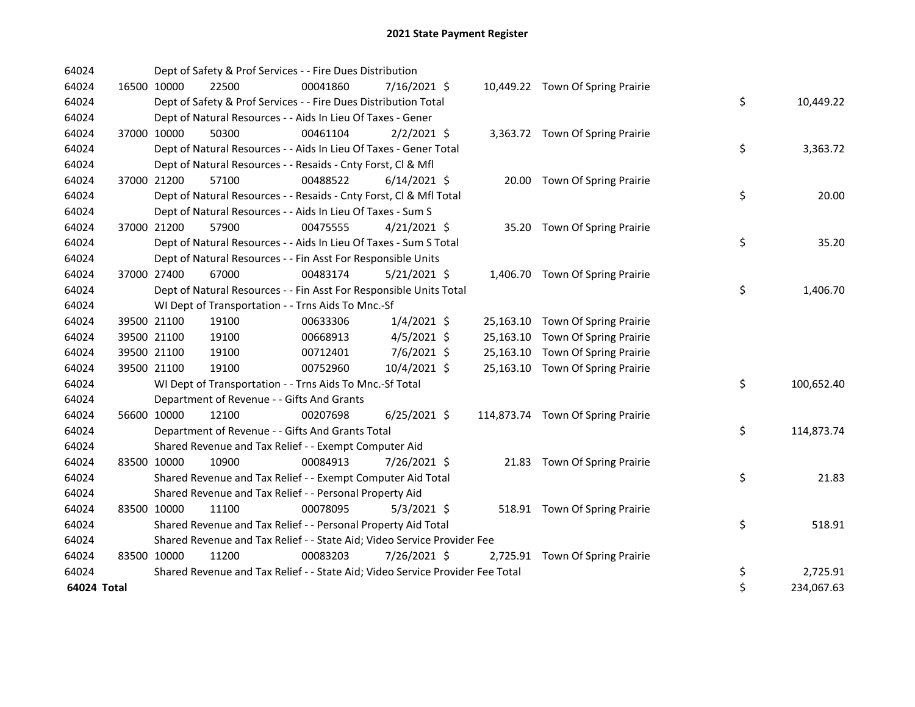# 2021 State Payment Register

| | | | | | | | | | |
|---|---|---|---|---|---|---|---|---|---|
| 64024 | | Dept of Safety & Prof Services - - Fire Dues Distribution | | | | | | | |
| 64024 | 16500 | 10000 | 22500 | 00041860 | 7/16/2021 | $ 10,449.22 | Town Of Spring Prairie | | |
| 64024 | | Dept of Safety & Prof Services - - Fire Dues Distribution Total | | | | | | $ | 10,449.22 |
| 64024 | | Dept of Natural Resources - - Aids In Lieu Of Taxes - Gener | | | | | | | |
| 64024 | 37000 | 10000 | 50300 | 00461104 | 2/2/2021 | $ 3,363.72 | Town Of Spring Prairie | | |
| 64024 | | Dept of Natural Resources - - Aids In Lieu Of Taxes - Gener Total | | | | | | $ | 3,363.72 |
| 64024 | | Dept of Natural Resources - - Resaids - Cnty Forst, Cl & Mfl | | | | | | | |
| 64024 | 37000 | 21200 | 57100 | 00488522 | 6/14/2021 | $ 20.00 | Town Of Spring Prairie | | |
| 64024 | | Dept of Natural Resources - - Resaids - Cnty Forst, Cl & Mfl Total | | | | | | $ | 20.00 |
| 64024 | | Dept of Natural Resources - - Aids In Lieu Of Taxes - Sum S | | | | | | | |
| 64024 | 37000 | 21200 | 57900 | 00475555 | 4/21/2021 | $ 35.20 | Town Of Spring Prairie | | |
| 64024 | | Dept of Natural Resources - - Aids In Lieu Of Taxes - Sum S Total | | | | | | $ | 35.20 |
| 64024 | | Dept of Natural Resources - - Fin Asst For Responsible Units | | | | | | | |
| 64024 | 37000 | 27400 | 67000 | 00483174 | 5/21/2021 | $ 1,406.70 | Town Of Spring Prairie | | |
| 64024 | | Dept of Natural Resources - - Fin Asst For Responsible Units Total | | | | | | $ | 1,406.70 |
| 64024 | | WI Dept of Transportation - - Trns Aids To Mnc.-Sf | | | | | | | |
| 64024 | 39500 | 21100 | 19100 | 00633306 | 1/4/2021 | $ 25,163.10 | Town Of Spring Prairie | | |
| 64024 | 39500 | 21100 | 19100 | 00668913 | 4/5/2021 | $ 25,163.10 | Town Of Spring Prairie | | |
| 64024 | 39500 | 21100 | 19100 | 00712401 | 7/6/2021 | $ 25,163.10 | Town Of Spring Prairie | | |
| 64024 | 39500 | 21100 | 19100 | 00752960 | 10/4/2021 | $ 25,163.10 | Town Of Spring Prairie | | |
| 64024 | | WI Dept of Transportation - - Trns Aids To Mnc.-Sf Total | | | | | | $ | 100,652.40 |
| 64024 | | Department of Revenue - - Gifts And Grants | | | | | | | |
| 64024 | 56600 | 10000 | 12100 | 00207698 | 6/25/2021 | $ 114,873.74 | Town Of Spring Prairie | | |
| 64024 | | Department of Revenue - - Gifts And Grants Total | | | | | | $ | 114,873.74 |
| 64024 | | Shared Revenue and Tax Relief - - Exempt Computer Aid | | | | | | | |
| 64024 | 83500 | 10000 | 10900 | 00084913 | 7/26/2021 | $ 21.83 | Town Of Spring Prairie | | |
| 64024 | | Shared Revenue and Tax Relief - - Exempt Computer Aid Total | | | | | | $ | 21.83 |
| 64024 | | Shared Revenue and Tax Relief - - Personal Property Aid | | | | | | | |
| 64024 | 83500 | 10000 | 11100 | 00078095 | 5/3/2021 | $ 518.91 | Town Of Spring Prairie | | |
| 64024 | | Shared Revenue and Tax Relief - - Personal Property Aid Total | | | | | | $ | 518.91 |
| 64024 | | Shared Revenue and Tax Relief - - State Aid; Video Service Provider Fee | | | | | | | |
| 64024 | 83500 | 10000 | 11200 | 00083203 | 7/26/2021 | $ 2,725.91 | Town Of Spring Prairie | | |
| 64024 | | Shared Revenue and Tax Relief - - State Aid; Video Service Provider Fee Total | | | | | | $ | 2,725.91 |
| **64024 Total** | | | | | | | | $ | 234,067.63 |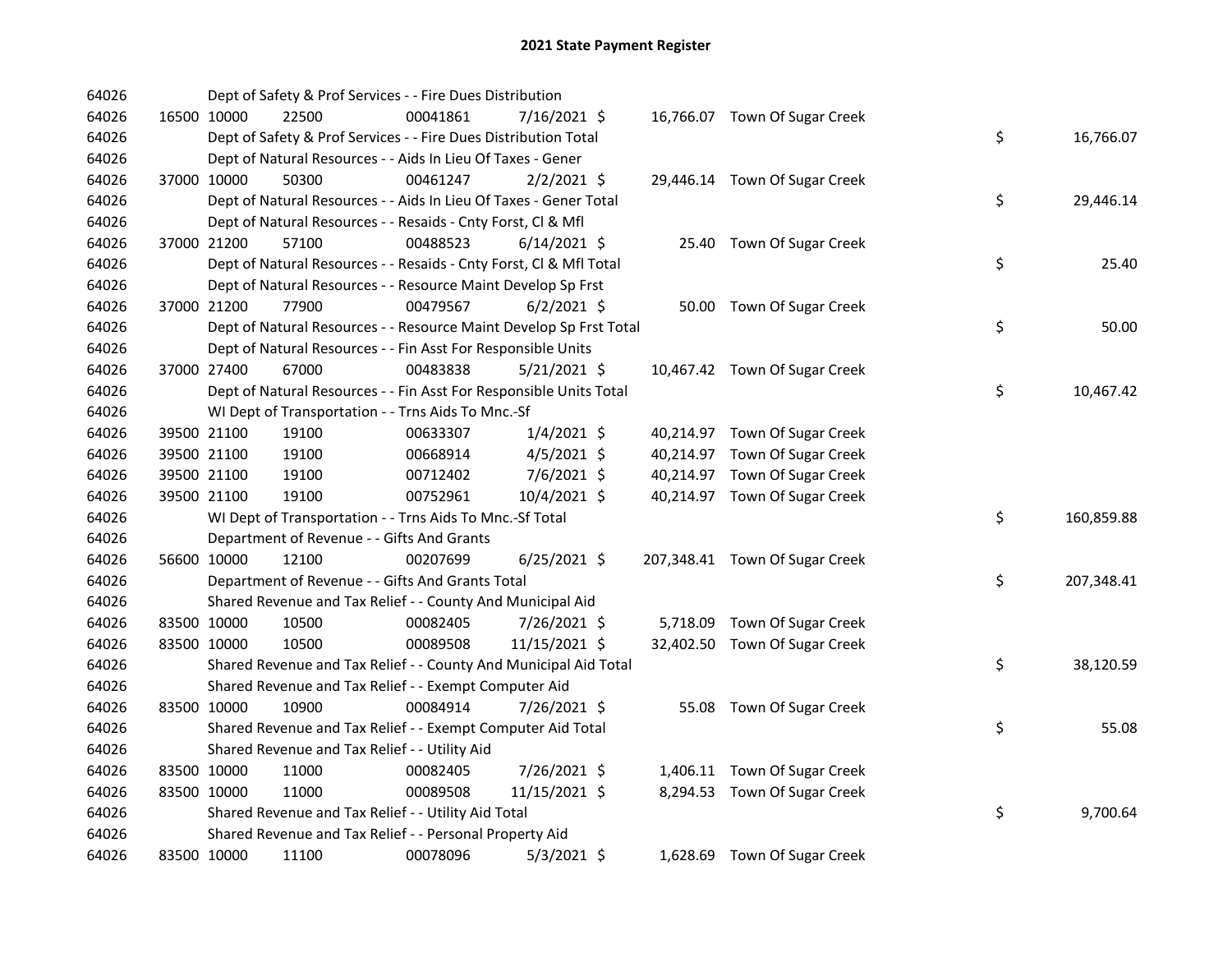# 2021 State Payment Register

| | | | | | | | | |
|---|---|---|---|---|---|---|---|---|
| 64026 | | | Dept of Safety & Prof Services - - Fire Dues Distribution | | | | | |
| 64026 | 16500 | 10000 | 22500 | 00041861 | 7/16/2021 | $ 16,766.07 | Town Of Sugar Creek | |
| 64026 | | | Dept of Safety & Prof Services - - Fire Dues Distribution Total | | | | | $ 16,766.07 |
| 64026 | | | Dept of Natural Resources - - Aids In Lieu Of Taxes - Gener | | | | | |
| 64026 | 37000 | 10000 | 50300 | 00461247 | 2/2/2021 | $ 29,446.14 | Town Of Sugar Creek | |
| 64026 | | | Dept of Natural Resources - - Aids In Lieu Of Taxes - Gener Total | | | | | $ 29,446.14 |
| 64026 | | | Dept of Natural Resources - - Resaids - Cnty Forst, Cl & Mfl | | | | | |
| 64026 | 37000 | 21200 | 57100 | 00488523 | 6/14/2021 | $ 25.40 | Town Of Sugar Creek | |
| 64026 | | | Dept of Natural Resources - - Resaids - Cnty Forst, Cl & Mfl Total | | | | | $ 25.40 |
| 64026 | | | Dept of Natural Resources - - Resource Maint Develop Sp Frst | | | | | |
| 64026 | 37000 | 21200 | 77900 | 00479567 | 6/2/2021 | $ 50.00 | Town Of Sugar Creek | |
| 64026 | | | Dept of Natural Resources - - Resource Maint Develop Sp Frst Total | | | | | $ 50.00 |
| 64026 | | | Dept of Natural Resources - - Fin Asst For Responsible Units | | | | | |
| 64026 | 37000 | 27400 | 67000 | 00483838 | 5/21/2021 | $ 10,467.42 | Town Of Sugar Creek | |
| 64026 | | | Dept of Natural Resources - - Fin Asst For Responsible Units Total | | | | | $ 10,467.42 |
| 64026 | | | WI Dept of Transportation - - Trns Aids To Mnc.-Sf | | | | | |
| 64026 | 39500 | 21100 | 19100 | 00633307 | 1/4/2021 | $ 40,214.97 | Town Of Sugar Creek | |
| 64026 | 39500 | 21100 | 19100 | 00668914 | 4/5/2021 | $ 40,214.97 | Town Of Sugar Creek | |
| 64026 | 39500 | 21100 | 19100 | 00712402 | 7/6/2021 | $ 40,214.97 | Town Of Sugar Creek | |
| 64026 | 39500 | 21100 | 19100 | 00752961 | 10/4/2021 | $ 40,214.97 | Town Of Sugar Creek | |
| 64026 | | | WI Dept of Transportation - - Trns Aids To Mnc.-Sf Total | | | | | $ 160,859.88 |
| 64026 | | | Department of Revenue - - Gifts And Grants | | | | | |
| 64026 | 56600 | 10000 | 12100 | 00207699 | 6/25/2021 | $ 207,348.41 | Town Of Sugar Creek | |
| 64026 | | | Department of Revenue - - Gifts And Grants Total | | | | | $ 207,348.41 |
| 64026 | | | Shared Revenue and Tax Relief - - County And Municipal Aid | | | | | |
| 64026 | 83500 | 10000 | 10500 | 00082405 | 7/26/2021 | $ 5,718.09 | Town Of Sugar Creek | |
| 64026 | 83500 | 10000 | 10500 | 00089508 | 11/15/2021 | $ 32,402.50 | Town Of Sugar Creek | |
| 64026 | | | Shared Revenue and Tax Relief - - County And Municipal Aid Total | | | | | $ 38,120.59 |
| 64026 | | | Shared Revenue and Tax Relief - - Exempt Computer Aid | | | | | |
| 64026 | 83500 | 10000 | 10900 | 00084914 | 7/26/2021 | $ 55.08 | Town Of Sugar Creek | |
| 64026 | | | Shared Revenue and Tax Relief - - Exempt Computer Aid Total | | | | | $ 55.08 |
| 64026 | | | Shared Revenue and Tax Relief - - Utility Aid | | | | | |
| 64026 | 83500 | 10000 | 11000 | 00082405 | 7/26/2021 | $ 1,406.11 | Town Of Sugar Creek | |
| 64026 | 83500 | 10000 | 11000 | 00089508 | 11/15/2021 | $ 8,294.53 | Town Of Sugar Creek | |
| 64026 | | | Shared Revenue and Tax Relief - - Utility Aid Total | | | | | $ 9,700.64 |
| 64026 | | | Shared Revenue and Tax Relief - - Personal Property Aid | | | | | |
| 64026 | 83500 | 10000 | 11100 | 00078096 | 5/3/2021 | $ 1,628.69 | Town Of Sugar Creek | |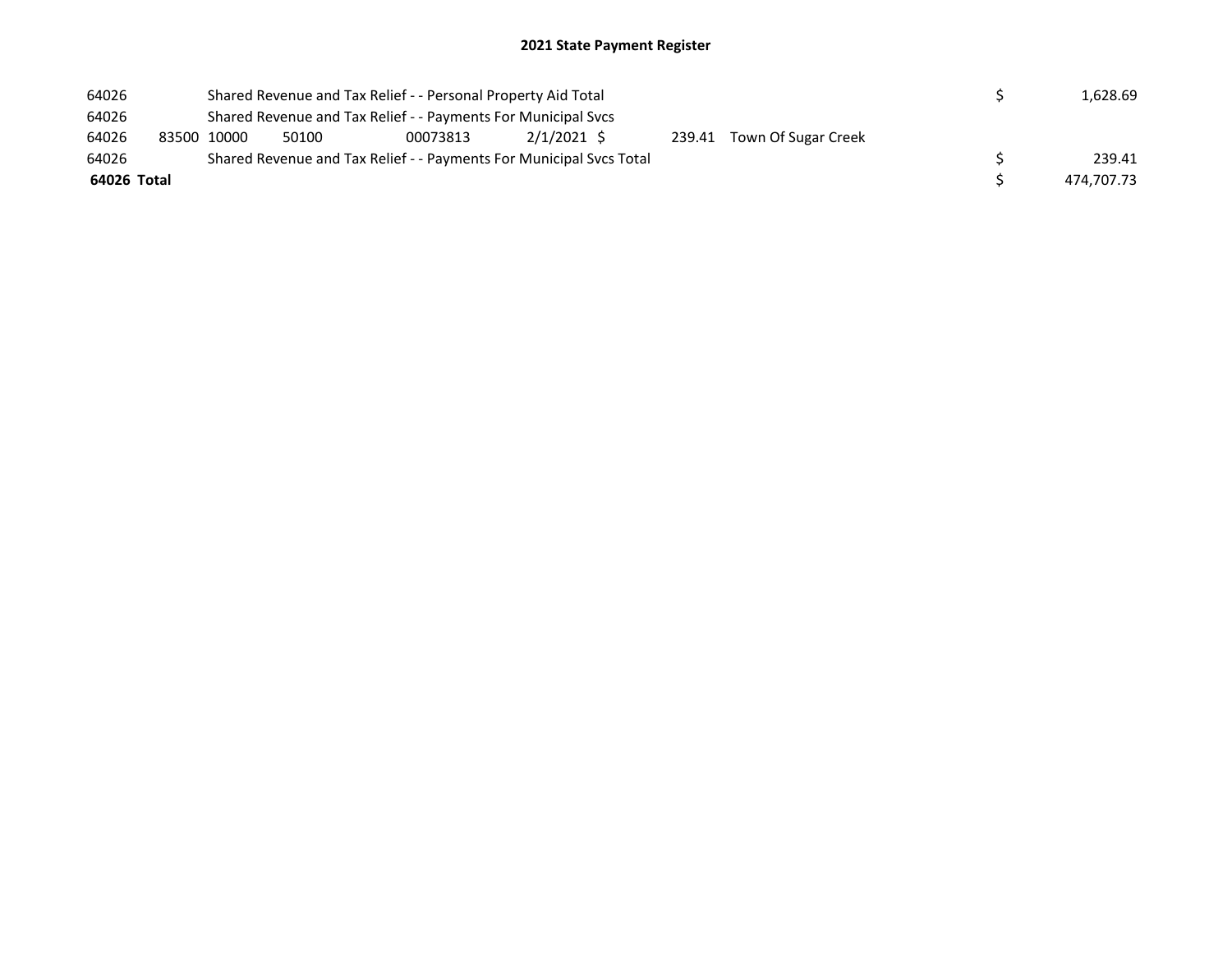## 2021 State Payment Register

| | | | | | | | | | |
|---|---|---|---|---|---|---|---|---|---|
| 64026 | | Shared Revenue and Tax Relief - - Personal Property Aid Total | | | | | | $ | 1,628.69 |
| 64026 | | Shared Revenue and Tax Relief - - Payments For Municipal Svcs | | | | | | | |
| 64026 | 83500 | 10000 | 50100 | 00073813 | 2/1/2021 | $ 239.41 | Town Of Sugar Creek | | |
| 64026 | | Shared Revenue and Tax Relief - - Payments For Municipal Svcs Total | | | | | | $ | 239.41 |
| **64026 Total** | | | | | | | | $ | 474,707.73 |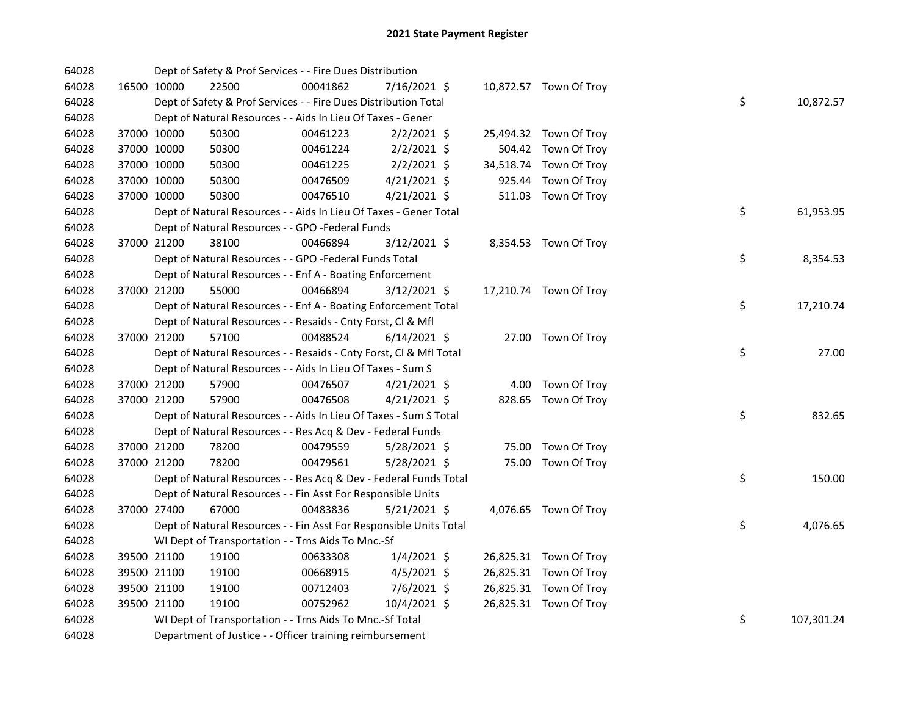# 2021 State Payment Register

| | | | | | | | | | |
|---|---|---|---|---|---|---|---|---|---|
| 64028 | | | Dept of Safety & Prof Services - - Fire Dues Distribution | | | | | | |
| 64028 | 16500 | 10000 | 22500 | 00041862 | 7/16/2021 | $ | 10,872.57 | Town Of Troy | | |
| 64028 | | | Dept of Safety & Prof Services - - Fire Dues Distribution Total | | | | | | $ | 10,872.57 |
| 64028 | | | Dept of Natural Resources - - Aids In Lieu Of Taxes - Gener | | | | | | |
| 64028 | 37000 | 10000 | 50300 | 00461223 | 2/2/2021 | $ | 25,494.32 | Town Of Troy | | |
| 64028 | 37000 | 10000 | 50300 | 00461224 | 2/2/2021 | $ | 504.42 | Town Of Troy | | |
| 64028 | 37000 | 10000 | 50300 | 00461225 | 2/2/2021 | $ | 34,518.74 | Town Of Troy | | |
| 64028 | 37000 | 10000 | 50300 | 00476509 | 4/21/2021 | $ | 925.44 | Town Of Troy | | |
| 64028 | 37000 | 10000 | 50300 | 00476510 | 4/21/2021 | $ | 511.03 | Town Of Troy | | |
| 64028 | | | Dept of Natural Resources - - Aids In Lieu Of Taxes - Gener Total | | | | | | $ | 61,953.95 |
| 64028 | | | Dept of Natural Resources - - GPO -Federal Funds | | | | | | |
| 64028 | 37000 | 21200 | 38100 | 00466894 | 3/12/2021 | $ | 8,354.53 | Town Of Troy | | |
| 64028 | | | Dept of Natural Resources - - GPO -Federal Funds Total | | | | | | $ | 8,354.53 |
| 64028 | | | Dept of Natural Resources - - Enf A - Boating Enforcement | | | | | | |
| 64028 | 37000 | 21200 | 55000 | 00466894 | 3/12/2021 | $ | 17,210.74 | Town Of Troy | | |
| 64028 | | | Dept of Natural Resources - - Enf A - Boating Enforcement Total | | | | | | $ | 17,210.74 |
| 64028 | | | Dept of Natural Resources - - Resaids - Cnty Forst, Cl & Mfl | | | | | | |
| 64028 | 37000 | 21200 | 57100 | 00488524 | 6/14/2021 | $ | 27.00 | Town Of Troy | | |
| 64028 | | | Dept of Natural Resources - - Resaids - Cnty Forst, Cl & Mfl Total | | | | | | $ | 27.00 |
| 64028 | | | Dept of Natural Resources - - Aids In Lieu Of Taxes - Sum S | | | | | | |
| 64028 | 37000 | 21200 | 57900 | 00476507 | 4/21/2021 | $ | 4.00 | Town Of Troy | | |
| 64028 | 37000 | 21200 | 57900 | 00476508 | 4/21/2021 | $ | 828.65 | Town Of Troy | | |
| 64028 | | | Dept of Natural Resources - - Aids In Lieu Of Taxes - Sum S Total | | | | | | $ | 832.65 |
| 64028 | | | Dept of Natural Resources - - Res Acq & Dev - Federal Funds | | | | | | |
| 64028 | 37000 | 21200 | 78200 | 00479559 | 5/28/2021 | $ | 75.00 | Town Of Troy | | |
| 64028 | 37000 | 21200 | 78200 | 00479561 | 5/28/2021 | $ | 75.00 | Town Of Troy | | |
| 64028 | | | Dept of Natural Resources - - Res Acq & Dev - Federal Funds Total | | | | | | $ | 150.00 |
| 64028 | | | Dept of Natural Resources - - Fin Asst For Responsible Units | | | | | | |
| 64028 | 37000 | 27400 | 67000 | 00483836 | 5/21/2021 | $ | 4,076.65 | Town Of Troy | | |
| 64028 | | | Dept of Natural Resources - - Fin Asst For Responsible Units Total | | | | | | $ | 4,076.65 |
| 64028 | | | WI Dept of Transportation - - Trns Aids To Mnc.-Sf | | | | | | |
| 64028 | 39500 | 21100 | 19100 | 00633308 | 1/4/2021 | $ | 26,825.31 | Town Of Troy | | |
| 64028 | 39500 | 21100 | 19100 | 00668915 | 4/5/2021 | $ | 26,825.31 | Town Of Troy | | |
| 64028 | 39500 | 21100 | 19100 | 00712403 | 7/6/2021 | $ | 26,825.31 | Town Of Troy | | |
| 64028 | 39500 | 21100 | 19100 | 00752962 | 10/4/2021 | $ | 26,825.31 | Town Of Troy | | |
| 64028 | | | WI Dept of Transportation - - Trns Aids To Mnc.-Sf Total | | | | | | $ | 107,301.24 |
| 64028 | | | Department of Justice - - Officer training reimbursement | | | | | | |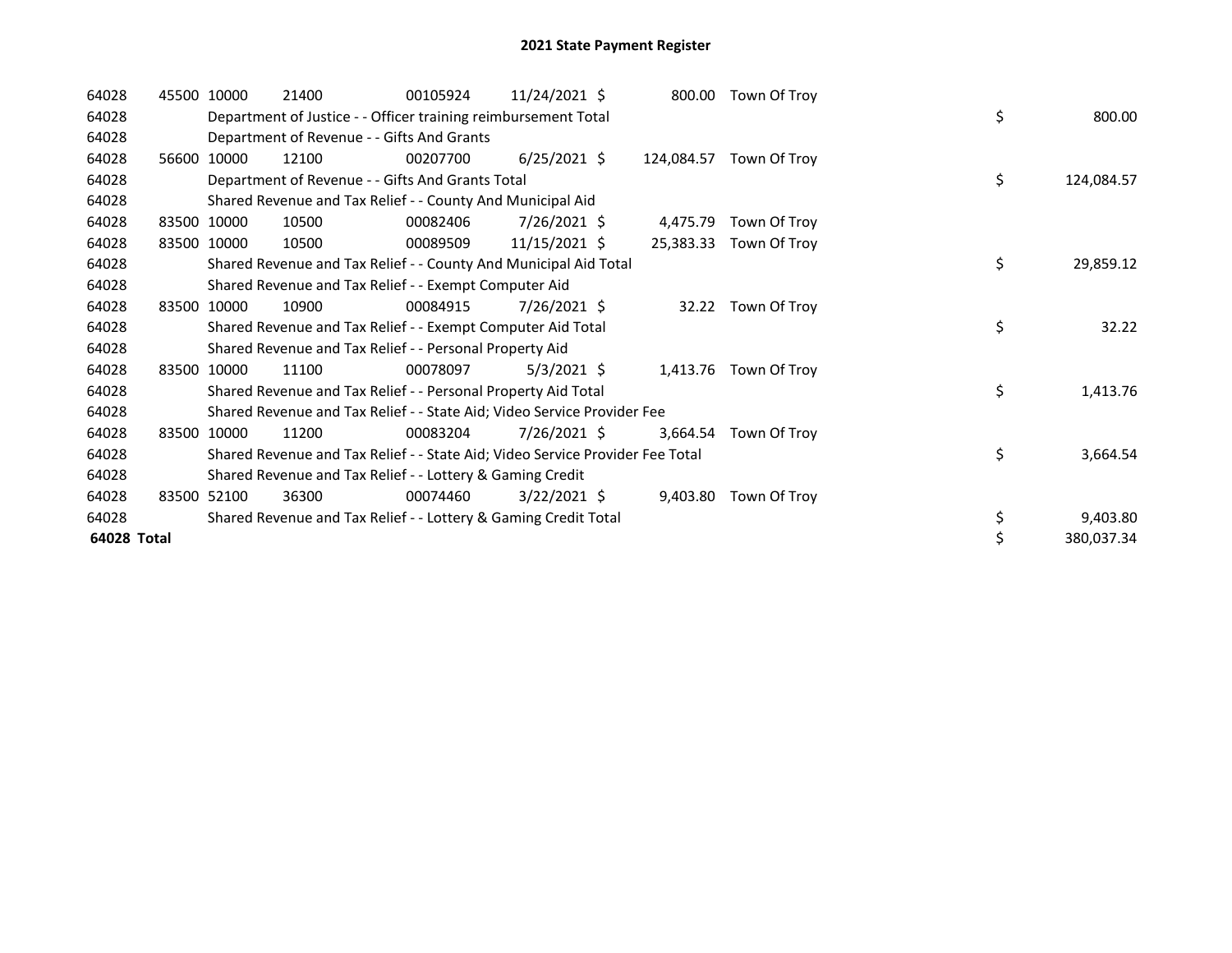# 2021 State Payment Register

| | | | | | | | | | |
|---|---|---|---|---|---|---|---|---|---|
| 64028 | 45500 | 10000 | 21400 | 00105924 | 11/24/2021 | $ 800.00 | Town Of Troy | | |
| 64028 | | Department of Justice - - Officer training reimbursement Total | | | | | | $ | 800.00 |
| 64028 | | Department of Revenue - - Gifts And Grants | | | | | | | |
| 64028 | 56600 | 10000 | 12100 | 00207700 | 6/25/2021 | $ 124,084.57 | Town Of Troy | | |
| 64028 | | Department of Revenue - - Gifts And Grants Total | | | | | | $ | 124,084.57 |
| 64028 | | Shared Revenue and Tax Relief - - County And Municipal Aid | | | | | | | |
| 64028 | 83500 | 10000 | 10500 | 00082406 | 7/26/2021 | $ 4,475.79 | Town Of Troy | | |
| 64028 | 83500 | 10000 | 10500 | 00089509 | 11/15/2021 | $ 25,383.33 | Town Of Troy | | |
| 64028 | | Shared Revenue and Tax Relief - - County And Municipal Aid Total | | | | | | $ | 29,859.12 |
| 64028 | | Shared Revenue and Tax Relief - - Exempt Computer Aid | | | | | | | |
| 64028 | 83500 | 10000 | 10900 | 00084915 | 7/26/2021 | $ 32.22 | Town Of Troy | | |
| 64028 | | Shared Revenue and Tax Relief - - Exempt Computer Aid Total | | | | | | $ | 32.22 |
| 64028 | | Shared Revenue and Tax Relief - - Personal Property Aid | | | | | | | |
| 64028 | 83500 | 10000 | 11100 | 00078097 | 5/3/2021 | $ 1,413.76 | Town Of Troy | | |
| 64028 | | Shared Revenue and Tax Relief - - Personal Property Aid Total | | | | | | $ | 1,413.76 |
| 64028 | | Shared Revenue and Tax Relief - - State Aid; Video Service Provider Fee | | | | | | | |
| 64028 | 83500 | 10000 | 11200 | 00083204 | 7/26/2021 | $ 3,664.54 | Town Of Troy | | |
| 64028 | | Shared Revenue and Tax Relief - - State Aid; Video Service Provider Fee Total | | | | | | $ | 3,664.54 |
| 64028 | | Shared Revenue and Tax Relief - - Lottery & Gaming Credit | | | | | | | |
| 64028 | 83500 | 52100 | 36300 | 00074460 | 3/22/2021 | $ 9,403.80 | Town Of Troy | | |
| 64028 | | Shared Revenue and Tax Relief - - Lottery & Gaming Credit Total | | | | | | $ | 9,403.80 |
| **64028 Total** | | | | | | | | $ | 380,037.34 |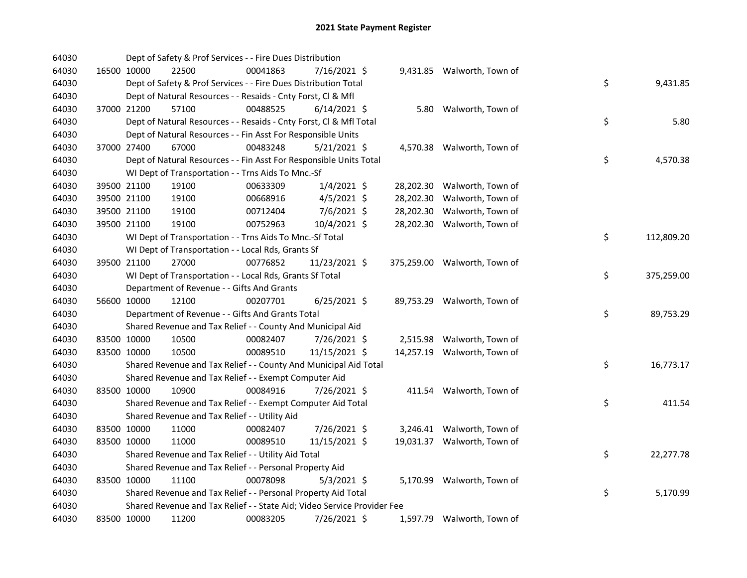# 2021 State Payment Register

| | | | | | | | | | |
|---|---|---|---|---|---|---|---|---|---|
| 64030 | | | Dept of Safety & Prof Services - - Fire Dues Distribution | | | | | | |
| 64030 | 16500 | 10000 | 22500 | 00041863 | 7/16/2021 | $ 9,431.85 | Walworth, Town of | | |
| 64030 | | | Dept of Safety & Prof Services - - Fire Dues Distribution Total | | | | | $ | 9,431.85 |
| 64030 | | | Dept of Natural Resources - - Resaids - Cnty Forst, Cl & Mfl | | | | | | |
| 64030 | 37000 | 21200 | 57100 | 00488525 | 6/14/2021 | $ 5.80 | Walworth, Town of | | |
| 64030 | | | Dept of Natural Resources - - Resaids - Cnty Forst, Cl & Mfl Total | | | | | $ | 5.80 |
| 64030 | | | Dept of Natural Resources - - Fin Asst For Responsible Units | | | | | | |
| 64030 | 37000 | 27400 | 67000 | 00483248 | 5/21/2021 | $ 4,570.38 | Walworth, Town of | | |
| 64030 | | | Dept of Natural Resources - - Fin Asst For Responsible Units Total | | | | | $ | 4,570.38 |
| 64030 | | | WI Dept of Transportation - - Trns Aids To Mnc.-Sf | | | | | | |
| 64030 | 39500 | 21100 | 19100 | 00633309 | 1/4/2021 | $ 28,202.30 | Walworth, Town of | | |
| 64030 | 39500 | 21100 | 19100 | 00668916 | 4/5/2021 | $ 28,202.30 | Walworth, Town of | | |
| 64030 | 39500 | 21100 | 19100 | 00712404 | 7/6/2021 | $ 28,202.30 | Walworth, Town of | | |
| 64030 | 39500 | 21100 | 19100 | 00752963 | 10/4/2021 | $ 28,202.30 | Walworth, Town of | | |
| 64030 | | | WI Dept of Transportation - - Trns Aids To Mnc.-Sf Total | | | | | $ | 112,809.20 |
| 64030 | | | WI Dept of Transportation - - Local Rds, Grants Sf | | | | | | |
| 64030 | 39500 | 21100 | 27000 | 00776852 | 11/23/2021 | $ 375,259.00 | Walworth, Town of | | |
| 64030 | | | WI Dept of Transportation - - Local Rds, Grants Sf Total | | | | | $ | 375,259.00 |
| 64030 | | | Department of Revenue - - Gifts And Grants | | | | | | |
| 64030 | 56600 | 10000 | 12100 | 00207701 | 6/25/2021 | $ 89,753.29 | Walworth, Town of | | |
| 64030 | | | Department of Revenue - - Gifts And Grants Total | | | | | $ | 89,753.29 |
| 64030 | | | Shared Revenue and Tax Relief - - County And Municipal Aid | | | | | | |
| 64030 | 83500 | 10000 | 10500 | 00082407 | 7/26/2021 | $ 2,515.98 | Walworth, Town of | | |
| 64030 | 83500 | 10000 | 10500 | 00089510 | 11/15/2021 | $ 14,257.19 | Walworth, Town of | | |
| 64030 | | | Shared Revenue and Tax Relief - - County And Municipal Aid Total | | | | | $ | 16,773.17 |
| 64030 | | | Shared Revenue and Tax Relief - - Exempt Computer Aid | | | | | | |
| 64030 | 83500 | 10000 | 10900 | 00084916 | 7/26/2021 | $ 411.54 | Walworth, Town of | | |
| 64030 | | | Shared Revenue and Tax Relief - - Exempt Computer Aid Total | | | | | $ | 411.54 |
| 64030 | | | Shared Revenue and Tax Relief - - Utility Aid | | | | | | |
| 64030 | 83500 | 10000 | 11000 | 00082407 | 7/26/2021 | $ 3,246.41 | Walworth, Town of | | |
| 64030 | 83500 | 10000 | 11000 | 00089510 | 11/15/2021 | $ 19,031.37 | Walworth, Town of | | |
| 64030 | | | Shared Revenue and Tax Relief - - Utility Aid Total | | | | | $ | 22,277.78 |
| 64030 | | | Shared Revenue and Tax Relief - - Personal Property Aid | | | | | | |
| 64030 | 83500 | 10000 | 11100 | 00078098 | 5/3/2021 | $ 5,170.99 | Walworth, Town of | | |
| 64030 | | | Shared Revenue and Tax Relief - - Personal Property Aid Total | | | | | $ | 5,170.99 |
| 64030 | | | Shared Revenue and Tax Relief - - State Aid; Video Service Provider Fee | | | | | | |
| 64030 | 83500 | 10000 | 11200 | 00083205 | 7/26/2021 | $ 1,597.79 | Walworth, Town of | | |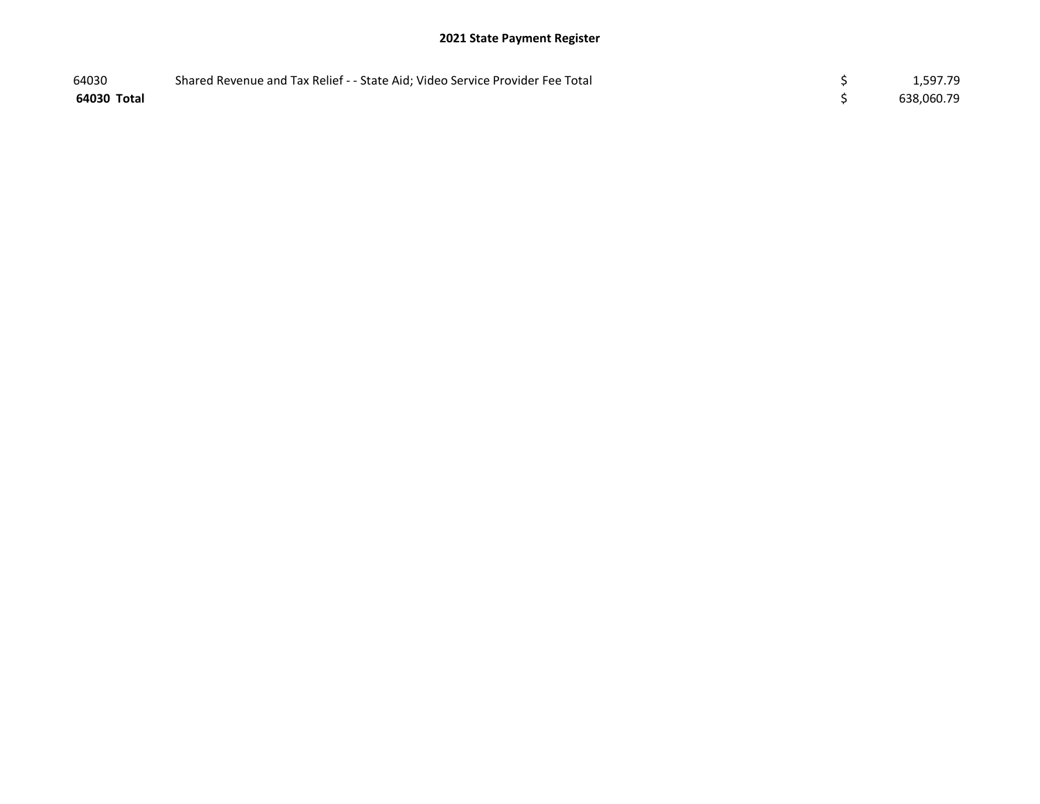## 2021 State Payment Register

| | | | |
|---|---|---|---|
| 64030 | Shared Revenue and Tax Relief - - State Aid; Video Service Provider Fee Total | $ | 1,597.79 |
| **64030 Total** | | $ | 638,060.79 |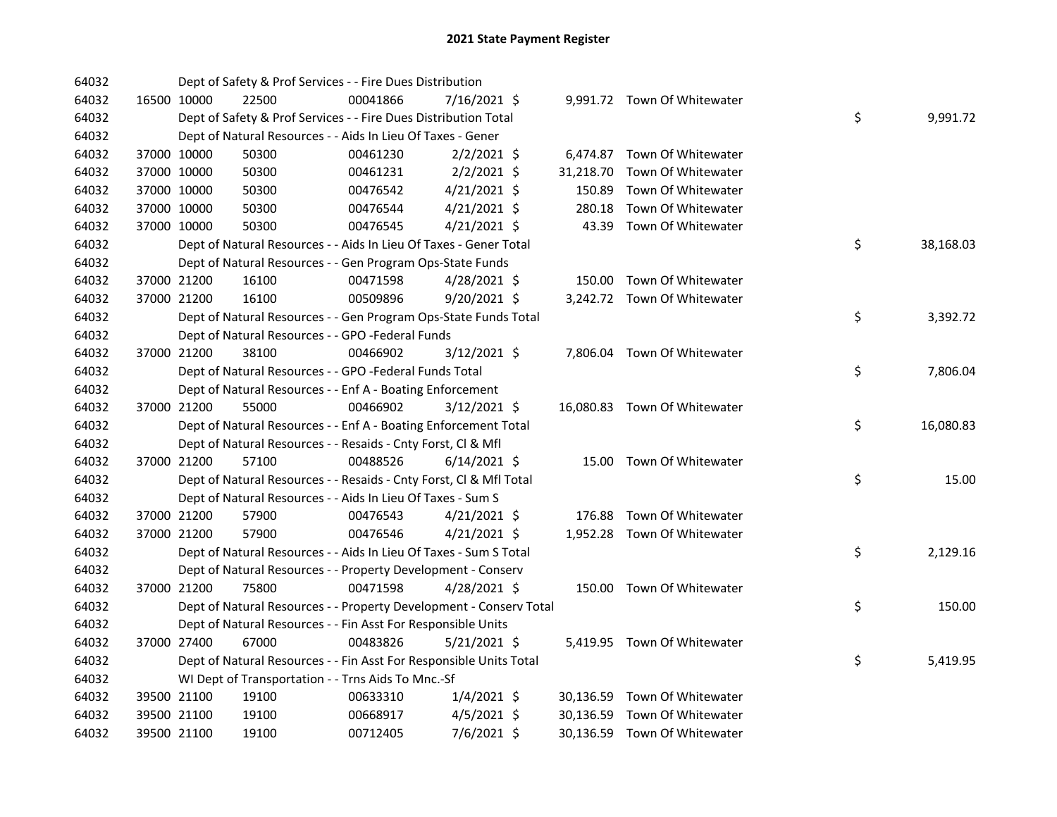# 2021 State Payment Register

| | | | | | | | | | |
|---|---|---|---|---|---|---|---|---|---|
| 64032 | | | Dept of Safety & Prof Services - - Fire Dues Distribution | | | | | | |
| 64032 | 16500 | 10000 | 22500 | 00041866 | 7/16/2021 | $ | 9,991.72 | Town Of Whitewater | |
| 64032 | | | Dept of Safety & Prof Services - - Fire Dues Distribution Total | | | | | | $ 9,991.72 |
| 64032 | | | Dept of Natural Resources - - Aids In Lieu Of Taxes - Gener | | | | | | |
| 64032 | 37000 | 10000 | 50300 | 00461230 | 2/2/2021 | $ | 6,474.87 | Town Of Whitewater | |
| 64032 | 37000 | 10000 | 50300 | 00461231 | 2/2/2021 | $ | 31,218.70 | Town Of Whitewater | |
| 64032 | 37000 | 10000 | 50300 | 00476542 | 4/21/2021 | $ | 150.89 | Town Of Whitewater | |
| 64032 | 37000 | 10000 | 50300 | 00476544 | 4/21/2021 | $ | 280.18 | Town Of Whitewater | |
| 64032 | 37000 | 10000 | 50300 | 00476545 | 4/21/2021 | $ | 43.39 | Town Of Whitewater | |
| 64032 | | | Dept of Natural Resources - - Aids In Lieu Of Taxes - Gener Total | | | | | | $ 38,168.03 |
| 64032 | | | Dept of Natural Resources - - Gen Program Ops-State Funds | | | | | | |
| 64032 | 37000 | 21200 | 16100 | 00471598 | 4/28/2021 | $ | 150.00 | Town Of Whitewater | |
| 64032 | 37000 | 21200 | 16100 | 00509896 | 9/20/2021 | $ | 3,242.72 | Town Of Whitewater | |
| 64032 | | | Dept of Natural Resources - - Gen Program Ops-State Funds Total | | | | | | $ 3,392.72 |
| 64032 | | | Dept of Natural Resources - - GPO -Federal Funds | | | | | | |
| 64032 | 37000 | 21200 | 38100 | 00466902 | 3/12/2021 | $ | 7,806.04 | Town Of Whitewater | |
| 64032 | | | Dept of Natural Resources - - GPO -Federal Funds Total | | | | | | $ 7,806.04 |
| 64032 | | | Dept of Natural Resources - - Enf A - Boating Enforcement | | | | | | |
| 64032 | 37000 | 21200 | 55000 | 00466902 | 3/12/2021 | $ | 16,080.83 | Town Of Whitewater | |
| 64032 | | | Dept of Natural Resources - - Enf A - Boating Enforcement Total | | | | | | $ 16,080.83 |
| 64032 | | | Dept of Natural Resources - - Resaids - Cnty Forst, Cl & Mfl | | | | | | |
| 64032 | 37000 | 21200 | 57100 | 00488526 | 6/14/2021 | $ | 15.00 | Town Of Whitewater | |
| 64032 | | | Dept of Natural Resources - - Resaids - Cnty Forst, Cl & Mfl Total | | | | | | $ 15.00 |
| 64032 | | | Dept of Natural Resources - - Aids In Lieu Of Taxes - Sum S | | | | | | |
| 64032 | 37000 | 21200 | 57900 | 00476543 | 4/21/2021 | $ | 176.88 | Town Of Whitewater | |
| 64032 | 37000 | 21200 | 57900 | 00476546 | 4/21/2021 | $ | 1,952.28 | Town Of Whitewater | |
| 64032 | | | Dept of Natural Resources - - Aids In Lieu Of Taxes - Sum S Total | | | | | | $ 2,129.16 |
| 64032 | | | Dept of Natural Resources - - Property Development - Conserv | | | | | | |
| 64032 | 37000 | 21200 | 75800 | 00471598 | 4/28/2021 | $ | 150.00 | Town Of Whitewater | |
| 64032 | | | Dept of Natural Resources - - Property Development - Conserv Total | | | | | | $ 150.00 |
| 64032 | | | Dept of Natural Resources - - Fin Asst For Responsible Units | | | | | | |
| 64032 | 37000 | 27400 | 67000 | 00483826 | 5/21/2021 | $ | 5,419.95 | Town Of Whitewater | |
| 64032 | | | Dept of Natural Resources - - Fin Asst For Responsible Units Total | | | | | | $ 5,419.95 |
| 64032 | | | WI Dept of Transportation - - Trns Aids To Mnc.-Sf | | | | | | |
| 64032 | 39500 | 21100 | 19100 | 00633310 | 1/4/2021 | $ | 30,136.59 | Town Of Whitewater | |
| 64032 | 39500 | 21100 | 19100 | 00668917 | 4/5/2021 | $ | 30,136.59 | Town Of Whitewater | |
| 64032 | 39500 | 21100 | 19100 | 00712405 | 7/6/2021 | $ | 30,136.59 | Town Of Whitewater | |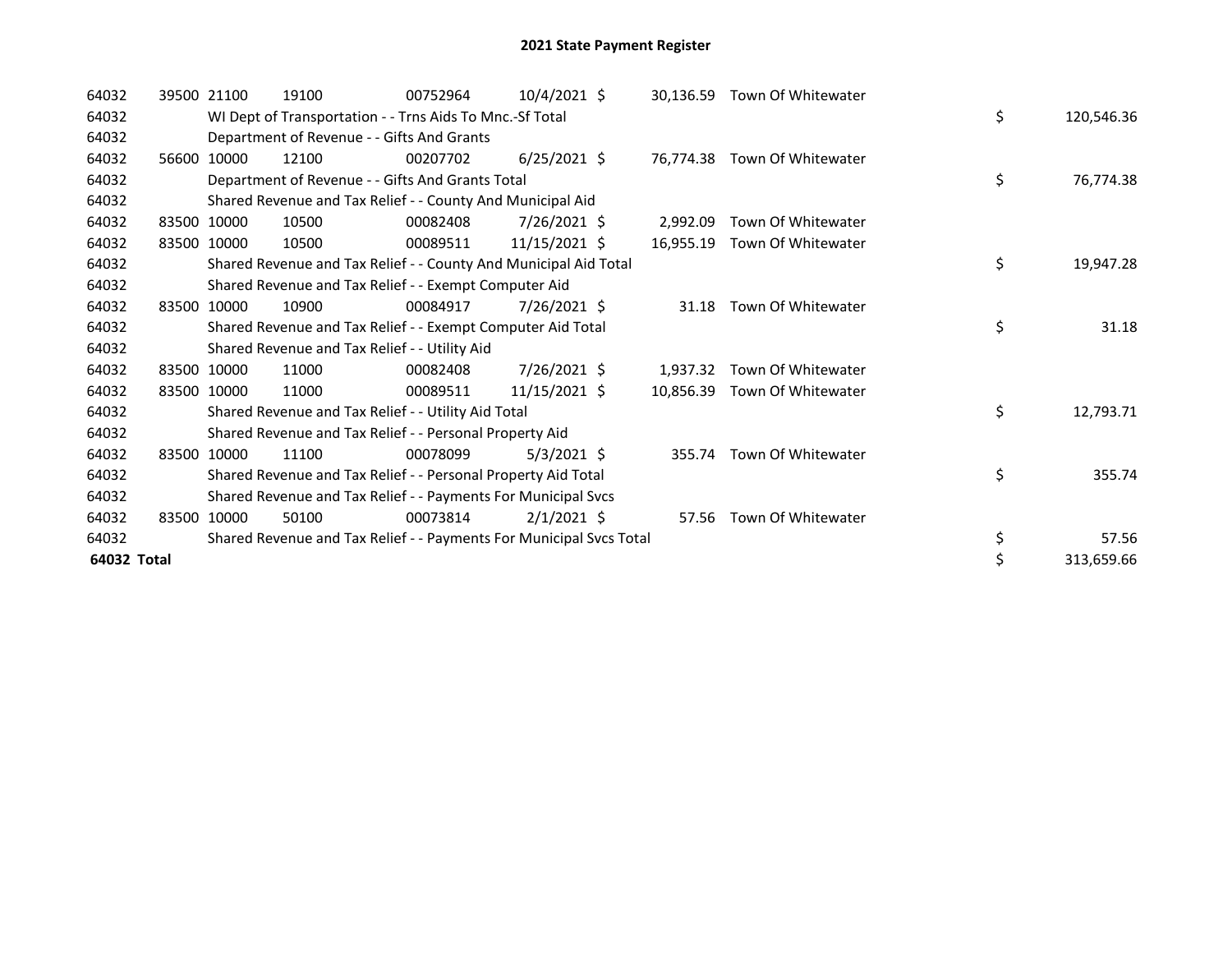# 2021 State Payment Register

| | | | | | | | | | |
|---|---|---|---|---|---|---|---|---|---|
| 64032 | 39500 | 21100 | 19100 | 00752964 | 10/4/2021 | $ 30,136.59 | Town Of Whitewater | | |
| 64032 | | WI Dept of Transportation - - Trns Aids To Mnc.-Sf Total | | | | | | $ | 120,546.36 |
| 64032 | | Department of Revenue - - Gifts And Grants | | | | | | | |
| 64032 | 56600 | 10000 | 12100 | 00207702 | 6/25/2021 | $ 76,774.38 | Town Of Whitewater | | |
| 64032 | | Department of Revenue - - Gifts And Grants Total | | | | | | $ | 76,774.38 |
| 64032 | | Shared Revenue and Tax Relief - - County And Municipal Aid | | | | | | | |
| 64032 | 83500 | 10000 | 10500 | 00082408 | 7/26/2021 | $ 2,992.09 | Town Of Whitewater | | |
| 64032 | 83500 | 10000 | 10500 | 00089511 | 11/15/2021 | $ 16,955.19 | Town Of Whitewater | | |
| 64032 | | Shared Revenue and Tax Relief - - County And Municipal Aid Total | | | | | | $ | 19,947.28 |
| 64032 | | Shared Revenue and Tax Relief - - Exempt Computer Aid | | | | | | | |
| 64032 | 83500 | 10000 | 10900 | 00084917 | 7/26/2021 | $ 31.18 | Town Of Whitewater | | |
| 64032 | | Shared Revenue and Tax Relief - - Exempt Computer Aid Total | | | | | | $ | 31.18 |
| 64032 | | Shared Revenue and Tax Relief - - Utility Aid | | | | | | | |
| 64032 | 83500 | 10000 | 11000 | 00082408 | 7/26/2021 | $ 1,937.32 | Town Of Whitewater | | |
| 64032 | 83500 | 10000 | 11000 | 00089511 | 11/15/2021 | $ 10,856.39 | Town Of Whitewater | | |
| 64032 | | Shared Revenue and Tax Relief - - Utility Aid Total | | | | | | $ | 12,793.71 |
| 64032 | | Shared Revenue and Tax Relief - - Personal Property Aid | | | | | | | |
| 64032 | 83500 | 10000 | 11100 | 00078099 | 5/3/2021 | $ 355.74 | Town Of Whitewater | | |
| 64032 | | Shared Revenue and Tax Relief - - Personal Property Aid Total | | | | | | $ | 355.74 |
| 64032 | | Shared Revenue and Tax Relief - - Payments For Municipal Svcs | | | | | | | |
| 64032 | 83500 | 10000 | 50100 | 00073814 | 2/1/2021 | $ 57.56 | Town Of Whitewater | | |
| 64032 | | Shared Revenue and Tax Relief - - Payments For Municipal Svcs Total | | | | | | $ | 57.56 |
| **64032 Total** | | | | | | | | $ | 313,659.66 |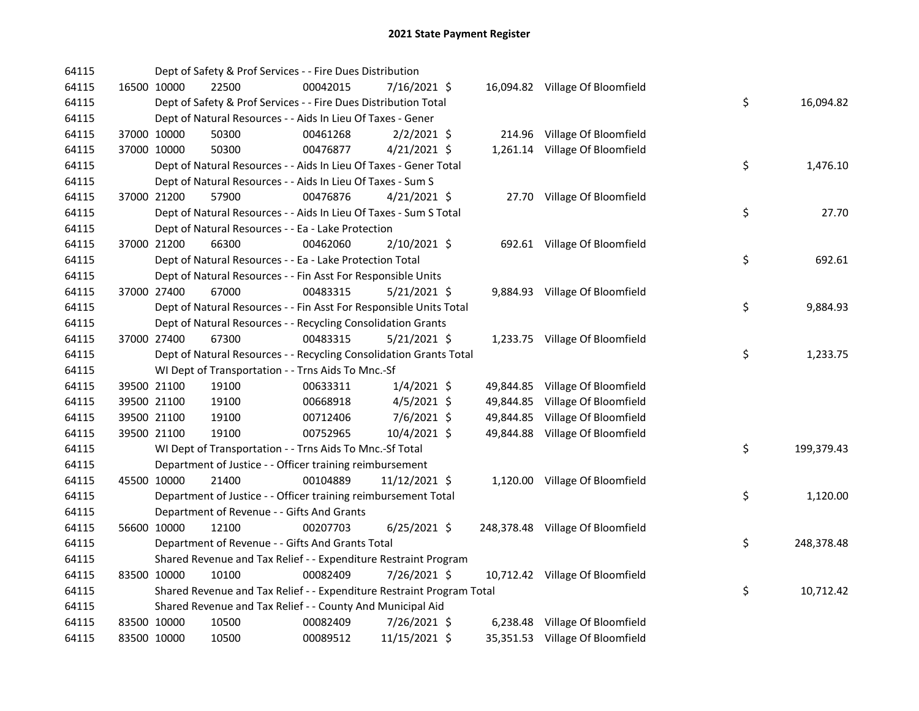# 2021 State Payment Register

| | | | | | | | | | |
|---|---|---|---|---|---|---|---|---|---|
| 64115 | | | Dept of Safety & Prof Services - - Fire Dues Distribution | | | | | | |
| 64115 | 16500 | 10000 | 22500 | 00042015 | 7/16/2021 | $ | 16,094.82 | Village Of Bloomfield | |
| 64115 | | | Dept of Safety & Prof Services - - Fire Dues Distribution Total | | | | | | $ 16,094.82 |
| 64115 | | | Dept of Natural Resources - - Aids In Lieu Of Taxes - Gener | | | | | | |
| 64115 | 37000 | 10000 | 50300 | 00461268 | 2/2/2021 | $ | 214.96 | Village Of Bloomfield | |
| 64115 | 37000 | 10000 | 50300 | 00476877 | 4/21/2021 | $ | 1,261.14 | Village Of Bloomfield | |
| 64115 | | | Dept of Natural Resources - - Aids In Lieu Of Taxes - Gener Total | | | | | | $ 1,476.10 |
| 64115 | | | Dept of Natural Resources - - Aids In Lieu Of Taxes - Sum S | | | | | | |
| 64115 | 37000 | 21200 | 57900 | 00476876 | 4/21/2021 | $ | 27.70 | Village Of Bloomfield | |
| 64115 | | | Dept of Natural Resources - - Aids In Lieu Of Taxes - Sum S Total | | | | | | $ 27.70 |
| 64115 | | | Dept of Natural Resources - - Ea - Lake Protection | | | | | | |
| 64115 | 37000 | 21200 | 66300 | 00462060 | 2/10/2021 | $ | 692.61 | Village Of Bloomfield | |
| 64115 | | | Dept of Natural Resources - - Ea - Lake Protection Total | | | | | | $ 692.61 |
| 64115 | | | Dept of Natural Resources - - Fin Asst For Responsible Units | | | | | | |
| 64115 | 37000 | 27400 | 67000 | 00483315 | 5/21/2021 | $ | 9,884.93 | Village Of Bloomfield | |
| 64115 | | | Dept of Natural Resources - - Fin Asst For Responsible Units Total | | | | | | $ 9,884.93 |
| 64115 | | | Dept of Natural Resources - - Recycling Consolidation Grants | | | | | | |
| 64115 | 37000 | 27400 | 67300 | 00483315 | 5/21/2021 | $ | 1,233.75 | Village Of Bloomfield | |
| 64115 | | | Dept of Natural Resources - - Recycling Consolidation Grants Total | | | | | | $ 1,233.75 |
| 64115 | | | WI Dept of Transportation - - Trns Aids To Mnc.-Sf | | | | | | |
| 64115 | 39500 | 21100 | 19100 | 00633311 | 1/4/2021 | $ | 49,844.85 | Village Of Bloomfield | |
| 64115 | 39500 | 21100 | 19100 | 00668918 | 4/5/2021 | $ | 49,844.85 | Village Of Bloomfield | |
| 64115 | 39500 | 21100 | 19100 | 00712406 | 7/6/2021 | $ | 49,844.85 | Village Of Bloomfield | |
| 64115 | 39500 | 21100 | 19100 | 00752965 | 10/4/2021 | $ | 49,844.88 | Village Of Bloomfield | |
| 64115 | | | WI Dept of Transportation - - Trns Aids To Mnc.-Sf Total | | | | | | $ 199,379.43 |
| 64115 | | | Department of Justice - - Officer training reimbursement | | | | | | |
| 64115 | 45500 | 10000 | 21400 | 00104889 | 11/12/2021 | $ | 1,120.00 | Village Of Bloomfield | |
| 64115 | | | Department of Justice - - Officer training reimbursement Total | | | | | | $ 1,120.00 |
| 64115 | | | Department of Revenue - - Gifts And Grants | | | | | | |
| 64115 | 56600 | 10000 | 12100 | 00207703 | 6/25/2021 | $ | 248,378.48 | Village Of Bloomfield | |
| 64115 | | | Department of Revenue - - Gifts And Grants Total | | | | | | $ 248,378.48 |
| 64115 | | | Shared Revenue and Tax Relief - - Expenditure Restraint Program | | | | | | |
| 64115 | 83500 | 10000 | 10100 | 00082409 | 7/26/2021 | $ | 10,712.42 | Village Of Bloomfield | |
| 64115 | | | Shared Revenue and Tax Relief - - Expenditure Restraint Program Total | | | | | | $ 10,712.42 |
| 64115 | | | Shared Revenue and Tax Relief - - County And Municipal Aid | | | | | | |
| 64115 | 83500 | 10000 | 10500 | 00082409 | 7/26/2021 | $ | 6,238.48 | Village Of Bloomfield | |
| 64115 | 83500 | 10000 | 10500 | 00089512 | 11/15/2021 | $ | 35,351.53 | Village Of Bloomfield | |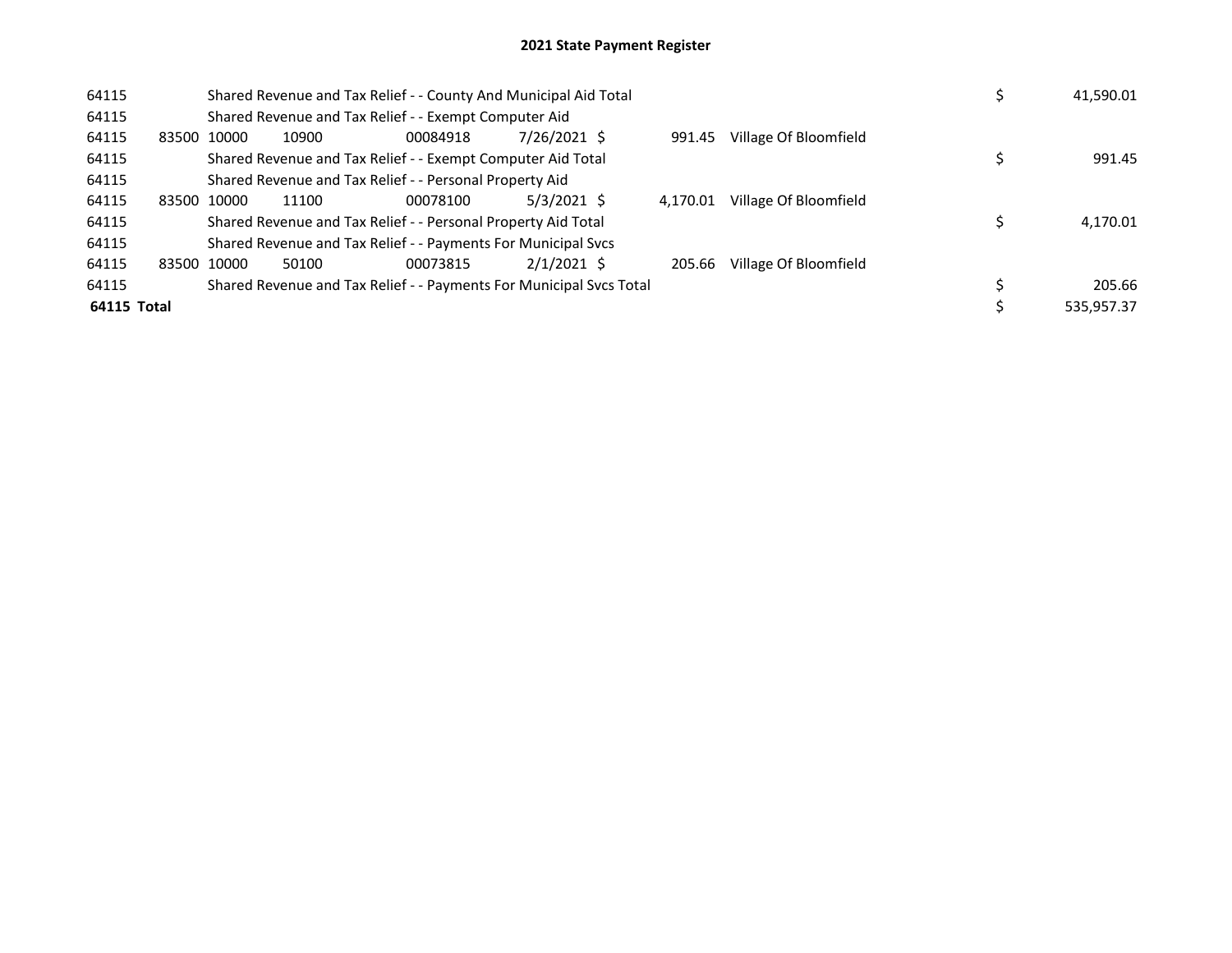## 2021 State Payment Register

| | | | | | | | | | |
|---|---|---|---|---|---|---|---|---|---|
| 64115 | | Shared Revenue and Tax Relief - - County And Municipal Aid Total | | | | | | $ | 41,590.01 |
| 64115 | | Shared Revenue and Tax Relief - - Exempt Computer Aid | | | | | | | |
| 64115 | 83500 | 10000 | 10900 | 00084918 | 7/26/2021 | $ 991.45 | Village Of Bloomfield | | |
| 64115 | | Shared Revenue and Tax Relief - - Exempt Computer Aid Total | | | | | | $ | 991.45 |
| 64115 | | Shared Revenue and Tax Relief - - Personal Property Aid | | | | | | | |
| 64115 | 83500 | 10000 | 11100 | 00078100 | 5/3/2021 | $ 4,170.01 | Village Of Bloomfield | | |
| 64115 | | Shared Revenue and Tax Relief - - Personal Property Aid Total | | | | | | $ | 4,170.01 |
| 64115 | | Shared Revenue and Tax Relief - - Payments For Municipal Svcs | | | | | | | |
| 64115 | 83500 | 10000 | 50100 | 00073815 | 2/1/2021 | $ 205.66 | Village Of Bloomfield | | |
| 64115 | | Shared Revenue and Tax Relief - - Payments For Municipal Svcs Total | | | | | | $ | 205.66 |
| **64115 Total** | | | | | | | | $ | 535,957.37 |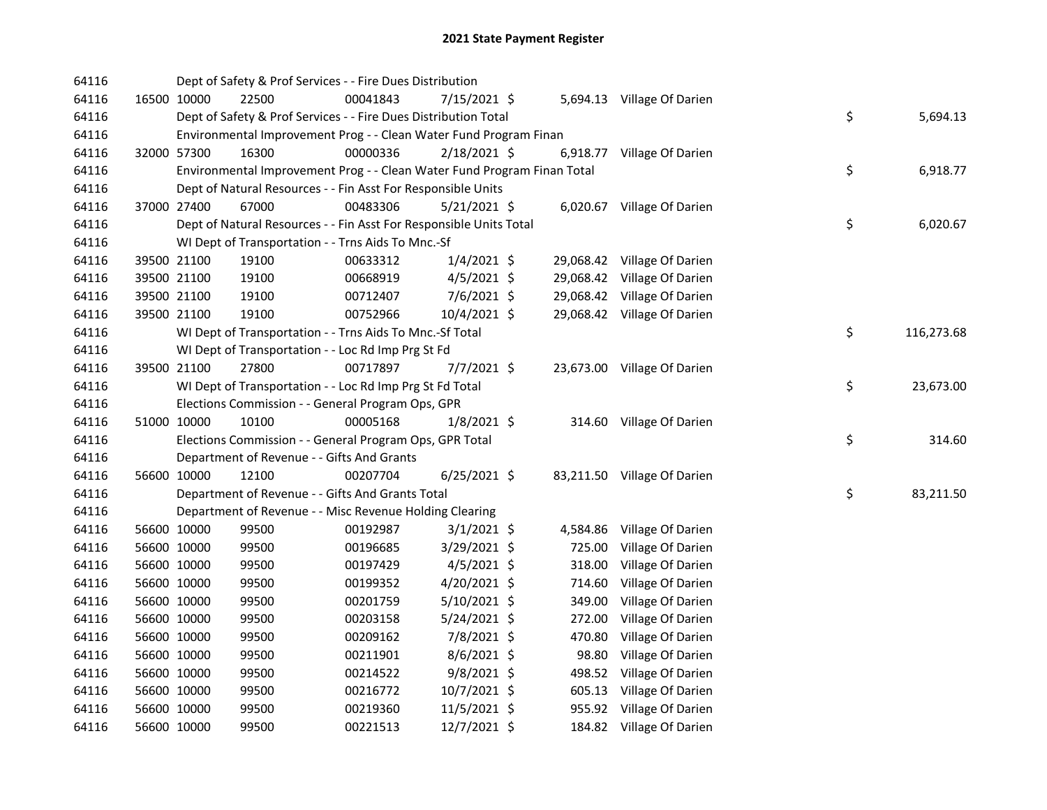# 2021 State Payment Register

| | | | | | | | | | |
|---|---|---|---|---|---|---|---|---|---|
| 64116 | | | Dept of Safety & Prof Services - - Fire Dues Distribution | | | | | | |
| 64116 | 16500 | 10000 | 22500 | 00041843 | 7/15/2021 | $ | 5,694.13 | Village Of Darien | |
| 64116 | | | Dept of Safety & Prof Services - - Fire Dues Distribution Total | | | | | | $ 5,694.13 |
| 64116 | | | Environmental Improvement Prog - - Clean Water Fund Program Finan | | | | | | |
| 64116 | 32000 | 57300 | 16300 | 00000336 | 2/18/2021 | $ | 6,918.77 | Village Of Darien | |
| 64116 | | | Environmental Improvement Prog - - Clean Water Fund Program Finan Total | | | | | | $ 6,918.77 |
| 64116 | | | Dept of Natural Resources - - Fin Asst For Responsible Units | | | | | | |
| 64116 | 37000 | 27400 | 67000 | 00483306 | 5/21/2021 | $ | 6,020.67 | Village Of Darien | |
| 64116 | | | Dept of Natural Resources - - Fin Asst For Responsible Units Total | | | | | | $ 6,020.67 |
| 64116 | | | WI Dept of Transportation - - Trns Aids To Mnc.-Sf | | | | | | |
| 64116 | 39500 | 21100 | 19100 | 00633312 | 1/4/2021 | $ | 29,068.42 | Village Of Darien | |
| 64116 | 39500 | 21100 | 19100 | 00668919 | 4/5/2021 | $ | 29,068.42 | Village Of Darien | |
| 64116 | 39500 | 21100 | 19100 | 00712407 | 7/6/2021 | $ | 29,068.42 | Village Of Darien | |
| 64116 | 39500 | 21100 | 19100 | 00752966 | 10/4/2021 | $ | 29,068.42 | Village Of Darien | |
| 64116 | | | WI Dept of Transportation - - Trns Aids To Mnc.-Sf Total | | | | | | $ 116,273.68 |
| 64116 | | | WI Dept of Transportation - - Loc Rd Imp Prg St Fd | | | | | | |
| 64116 | 39500 | 21100 | 27800 | 00717897 | 7/7/2021 | $ | 23,673.00 | Village Of Darien | |
| 64116 | | | WI Dept of Transportation - - Loc Rd Imp Prg St Fd Total | | | | | | $ 23,673.00 |
| 64116 | | | Elections Commission - - General Program Ops, GPR | | | | | | |
| 64116 | 51000 | 10000 | 10100 | 00005168 | 1/8/2021 | $ | 314.60 | Village Of Darien | |
| 64116 | | | Elections Commission - - General Program Ops, GPR Total | | | | | | $ 314.60 |
| 64116 | | | Department of Revenue - - Gifts And Grants | | | | | | |
| 64116 | 56600 | 10000 | 12100 | 00207704 | 6/25/2021 | $ | 83,211.50 | Village Of Darien | |
| 64116 | | | Department of Revenue - - Gifts And Grants Total | | | | | | $ 83,211.50 |
| 64116 | | | Department of Revenue - - Misc Revenue Holding Clearing | | | | | | |
| 64116 | 56600 | 10000 | 99500 | 00192987 | 3/1/2021 | $ | 4,584.86 | Village Of Darien | |
| 64116 | 56600 | 10000 | 99500 | 00196685 | 3/29/2021 | $ | 725.00 | Village Of Darien | |
| 64116 | 56600 | 10000 | 99500 | 00197429 | 4/5/2021 | $ | 318.00 | Village Of Darien | |
| 64116 | 56600 | 10000 | 99500 | 00199352 | 4/20/2021 | $ | 714.60 | Village Of Darien | |
| 64116 | 56600 | 10000 | 99500 | 00201759 | 5/10/2021 | $ | 349.00 | Village Of Darien | |
| 64116 | 56600 | 10000 | 99500 | 00203158 | 5/24/2021 | $ | 272.00 | Village Of Darien | |
| 64116 | 56600 | 10000 | 99500 | 00209162 | 7/8/2021 | $ | 470.80 | Village Of Darien | |
| 64116 | 56600 | 10000 | 99500 | 00211901 | 8/6/2021 | $ | 98.80 | Village Of Darien | |
| 64116 | 56600 | 10000 | 99500 | 00214522 | 9/8/2021 | $ | 498.52 | Village Of Darien | |
| 64116 | 56600 | 10000 | 99500 | 00216772 | 10/7/2021 | $ | 605.13 | Village Of Darien | |
| 64116 | 56600 | 10000 | 99500 | 00219360 | 11/5/2021 | $ | 955.92 | Village Of Darien | |
| 64116 | 56600 | 10000 | 99500 | 00221513 | 12/7/2021 | $ | 184.82 | Village Of Darien | |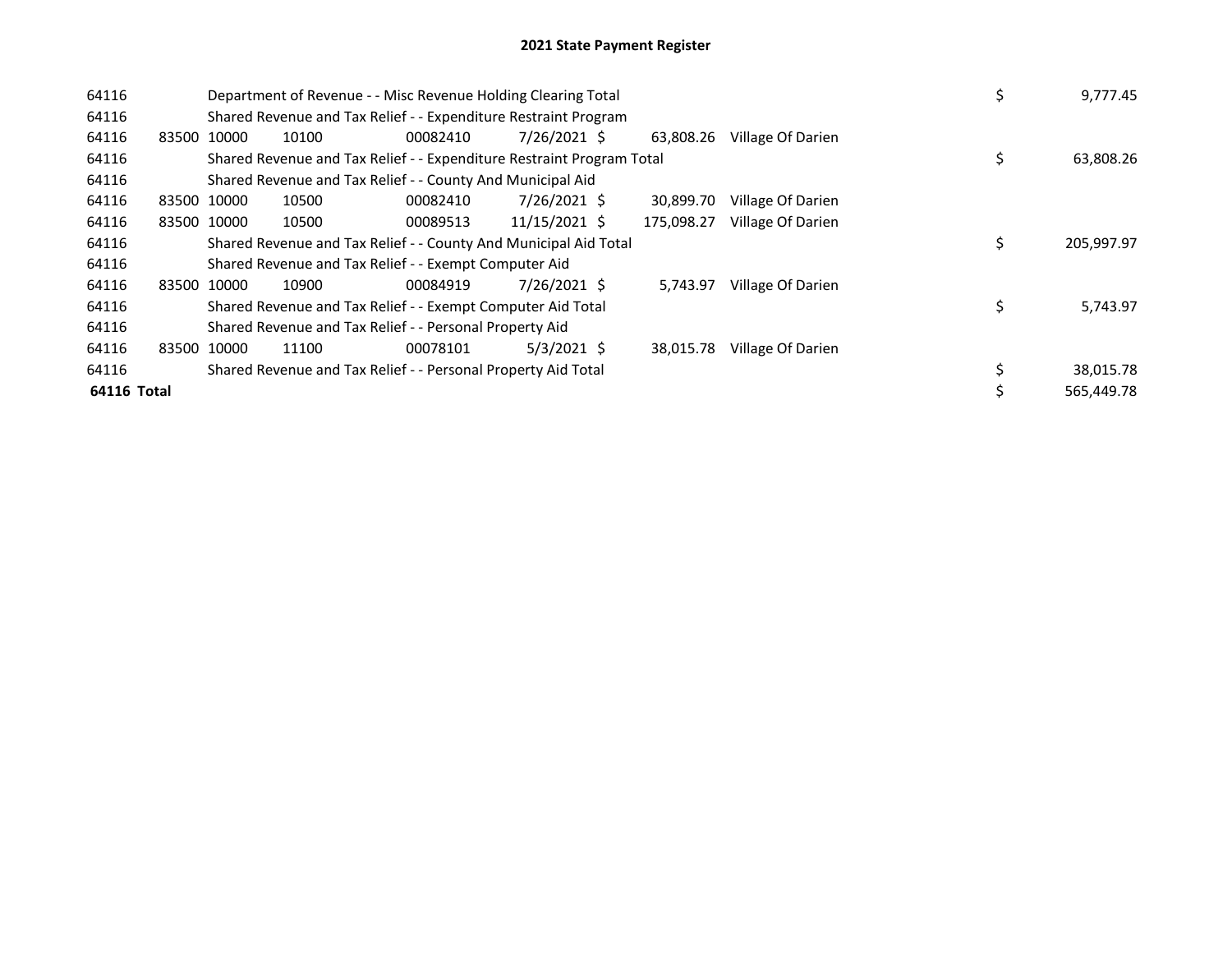# 2021 State Payment Register

| | | | | | | | | | |
|---|---|---|---|---|---|---|---|---|---|
| 64116 | | Department of Revenue - - Misc Revenue Holding Clearing Total | | | | | | $ | 9,777.45 |
| 64116 | | Shared Revenue and Tax Relief - - Expenditure Restraint Program | | | | | | | |
| 64116 | 83500 | 10000 | 10100 | 00082410 | 7/26/2021 | $ 63,808.26 | Village Of Darien | | |
| 64116 | | Shared Revenue and Tax Relief - - Expenditure Restraint Program Total | | | | | | $ | 63,808.26 |
| 64116 | | Shared Revenue and Tax Relief - - County And Municipal Aid | | | | | | | |
| 64116 | 83500 | 10000 | 10500 | 00082410 | 7/26/2021 | $ 30,899.70 | Village Of Darien | | |
| 64116 | 83500 | 10000 | 10500 | 00089513 | 11/15/2021 | $ 175,098.27 | Village Of Darien | | |
| 64116 | | Shared Revenue and Tax Relief - - County And Municipal Aid Total | | | | | | $ | 205,997.97 |
| 64116 | | Shared Revenue and Tax Relief - - Exempt Computer Aid | | | | | | | |
| 64116 | 83500 | 10000 | 10900 | 00084919 | 7/26/2021 | $ 5,743.97 | Village Of Darien | | |
| 64116 | | Shared Revenue and Tax Relief - - Exempt Computer Aid Total | | | | | | $ | 5,743.97 |
| 64116 | | Shared Revenue and Tax Relief - - Personal Property Aid | | | | | | | |
| 64116 | 83500 | 10000 | 11100 | 00078101 | 5/3/2021 | $ 38,015.78 | Village Of Darien | | |
| 64116 | | Shared Revenue and Tax Relief - - Personal Property Aid Total | | | | | | $ | 38,015.78 |
| **64116 Total** | | | | | | | | $ | 565,449.78 |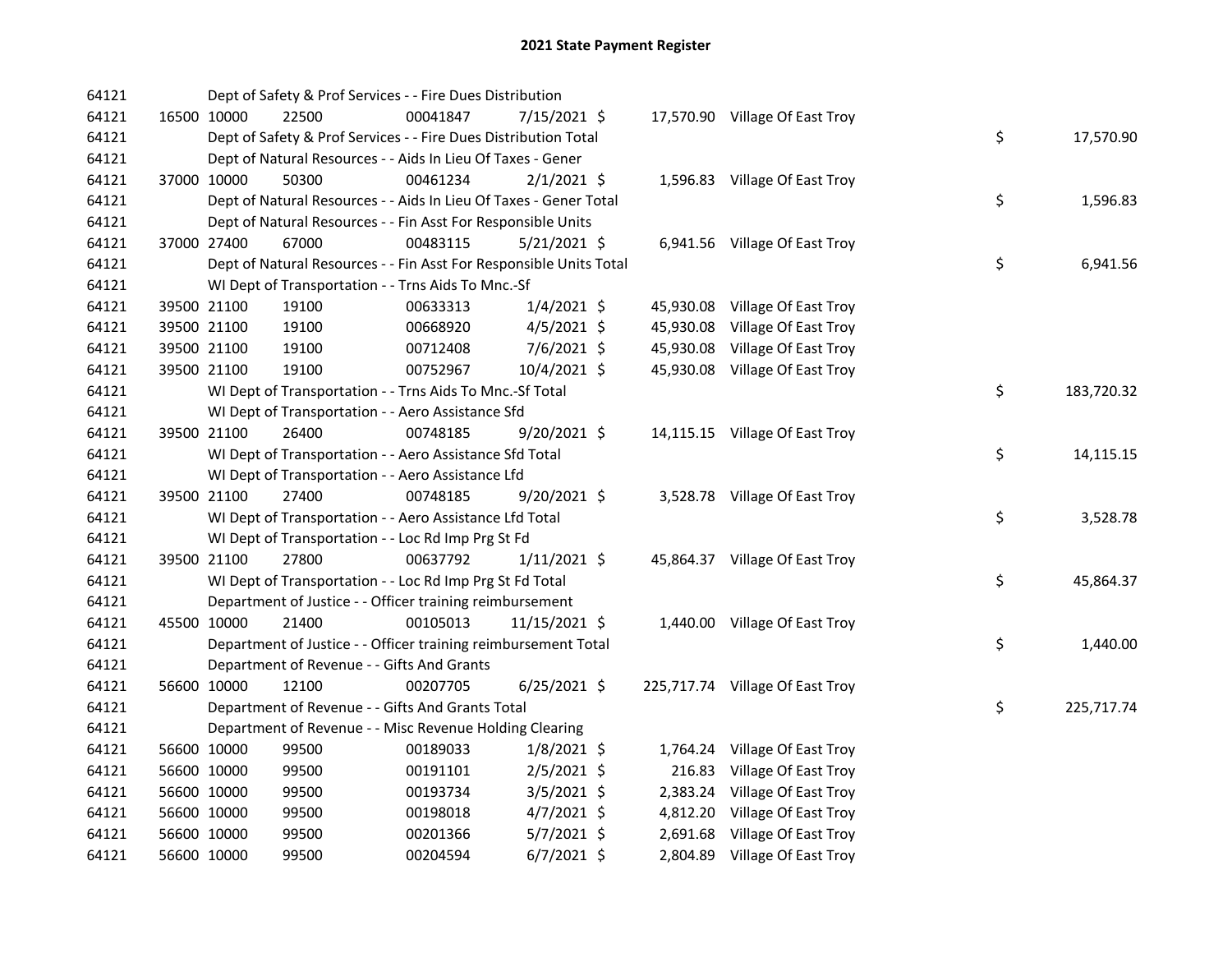# 2021 State Payment Register

| | | | | | | | | | |
|---|---|---|---|---|---|---|---|---|---|
| 64121 | | | Dept of Safety & Prof Services - - Fire Dues Distribution | | | | | | |
| 64121 | 16500 | 10000 | 22500 | 00041847 | 7/15/2021 | $ 17,570.90 | Village Of East Troy | | |
| 64121 | | | Dept of Safety & Prof Services - - Fire Dues Distribution Total | | | | | $ | 17,570.90 |
| 64121 | | | Dept of Natural Resources - - Aids In Lieu Of Taxes - Gener | | | | | | |
| 64121 | 37000 | 10000 | 50300 | 00461234 | 2/1/2021 | $ 1,596.83 | Village Of East Troy | | |
| 64121 | | | Dept of Natural Resources - - Aids In Lieu Of Taxes - Gener Total | | | | | $ | 1,596.83 |
| 64121 | | | Dept of Natural Resources - - Fin Asst For Responsible Units | | | | | | |
| 64121 | 37000 | 27400 | 67000 | 00483115 | 5/21/2021 | $ 6,941.56 | Village Of East Troy | | |
| 64121 | | | Dept of Natural Resources - - Fin Asst For Responsible Units Total | | | | | $ | 6,941.56 |
| 64121 | | | WI Dept of Transportation - - Trns Aids To Mnc.-Sf | | | | | | |
| 64121 | 39500 | 21100 | 19100 | 00633313 | 1/4/2021 | $ 45,930.08 | Village Of East Troy | | |
| 64121 | 39500 | 21100 | 19100 | 00668920 | 4/5/2021 | $ 45,930.08 | Village Of East Troy | | |
| 64121 | 39500 | 21100 | 19100 | 00712408 | 7/6/2021 | $ 45,930.08 | Village Of East Troy | | |
| 64121 | 39500 | 21100 | 19100 | 00752967 | 10/4/2021 | $ 45,930.08 | Village Of East Troy | | |
| 64121 | | | WI Dept of Transportation - - Trns Aids To Mnc.-Sf Total | | | | | $ | 183,720.32 |
| 64121 | | | WI Dept of Transportation - - Aero Assistance Sfd | | | | | | |
| 64121 | 39500 | 21100 | 26400 | 00748185 | 9/20/2021 | $ 14,115.15 | Village Of East Troy | | |
| 64121 | | | WI Dept of Transportation - - Aero Assistance Sfd Total | | | | | $ | 14,115.15 |
| 64121 | | | WI Dept of Transportation - - Aero Assistance Lfd | | | | | | |
| 64121 | 39500 | 21100 | 27400 | 00748185 | 9/20/2021 | $ 3,528.78 | Village Of East Troy | | |
| 64121 | | | WI Dept of Transportation - - Aero Assistance Lfd Total | | | | | $ | 3,528.78 |
| 64121 | | | WI Dept of Transportation - - Loc Rd Imp Prg St Fd | | | | | | |
| 64121 | 39500 | 21100 | 27800 | 00637792 | 1/11/2021 | $ 45,864.37 | Village Of East Troy | | |
| 64121 | | | WI Dept of Transportation - - Loc Rd Imp Prg St Fd Total | | | | | $ | 45,864.37 |
| 64121 | | | Department of Justice - - Officer training reimbursement | | | | | | |
| 64121 | 45500 | 10000 | 21400 | 00105013 | 11/15/2021 | $ 1,440.00 | Village Of East Troy | | |
| 64121 | | | Department of Justice - - Officer training reimbursement Total | | | | | $ | 1,440.00 |
| 64121 | | | Department of Revenue - - Gifts And Grants | | | | | | |
| 64121 | 56600 | 10000 | 12100 | 00207705 | 6/25/2021 | $ 225,717.74 | Village Of East Troy | | |
| 64121 | | | Department of Revenue - - Gifts And Grants Total | | | | | $ | 225,717.74 |
| 64121 | | | Department of Revenue - - Misc Revenue Holding Clearing | | | | | | |
| 64121 | 56600 | 10000 | 99500 | 00189033 | 1/8/2021 | $ 1,764.24 | Village Of East Troy | | |
| 64121 | 56600 | 10000 | 99500 | 00191101 | 2/5/2021 | $ 216.83 | Village Of East Troy | | |
| 64121 | 56600 | 10000 | 99500 | 00193734 | 3/5/2021 | $ 2,383.24 | Village Of East Troy | | |
| 64121 | 56600 | 10000 | 99500 | 00198018 | 4/7/2021 | $ 4,812.20 | Village Of East Troy | | |
| 64121 | 56600 | 10000 | 99500 | 00201366 | 5/7/2021 | $ 2,691.68 | Village Of East Troy | | |
| 64121 | 56600 | 10000 | 99500 | 00204594 | 6/7/2021 | $ 2,804.89 | Village Of East Troy | | |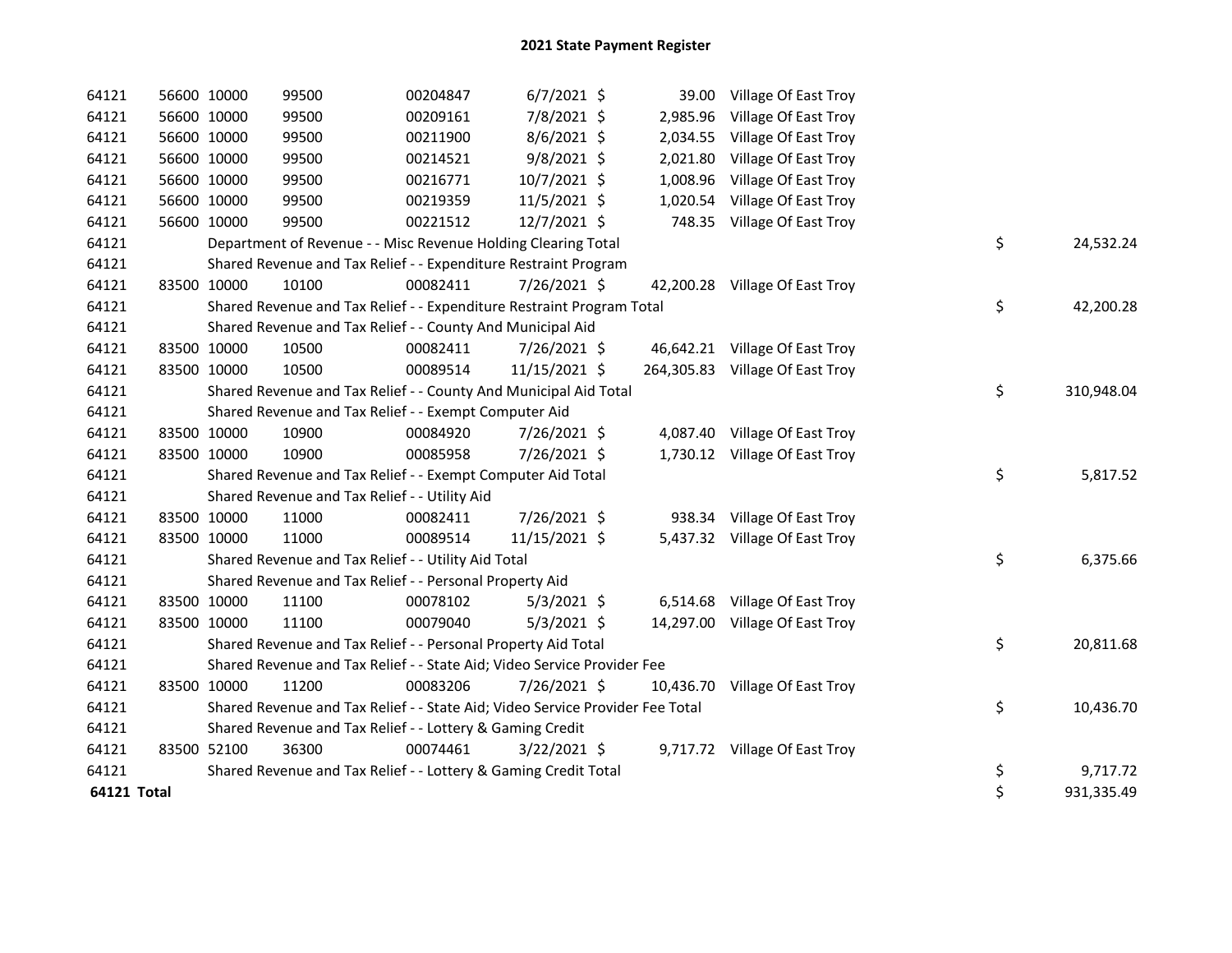# 2021 State Payment Register

| | | | | | | | | | |
|---|---|---|---|---|---|---|---|---|---|
| 64121 | 56600 | 10000 | 99500 | 00204847 | 6/7/2021 | $ 39.00 | Village Of East Troy | | |
| 64121 | 56600 | 10000 | 99500 | 00209161 | 7/8/2021 | $ 2,985.96 | Village Of East Troy | | |
| 64121 | 56600 | 10000 | 99500 | 00211900 | 8/6/2021 | $ 2,034.55 | Village Of East Troy | | |
| 64121 | 56600 | 10000 | 99500 | 00214521 | 9/8/2021 | $ 2,021.80 | Village Of East Troy | | |
| 64121 | 56600 | 10000 | 99500 | 00216771 | 10/7/2021 | $ 1,008.96 | Village Of East Troy | | |
| 64121 | 56600 | 10000 | 99500 | 00219359 | 11/5/2021 | $ 1,020.54 | Village Of East Troy | | |
| 64121 | 56600 | 10000 | 99500 | 00221512 | 12/7/2021 | $ 748.35 | Village Of East Troy | | |
| 64121 | | | Department of Revenue - - Misc Revenue Holding Clearing Total | | | | | $ | 24,532.24 |
| 64121 | | | Shared Revenue and Tax Relief - - Expenditure Restraint Program | | | | | | |
| 64121 | 83500 | 10000 | 10100 | 00082411 | 7/26/2021 | $ 42,200.28 | Village Of East Troy | | |
| 64121 | | | Shared Revenue and Tax Relief - - Expenditure Restraint Program Total | | | | | $ | 42,200.28 |
| 64121 | | | Shared Revenue and Tax Relief - - County And Municipal Aid | | | | | | |
| 64121 | 83500 | 10000 | 10500 | 00082411 | 7/26/2021 | $ 46,642.21 | Village Of East Troy | | |
| 64121 | 83500 | 10000 | 10500 | 00089514 | 11/15/2021 | $ 264,305.83 | Village Of East Troy | | |
| 64121 | | | Shared Revenue and Tax Relief - - County And Municipal Aid Total | | | | | $ | 310,948.04 |
| 64121 | | | Shared Revenue and Tax Relief - - Exempt Computer Aid | | | | | | |
| 64121 | 83500 | 10000 | 10900 | 00084920 | 7/26/2021 | $ 4,087.40 | Village Of East Troy | | |
| 64121 | 83500 | 10000 | 10900 | 00085958 | 7/26/2021 | $ 1,730.12 | Village Of East Troy | | |
| 64121 | | | Shared Revenue and Tax Relief - - Exempt Computer Aid Total | | | | | $ | 5,817.52 |
| 64121 | | | Shared Revenue and Tax Relief - - Utility Aid | | | | | | |
| 64121 | 83500 | 10000 | 11000 | 00082411 | 7/26/2021 | $ 938.34 | Village Of East Troy | | |
| 64121 | 83500 | 10000 | 11000 | 00089514 | 11/15/2021 | $ 5,437.32 | Village Of East Troy | | |
| 64121 | | | Shared Revenue and Tax Relief - - Utility Aid Total | | | | | $ | 6,375.66 |
| 64121 | | | Shared Revenue and Tax Relief - - Personal Property Aid | | | | | | |
| 64121 | 83500 | 10000 | 11100 | 00078102 | 5/3/2021 | $ 6,514.68 | Village Of East Troy | | |
| 64121 | 83500 | 10000 | 11100 | 00079040 | 5/3/2021 | $ 14,297.00 | Village Of East Troy | | |
| 64121 | | | Shared Revenue and Tax Relief - - Personal Property Aid Total | | | | | $ | 20,811.68 |
| 64121 | | | Shared Revenue and Tax Relief - - State Aid; Video Service Provider Fee | | | | | | |
| 64121 | 83500 | 10000 | 11200 | 00083206 | 7/26/2021 | $ 10,436.70 | Village Of East Troy | | |
| 64121 | | | Shared Revenue and Tax Relief - - State Aid; Video Service Provider Fee Total | | | | | $ | 10,436.70 |
| 64121 | | | Shared Revenue and Tax Relief - - Lottery & Gaming Credit | | | | | | |
| 64121 | 83500 | 52100 | 36300 | 00074461 | 3/22/2021 | $ 9,717.72 | Village Of East Troy | | |
| 64121 | | | Shared Revenue and Tax Relief - - Lottery & Gaming Credit Total | | | | | $ | 9,717.72 |
| **64121 Total** | | | | | | | | $ | 931,335.49 |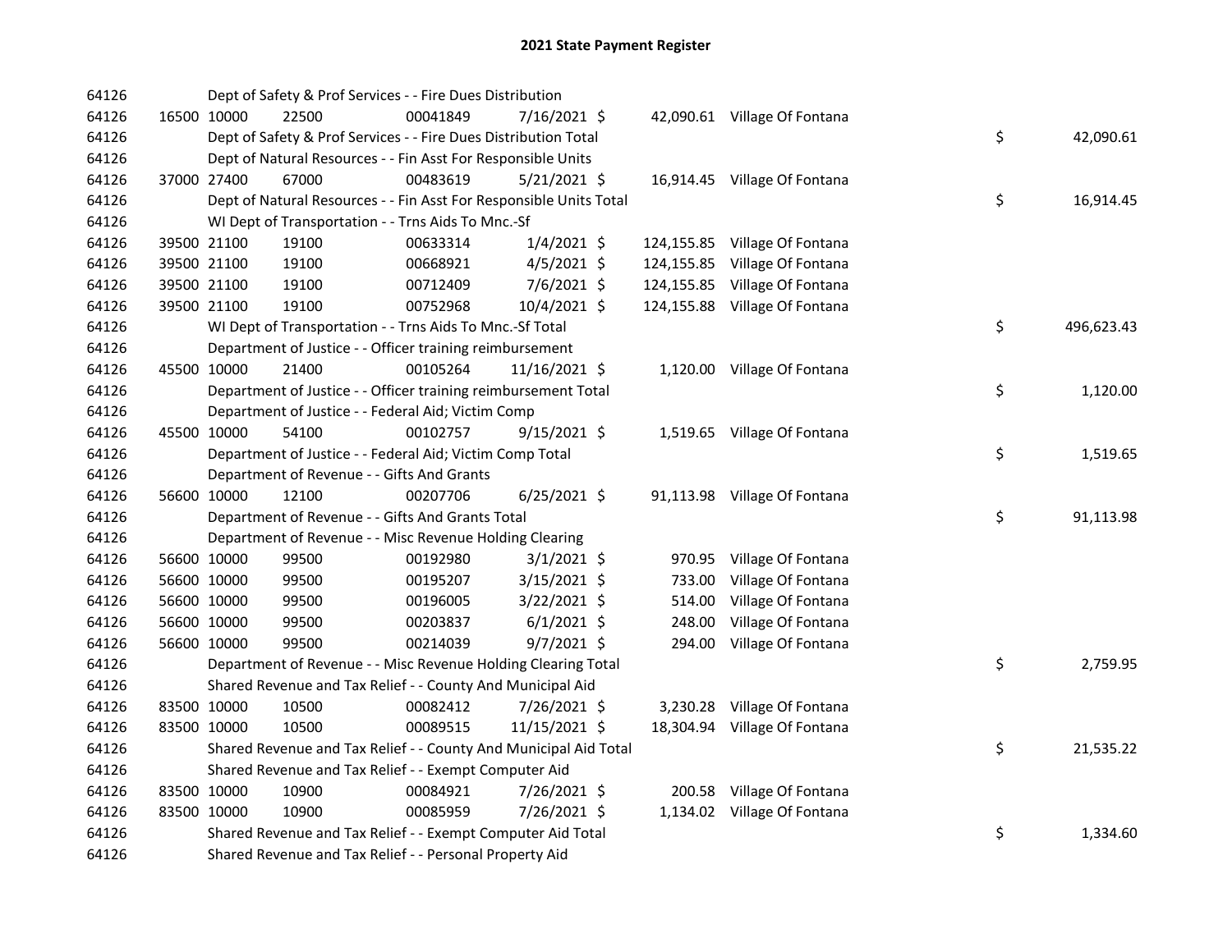# 2021 State Payment Register

| | | | | | | | | | |
|---|---|---|---|---|---|---|---|---|---|
| 64126 | | Dept of Safety & Prof Services - - Fire Dues Distribution | | | | | | | |
| 64126 | 16500 | 10000 | 22500 | 00041849 | 7/16/2021 | $ 42,090.61 | Village Of Fontana | | |
| 64126 | | Dept of Safety & Prof Services - - Fire Dues Distribution Total | | | | | | $ | 42,090.61 |
| 64126 | | Dept of Natural Resources - - Fin Asst For Responsible Units | | | | | | | |
| 64126 | 37000 | 27400 | 67000 | 00483619 | 5/21/2021 | $ 16,914.45 | Village Of Fontana | | |
| 64126 | | Dept of Natural Resources - - Fin Asst For Responsible Units Total | | | | | | $ | 16,914.45 |
| 64126 | | WI Dept of Transportation - - Trns Aids To Mnc.-Sf | | | | | | | |
| 64126 | 39500 | 21100 | 19100 | 00633314 | 1/4/2021 | $ 124,155.85 | Village Of Fontana | | |
| 64126 | 39500 | 21100 | 19100 | 00668921 | 4/5/2021 | $ 124,155.85 | Village Of Fontana | | |
| 64126 | 39500 | 21100 | 19100 | 00712409 | 7/6/2021 | $ 124,155.85 | Village Of Fontana | | |
| 64126 | 39500 | 21100 | 19100 | 00752968 | 10/4/2021 | $ 124,155.88 | Village Of Fontana | | |
| 64126 | | WI Dept of Transportation - - Trns Aids To Mnc.-Sf Total | | | | | | $ | 496,623.43 |
| 64126 | | Department of Justice - - Officer training reimbursement | | | | | | | |
| 64126 | 45500 | 10000 | 21400 | 00105264 | 11/16/2021 | $ 1,120.00 | Village Of Fontana | | |
| 64126 | | Department of Justice - - Officer training reimbursement Total | | | | | | $ | 1,120.00 |
| 64126 | | Department of Justice - - Federal Aid; Victim Comp | | | | | | | |
| 64126 | 45500 | 10000 | 54100 | 00102757 | 9/15/2021 | $ 1,519.65 | Village Of Fontana | | |
| 64126 | | Department of Justice - - Federal Aid; Victim Comp Total | | | | | | $ | 1,519.65 |
| 64126 | | Department of Revenue - - Gifts And Grants | | | | | | | |
| 64126 | 56600 | 10000 | 12100 | 00207706 | 6/25/2021 | $ 91,113.98 | Village Of Fontana | | |
| 64126 | | Department of Revenue - - Gifts And Grants Total | | | | | | $ | 91,113.98 |
| 64126 | | Department of Revenue - - Misc Revenue Holding Clearing | | | | | | | |
| 64126 | 56600 | 10000 | 99500 | 00192980 | 3/1/2021 | $ 970.95 | Village Of Fontana | | |
| 64126 | 56600 | 10000 | 99500 | 00195207 | 3/15/2021 | $ 733.00 | Village Of Fontana | | |
| 64126 | 56600 | 10000 | 99500 | 00196005 | 3/22/2021 | $ 514.00 | Village Of Fontana | | |
| 64126 | 56600 | 10000 | 99500 | 00203837 | 6/1/2021 | $ 248.00 | Village Of Fontana | | |
| 64126 | 56600 | 10000 | 99500 | 00214039 | 9/7/2021 | $ 294.00 | Village Of Fontana | | |
| 64126 | | Department of Revenue - - Misc Revenue Holding Clearing Total | | | | | | $ | 2,759.95 |
| 64126 | | Shared Revenue and Tax Relief - - County And Municipal Aid | | | | | | | |
| 64126 | 83500 | 10000 | 10500 | 00082412 | 7/26/2021 | $ 3,230.28 | Village Of Fontana | | |
| 64126 | 83500 | 10000 | 10500 | 00089515 | 11/15/2021 | $ 18,304.94 | Village Of Fontana | | |
| 64126 | | Shared Revenue and Tax Relief - - County And Municipal Aid Total | | | | | | $ | 21,535.22 |
| 64126 | | Shared Revenue and Tax Relief - - Exempt Computer Aid | | | | | | | |
| 64126 | 83500 | 10000 | 10900 | 00084921 | 7/26/2021 | $ 200.58 | Village Of Fontana | | |
| 64126 | 83500 | 10000 | 10900 | 00085959 | 7/26/2021 | $ 1,134.02 | Village Of Fontana | | |
| 64126 | | Shared Revenue and Tax Relief - - Exempt Computer Aid Total | | | | | | $ | 1,334.60 |
| 64126 | | Shared Revenue and Tax Relief - - Personal Property Aid | | | | | | | |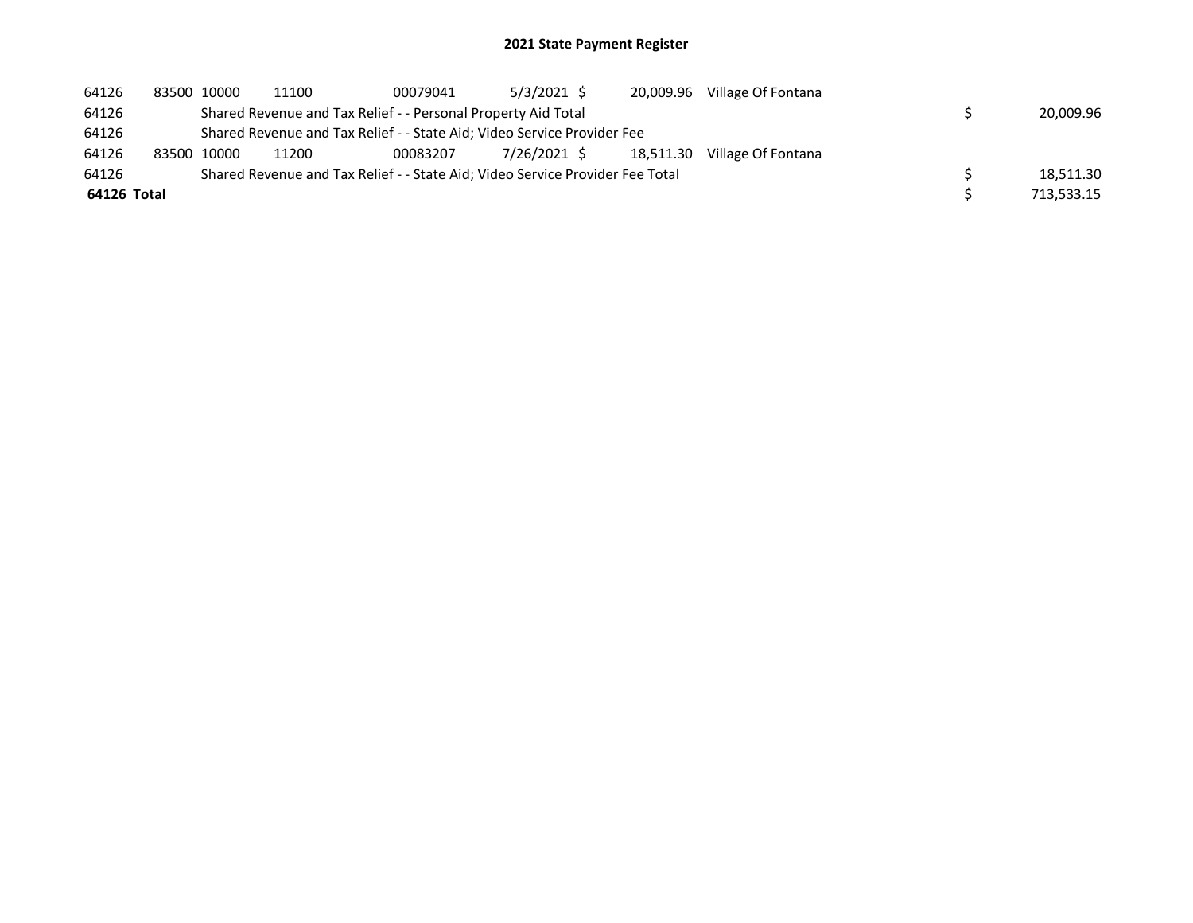## 2021 State Payment Register

| | | | | | | | | | |
|---|---|---|---|---|---|---|---|---|---|
| 64126 | 83500 | 10000 | 11100 | 00079041 | 5/3/2021 | $ 20,009.96 | Village Of Fontana | | |
| 64126 | | Shared Revenue and Tax Relief - - Personal Property Aid Total | | | | | | $ | 20,009.96 |
| 64126 | | Shared Revenue and Tax Relief - - State Aid; Video Service Provider Fee | | | | | | | |
| 64126 | 83500 | 10000 | 11200 | 00083207 | 7/26/2021 | $ 18,511.30 | Village Of Fontana | | |
| 64126 | | Shared Revenue and Tax Relief - - State Aid; Video Service Provider Fee Total | | | | | | $ | 18,511.30 |
| **64126 Total** | | | | | | | | $ | 713,533.15 |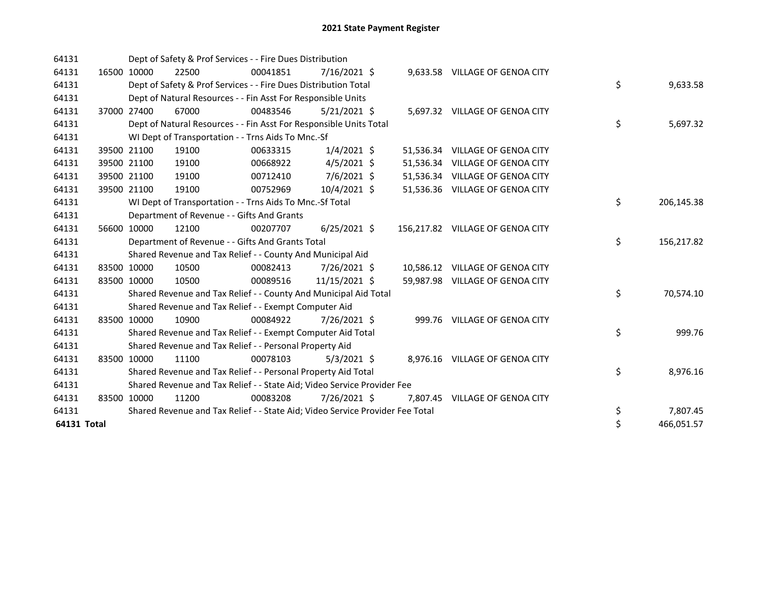# 2021 State Payment Register

| | | | | | | | | |
|---|---|---|---|---|---|---|---|---|
| 64131 | | | Dept of Safety & Prof Services - - Fire Dues Distribution | | | | | |
| 64131 | 16500 | 10000 | 22500 | 00041851 | 7/16/2021 | $ 9,633.58 | VILLAGE OF GENOA CITY | |
| 64131 | | | Dept of Safety & Prof Services - - Fire Dues Distribution Total | | | | | $ 9,633.58 |
| 64131 | | | Dept of Natural Resources - - Fin Asst For Responsible Units | | | | | |
| 64131 | 37000 | 27400 | 67000 | 00483546 | 5/21/2021 | $ 5,697.32 | VILLAGE OF GENOA CITY | |
| 64131 | | | Dept of Natural Resources - - Fin Asst For Responsible Units Total | | | | | $ 5,697.32 |
| 64131 | | | WI Dept of Transportation - - Trns Aids To Mnc.-Sf | | | | | |
| 64131 | 39500 | 21100 | 19100 | 00633315 | 1/4/2021 | $ 51,536.34 | VILLAGE OF GENOA CITY | |
| 64131 | 39500 | 21100 | 19100 | 00668922 | 4/5/2021 | $ 51,536.34 | VILLAGE OF GENOA CITY | |
| 64131 | 39500 | 21100 | 19100 | 00712410 | 7/6/2021 | $ 51,536.34 | VILLAGE OF GENOA CITY | |
| 64131 | 39500 | 21100 | 19100 | 00752969 | 10/4/2021 | $ 51,536.36 | VILLAGE OF GENOA CITY | |
| 64131 | | | WI Dept of Transportation - - Trns Aids To Mnc.-Sf Total | | | | | $ 206,145.38 |
| 64131 | | | Department of Revenue - - Gifts And Grants | | | | | |
| 64131 | 56600 | 10000 | 12100 | 00207707 | 6/25/2021 | $ 156,217.82 | VILLAGE OF GENOA CITY | |
| 64131 | | | Department of Revenue - - Gifts And Grants Total | | | | | $ 156,217.82 |
| 64131 | | | Shared Revenue and Tax Relief - - County And Municipal Aid | | | | | |
| 64131 | 83500 | 10000 | 10500 | 00082413 | 7/26/2021 | $ 10,586.12 | VILLAGE OF GENOA CITY | |
| 64131 | 83500 | 10000 | 10500 | 00089516 | 11/15/2021 | $ 59,987.98 | VILLAGE OF GENOA CITY | |
| 64131 | | | Shared Revenue and Tax Relief - - County And Municipal Aid Total | | | | | $ 70,574.10 |
| 64131 | | | Shared Revenue and Tax Relief - - Exempt Computer Aid | | | | | |
| 64131 | 83500 | 10000 | 10900 | 00084922 | 7/26/2021 | $ 999.76 | VILLAGE OF GENOA CITY | |
| 64131 | | | Shared Revenue and Tax Relief - - Exempt Computer Aid Total | | | | | $ 999.76 |
| 64131 | | | Shared Revenue and Tax Relief - - Personal Property Aid | | | | | |
| 64131 | 83500 | 10000 | 11100 | 00078103 | 5/3/2021 | $ 8,976.16 | VILLAGE OF GENOA CITY | |
| 64131 | | | Shared Revenue and Tax Relief - - Personal Property Aid Total | | | | | $ 8,976.16 |
| 64131 | | | Shared Revenue and Tax Relief - - State Aid; Video Service Provider Fee | | | | | |
| 64131 | 83500 | 10000 | 11200 | 00083208 | 7/26/2021 | $ 7,807.45 | VILLAGE OF GENOA CITY | |
| 64131 | | | Shared Revenue and Tax Relief - - State Aid; Video Service Provider Fee Total | | | | | $ 7,807.45 |
| **64131 Total** | | | | | | | | $ 466,051.57 |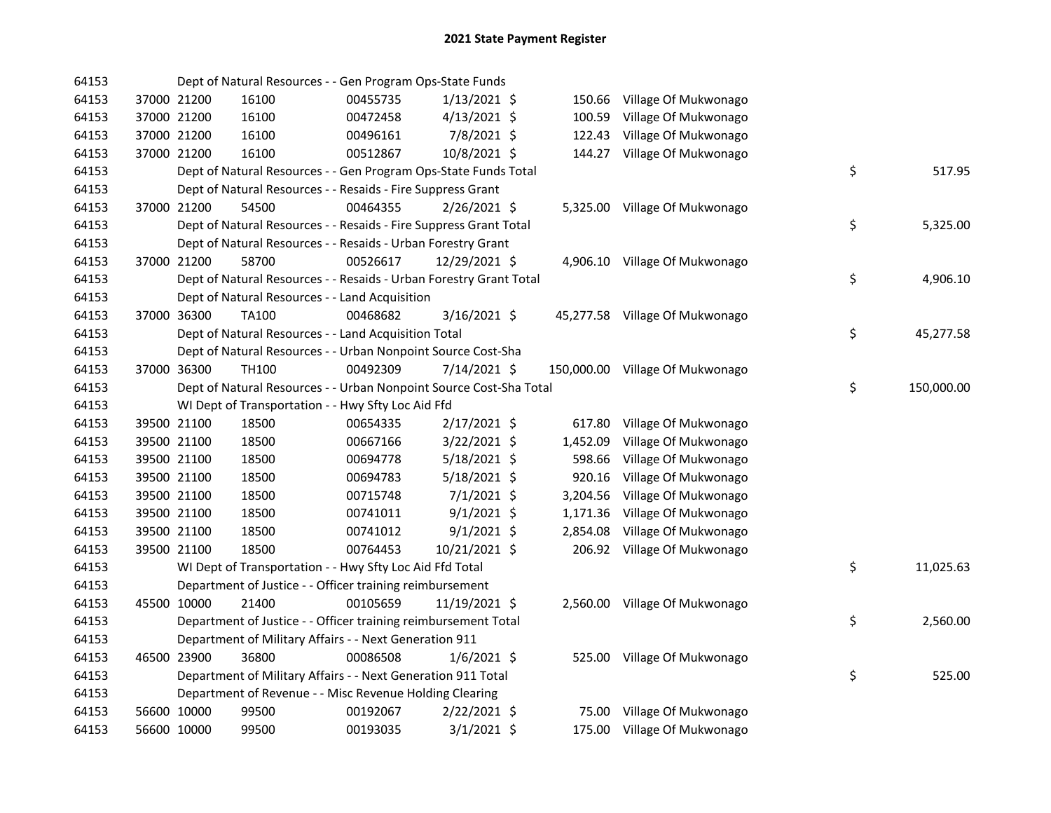# 2021 State Payment Register

| | | | | | | | | | |
|---|---|---|---|---|---|---|---|---|---|
| 64153 | | | Dept of Natural Resources - - Gen Program Ops-State Funds | | | | | | |
| 64153 | 37000 | 21200 | 16100 | 00455735 | 1/13/2021 $ | 150.66 | Village Of Mukwonago | | |
| 64153 | 37000 | 21200 | 16100 | 00472458 | 4/13/2021 $ | 100.59 | Village Of Mukwonago | | |
| 64153 | 37000 | 21200 | 16100 | 00496161 | 7/8/2021 $ | 122.43 | Village Of Mukwonago | | |
| 64153 | 37000 | 21200 | 16100 | 00512867 | 10/8/2021 $ | 144.27 | Village Of Mukwonago | | |
| 64153 | | | Dept of Natural Resources - - Gen Program Ops-State Funds Total | | | | | $ | 517.95 |
| 64153 | | | Dept of Natural Resources - - Resaids - Fire Suppress Grant | | | | | | |
| 64153 | 37000 | 21200 | 54500 | 00464355 | 2/26/2021 $ | 5,325.00 | Village Of Mukwonago | | |
| 64153 | | | Dept of Natural Resources - - Resaids - Fire Suppress Grant Total | | | | | $ | 5,325.00 |
| 64153 | | | Dept of Natural Resources - - Resaids - Urban Forestry Grant | | | | | | |
| 64153 | 37000 | 21200 | 58700 | 00526617 | 12/29/2021 $ | 4,906.10 | Village Of Mukwonago | | |
| 64153 | | | Dept of Natural Resources - - Resaids - Urban Forestry Grant Total | | | | | $ | 4,906.10 |
| 64153 | | | Dept of Natural Resources - - Land Acquisition | | | | | | |
| 64153 | 37000 | 36300 | TA100 | 00468682 | 3/16/2021 $ | 45,277.58 | Village Of Mukwonago | | |
| 64153 | | | Dept of Natural Resources - - Land Acquisition Total | | | | | $ | 45,277.58 |
| 64153 | | | Dept of Natural Resources - - Urban Nonpoint Source Cost-Sha | | | | | | |
| 64153 | 37000 | 36300 | TH100 | 00492309 | 7/14/2021 $ | 150,000.00 | Village Of Mukwonago | | |
| 64153 | | | Dept of Natural Resources - - Urban Nonpoint Source Cost-Sha Total | | | | | $ | 150,000.00 |
| 64153 | | | WI Dept of Transportation - - Hwy Sfty Loc Aid Ffd | | | | | | |
| 64153 | 39500 | 21100 | 18500 | 00654335 | 2/17/2021 $ | 617.80 | Village Of Mukwonago | | |
| 64153 | 39500 | 21100 | 18500 | 00667166 | 3/22/2021 $ | 1,452.09 | Village Of Mukwonago | | |
| 64153 | 39500 | 21100 | 18500 | 00694778 | 5/18/2021 $ | 598.66 | Village Of Mukwonago | | |
| 64153 | 39500 | 21100 | 18500 | 00694783 | 5/18/2021 $ | 920.16 | Village Of Mukwonago | | |
| 64153 | 39500 | 21100 | 18500 | 00715748 | 7/1/2021 $ | 3,204.56 | Village Of Mukwonago | | |
| 64153 | 39500 | 21100 | 18500 | 00741011 | 9/1/2021 $ | 1,171.36 | Village Of Mukwonago | | |
| 64153 | 39500 | 21100 | 18500 | 00741012 | 9/1/2021 $ | 2,854.08 | Village Of Mukwonago | | |
| 64153 | 39500 | 21100 | 18500 | 00764453 | 10/21/2021 $ | 206.92 | Village Of Mukwonago | | |
| 64153 | | | WI Dept of Transportation - - Hwy Sfty Loc Aid Ffd Total | | | | | $ | 11,025.63 |
| 64153 | | | Department of Justice - - Officer training reimbursement | | | | | | |
| 64153 | 45500 | 10000 | 21400 | 00105659 | 11/19/2021 $ | 2,560.00 | Village Of Mukwonago | | |
| 64153 | | | Department of Justice - - Officer training reimbursement Total | | | | | $ | 2,560.00 |
| 64153 | | | Department of Military Affairs - - Next Generation 911 | | | | | | |
| 64153 | 46500 | 23900 | 36800 | 00086508 | 1/6/2021 $ | 525.00 | Village Of Mukwonago | | |
| 64153 | | | Department of Military Affairs - - Next Generation 911 Total | | | | | $ | 525.00 |
| 64153 | | | Department of Revenue - - Misc Revenue Holding Clearing | | | | | | |
| 64153 | 56600 | 10000 | 99500 | 00192067 | 2/22/2021 $ | 75.00 | Village Of Mukwonago | | |
| 64153 | 56600 | 10000 | 99500 | 00193035 | 3/1/2021 $ | 175.00 | Village Of Mukwonago | | |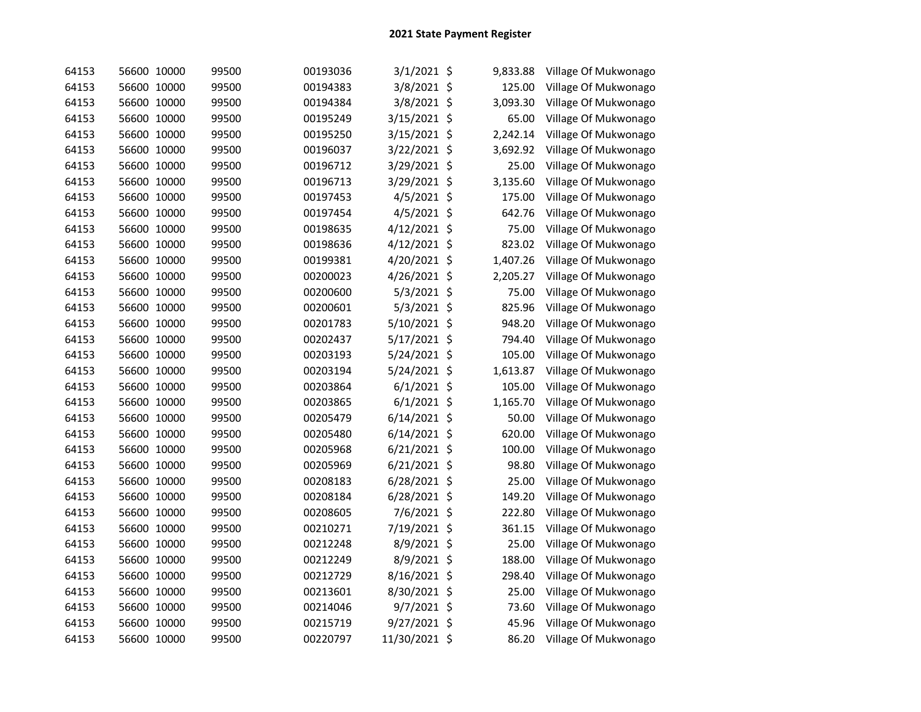## 2021 State Payment Register

| | | | | | | | | |
|---|---|---|---|---|---|---|---|---|
| 64153 | 56600 | 10000 | 99500 | 00193036 | 3/1/2021 | $ | 9,833.88 | Village Of Mukwonago |
| 64153 | 56600 | 10000 | 99500 | 00194383 | 3/8/2021 | $ | 125.00 | Village Of Mukwonago |
| 64153 | 56600 | 10000 | 99500 | 00194384 | 3/8/2021 | $ | 3,093.30 | Village Of Mukwonago |
| 64153 | 56600 | 10000 | 99500 | 00195249 | 3/15/2021 | $ | 65.00 | Village Of Mukwonago |
| 64153 | 56600 | 10000 | 99500 | 00195250 | 3/15/2021 | $ | 2,242.14 | Village Of Mukwonago |
| 64153 | 56600 | 10000 | 99500 | 00196037 | 3/22/2021 | $ | 3,692.92 | Village Of Mukwonago |
| 64153 | 56600 | 10000 | 99500 | 00196712 | 3/29/2021 | $ | 25.00 | Village Of Mukwonago |
| 64153 | 56600 | 10000 | 99500 | 00196713 | 3/29/2021 | $ | 3,135.60 | Village Of Mukwonago |
| 64153 | 56600 | 10000 | 99500 | 00197453 | 4/5/2021 | $ | 175.00 | Village Of Mukwonago |
| 64153 | 56600 | 10000 | 99500 | 00197454 | 4/5/2021 | $ | 642.76 | Village Of Mukwonago |
| 64153 | 56600 | 10000 | 99500 | 00198635 | 4/12/2021 | $ | 75.00 | Village Of Mukwonago |
| 64153 | 56600 | 10000 | 99500 | 00198636 | 4/12/2021 | $ | 823.02 | Village Of Mukwonago |
| 64153 | 56600 | 10000 | 99500 | 00199381 | 4/20/2021 | $ | 1,407.26 | Village Of Mukwonago |
| 64153 | 56600 | 10000 | 99500 | 00200023 | 4/26/2021 | $ | 2,205.27 | Village Of Mukwonago |
| 64153 | 56600 | 10000 | 99500 | 00200600 | 5/3/2021 | $ | 75.00 | Village Of Mukwonago |
| 64153 | 56600 | 10000 | 99500 | 00200601 | 5/3/2021 | $ | 825.96 | Village Of Mukwonago |
| 64153 | 56600 | 10000 | 99500 | 00201783 | 5/10/2021 | $ | 948.20 | Village Of Mukwonago |
| 64153 | 56600 | 10000 | 99500 | 00202437 | 5/17/2021 | $ | 794.40 | Village Of Mukwonago |
| 64153 | 56600 | 10000 | 99500 | 00203193 | 5/24/2021 | $ | 105.00 | Village Of Mukwonago |
| 64153 | 56600 | 10000 | 99500 | 00203194 | 5/24/2021 | $ | 1,613.87 | Village Of Mukwonago |
| 64153 | 56600 | 10000 | 99500 | 00203864 | 6/1/2021 | $ | 105.00 | Village Of Mukwonago |
| 64153 | 56600 | 10000 | 99500 | 00203865 | 6/1/2021 | $ | 1,165.70 | Village Of Mukwonago |
| 64153 | 56600 | 10000 | 99500 | 00205479 | 6/14/2021 | $ | 50.00 | Village Of Mukwonago |
| 64153 | 56600 | 10000 | 99500 | 00205480 | 6/14/2021 | $ | 620.00 | Village Of Mukwonago |
| 64153 | 56600 | 10000 | 99500 | 00205968 | 6/21/2021 | $ | 100.00 | Village Of Mukwonago |
| 64153 | 56600 | 10000 | 99500 | 00205969 | 6/21/2021 | $ | 98.80 | Village Of Mukwonago |
| 64153 | 56600 | 10000 | 99500 | 00208183 | 6/28/2021 | $ | 25.00 | Village Of Mukwonago |
| 64153 | 56600 | 10000 | 99500 | 00208184 | 6/28/2021 | $ | 149.20 | Village Of Mukwonago |
| 64153 | 56600 | 10000 | 99500 | 00208605 | 7/6/2021 | $ | 222.80 | Village Of Mukwonago |
| 64153 | 56600 | 10000 | 99500 | 00210271 | 7/19/2021 | $ | 361.15 | Village Of Mukwonago |
| 64153 | 56600 | 10000 | 99500 | 00212248 | 8/9/2021 | $ | 25.00 | Village Of Mukwonago |
| 64153 | 56600 | 10000 | 99500 | 00212249 | 8/9/2021 | $ | 188.00 | Village Of Mukwonago |
| 64153 | 56600 | 10000 | 99500 | 00212729 | 8/16/2021 | $ | 298.40 | Village Of Mukwonago |
| 64153 | 56600 | 10000 | 99500 | 00213601 | 8/30/2021 | $ | 25.00 | Village Of Mukwonago |
| 64153 | 56600 | 10000 | 99500 | 00214046 | 9/7/2021 | $ | 73.60 | Village Of Mukwonago |
| 64153 | 56600 | 10000 | 99500 | 00215719 | 9/27/2021 | $ | 45.96 | Village Of Mukwonago |
| 64153 | 56600 | 10000 | 99500 | 00220797 | 11/30/2021 | $ | 86.20 | Village Of Mukwonago |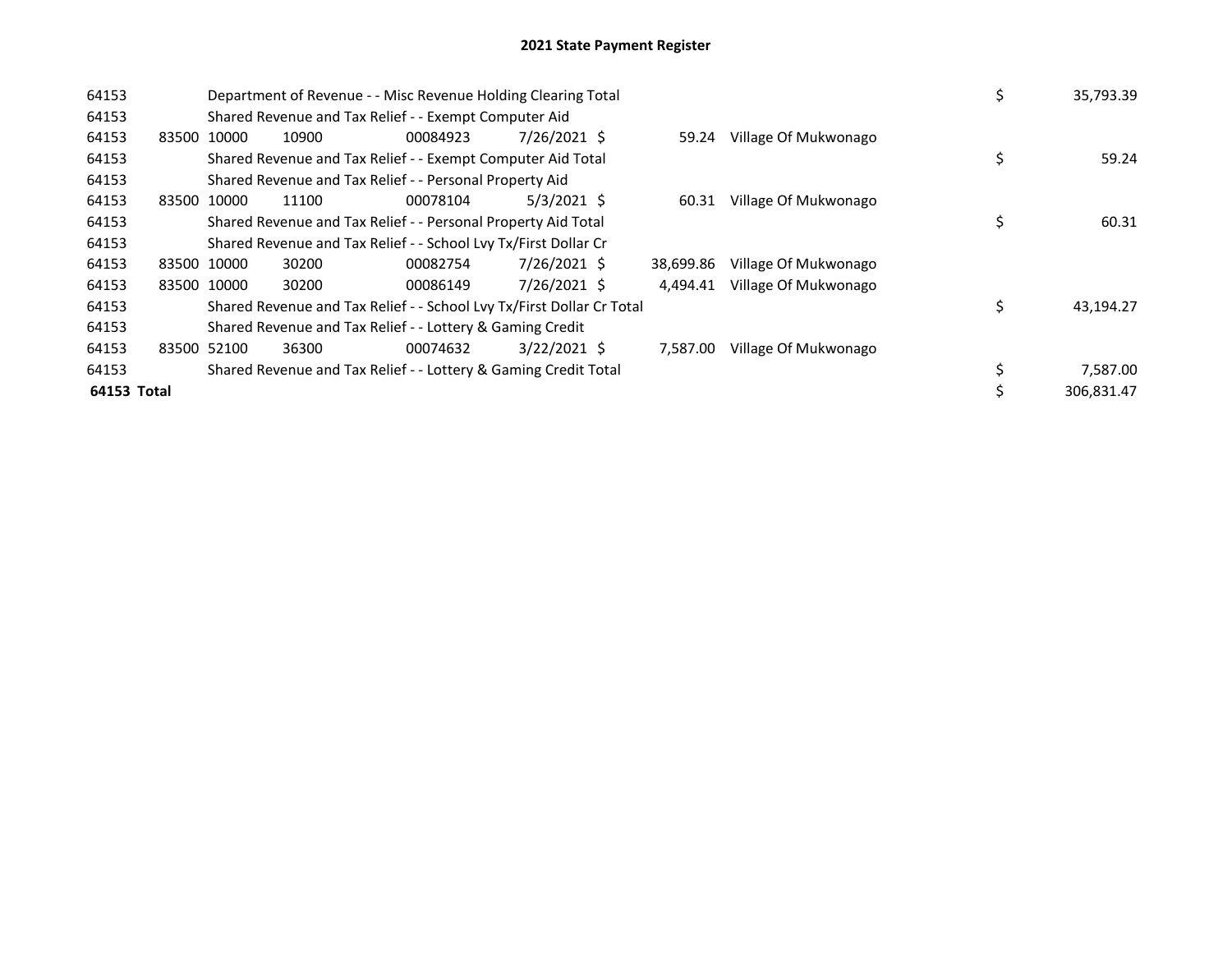# 2021 State Payment Register

| | | | | | | | | | |
|---|---|---|---|---|---|---|---|---|---|
| 64153 | | Department of Revenue - - Misc Revenue Holding Clearing Total | | | | | | $ | 35,793.39 |
| 64153 | | Shared Revenue and Tax Relief - - Exempt Computer Aid | | | | | | | |
| 64153 | 83500 | 10000 | 10900 | 00084923 | 7/26/2021 | $ 59.24 | Village Of Mukwonago | | |
| 64153 | | Shared Revenue and Tax Relief - - Exempt Computer Aid Total | | | | | | $ | 59.24 |
| 64153 | | Shared Revenue and Tax Relief - - Personal Property Aid | | | | | | | |
| 64153 | 83500 | 10000 | 11100 | 00078104 | 5/3/2021 | $ 60.31 | Village Of Mukwonago | | |
| 64153 | | Shared Revenue and Tax Relief - - Personal Property Aid Total | | | | | | $ | 60.31 |
| 64153 | | Shared Revenue and Tax Relief - - School Lvy Tx/First Dollar Cr | | | | | | | |
| 64153 | 83500 | 10000 | 30200 | 00082754 | 7/26/2021 | $ 38,699.86 | Village Of Mukwonago | | |
| 64153 | 83500 | 10000 | 30200 | 00086149 | 7/26/2021 | $ 4,494.41 | Village Of Mukwonago | | |
| 64153 | | Shared Revenue and Tax Relief - - School Lvy Tx/First Dollar Cr Total | | | | | | $ | 43,194.27 |
| 64153 | | Shared Revenue and Tax Relief - - Lottery & Gaming Credit | | | | | | | |
| 64153 | 83500 | 52100 | 36300 | 00074632 | 3/22/2021 | $ 7,587.00 | Village Of Mukwonago | | |
| 64153 | | Shared Revenue and Tax Relief - - Lottery & Gaming Credit Total | | | | | | $ | 7,587.00 |
| **64153 Total** | | | | | | | | $ | 306,831.47 |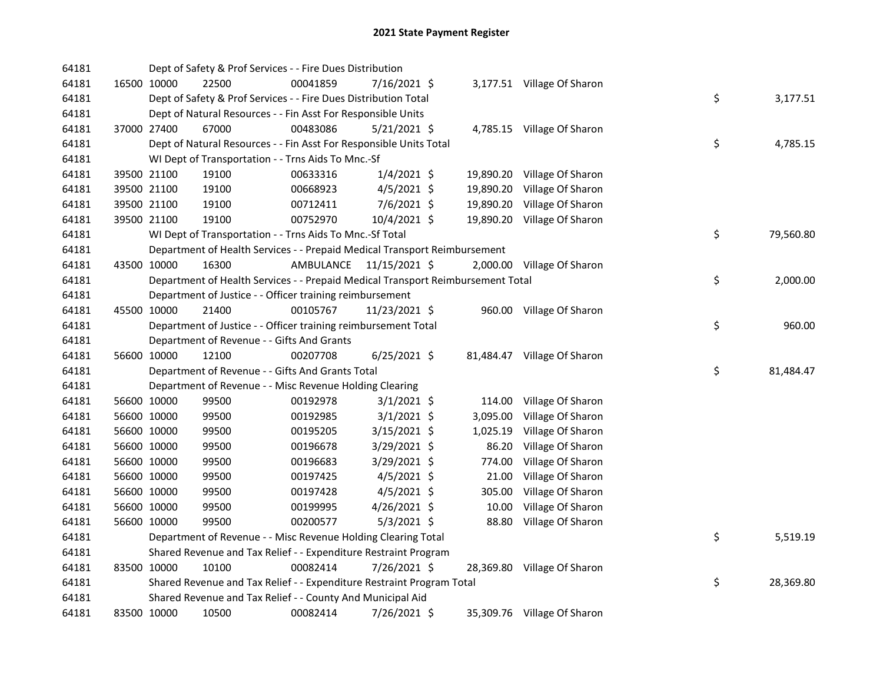# 2021 State Payment Register

| | | | | | | | | | |
|---|---|---|---|---|---|---|---|---|---|
| 64181 | | | Dept of Safety & Prof Services - - Fire Dues Distribution | | | | | | |
| 64181 | 16500 | 10000 | 22500 | 00041859 | 7/16/2021 | $ 3,177.51 | Village Of Sharon | | |
| 64181 | | | Dept of Safety & Prof Services - - Fire Dues Distribution Total | | | | | $ | 3,177.51 |
| 64181 | | | Dept of Natural Resources - - Fin Asst For Responsible Units | | | | | | |
| 64181 | 37000 | 27400 | 67000 | 00483086 | 5/21/2021 | $ 4,785.15 | Village Of Sharon | | |
| 64181 | | | Dept of Natural Resources - - Fin Asst For Responsible Units Total | | | | | $ | 4,785.15 |
| 64181 | | | WI Dept of Transportation - - Trns Aids To Mnc.-Sf | | | | | | |
| 64181 | 39500 | 21100 | 19100 | 00633316 | 1/4/2021 | $ 19,890.20 | Village Of Sharon | | |
| 64181 | 39500 | 21100 | 19100 | 00668923 | 4/5/2021 | $ 19,890.20 | Village Of Sharon | | |
| 64181 | 39500 | 21100 | 19100 | 00712411 | 7/6/2021 | $ 19,890.20 | Village Of Sharon | | |
| 64181 | 39500 | 21100 | 19100 | 00752970 | 10/4/2021 | $ 19,890.20 | Village Of Sharon | | |
| 64181 | | | WI Dept of Transportation - - Trns Aids To Mnc.-Sf Total | | | | | $ | 79,560.80 |
| 64181 | | | Department of Health Services - - Prepaid Medical Transport Reimbursement | | | | | | |
| 64181 | 43500 | 10000 | 16300 | AMBULANCE | 11/15/2021 | $ 2,000.00 | Village Of Sharon | | |
| 64181 | | | Department of Health Services - - Prepaid Medical Transport Reimbursement Total | | | | | $ | 2,000.00 |
| 64181 | | | Department of Justice - - Officer training reimbursement | | | | | | |
| 64181 | 45500 | 10000 | 21400 | 00105767 | 11/23/2021 | $ 960.00 | Village Of Sharon | | |
| 64181 | | | Department of Justice - - Officer training reimbursement Total | | | | | $ | 960.00 |
| 64181 | | | Department of Revenue - - Gifts And Grants | | | | | | |
| 64181 | 56600 | 10000 | 12100 | 00207708 | 6/25/2021 | $ 81,484.47 | Village Of Sharon | | |
| 64181 | | | Department of Revenue - - Gifts And Grants Total | | | | | $ | 81,484.47 |
| 64181 | | | Department of Revenue - - Misc Revenue Holding Clearing | | | | | | |
| 64181 | 56600 | 10000 | 99500 | 00192978 | 3/1/2021 | $ 114.00 | Village Of Sharon | | |
| 64181 | 56600 | 10000 | 99500 | 00192985 | 3/1/2021 | $ 3,095.00 | Village Of Sharon | | |
| 64181 | 56600 | 10000 | 99500 | 00195205 | 3/15/2021 | $ 1,025.19 | Village Of Sharon | | |
| 64181 | 56600 | 10000 | 99500 | 00196678 | 3/29/2021 | $ 86.20 | Village Of Sharon | | |
| 64181 | 56600 | 10000 | 99500 | 00196683 | 3/29/2021 | $ 774.00 | Village Of Sharon | | |
| 64181 | 56600 | 10000 | 99500 | 00197425 | 4/5/2021 | $ 21.00 | Village Of Sharon | | |
| 64181 | 56600 | 10000 | 99500 | 00197428 | 4/5/2021 | $ 305.00 | Village Of Sharon | | |
| 64181 | 56600 | 10000 | 99500 | 00199995 | 4/26/2021 | $ 10.00 | Village Of Sharon | | |
| 64181 | 56600 | 10000 | 99500 | 00200577 | 5/3/2021 | $ 88.80 | Village Of Sharon | | |
| 64181 | | | Department of Revenue - - Misc Revenue Holding Clearing Total | | | | | $ | 5,519.19 |
| 64181 | | | Shared Revenue and Tax Relief - - Expenditure Restraint Program | | | | | | |
| 64181 | 83500 | 10000 | 10100 | 00082414 | 7/26/2021 | $ 28,369.80 | Village Of Sharon | | |
| 64181 | | | Shared Revenue and Tax Relief - - Expenditure Restraint Program Total | | | | | $ | 28,369.80 |
| 64181 | | | Shared Revenue and Tax Relief - - County And Municipal Aid | | | | | | |
| 64181 | 83500 | 10000 | 10500 | 00082414 | 7/26/2021 | $ 35,309.76 | Village Of Sharon | | |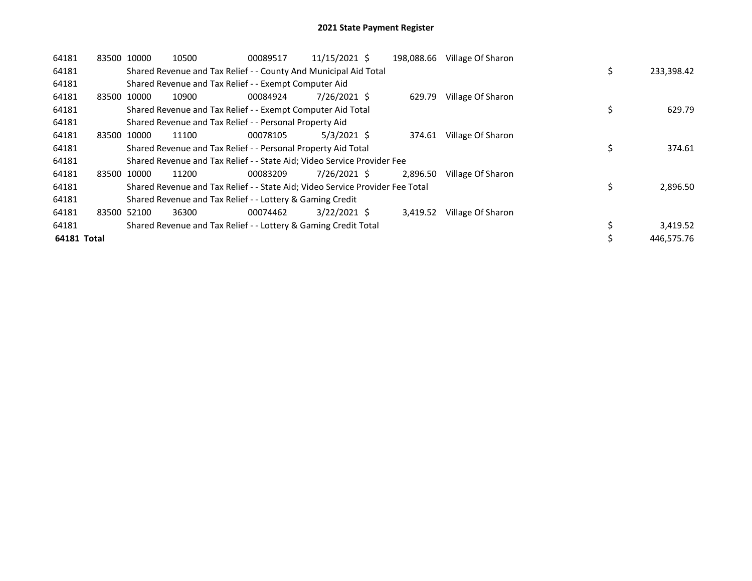# 2021 State Payment Register

| | | | | | | | | |
|---|---|---|---|---|---|---|---|---|
| 64181 | 83500 | 10000 | 10500 | 00089517 | 11/15/2021 | $ 198,088.66 | Village Of Sharon | |
| 64181 | | Shared Revenue and Tax Relief - - County And Municipal Aid Total | | | | | | $ 233,398.42 |
| 64181 | | Shared Revenue and Tax Relief - - Exempt Computer Aid | | | | | | |
| 64181 | 83500 | 10000 | 10900 | 00084924 | 7/26/2021 | $ 629.79 | Village Of Sharon | |
| 64181 | | Shared Revenue and Tax Relief - - Exempt Computer Aid Total | | | | | | $ 629.79 |
| 64181 | | Shared Revenue and Tax Relief - - Personal Property Aid | | | | | | |
| 64181 | 83500 | 10000 | 11100 | 00078105 | 5/3/2021 | $ 374.61 | Village Of Sharon | |
| 64181 | | Shared Revenue and Tax Relief - - Personal Property Aid Total | | | | | | $ 374.61 |
| 64181 | | Shared Revenue and Tax Relief - - State Aid; Video Service Provider Fee | | | | | | |
| 64181 | 83500 | 10000 | 11200 | 00083209 | 7/26/2021 | $ 2,896.50 | Village Of Sharon | |
| 64181 | | Shared Revenue and Tax Relief - - State Aid; Video Service Provider Fee Total | | | | | | $ 2,896.50 |
| 64181 | | Shared Revenue and Tax Relief - - Lottery & Gaming Credit | | | | | | |
| 64181 | 83500 | 52100 | 36300 | 00074462 | 3/22/2021 | $ 3,419.52 | Village Of Sharon | |
| 64181 | | Shared Revenue and Tax Relief - - Lottery & Gaming Credit Total | | | | | | $ 3,419.52 |
| **64181 Total** | | | | | | | | $ 446,575.76 |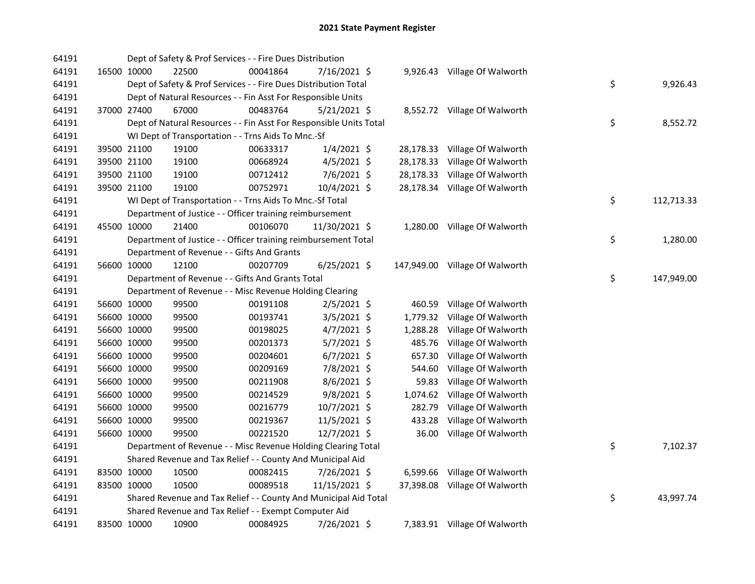# 2021 State Payment Register

| | | | | | | | | | |
|---|---|---|---|---|---|---|---|---|---|
| 64191 | | | Dept of Safety & Prof Services - - Fire Dues Distribution | | | | | | |
| 64191 | 16500 | 10000 | 22500 | 00041864 | 7/16/2021 | $ 9,926.43 | Village Of Walworth | | |
| 64191 | | | Dept of Safety & Prof Services - - Fire Dues Distribution Total | | | | | $ | 9,926.43 |
| 64191 | | | Dept of Natural Resources - - Fin Asst For Responsible Units | | | | | | |
| 64191 | 37000 | 27400 | 67000 | 00483764 | 5/21/2021 | $ 8,552.72 | Village Of Walworth | | |
| 64191 | | | Dept of Natural Resources - - Fin Asst For Responsible Units Total | | | | | $ | 8,552.72 |
| 64191 | | | WI Dept of Transportation - - Trns Aids To Mnc.-Sf | | | | | | |
| 64191 | 39500 | 21100 | 19100 | 00633317 | 1/4/2021 | $ 28,178.33 | Village Of Walworth | | |
| 64191 | 39500 | 21100 | 19100 | 00668924 | 4/5/2021 | $ 28,178.33 | Village Of Walworth | | |
| 64191 | 39500 | 21100 | 19100 | 00712412 | 7/6/2021 | $ 28,178.33 | Village Of Walworth | | |
| 64191 | 39500 | 21100 | 19100 | 00752971 | 10/4/2021 | $ 28,178.34 | Village Of Walworth | | |
| 64191 | | | WI Dept of Transportation - - Trns Aids To Mnc.-Sf Total | | | | | $ | 112,713.33 |
| 64191 | | | Department of Justice - - Officer training reimbursement | | | | | | |
| 64191 | 45500 | 10000 | 21400 | 00106070 | 11/30/2021 | $ 1,280.00 | Village Of Walworth | | |
| 64191 | | | Department of Justice - - Officer training reimbursement Total | | | | | $ | 1,280.00 |
| 64191 | | | Department of Revenue - - Gifts And Grants | | | | | | |
| 64191 | 56600 | 10000 | 12100 | 00207709 | 6/25/2021 | $ 147,949.00 | Village Of Walworth | | |
| 64191 | | | Department of Revenue - - Gifts And Grants Total | | | | | $ | 147,949.00 |
| 64191 | | | Department of Revenue - - Misc Revenue Holding Clearing | | | | | | |
| 64191 | 56600 | 10000 | 99500 | 00191108 | 2/5/2021 | $ 460.59 | Village Of Walworth | | |
| 64191 | 56600 | 10000 | 99500 | 00193741 | 3/5/2021 | $ 1,779.32 | Village Of Walworth | | |
| 64191 | 56600 | 10000 | 99500 | 00198025 | 4/7/2021 | $ 1,288.28 | Village Of Walworth | | |
| 64191 | 56600 | 10000 | 99500 | 00201373 | 5/7/2021 | $ 485.76 | Village Of Walworth | | |
| 64191 | 56600 | 10000 | 99500 | 00204601 | 6/7/2021 | $ 657.30 | Village Of Walworth | | |
| 64191 | 56600 | 10000 | 99500 | 00209169 | 7/8/2021 | $ 544.60 | Village Of Walworth | | |
| 64191 | 56600 | 10000 | 99500 | 00211908 | 8/6/2021 | $ 59.83 | Village Of Walworth | | |
| 64191 | 56600 | 10000 | 99500 | 00214529 | 9/8/2021 | $ 1,074.62 | Village Of Walworth | | |
| 64191 | 56600 | 10000 | 99500 | 00216779 | 10/7/2021 | $ 282.79 | Village Of Walworth | | |
| 64191 | 56600 | 10000 | 99500 | 00219367 | 11/5/2021 | $ 433.28 | Village Of Walworth | | |
| 64191 | 56600 | 10000 | 99500 | 00221520 | 12/7/2021 | $ 36.00 | Village Of Walworth | | |
| 64191 | | | Department of Revenue - - Misc Revenue Holding Clearing Total | | | | | $ | 7,102.37 |
| 64191 | | | Shared Revenue and Tax Relief - - County And Municipal Aid | | | | | | |
| 64191 | 83500 | 10000 | 10500 | 00082415 | 7/26/2021 | $ 6,599.66 | Village Of Walworth | | |
| 64191 | 83500 | 10000 | 10500 | 00089518 | 11/15/2021 | $ 37,398.08 | Village Of Walworth | | |
| 64191 | | | Shared Revenue and Tax Relief - - County And Municipal Aid Total | | | | | $ | 43,997.74 |
| 64191 | | | Shared Revenue and Tax Relief - - Exempt Computer Aid | | | | | | |
| 64191 | 83500 | 10000 | 10900 | 00084925 | 7/26/2021 | $ 7,383.91 | Village Of Walworth | | |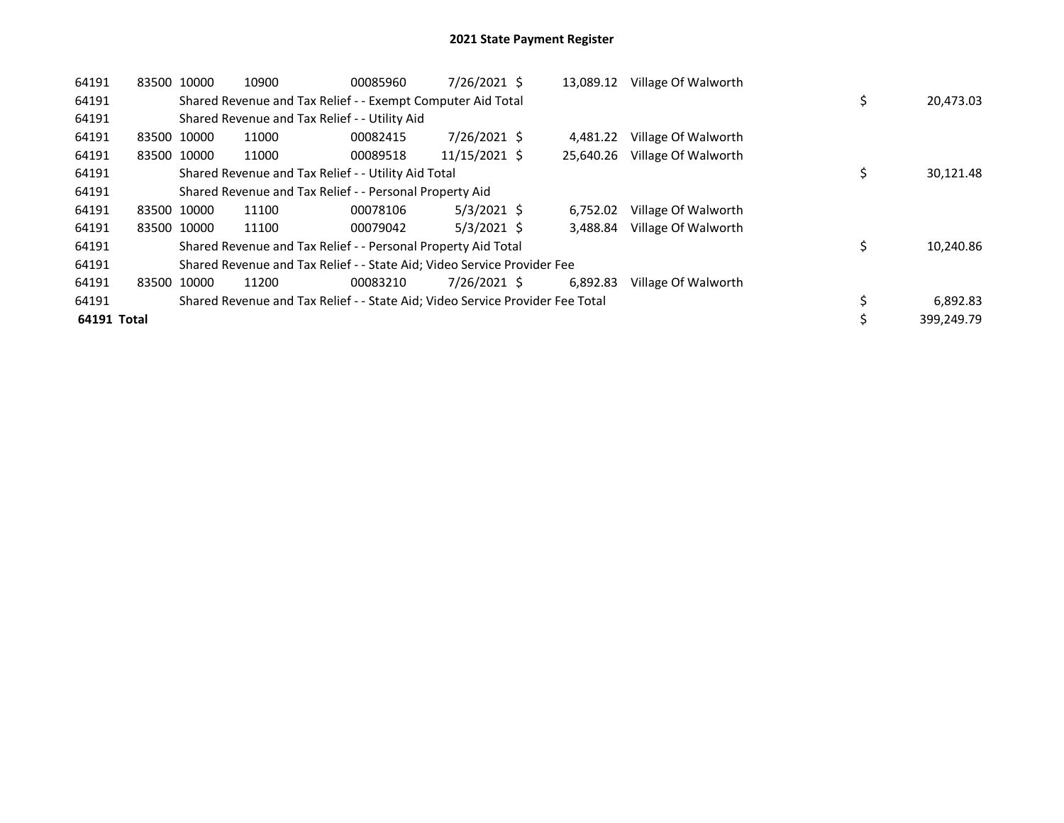# 2021 State Payment Register

| | | | | | | | | | |
|---|---|---|---|---|---|---|---|---|---|
| 64191 | 83500 | 10000 | 10900 | 00085960 | 7/26/2021 | $ 13,089.12 | Village Of Walworth | | |
| 64191 | | Shared Revenue and Tax Relief - - Exempt Computer Aid Total | | | | | | $ | 20,473.03 |
| 64191 | | Shared Revenue and Tax Relief - - Utility Aid | | | | | | | |
| 64191 | 83500 | 10000 | 11000 | 00082415 | 7/26/2021 | $ 4,481.22 | Village Of Walworth | | |
| 64191 | 83500 | 10000 | 11000 | 00089518 | 11/15/2021 | $ 25,640.26 | Village Of Walworth | | |
| 64191 | | Shared Revenue and Tax Relief - - Utility Aid Total | | | | | | $ | 30,121.48 |
| 64191 | | Shared Revenue and Tax Relief - - Personal Property Aid | | | | | | | |
| 64191 | 83500 | 10000 | 11100 | 00078106 | 5/3/2021 | $ 6,752.02 | Village Of Walworth | | |
| 64191 | 83500 | 10000 | 11100 | 00079042 | 5/3/2021 | $ 3,488.84 | Village Of Walworth | | |
| 64191 | | Shared Revenue and Tax Relief - - Personal Property Aid Total | | | | | | $ | 10,240.86 |
| 64191 | | Shared Revenue and Tax Relief - - State Aid; Video Service Provider Fee | | | | | | | |
| 64191 | 83500 | 10000 | 11200 | 00083210 | 7/26/2021 | $ 6,892.83 | Village Of Walworth | | |
| 64191 | | Shared Revenue and Tax Relief - - State Aid; Video Service Provider Fee Total | | | | | | $ | 6,892.83 |
| **64191 Total** | | | | | | | | $ | 399,249.79 |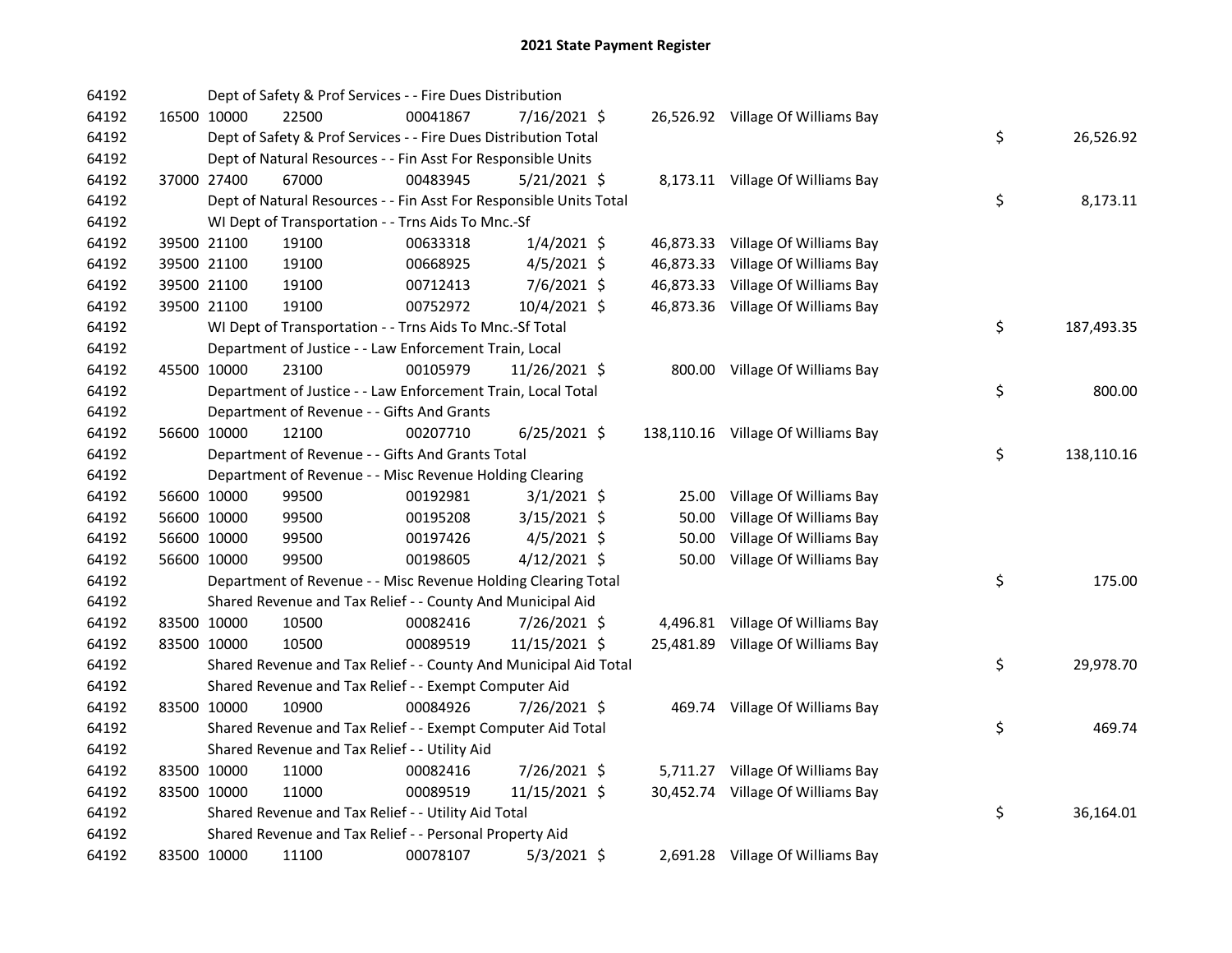# 2021 State Payment Register

| | | | | | | | | | |
|---|---|---|---|---|---|---|---|---|---|
| 64192 | | | Dept of Safety & Prof Services - - Fire Dues Distribution | | | | | | |
| 64192 | 16500 | 10000 | 22500 | 00041867 | 7/16/2021 $ | 26,526.92 | Village Of Williams Bay | | |
| 64192 | | | Dept of Safety & Prof Services - - Fire Dues Distribution Total | | | | | $ | 26,526.92 |
| 64192 | | | Dept of Natural Resources - - Fin Asst For Responsible Units | | | | | | |
| 64192 | 37000 | 27400 | 67000 | 00483945 | 5/21/2021 $ | 8,173.11 | Village Of Williams Bay | | |
| 64192 | | | Dept of Natural Resources - - Fin Asst For Responsible Units Total | | | | | $ | 8,173.11 |
| 64192 | | | WI Dept of Transportation - - Trns Aids To Mnc.-Sf | | | | | | |
| 64192 | 39500 | 21100 | 19100 | 00633318 | 1/4/2021 $ | 46,873.33 | Village Of Williams Bay | | |
| 64192 | 39500 | 21100 | 19100 | 00668925 | 4/5/2021 $ | 46,873.33 | Village Of Williams Bay | | |
| 64192 | 39500 | 21100 | 19100 | 00712413 | 7/6/2021 $ | 46,873.33 | Village Of Williams Bay | | |
| 64192 | 39500 | 21100 | 19100 | 00752972 | 10/4/2021 $ | 46,873.36 | Village Of Williams Bay | | |
| 64192 | | | WI Dept of Transportation - - Trns Aids To Mnc.-Sf Total | | | | | $ | 187,493.35 |
| 64192 | | | Department of Justice - - Law Enforcement Train, Local | | | | | | |
| 64192 | 45500 | 10000 | 23100 | 00105979 | 11/26/2021 $ | 800.00 | Village Of Williams Bay | | |
| 64192 | | | Department of Justice - - Law Enforcement Train, Local Total | | | | | $ | 800.00 |
| 64192 | | | Department of Revenue - - Gifts And Grants | | | | | | |
| 64192 | 56600 | 10000 | 12100 | 00207710 | 6/25/2021 $ | 138,110.16 | Village Of Williams Bay | | |
| 64192 | | | Department of Revenue - - Gifts And Grants Total | | | | | $ | 138,110.16 |
| 64192 | | | Department of Revenue - - Misc Revenue Holding Clearing | | | | | | |
| 64192 | 56600 | 10000 | 99500 | 00192981 | 3/1/2021 $ | 25.00 | Village Of Williams Bay | | |
| 64192 | 56600 | 10000 | 99500 | 00195208 | 3/15/2021 $ | 50.00 | Village Of Williams Bay | | |
| 64192 | 56600 | 10000 | 99500 | 00197426 | 4/5/2021 $ | 50.00 | Village Of Williams Bay | | |
| 64192 | 56600 | 10000 | 99500 | 00198605 | 4/12/2021 $ | 50.00 | Village Of Williams Bay | | |
| 64192 | | | Department of Revenue - - Misc Revenue Holding Clearing Total | | | | | $ | 175.00 |
| 64192 | | | Shared Revenue and Tax Relief - - County And Municipal Aid | | | | | | |
| 64192 | 83500 | 10000 | 10500 | 00082416 | 7/26/2021 $ | 4,496.81 | Village Of Williams Bay | | |
| 64192 | 83500 | 10000 | 10500 | 00089519 | 11/15/2021 $ | 25,481.89 | Village Of Williams Bay | | |
| 64192 | | | Shared Revenue and Tax Relief - - County And Municipal Aid Total | | | | | $ | 29,978.70 |
| 64192 | | | Shared Revenue and Tax Relief - - Exempt Computer Aid | | | | | | |
| 64192 | 83500 | 10000 | 10900 | 00084926 | 7/26/2021 $ | 469.74 | Village Of Williams Bay | | |
| 64192 | | | Shared Revenue and Tax Relief - - Exempt Computer Aid Total | | | | | $ | 469.74 |
| 64192 | | | Shared Revenue and Tax Relief - - Utility Aid | | | | | | |
| 64192 | 83500 | 10000 | 11000 | 00082416 | 7/26/2021 $ | 5,711.27 | Village Of Williams Bay | | |
| 64192 | 83500 | 10000 | 11000 | 00089519 | 11/15/2021 $ | 30,452.74 | Village Of Williams Bay | | |
| 64192 | | | Shared Revenue and Tax Relief - - Utility Aid Total | | | | | $ | 36,164.01 |
| 64192 | | | Shared Revenue and Tax Relief - - Personal Property Aid | | | | | | |
| 64192 | 83500 | 10000 | 11100 | 00078107 | 5/3/2021 $ | 2,691.28 | Village Of Williams Bay | | |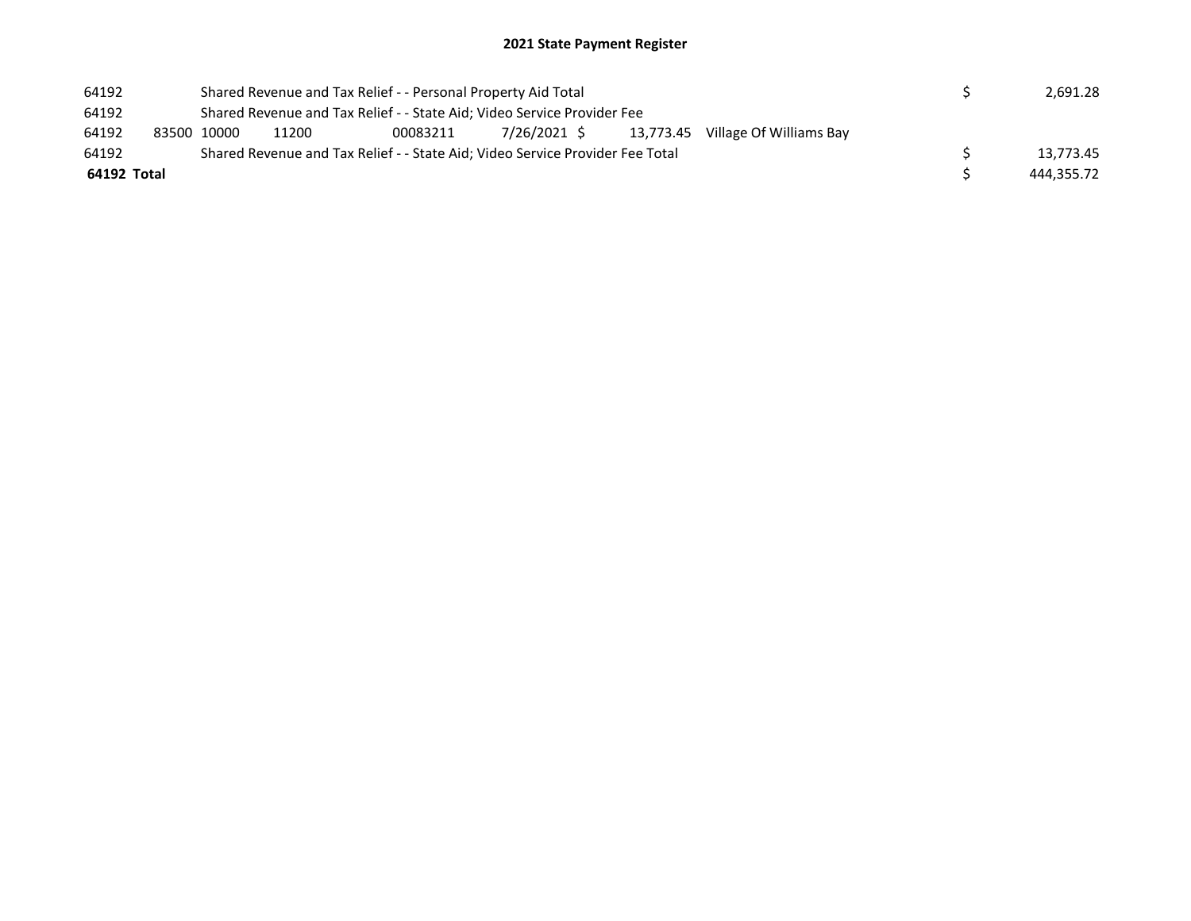# 2021 State Payment Register

| | | | | | | | | | |
|---|---|---|---|---|---|---|---|---|---|
| 64192 | | Shared Revenue and Tax Relief - - Personal Property Aid Total | | | | | | $ | 2,691.28 |
| 64192 | | Shared Revenue and Tax Relief - - State Aid; Video Service Provider Fee | | | | | | | |
| 64192 | 83500 | 10000 | 11200 | 00083211 | 7/26/2021 | $ 13,773.45 | Village Of Williams Bay | | |
| 64192 | | Shared Revenue and Tax Relief - - State Aid; Video Service Provider Fee Total | | | | | | $ | 13,773.45 |
| **64192 Total** | | | | | | | | $ | 444,355.72 |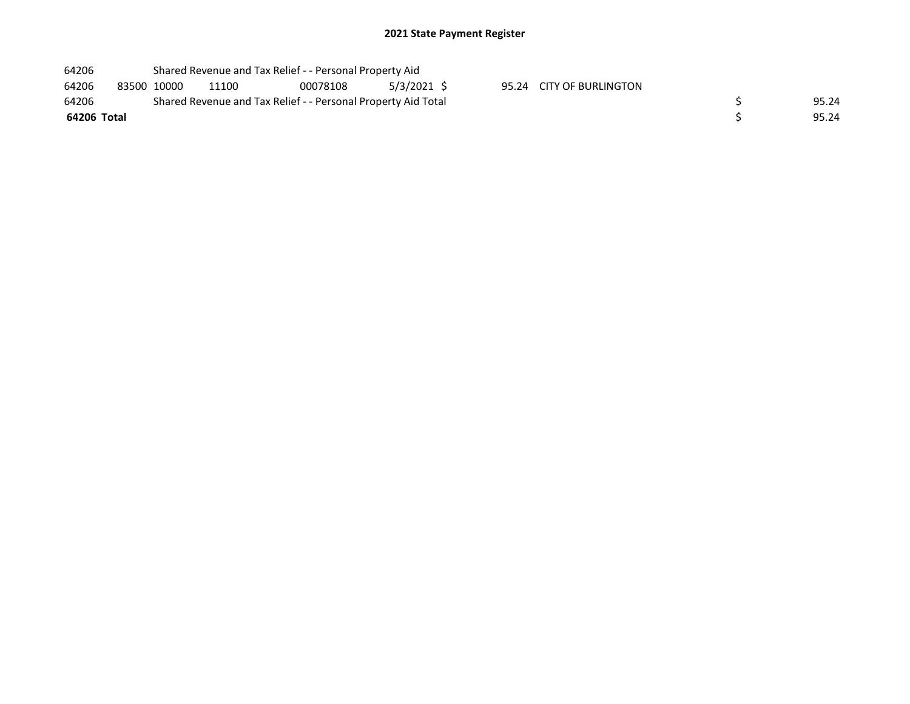# 2021 State Payment Register

| | | | | | | | | | | |
|---|---|---|---|---|---|---|---|---|---|---|
| 64206 | | Shared Revenue and Tax Relief - - Personal Property Aid | | | | | | | | |
| 64206 | 83500 | 10000 | 11100 | 00078108 | 5/3/2021 | $ | 95.24 | CITY OF BURLINGTON | | |
| 64206 | | Shared Revenue and Tax Relief - - Personal Property Aid Total | | | | | | | $ | 95.24 |
| **64206 Total** | | | | | | | | | $ | 95.24 |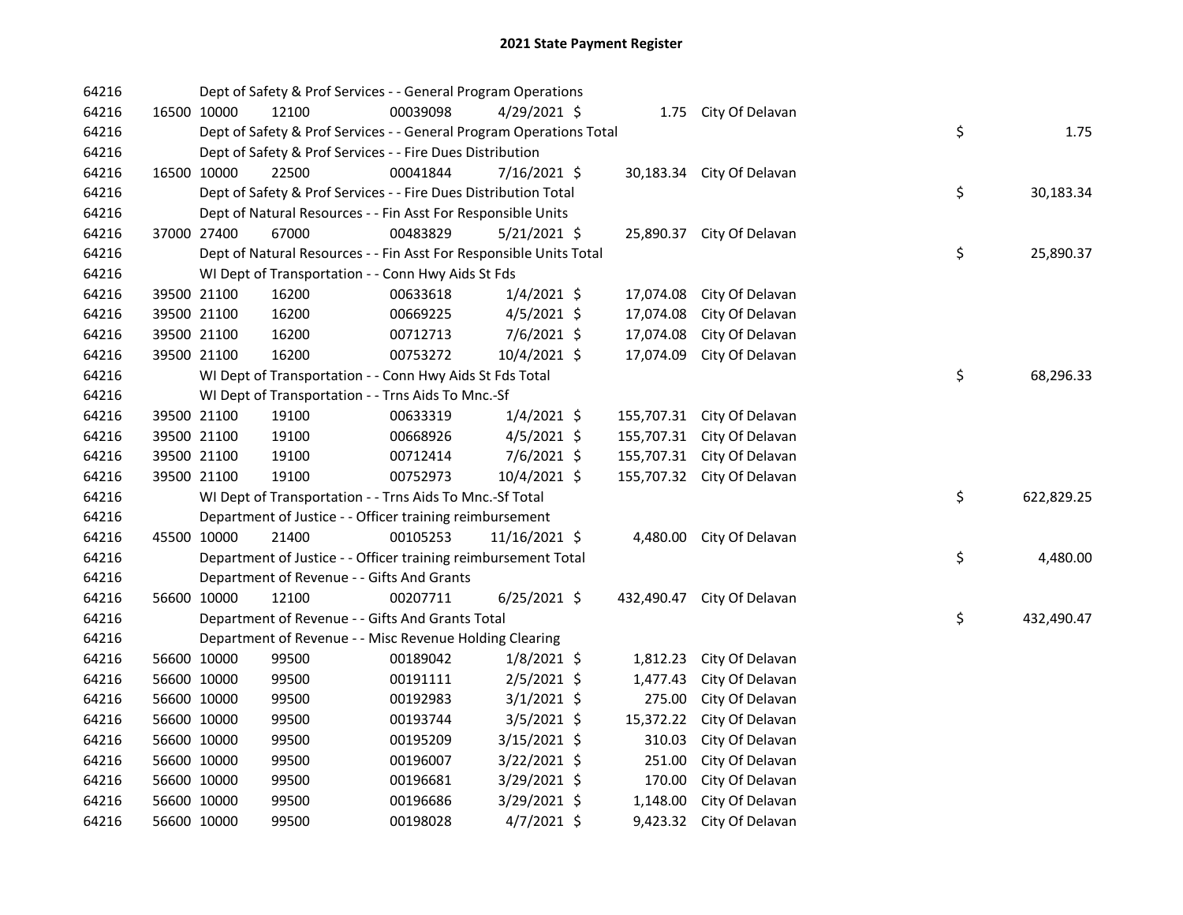# 2021 State Payment Register

| | | | | | | | | |
|---|---|---|---|---|---|---|---|---|
| 64216 | | | Dept of Safety & Prof Services - - General Program Operations | | | | | |
| 64216 | 16500 | 10000 | 12100 | 00039098 | 4/29/2021 $ | 1.75 | City Of Delavan | |
| 64216 | | | Dept of Safety & Prof Services - - General Program Operations Total | | | | | $ 1.75 |
| 64216 | | | Dept of Safety & Prof Services - - Fire Dues Distribution | | | | | |
| 64216 | 16500 | 10000 | 22500 | 00041844 | 7/16/2021 $ | 30,183.34 | City Of Delavan | |
| 64216 | | | Dept of Safety & Prof Services - - Fire Dues Distribution Total | | | | | $ 30,183.34 |
| 64216 | | | Dept of Natural Resources - - Fin Asst For Responsible Units | | | | | |
| 64216 | 37000 | 27400 | 67000 | 00483829 | 5/21/2021 $ | 25,890.37 | City Of Delavan | |
| 64216 | | | Dept of Natural Resources - - Fin Asst For Responsible Units Total | | | | | $ 25,890.37 |
| 64216 | | | WI Dept of Transportation - - Conn Hwy Aids St Fds | | | | | |
| 64216 | 39500 | 21100 | 16200 | 00633618 | 1/4/2021 $ | 17,074.08 | City Of Delavan | |
| 64216 | 39500 | 21100 | 16200 | 00669225 | 4/5/2021 $ | 17,074.08 | City Of Delavan | |
| 64216 | 39500 | 21100 | 16200 | 00712713 | 7/6/2021 $ | 17,074.08 | City Of Delavan | |
| 64216 | 39500 | 21100 | 16200 | 00753272 | 10/4/2021 $ | 17,074.09 | City Of Delavan | |
| 64216 | | | WI Dept of Transportation - - Conn Hwy Aids St Fds Total | | | | | $ 68,296.33 |
| 64216 | | | WI Dept of Transportation - - Trns Aids To Mnc.-Sf | | | | | |
| 64216 | 39500 | 21100 | 19100 | 00633319 | 1/4/2021 $ | 155,707.31 | City Of Delavan | |
| 64216 | 39500 | 21100 | 19100 | 00668926 | 4/5/2021 $ | 155,707.31 | City Of Delavan | |
| 64216 | 39500 | 21100 | 19100 | 00712414 | 7/6/2021 $ | 155,707.31 | City Of Delavan | |
| 64216 | 39500 | 21100 | 19100 | 00752973 | 10/4/2021 $ | 155,707.32 | City Of Delavan | |
| 64216 | | | WI Dept of Transportation - - Trns Aids To Mnc.-Sf Total | | | | | $ 622,829.25 |
| 64216 | | | Department of Justice - - Officer training reimbursement | | | | | |
| 64216 | 45500 | 10000 | 21400 | 00105253 | 11/16/2021 $ | 4,480.00 | City Of Delavan | |
| 64216 | | | Department of Justice - - Officer training reimbursement Total | | | | | $ 4,480.00 |
| 64216 | | | Department of Revenue - - Gifts And Grants | | | | | |
| 64216 | 56600 | 10000 | 12100 | 00207711 | 6/25/2021 $ | 432,490.47 | City Of Delavan | |
| 64216 | | | Department of Revenue - - Gifts And Grants Total | | | | | $ 432,490.47 |
| 64216 | | | Department of Revenue - - Misc Revenue Holding Clearing | | | | | |
| 64216 | 56600 | 10000 | 99500 | 00189042 | 1/8/2021 $ | 1,812.23 | City Of Delavan | |
| 64216 | 56600 | 10000 | 99500 | 00191111 | 2/5/2021 $ | 1,477.43 | City Of Delavan | |
| 64216 | 56600 | 10000 | 99500 | 00192983 | 3/1/2021 $ | 275.00 | City Of Delavan | |
| 64216 | 56600 | 10000 | 99500 | 00193744 | 3/5/2021 $ | 15,372.22 | City Of Delavan | |
| 64216 | 56600 | 10000 | 99500 | 00195209 | 3/15/2021 $ | 310.03 | City Of Delavan | |
| 64216 | 56600 | 10000 | 99500 | 00196007 | 3/22/2021 $ | 251.00 | City Of Delavan | |
| 64216 | 56600 | 10000 | 99500 | 00196681 | 3/29/2021 $ | 170.00 | City Of Delavan | |
| 64216 | 56600 | 10000 | 99500 | 00196686 | 3/29/2021 $ | 1,148.00 | City Of Delavan | |
| 64216 | 56600 | 10000 | 99500 | 00198028 | 4/7/2021 $ | 9,423.32 | City Of Delavan | |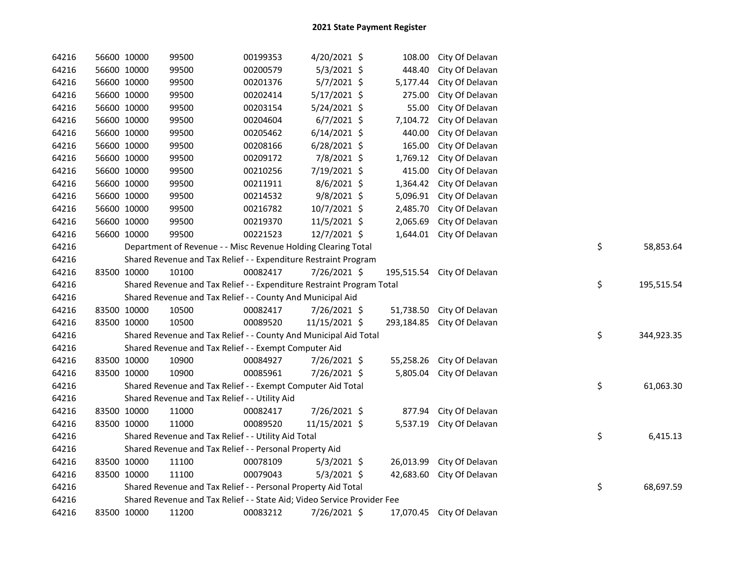# 2021 State Payment Register

| | | | | | | | | | |
|---|---|---|---|---|---|---|---|---|---|
| 64216 | 56600 | 10000 | 99500 | 00199353 | 4/20/2021 | $ 108.00 | City Of Delavan | | |
| 64216 | 56600 | 10000 | 99500 | 00200579 | 5/3/2021 | $ 448.40 | City Of Delavan | | |
| 64216 | 56600 | 10000 | 99500 | 00201376 | 5/7/2021 | $ 5,177.44 | City Of Delavan | | |
| 64216 | 56600 | 10000 | 99500 | 00202414 | 5/17/2021 | $ 275.00 | City Of Delavan | | |
| 64216 | 56600 | 10000 | 99500 | 00203154 | 5/24/2021 | $ 55.00 | City Of Delavan | | |
| 64216 | 56600 | 10000 | 99500 | 00204604 | 6/7/2021 | $ 7,104.72 | City Of Delavan | | |
| 64216 | 56600 | 10000 | 99500 | 00205462 | 6/14/2021 | $ 440.00 | City Of Delavan | | |
| 64216 | 56600 | 10000 | 99500 | 00208166 | 6/28/2021 | $ 165.00 | City Of Delavan | | |
| 64216 | 56600 | 10000 | 99500 | 00209172 | 7/8/2021 | $ 1,769.12 | City Of Delavan | | |
| 64216 | 56600 | 10000 | 99500 | 00210256 | 7/19/2021 | $ 415.00 | City Of Delavan | | |
| 64216 | 56600 | 10000 | 99500 | 00211911 | 8/6/2021 | $ 1,364.42 | City Of Delavan | | |
| 64216 | 56600 | 10000 | 99500 | 00214532 | 9/8/2021 | $ 5,096.91 | City Of Delavan | | |
| 64216 | 56600 | 10000 | 99500 | 00216782 | 10/7/2021 | $ 2,485.70 | City Of Delavan | | |
| 64216 | 56600 | 10000 | 99500 | 00219370 | 11/5/2021 | $ 2,065.69 | City Of Delavan | | |
| 64216 | 56600 | 10000 | 99500 | 00221523 | 12/7/2021 | $ 1,644.01 | City Of Delavan | | |
| 64216 | | Department of Revenue - - Misc Revenue Holding Clearing Total | | | | | | $ | 58,853.64 |
| 64216 | | Shared Revenue and Tax Relief - - Expenditure Restraint Program | | | | | | | |
| 64216 | 83500 | 10000 | 10100 | 00082417 | 7/26/2021 | $ 195,515.54 | City Of Delavan | | |
| 64216 | | Shared Revenue and Tax Relief - - Expenditure Restraint Program Total | | | | | | $ | 195,515.54 |
| 64216 | | Shared Revenue and Tax Relief - - County And Municipal Aid | | | | | | | |
| 64216 | 83500 | 10000 | 10500 | 00082417 | 7/26/2021 | $ 51,738.50 | City Of Delavan | | |
| 64216 | 83500 | 10000 | 10500 | 00089520 | 11/15/2021 | $ 293,184.85 | City Of Delavan | | |
| 64216 | | Shared Revenue and Tax Relief - - County And Municipal Aid Total | | | | | | $ | 344,923.35 |
| 64216 | | Shared Revenue and Tax Relief - - Exempt Computer Aid | | | | | | | |
| 64216 | 83500 | 10000 | 10900 | 00084927 | 7/26/2021 | $ 55,258.26 | City Of Delavan | | |
| 64216 | 83500 | 10000 | 10900 | 00085961 | 7/26/2021 | $ 5,805.04 | City Of Delavan | | |
| 64216 | | Shared Revenue and Tax Relief - - Exempt Computer Aid Total | | | | | | $ | 61,063.30 |
| 64216 | | Shared Revenue and Tax Relief - - Utility Aid | | | | | | | |
| 64216 | 83500 | 10000 | 11000 | 00082417 | 7/26/2021 | $ 877.94 | City Of Delavan | | |
| 64216 | 83500 | 10000 | 11000 | 00089520 | 11/15/2021 | $ 5,537.19 | City Of Delavan | | |
| 64216 | | Shared Revenue and Tax Relief - - Utility Aid Total | | | | | | $ | 6,415.13 |
| 64216 | | Shared Revenue and Tax Relief - - Personal Property Aid | | | | | | | |
| 64216 | 83500 | 10000 | 11100 | 00078109 | 5/3/2021 | $ 26,013.99 | City Of Delavan | | |
| 64216 | 83500 | 10000 | 11100 | 00079043 | 5/3/2021 | $ 42,683.60 | City Of Delavan | | |
| 64216 | | Shared Revenue and Tax Relief - - Personal Property Aid Total | | | | | | $ | 68,697.59 |
| 64216 | | Shared Revenue and Tax Relief - - State Aid; Video Service Provider Fee | | | | | | | |
| 64216 | 83500 | 10000 | 11200 | 00083212 | 7/26/2021 | $ 17,070.45 | City Of Delavan | | |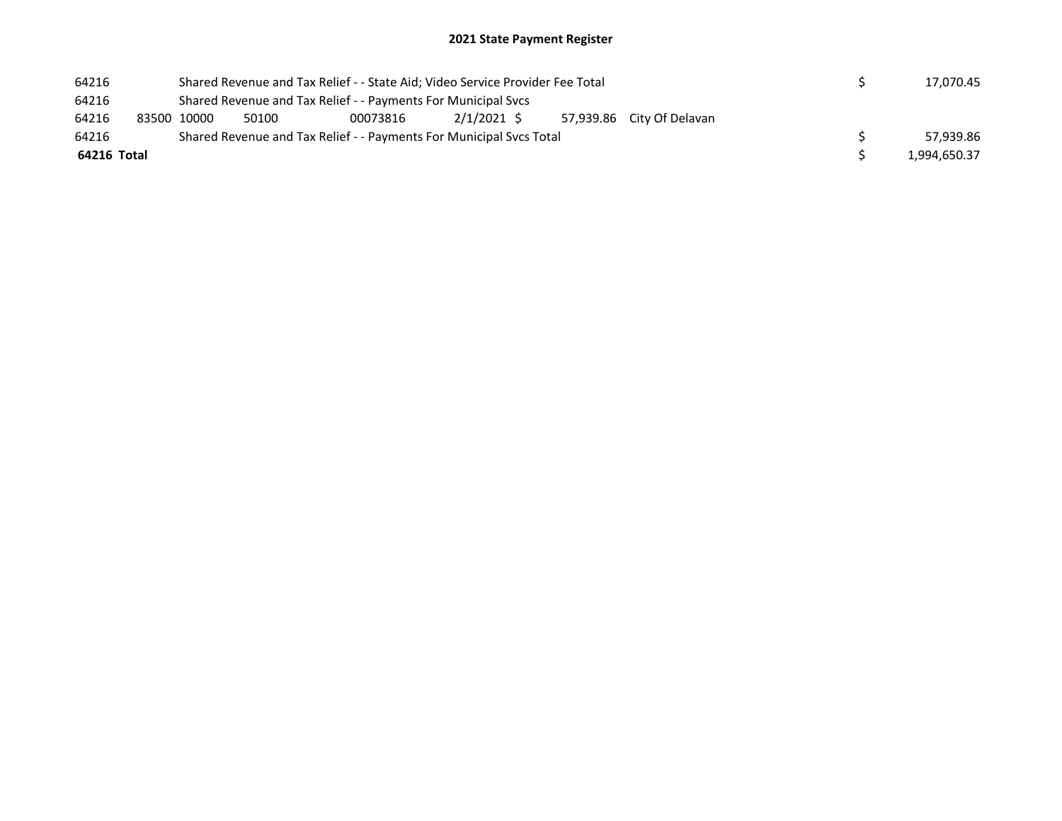# 2021 State Payment Register

| | | | | | | | | | |
|---|---|---|---|---|---|---|---|---|---|
| 64216 | | Shared Revenue and Tax Relief - - State Aid; Video Service Provider Fee Total | | | | | | $ | 17,070.45 |
| 64216 | | Shared Revenue and Tax Relief - - Payments For Municipal Svcs | | | | | | | |
| 64216 | 83500 | 10000 | 50100 | 00073816 | 2/1/2021 | $ 57,939.86 | City Of Delavan | | |
| 64216 | | Shared Revenue and Tax Relief - - Payments For Municipal Svcs Total | | | | | | $ | 57,939.86 |
| **64216 Total** | | | | | | | | $ | 1,994,650.37 |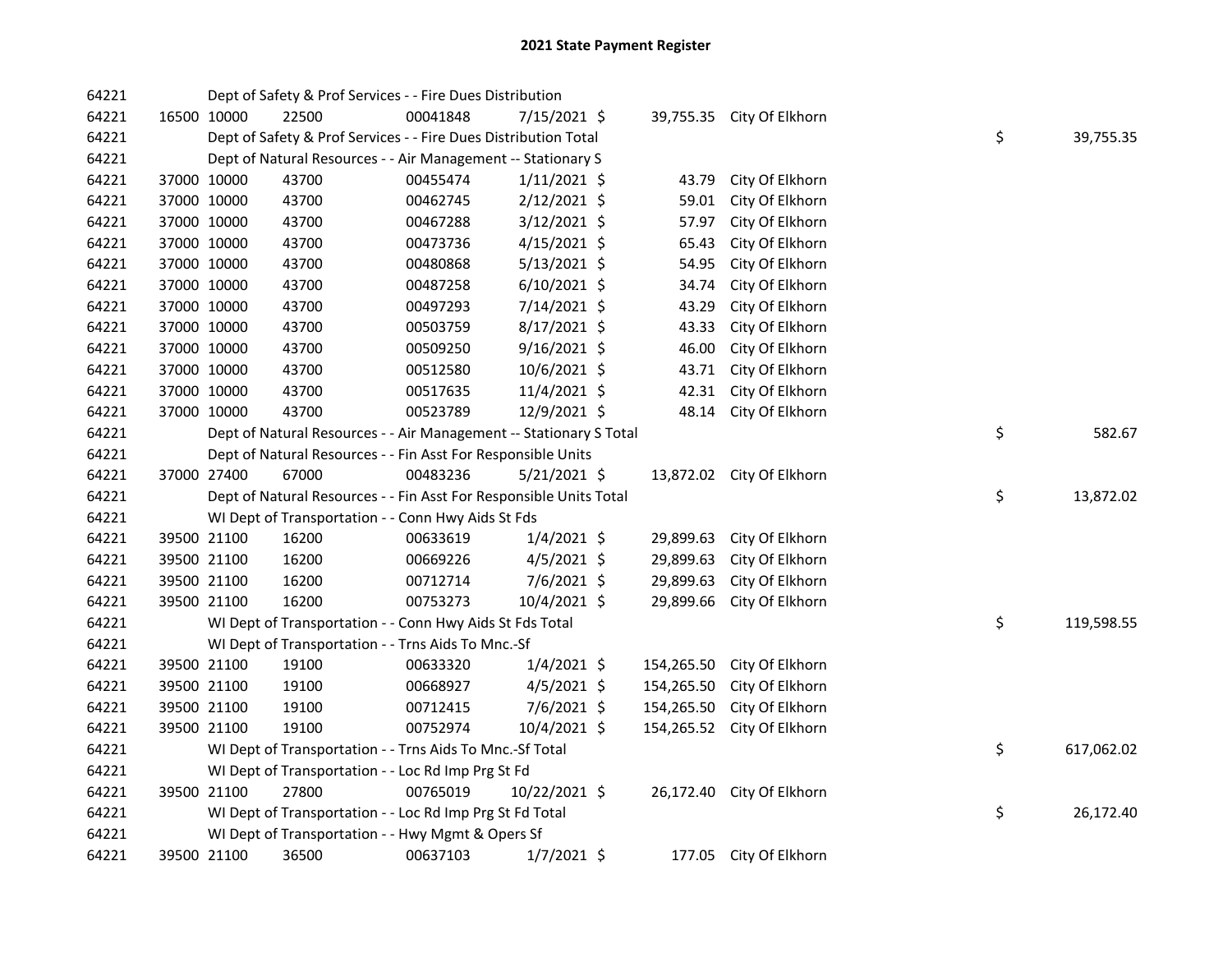# 2021 State Payment Register

| | | | | | | | | | |
|---|---|---|---|---|---|---|---|---|---|
| 64221 | | | Dept of Safety & Prof Services - - Fire Dues Distribution | | | | | | |
| 64221 | 16500 | 10000 | 22500 | 00041848 | 7/15/2021 $ | 39,755.35 | City Of Elkhorn | | |
| 64221 | | | Dept of Safety & Prof Services - - Fire Dues Distribution Total | | | | | $ | 39,755.35 |
| 64221 | | | Dept of Natural Resources - - Air Management -- Stationary S | | | | | | |
| 64221 | 37000 | 10000 | 43700 | 00455474 | 1/11/2021 $ | 43.79 | City Of Elkhorn | | |
| 64221 | 37000 | 10000 | 43700 | 00462745 | 2/12/2021 $ | 59.01 | City Of Elkhorn | | |
| 64221 | 37000 | 10000 | 43700 | 00467288 | 3/12/2021 $ | 57.97 | City Of Elkhorn | | |
| 64221 | 37000 | 10000 | 43700 | 00473736 | 4/15/2021 $ | 65.43 | City Of Elkhorn | | |
| 64221 | 37000 | 10000 | 43700 | 00480868 | 5/13/2021 $ | 54.95 | City Of Elkhorn | | |
| 64221 | 37000 | 10000 | 43700 | 00487258 | 6/10/2021 $ | 34.74 | City Of Elkhorn | | |
| 64221 | 37000 | 10000 | 43700 | 00497293 | 7/14/2021 $ | 43.29 | City Of Elkhorn | | |
| 64221 | 37000 | 10000 | 43700 | 00503759 | 8/17/2021 $ | 43.33 | City Of Elkhorn | | |
| 64221 | 37000 | 10000 | 43700 | 00509250 | 9/16/2021 $ | 46.00 | City Of Elkhorn | | |
| 64221 | 37000 | 10000 | 43700 | 00512580 | 10/6/2021 $ | 43.71 | City Of Elkhorn | | |
| 64221 | 37000 | 10000 | 43700 | 00517635 | 11/4/2021 $ | 42.31 | City Of Elkhorn | | |
| 64221 | 37000 | 10000 | 43700 | 00523789 | 12/9/2021 $ | 48.14 | City Of Elkhorn | | |
| 64221 | | | Dept of Natural Resources - - Air Management -- Stationary S Total | | | | | $ | 582.67 |
| 64221 | | | Dept of Natural Resources - - Fin Asst For Responsible Units | | | | | | |
| 64221 | 37000 | 27400 | 67000 | 00483236 | 5/21/2021 $ | 13,872.02 | City Of Elkhorn | | |
| 64221 | | | Dept of Natural Resources - - Fin Asst For Responsible Units Total | | | | | $ | 13,872.02 |
| 64221 | | | WI Dept of Transportation - - Conn Hwy Aids St Fds | | | | | | |
| 64221 | 39500 | 21100 | 16200 | 00633619 | 1/4/2021 $ | 29,899.63 | City Of Elkhorn | | |
| 64221 | 39500 | 21100 | 16200 | 00669226 | 4/5/2021 $ | 29,899.63 | City Of Elkhorn | | |
| 64221 | 39500 | 21100 | 16200 | 00712714 | 7/6/2021 $ | 29,899.63 | City Of Elkhorn | | |
| 64221 | 39500 | 21100 | 16200 | 00753273 | 10/4/2021 $ | 29,899.66 | City Of Elkhorn | | |
| 64221 | | | WI Dept of Transportation - - Conn Hwy Aids St Fds Total | | | | | $ | 119,598.55 |
| 64221 | | | WI Dept of Transportation - - Trns Aids To Mnc.-Sf | | | | | | |
| 64221 | 39500 | 21100 | 19100 | 00633320 | 1/4/2021 $ | 154,265.50 | City Of Elkhorn | | |
| 64221 | 39500 | 21100 | 19100 | 00668927 | 4/5/2021 $ | 154,265.50 | City Of Elkhorn | | |
| 64221 | 39500 | 21100 | 19100 | 00712415 | 7/6/2021 $ | 154,265.50 | City Of Elkhorn | | |
| 64221 | 39500 | 21100 | 19100 | 00752974 | 10/4/2021 $ | 154,265.52 | City Of Elkhorn | | |
| 64221 | | | WI Dept of Transportation - - Trns Aids To Mnc.-Sf Total | | | | | $ | 617,062.02 |
| 64221 | | | WI Dept of Transportation - - Loc Rd Imp Prg St Fd | | | | | | |
| 64221 | 39500 | 21100 | 27800 | 00765019 | 10/22/2021 $ | 26,172.40 | City Of Elkhorn | | |
| 64221 | | | WI Dept of Transportation - - Loc Rd Imp Prg St Fd Total | | | | | $ | 26,172.40 |
| 64221 | | | WI Dept of Transportation - - Hwy Mgmt & Opers Sf | | | | | | |
| 64221 | 39500 | 21100 | 36500 | 00637103 | 1/7/2021 $ | 177.05 | City Of Elkhorn | | |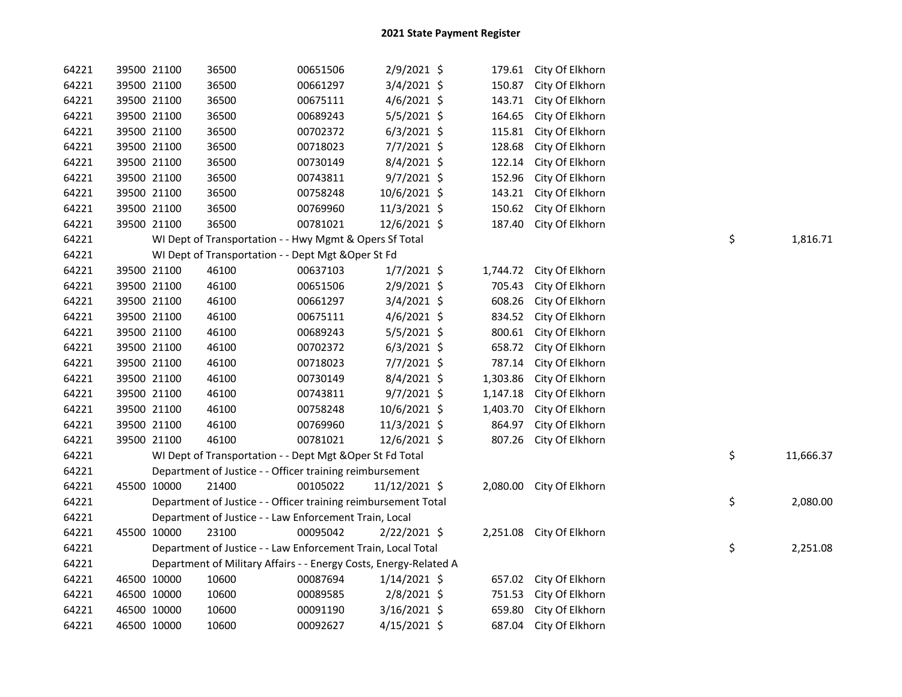# 2021 State Payment Register

| | | | | | | | | | |
|---|---|---|---|---|---|---|---|---|---|
| 64221 | 39500 | 21100 | 36500 | 00651506 | 2/9/2021 | $ | 179.61 | City Of Elkhorn | |
| 64221 | 39500 | 21100 | 36500 | 00661297 | 3/4/2021 | $ | 150.87 | City Of Elkhorn | |
| 64221 | 39500 | 21100 | 36500 | 00675111 | 4/6/2021 | $ | 143.71 | City Of Elkhorn | |
| 64221 | 39500 | 21100 | 36500 | 00689243 | 5/5/2021 | $ | 164.65 | City Of Elkhorn | |
| 64221 | 39500 | 21100 | 36500 | 00702372 | 6/3/2021 | $ | 115.81 | City Of Elkhorn | |
| 64221 | 39500 | 21100 | 36500 | 00718023 | 7/7/2021 | $ | 128.68 | City Of Elkhorn | |
| 64221 | 39500 | 21100 | 36500 | 00730149 | 8/4/2021 | $ | 122.14 | City Of Elkhorn | |
| 64221 | 39500 | 21100 | 36500 | 00743811 | 9/7/2021 | $ | 152.96 | City Of Elkhorn | |
| 64221 | 39500 | 21100 | 36500 | 00758248 | 10/6/2021 | $ | 143.21 | City Of Elkhorn | |
| 64221 | 39500 | 21100 | 36500 | 00769960 | 11/3/2021 | $ | 150.62 | City Of Elkhorn | |
| 64221 | 39500 | 21100 | 36500 | 00781021 | 12/6/2021 | $ | 187.40 | City Of Elkhorn | |
| 64221 | | WI Dept of Transportation - - Hwy Mgmt & Opers Sf Total | | | | | | | $ 1,816.71 |
| 64221 | | WI Dept of Transportation - - Dept Mgt &Oper St Fd | | | | | | | |
| 64221 | 39500 | 21100 | 46100 | 00637103 | 1/7/2021 | $ | 1,744.72 | City Of Elkhorn | |
| 64221 | 39500 | 21100 | 46100 | 00651506 | 2/9/2021 | $ | 705.43 | City Of Elkhorn | |
| 64221 | 39500 | 21100 | 46100 | 00661297 | 3/4/2021 | $ | 608.26 | City Of Elkhorn | |
| 64221 | 39500 | 21100 | 46100 | 00675111 | 4/6/2021 | $ | 834.52 | City Of Elkhorn | |
| 64221 | 39500 | 21100 | 46100 | 00689243 | 5/5/2021 | $ | 800.61 | City Of Elkhorn | |
| 64221 | 39500 | 21100 | 46100 | 00702372 | 6/3/2021 | $ | 658.72 | City Of Elkhorn | |
| 64221 | 39500 | 21100 | 46100 | 00718023 | 7/7/2021 | $ | 787.14 | City Of Elkhorn | |
| 64221 | 39500 | 21100 | 46100 | 00730149 | 8/4/2021 | $ | 1,303.86 | City Of Elkhorn | |
| 64221 | 39500 | 21100 | 46100 | 00743811 | 9/7/2021 | $ | 1,147.18 | City Of Elkhorn | |
| 64221 | 39500 | 21100 | 46100 | 00758248 | 10/6/2021 | $ | 1,403.70 | City Of Elkhorn | |
| 64221 | 39500 | 21100 | 46100 | 00769960 | 11/3/2021 | $ | 864.97 | City Of Elkhorn | |
| 64221 | 39500 | 21100 | 46100 | 00781021 | 12/6/2021 | $ | 807.26 | City Of Elkhorn | |
| 64221 | | WI Dept of Transportation - - Dept Mgt &Oper St Fd Total | | | | | | | $ 11,666.37 |
| 64221 | | Department of Justice - - Officer training reimbursement | | | | | | | |
| 64221 | 45500 | 10000 | 21400 | 00105022 | 11/12/2021 | $ | 2,080.00 | City Of Elkhorn | |
| 64221 | | Department of Justice - - Officer training reimbursement Total | | | | | | | $ 2,080.00 |
| 64221 | | Department of Justice - - Law Enforcement Train, Local | | | | | | | |
| 64221 | 45500 | 10000 | 23100 | 00095042 | 2/22/2021 | $ | 2,251.08 | City Of Elkhorn | |
| 64221 | | Department of Justice - - Law Enforcement Train, Local Total | | | | | | | $ 2,251.08 |
| 64221 | | Department of Military Affairs - - Energy Costs, Energy-Related A | | | | | | | |
| 64221 | 46500 | 10000 | 10600 | 00087694 | 1/14/2021 | $ | 657.02 | City Of Elkhorn | |
| 64221 | 46500 | 10000 | 10600 | 00089585 | 2/8/2021 | $ | 751.53 | City Of Elkhorn | |
| 64221 | 46500 | 10000 | 10600 | 00091190 | 3/16/2021 | $ | 659.80 | City Of Elkhorn | |
| 64221 | 46500 | 10000 | 10600 | 00092627 | 4/15/2021 | $ | 687.04 | City Of Elkhorn | |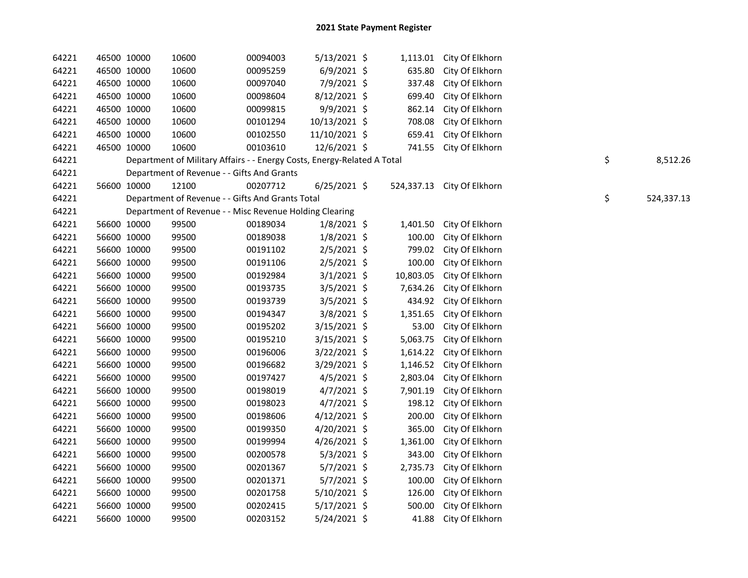## 2021 State Payment Register

| | | | | | | | | | |
|---|---|---|---|---|---|---|---|---|---|
| 64221 | 46500 | 10000 | 10600 | 00094003 | 5/13/2021 | $ 1,113.01 | City Of Elkhorn | | |
| 64221 | 46500 | 10000 | 10600 | 00095259 | 6/9/2021 | $ 635.80 | City Of Elkhorn | | |
| 64221 | 46500 | 10000 | 10600 | 00097040 | 7/9/2021 | $ 337.48 | City Of Elkhorn | | |
| 64221 | 46500 | 10000 | 10600 | 00098604 | 8/12/2021 | $ 699.40 | City Of Elkhorn | | |
| 64221 | 46500 | 10000 | 10600 | 00099815 | 9/9/2021 | $ 862.14 | City Of Elkhorn | | |
| 64221 | 46500 | 10000 | 10600 | 00101294 | 10/13/2021 | $ 708.08 | City Of Elkhorn | | |
| 64221 | 46500 | 10000 | 10600 | 00102550 | 11/10/2021 | $ 659.41 | City Of Elkhorn | | |
| 64221 | 46500 | 10000 | 10600 | 00103610 | 12/6/2021 | $ 741.55 | City Of Elkhorn | | |
| 64221 | | Department of Military Affairs - - Energy Costs, Energy-Related A Total | | | | | | $ | 8,512.26 |
| 64221 | | Department of Revenue - - Gifts And Grants | | | | | | | |
| 64221 | 56600 | 10000 | 12100 | 00207712 | 6/25/2021 | $ 524,337.13 | City Of Elkhorn | | |
| 64221 | | Department of Revenue - - Gifts And Grants Total | | | | | | $ | 524,337.13 |
| 64221 | | Department of Revenue - - Misc Revenue Holding Clearing | | | | | | | |
| 64221 | 56600 | 10000 | 99500 | 00189034 | 1/8/2021 | $ 1,401.50 | City Of Elkhorn | | |
| 64221 | 56600 | 10000 | 99500 | 00189038 | 1/8/2021 | $ 100.00 | City Of Elkhorn | | |
| 64221 | 56600 | 10000 | 99500 | 00191102 | 2/5/2021 | $ 799.02 | City Of Elkhorn | | |
| 64221 | 56600 | 10000 | 99500 | 00191106 | 2/5/2021 | $ 100.00 | City Of Elkhorn | | |
| 64221 | 56600 | 10000 | 99500 | 00192984 | 3/1/2021 | $ 10,803.05 | City Of Elkhorn | | |
| 64221 | 56600 | 10000 | 99500 | 00193735 | 3/5/2021 | $ 7,634.26 | City Of Elkhorn | | |
| 64221 | 56600 | 10000 | 99500 | 00193739 | 3/5/2021 | $ 434.92 | City Of Elkhorn | | |
| 64221 | 56600 | 10000 | 99500 | 00194347 | 3/8/2021 | $ 1,351.65 | City Of Elkhorn | | |
| 64221 | 56600 | 10000 | 99500 | 00195202 | 3/15/2021 | $ 53.00 | City Of Elkhorn | | |
| 64221 | 56600 | 10000 | 99500 | 00195210 | 3/15/2021 | $ 5,063.75 | City Of Elkhorn | | |
| 64221 | 56600 | 10000 | 99500 | 00196006 | 3/22/2021 | $ 1,614.22 | City Of Elkhorn | | |
| 64221 | 56600 | 10000 | 99500 | 00196682 | 3/29/2021 | $ 1,146.52 | City Of Elkhorn | | |
| 64221 | 56600 | 10000 | 99500 | 00197427 | 4/5/2021 | $ 2,803.04 | City Of Elkhorn | | |
| 64221 | 56600 | 10000 | 99500 | 00198019 | 4/7/2021 | $ 7,901.19 | City Of Elkhorn | | |
| 64221 | 56600 | 10000 | 99500 | 00198023 | 4/7/2021 | $ 198.12 | City Of Elkhorn | | |
| 64221 | 56600 | 10000 | 99500 | 00198606 | 4/12/2021 | $ 200.00 | City Of Elkhorn | | |
| 64221 | 56600 | 10000 | 99500 | 00199350 | 4/20/2021 | $ 365.00 | City Of Elkhorn | | |
| 64221 | 56600 | 10000 | 99500 | 00199994 | 4/26/2021 | $ 1,361.00 | City Of Elkhorn | | |
| 64221 | 56600 | 10000 | 99500 | 00200578 | 5/3/2021 | $ 343.00 | City Of Elkhorn | | |
| 64221 | 56600 | 10000 | 99500 | 00201367 | 5/7/2021 | $ 2,735.73 | City Of Elkhorn | | |
| 64221 | 56600 | 10000 | 99500 | 00201371 | 5/7/2021 | $ 100.00 | City Of Elkhorn | | |
| 64221 | 56600 | 10000 | 99500 | 00201758 | 5/10/2021 | $ 126.00 | City Of Elkhorn | | |
| 64221 | 56600 | 10000 | 99500 | 00202415 | 5/17/2021 | $ 500.00 | City Of Elkhorn | | |
| 64221 | 56600 | 10000 | 99500 | 00203152 | 5/24/2021 | $ 41.88 | City Of Elkhorn | | |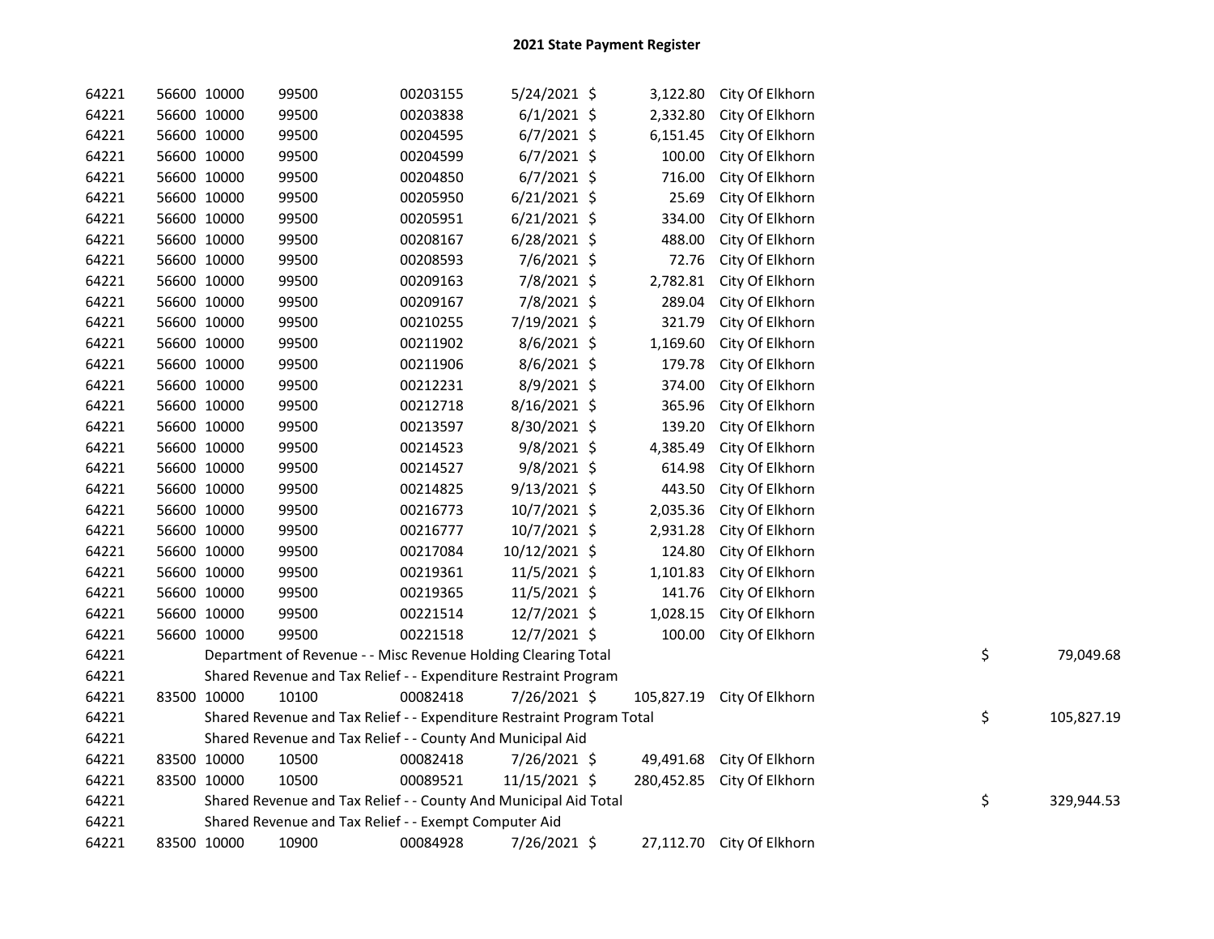# 2021 State Payment Register

| | | | | | | | | | |
|---|---|---|---|---|---|---|---|---|---|
| 64221 | 56600 | 10000 | 99500 | 00203155 | 5/24/2021 | $ 3,122.80 | City Of Elkhorn | | |
| 64221 | 56600 | 10000 | 99500 | 00203838 | 6/1/2021 | $ 2,332.80 | City Of Elkhorn | | |
| 64221 | 56600 | 10000 | 99500 | 00204595 | 6/7/2021 | $ 6,151.45 | City Of Elkhorn | | |
| 64221 | 56600 | 10000 | 99500 | 00204599 | 6/7/2021 | $ 100.00 | City Of Elkhorn | | |
| 64221 | 56600 | 10000 | 99500 | 00204850 | 6/7/2021 | $ 716.00 | City Of Elkhorn | | |
| 64221 | 56600 | 10000 | 99500 | 00205950 | 6/21/2021 | $ 25.69 | City Of Elkhorn | | |
| 64221 | 56600 | 10000 | 99500 | 00205951 | 6/21/2021 | $ 334.00 | City Of Elkhorn | | |
| 64221 | 56600 | 10000 | 99500 | 00208167 | 6/28/2021 | $ 488.00 | City Of Elkhorn | | |
| 64221 | 56600 | 10000 | 99500 | 00208593 | 7/6/2021 | $ 72.76 | City Of Elkhorn | | |
| 64221 | 56600 | 10000 | 99500 | 00209163 | 7/8/2021 | $ 2,782.81 | City Of Elkhorn | | |
| 64221 | 56600 | 10000 | 99500 | 00209167 | 7/8/2021 | $ 289.04 | City Of Elkhorn | | |
| 64221 | 56600 | 10000 | 99500 | 00210255 | 7/19/2021 | $ 321.79 | City Of Elkhorn | | |
| 64221 | 56600 | 10000 | 99500 | 00211902 | 8/6/2021 | $ 1,169.60 | City Of Elkhorn | | |
| 64221 | 56600 | 10000 | 99500 | 00211906 | 8/6/2021 | $ 179.78 | City Of Elkhorn | | |
| 64221 | 56600 | 10000 | 99500 | 00212231 | 8/9/2021 | $ 374.00 | City Of Elkhorn | | |
| 64221 | 56600 | 10000 | 99500 | 00212718 | 8/16/2021 | $ 365.96 | City Of Elkhorn | | |
| 64221 | 56600 | 10000 | 99500 | 00213597 | 8/30/2021 | $ 139.20 | City Of Elkhorn | | |
| 64221 | 56600 | 10000 | 99500 | 00214523 | 9/8/2021 | $ 4,385.49 | City Of Elkhorn | | |
| 64221 | 56600 | 10000 | 99500 | 00214527 | 9/8/2021 | $ 614.98 | City Of Elkhorn | | |
| 64221 | 56600 | 10000 | 99500 | 00214825 | 9/13/2021 | $ 443.50 | City Of Elkhorn | | |
| 64221 | 56600 | 10000 | 99500 | 00216773 | 10/7/2021 | $ 2,035.36 | City Of Elkhorn | | |
| 64221 | 56600 | 10000 | 99500 | 00216777 | 10/7/2021 | $ 2,931.28 | City Of Elkhorn | | |
| 64221 | 56600 | 10000 | 99500 | 00217084 | 10/12/2021 | $ 124.80 | City Of Elkhorn | | |
| 64221 | 56600 | 10000 | 99500 | 00219361 | 11/5/2021 | $ 1,101.83 | City Of Elkhorn | | |
| 64221 | 56600 | 10000 | 99500 | 00219365 | 11/5/2021 | $ 141.76 | City Of Elkhorn | | |
| 64221 | 56600 | 10000 | 99500 | 00221514 | 12/7/2021 | $ 1,028.15 | City Of Elkhorn | | |
| 64221 | 56600 | 10000 | 99500 | 00221518 | 12/7/2021 | $ 100.00 | City Of Elkhorn | | |
| 64221 | | Department of Revenue - - Misc Revenue Holding Clearing Total | | | | | | $ | 79,049.68 |
| 64221 | | Shared Revenue and Tax Relief - - Expenditure Restraint Program | | | | | | | |
| 64221 | 83500 | 10000 | 10100 | 00082418 | 7/26/2021 | $ 105,827.19 | City Of Elkhorn | | |
| 64221 | | Shared Revenue and Tax Relief - - Expenditure Restraint Program Total | | | | | | $ | 105,827.19 |
| 64221 | | Shared Revenue and Tax Relief - - County And Municipal Aid | | | | | | | |
| 64221 | 83500 | 10000 | 10500 | 00082418 | 7/26/2021 | $ 49,491.68 | City Of Elkhorn | | |
| 64221 | 83500 | 10000 | 10500 | 00089521 | 11/15/2021 | $ 280,452.85 | City Of Elkhorn | | |
| 64221 | | Shared Revenue and Tax Relief - - County And Municipal Aid Total | | | | | | $ | 329,944.53 |
| 64221 | | Shared Revenue and Tax Relief - - Exempt Computer Aid | | | | | | | |
| 64221 | 83500 | 10000 | 10900 | 00084928 | 7/26/2021 | $ 27,112.70 | City Of Elkhorn | | |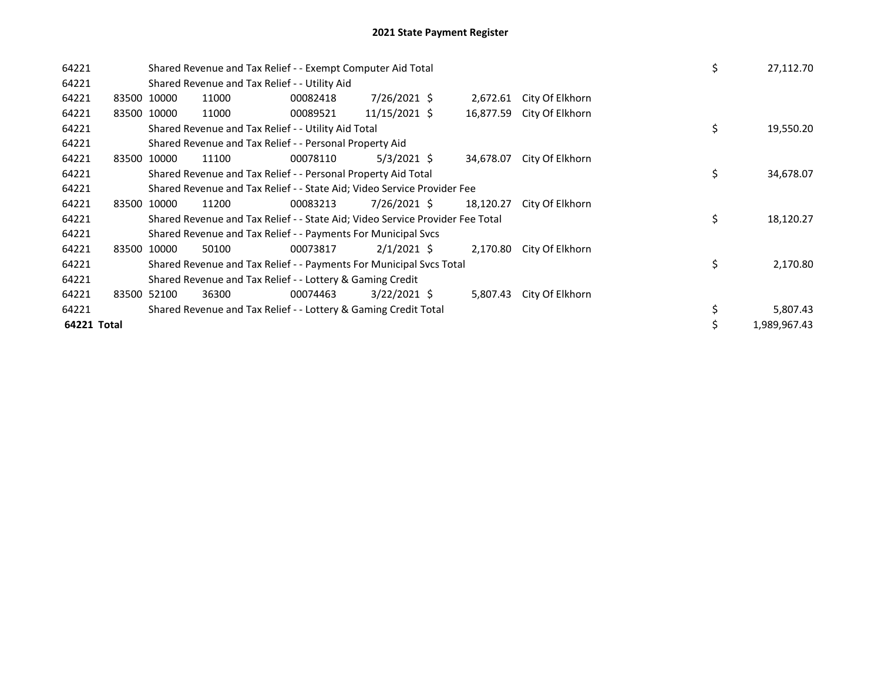# 2021 State Payment Register

| | | | | | | | | | |
|---|---|---|---|---|---|---|---|---|---|
| 64221 | | | Shared Revenue and Tax Relief - - Exempt Computer Aid Total | | | | | $ | 27,112.70 |
| 64221 | | | Shared Revenue and Tax Relief - - Utility Aid | | | | | | |
| 64221 | 83500 | 10000 | 11000 | 00082418 | 7/26/2021 | $ 2,672.61 | City Of Elkhorn | | |
| 64221 | 83500 | 10000 | 11000 | 00089521 | 11/15/2021 | $ 16,877.59 | City Of Elkhorn | | |
| 64221 | | | Shared Revenue and Tax Relief - - Utility Aid Total | | | | | $ | 19,550.20 |
| 64221 | | | Shared Revenue and Tax Relief - - Personal Property Aid | | | | | | |
| 64221 | 83500 | 10000 | 11100 | 00078110 | 5/3/2021 | $ 34,678.07 | City Of Elkhorn | | |
| 64221 | | | Shared Revenue and Tax Relief - - Personal Property Aid Total | | | | | $ | 34,678.07 |
| 64221 | | | Shared Revenue and Tax Relief - - State Aid; Video Service Provider Fee | | | | | | |
| 64221 | 83500 | 10000 | 11200 | 00083213 | 7/26/2021 | $ 18,120.27 | City Of Elkhorn | | |
| 64221 | | | Shared Revenue and Tax Relief - - State Aid; Video Service Provider Fee Total | | | | | $ | 18,120.27 |
| 64221 | | | Shared Revenue and Tax Relief - - Payments For Municipal Svcs | | | | | | |
| 64221 | 83500 | 10000 | 50100 | 00073817 | 2/1/2021 | $ 2,170.80 | City Of Elkhorn | | |
| 64221 | | | Shared Revenue and Tax Relief - - Payments For Municipal Svcs Total | | | | | $ | 2,170.80 |
| 64221 | | | Shared Revenue and Tax Relief - - Lottery & Gaming Credit | | | | | | |
| 64221 | 83500 | 52100 | 36300 | 00074463 | 3/22/2021 | $ 5,807.43 | City Of Elkhorn | | |
| 64221 | | | Shared Revenue and Tax Relief - - Lottery & Gaming Credit Total | | | | | $ | 5,807.43 |
| **64221 Total** | | | | | | | | $ | 1,989,967.43 |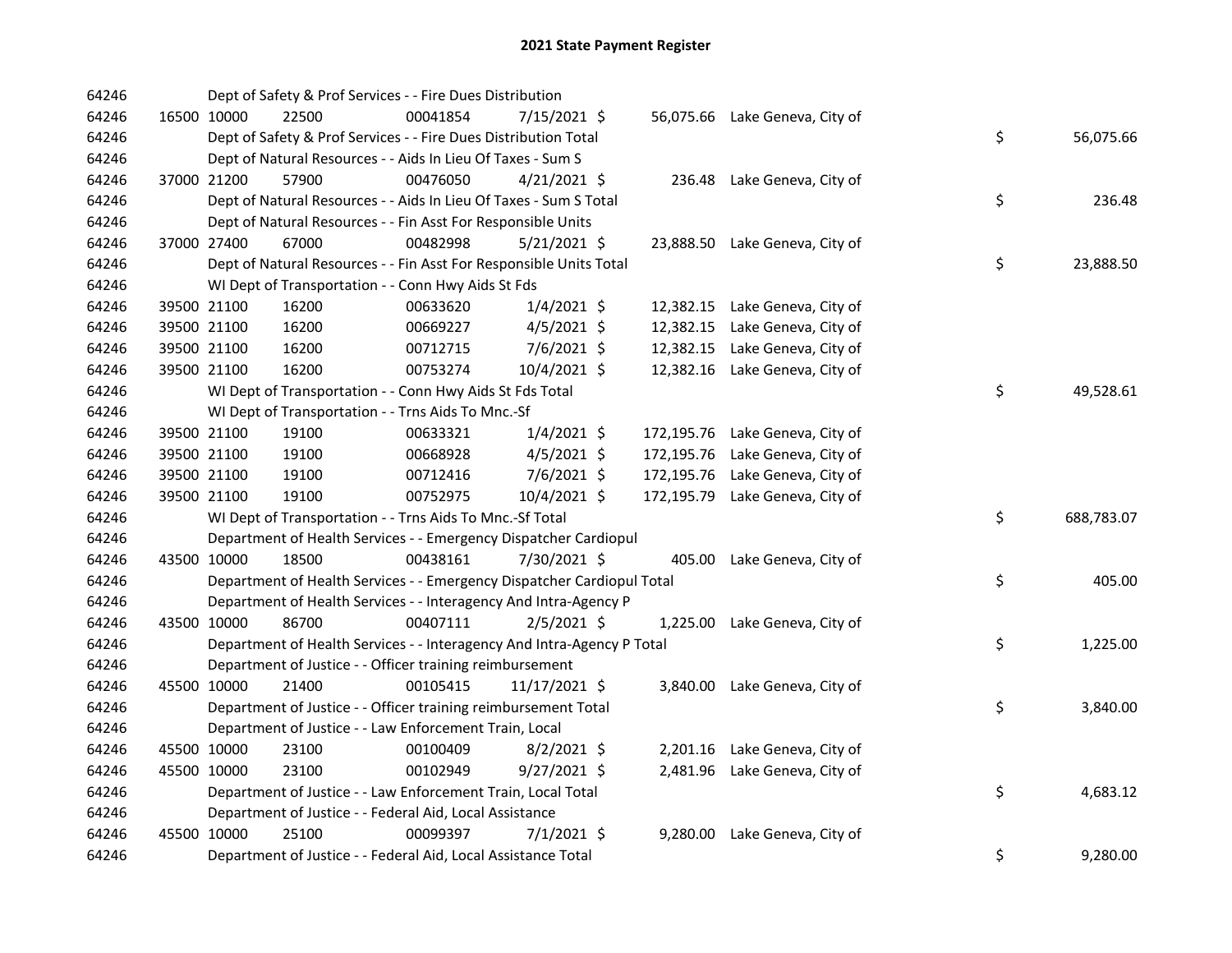# 2021 State Payment Register

| | | | | | | | | | |
|---|---|---|---|---|---|---|---|---|---|
| 64246 | | | Dept of Safety & Prof Services - - Fire Dues Distribution | | | | | | |
| 64246 | 16500 | 10000 | 22500 | 00041854 | 7/15/2021 | $ 56,075.66 | Lake Geneva, City of | | |
| 64246 | | | Dept of Safety & Prof Services - - Fire Dues Distribution Total | | | | | $ | 56,075.66 |
| 64246 | | | Dept of Natural Resources - - Aids In Lieu Of Taxes - Sum S | | | | | | |
| 64246 | 37000 | 21200 | 57900 | 00476050 | 4/21/2021 | $ 236.48 | Lake Geneva, City of | | |
| 64246 | | | Dept of Natural Resources - - Aids In Lieu Of Taxes - Sum S Total | | | | | $ | 236.48 |
| 64246 | | | Dept of Natural Resources - - Fin Asst For Responsible Units | | | | | | |
| 64246 | 37000 | 27400 | 67000 | 00482998 | 5/21/2021 | $ 23,888.50 | Lake Geneva, City of | | |
| 64246 | | | Dept of Natural Resources - - Fin Asst For Responsible Units Total | | | | | $ | 23,888.50 |
| 64246 | | | WI Dept of Transportation - - Conn Hwy Aids St Fds | | | | | | |
| 64246 | 39500 | 21100 | 16200 | 00633620 | 1/4/2021 | $ 12,382.15 | Lake Geneva, City of | | |
| 64246 | 39500 | 21100 | 16200 | 00669227 | 4/5/2021 | $ 12,382.15 | Lake Geneva, City of | | |
| 64246 | 39500 | 21100 | 16200 | 00712715 | 7/6/2021 | $ 12,382.15 | Lake Geneva, City of | | |
| 64246 | 39500 | 21100 | 16200 | 00753274 | 10/4/2021 | $ 12,382.16 | Lake Geneva, City of | | |
| 64246 | | | WI Dept of Transportation - - Conn Hwy Aids St Fds Total | | | | | $ | 49,528.61 |
| 64246 | | | WI Dept of Transportation - - Trns Aids To Mnc.-Sf | | | | | | |
| 64246 | 39500 | 21100 | 19100 | 00633321 | 1/4/2021 | $ 172,195.76 | Lake Geneva, City of | | |
| 64246 | 39500 | 21100 | 19100 | 00668928 | 4/5/2021 | $ 172,195.76 | Lake Geneva, City of | | |
| 64246 | 39500 | 21100 | 19100 | 00712416 | 7/6/2021 | $ 172,195.76 | Lake Geneva, City of | | |
| 64246 | 39500 | 21100 | 19100 | 00752975 | 10/4/2021 | $ 172,195.79 | Lake Geneva, City of | | |
| 64246 | | | WI Dept of Transportation - - Trns Aids To Mnc.-Sf Total | | | | | $ | 688,783.07 |
| 64246 | | | Department of Health Services - - Emergency Dispatcher Cardiopul | | | | | | |
| 64246 | 43500 | 10000 | 18500 | 00438161 | 7/30/2021 | $ 405.00 | Lake Geneva, City of | | |
| 64246 | | | Department of Health Services - - Emergency Dispatcher Cardiopul Total | | | | | $ | 405.00 |
| 64246 | | | Department of Health Services - - Interagency And Intra-Agency P | | | | | | |
| 64246 | 43500 | 10000 | 86700 | 00407111 | 2/5/2021 | $ 1,225.00 | Lake Geneva, City of | | |
| 64246 | | | Department of Health Services - - Interagency And Intra-Agency P Total | | | | | $ | 1,225.00 |
| 64246 | | | Department of Justice - - Officer training reimbursement | | | | | | |
| 64246 | 45500 | 10000 | 21400 | 00105415 | 11/17/2021 | $ 3,840.00 | Lake Geneva, City of | | |
| 64246 | | | Department of Justice - - Officer training reimbursement Total | | | | | $ | 3,840.00 |
| 64246 | | | Department of Justice - - Law Enforcement Train, Local | | | | | | |
| 64246 | 45500 | 10000 | 23100 | 00100409 | 8/2/2021 | $ 2,201.16 | Lake Geneva, City of | | |
| 64246 | 45500 | 10000 | 23100 | 00102949 | 9/27/2021 | $ 2,481.96 | Lake Geneva, City of | | |
| 64246 | | | Department of Justice - - Law Enforcement Train, Local Total | | | | | $ | 4,683.12 |
| 64246 | | | Department of Justice - - Federal Aid, Local Assistance | | | | | | |
| 64246 | 45500 | 10000 | 25100 | 00099397 | 7/1/2021 | $ 9,280.00 | Lake Geneva, City of | | |
| 64246 | | | Department of Justice - - Federal Aid, Local Assistance Total | | | | | $ | 9,280.00 |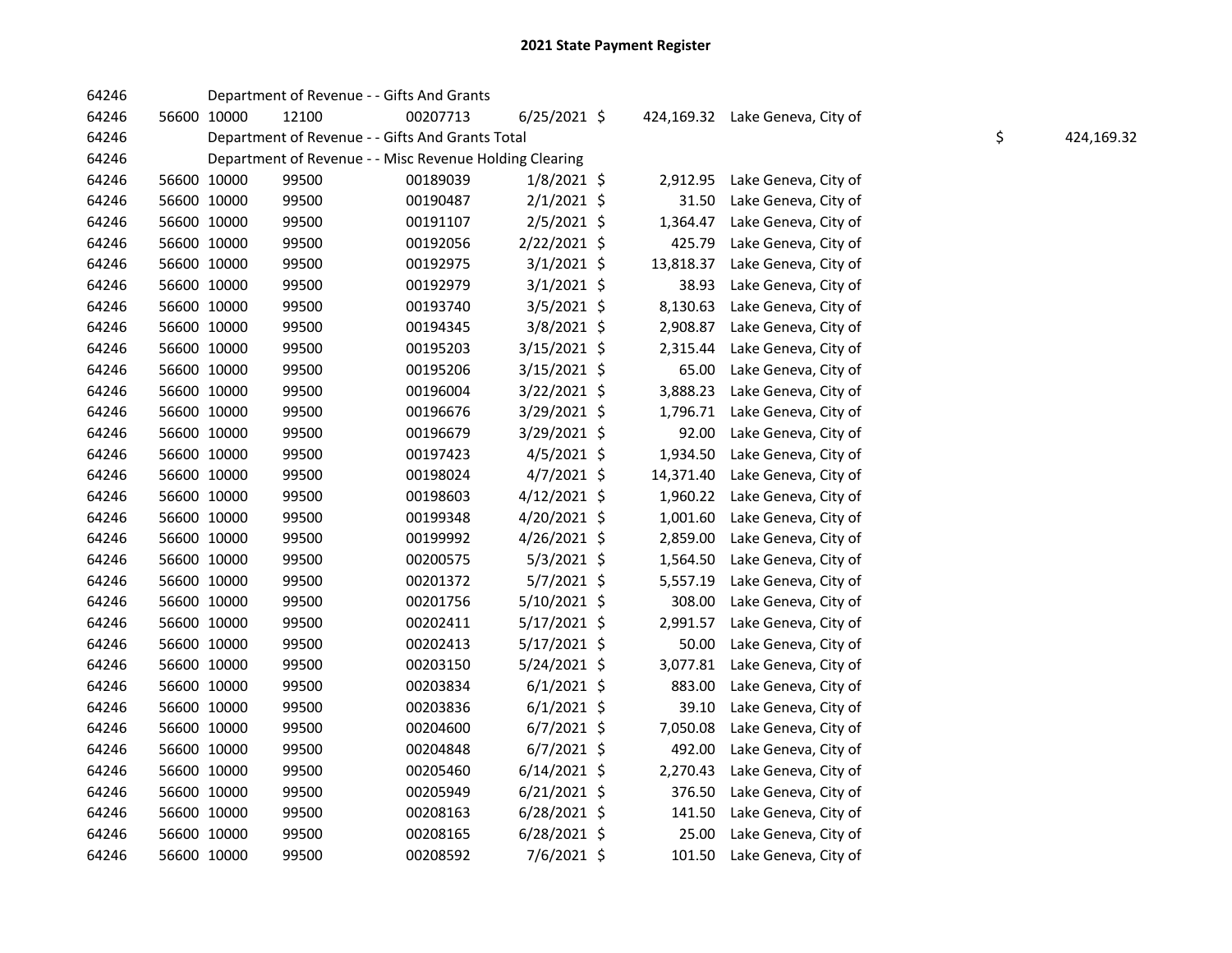# 2021 State Payment Register

| | | | | | | | | | |
|---|---|---|---|---|---|---|---|---|---|
| 64246 | | | Department of Revenue - - Gifts And Grants | | | | | | |
| 64246 | 56600 | 10000 | 12100 | 00207713 | 6/25/2021 | $ | 424,169.32 | Lake Geneva, City of | |
| 64246 | | | Department of Revenue - - Gifts And Grants Total | | | | | | $ 424,169.32 |
| 64246 | | | Department of Revenue - - Misc Revenue Holding Clearing | | | | | | |
| 64246 | 56600 | 10000 | 99500 | 00189039 | 1/8/2021 | $ | 2,912.95 | Lake Geneva, City of | |
| 64246 | 56600 | 10000 | 99500 | 00190487 | 2/1/2021 | $ | 31.50 | Lake Geneva, City of | |
| 64246 | 56600 | 10000 | 99500 | 00191107 | 2/5/2021 | $ | 1,364.47 | Lake Geneva, City of | |
| 64246 | 56600 | 10000 | 99500 | 00192056 | 2/22/2021 | $ | 425.79 | Lake Geneva, City of | |
| 64246 | 56600 | 10000 | 99500 | 00192975 | 3/1/2021 | $ | 13,818.37 | Lake Geneva, City of | |
| 64246 | 56600 | 10000 | 99500 | 00192979 | 3/1/2021 | $ | 38.93 | Lake Geneva, City of | |
| 64246 | 56600 | 10000 | 99500 | 00193740 | 3/5/2021 | $ | 8,130.63 | Lake Geneva, City of | |
| 64246 | 56600 | 10000 | 99500 | 00194345 | 3/8/2021 | $ | 2,908.87 | Lake Geneva, City of | |
| 64246 | 56600 | 10000 | 99500 | 00195203 | 3/15/2021 | $ | 2,315.44 | Lake Geneva, City of | |
| 64246 | 56600 | 10000 | 99500 | 00195206 | 3/15/2021 | $ | 65.00 | Lake Geneva, City of | |
| 64246 | 56600 | 10000 | 99500 | 00196004 | 3/22/2021 | $ | 3,888.23 | Lake Geneva, City of | |
| 64246 | 56600 | 10000 | 99500 | 00196676 | 3/29/2021 | $ | 1,796.71 | Lake Geneva, City of | |
| 64246 | 56600 | 10000 | 99500 | 00196679 | 3/29/2021 | $ | 92.00 | Lake Geneva, City of | |
| 64246 | 56600 | 10000 | 99500 | 00197423 | 4/5/2021 | $ | 1,934.50 | Lake Geneva, City of | |
| 64246 | 56600 | 10000 | 99500 | 00198024 | 4/7/2021 | $ | 14,371.40 | Lake Geneva, City of | |
| 64246 | 56600 | 10000 | 99500 | 00198603 | 4/12/2021 | $ | 1,960.22 | Lake Geneva, City of | |
| 64246 | 56600 | 10000 | 99500 | 00199348 | 4/20/2021 | $ | 1,001.60 | Lake Geneva, City of | |
| 64246 | 56600 | 10000 | 99500 | 00199992 | 4/26/2021 | $ | 2,859.00 | Lake Geneva, City of | |
| 64246 | 56600 | 10000 | 99500 | 00200575 | 5/3/2021 | $ | 1,564.50 | Lake Geneva, City of | |
| 64246 | 56600 | 10000 | 99500 | 00201372 | 5/7/2021 | $ | 5,557.19 | Lake Geneva, City of | |
| 64246 | 56600 | 10000 | 99500 | 00201756 | 5/10/2021 | $ | 308.00 | Lake Geneva, City of | |
| 64246 | 56600 | 10000 | 99500 | 00202411 | 5/17/2021 | $ | 2,991.57 | Lake Geneva, City of | |
| 64246 | 56600 | 10000 | 99500 | 00202413 | 5/17/2021 | $ | 50.00 | Lake Geneva, City of | |
| 64246 | 56600 | 10000 | 99500 | 00203150 | 5/24/2021 | $ | 3,077.81 | Lake Geneva, City of | |
| 64246 | 56600 | 10000 | 99500 | 00203834 | 6/1/2021 | $ | 883.00 | Lake Geneva, City of | |
| 64246 | 56600 | 10000 | 99500 | 00203836 | 6/1/2021 | $ | 39.10 | Lake Geneva, City of | |
| 64246 | 56600 | 10000 | 99500 | 00204600 | 6/7/2021 | $ | 7,050.08 | Lake Geneva, City of | |
| 64246 | 56600 | 10000 | 99500 | 00204848 | 6/7/2021 | $ | 492.00 | Lake Geneva, City of | |
| 64246 | 56600 | 10000 | 99500 | 00205460 | 6/14/2021 | $ | 2,270.43 | Lake Geneva, City of | |
| 64246 | 56600 | 10000 | 99500 | 00205949 | 6/21/2021 | $ | 376.50 | Lake Geneva, City of | |
| 64246 | 56600 | 10000 | 99500 | 00208163 | 6/28/2021 | $ | 141.50 | Lake Geneva, City of | |
| 64246 | 56600 | 10000 | 99500 | 00208165 | 6/28/2021 | $ | 25.00 | Lake Geneva, City of | |
| 64246 | 56600 | 10000 | 99500 | 00208592 | 7/6/2021 | $ | 101.50 | Lake Geneva, City of | |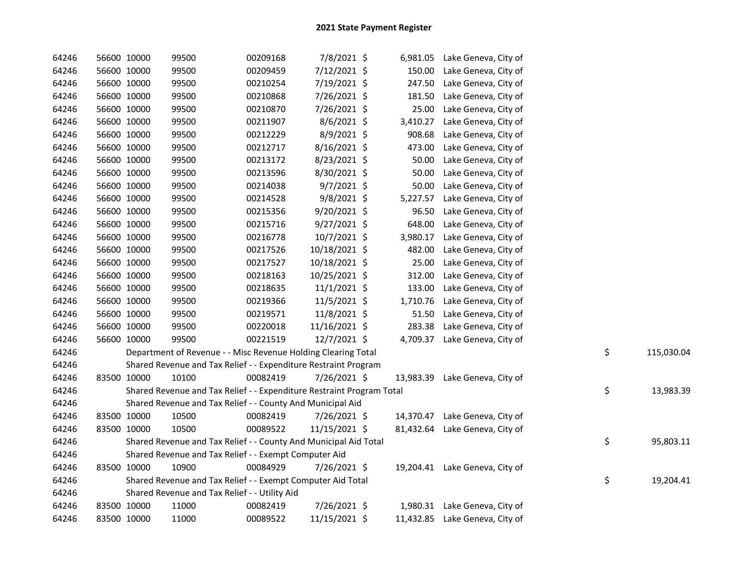# 2021 State Payment Register

| | | | | | | | | | |
|---|---|---|---|---|---|---|---|---|---|
| 64246 | 56600 | 10000 | 99500 | 00209168 | 7/8/2021 | $ 6,981.05 | Lake Geneva, City of | | |
| 64246 | 56600 | 10000 | 99500 | 00209459 | 7/12/2021 | $ 150.00 | Lake Geneva, City of | | |
| 64246 | 56600 | 10000 | 99500 | 00210254 | 7/19/2021 | $ 247.50 | Lake Geneva, City of | | |
| 64246 | 56600 | 10000 | 99500 | 00210868 | 7/26/2021 | $ 181.50 | Lake Geneva, City of | | |
| 64246 | 56600 | 10000 | 99500 | 00210870 | 7/26/2021 | $ 25.00 | Lake Geneva, City of | | |
| 64246 | 56600 | 10000 | 99500 | 00211907 | 8/6/2021 | $ 3,410.27 | Lake Geneva, City of | | |
| 64246 | 56600 | 10000 | 99500 | 00212229 | 8/9/2021 | $ 908.68 | Lake Geneva, City of | | |
| 64246 | 56600 | 10000 | 99500 | 00212717 | 8/16/2021 | $ 473.00 | Lake Geneva, City of | | |
| 64246 | 56600 | 10000 | 99500 | 00213172 | 8/23/2021 | $ 50.00 | Lake Geneva, City of | | |
| 64246 | 56600 | 10000 | 99500 | 00213596 | 8/30/2021 | $ 50.00 | Lake Geneva, City of | | |
| 64246 | 56600 | 10000 | 99500 | 00214038 | 9/7/2021 | $ 50.00 | Lake Geneva, City of | | |
| 64246 | 56600 | 10000 | 99500 | 00214528 | 9/8/2021 | $ 5,227.57 | Lake Geneva, City of | | |
| 64246 | 56600 | 10000 | 99500 | 00215356 | 9/20/2021 | $ 96.50 | Lake Geneva, City of | | |
| 64246 | 56600 | 10000 | 99500 | 00215716 | 9/27/2021 | $ 648.00 | Lake Geneva, City of | | |
| 64246 | 56600 | 10000 | 99500 | 00216778 | 10/7/2021 | $ 3,980.17 | Lake Geneva, City of | | |
| 64246 | 56600 | 10000 | 99500 | 00217526 | 10/18/2021 | $ 482.00 | Lake Geneva, City of | | |
| 64246 | 56600 | 10000 | 99500 | 00217527 | 10/18/2021 | $ 25.00 | Lake Geneva, City of | | |
| 64246 | 56600 | 10000 | 99500 | 00218163 | 10/25/2021 | $ 312.00 | Lake Geneva, City of | | |
| 64246 | 56600 | 10000 | 99500 | 00218635 | 11/1/2021 | $ 133.00 | Lake Geneva, City of | | |
| 64246 | 56600 | 10000 | 99500 | 00219366 | 11/5/2021 | $ 1,710.76 | Lake Geneva, City of | | |
| 64246 | 56600 | 10000 | 99500 | 00219571 | 11/8/2021 | $ 51.50 | Lake Geneva, City of | | |
| 64246 | 56600 | 10000 | 99500 | 00220018 | 11/16/2021 | $ 283.38 | Lake Geneva, City of | | |
| 64246 | 56600 | 10000 | 99500 | 00221519 | 12/7/2021 | $ 4,709.37 | Lake Geneva, City of | | |
| 64246 | Department of Revenue - - Misc Revenue Holding Clearing Total | | | | | | | $ | 115,030.04 |
| 64246 | Shared Revenue and Tax Relief - - Expenditure Restraint Program | | | | | | | | |
| 64246 | 83500 | 10000 | 10100 | 00082419 | 7/26/2021 | $ 13,983.39 | Lake Geneva, City of | | |
| 64246 | Shared Revenue and Tax Relief - - Expenditure Restraint Program Total | | | | | | | $ | 13,983.39 |
| 64246 | Shared Revenue and Tax Relief - - County And Municipal Aid | | | | | | | | |
| 64246 | 83500 | 10000 | 10500 | 00082419 | 7/26/2021 | $ 14,370.47 | Lake Geneva, City of | | |
| 64246 | 83500 | 10000 | 10500 | 00089522 | 11/15/2021 | $ 81,432.64 | Lake Geneva, City of | | |
| 64246 | Shared Revenue and Tax Relief - - County And Municipal Aid Total | | | | | | | $ | 95,803.11 |
| 64246 | Shared Revenue and Tax Relief - - Exempt Computer Aid | | | | | | | | |
| 64246 | 83500 | 10000 | 10900 | 00084929 | 7/26/2021 | $ 19,204.41 | Lake Geneva, City of | | |
| 64246 | Shared Revenue and Tax Relief - - Exempt Computer Aid Total | | | | | | | $ | 19,204.41 |
| 64246 | Shared Revenue and Tax Relief - - Utility Aid | | | | | | | | |
| 64246 | 83500 | 10000 | 11000 | 00082419 | 7/26/2021 | $ 1,980.31 | Lake Geneva, City of | | |
| 64246 | 83500 | 10000 | 11000 | 00089522 | 11/15/2021 | $ 11,432.85 | Lake Geneva, City of | | |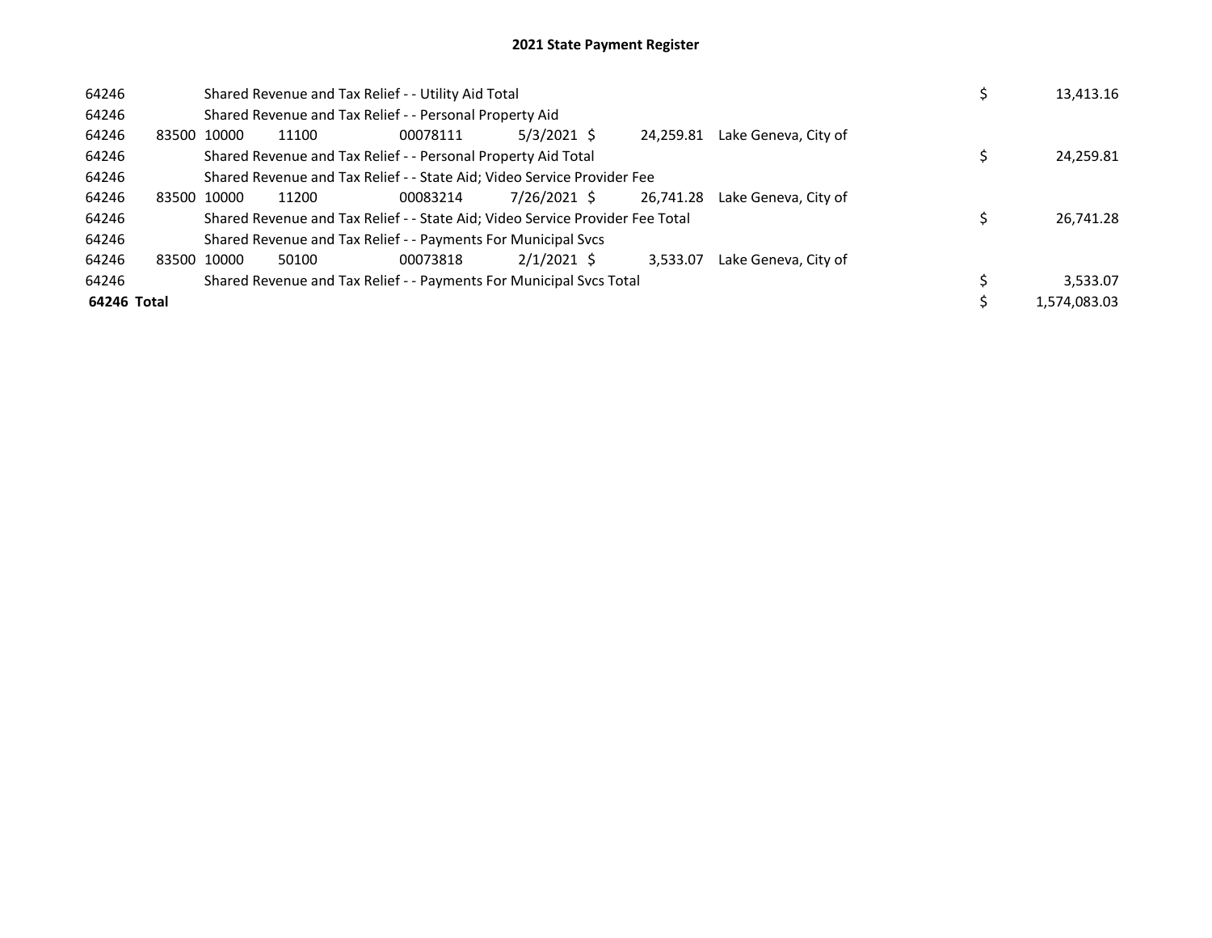# 2021 State Payment Register

| | | | | | | | | | |
|---|---|---|---|---|---|---|---|---|---|
| 64246 | | Shared Revenue and Tax Relief - - Utility Aid Total | | | | | | $ | 13,413.16 |
| 64246 | | Shared Revenue and Tax Relief - - Personal Property Aid | | | | | | | |
| 64246 | 83500 | 10000 | 11100 | 00078111 | 5/3/2021 | $ 24,259.81 | Lake Geneva, City of | | |
| 64246 | | Shared Revenue and Tax Relief - - Personal Property Aid Total | | | | | | $ | 24,259.81 |
| 64246 | | Shared Revenue and Tax Relief - - State Aid; Video Service Provider Fee | | | | | | | |
| 64246 | 83500 | 10000 | 11200 | 00083214 | 7/26/2021 | $ 26,741.28 | Lake Geneva, City of | | |
| 64246 | | Shared Revenue and Tax Relief - - State Aid; Video Service Provider Fee Total | | | | | | $ | 26,741.28 |
| 64246 | | Shared Revenue and Tax Relief - - Payments For Municipal Svcs | | | | | | | |
| 64246 | 83500 | 10000 | 50100 | 00073818 | 2/1/2021 | $ 3,533.07 | Lake Geneva, City of | | |
| 64246 | | Shared Revenue and Tax Relief - - Payments For Municipal Svcs Total | | | | | | $ | 3,533.07 |
| **64246 Total** | | | | | | | | $ | 1,574,083.03 |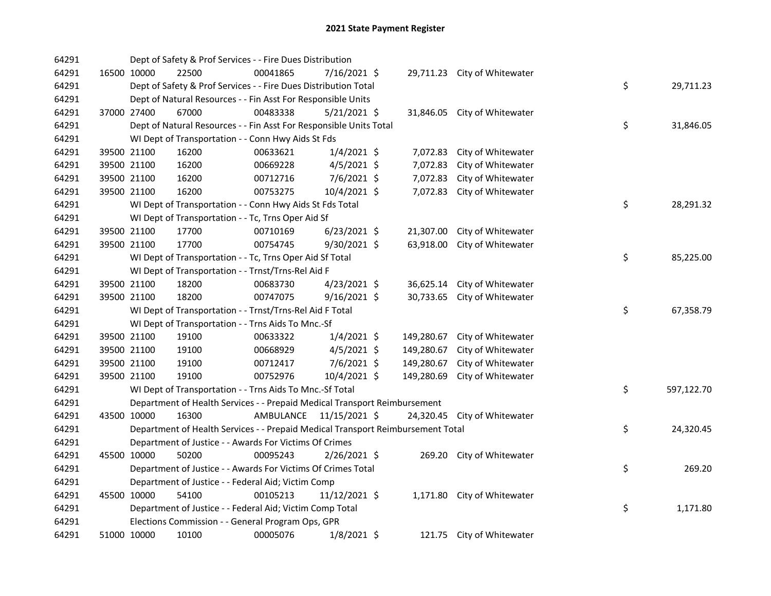# 2021 State Payment Register

| | | | | | | | | | |
|---|---|---|---|---|---|---|---|---|---|
| 64291 | | | Dept of Safety & Prof Services - - Fire Dues Distribution | | | | | | |
| 64291 | 16500 | 10000 | 22500 | 00041865 | 7/16/2021 | $ 29,711.23 | City of Whitewater | | |
| 64291 | | | Dept of Safety & Prof Services - - Fire Dues Distribution Total | | | | | $ | 29,711.23 |
| 64291 | | | Dept of Natural Resources - - Fin Asst For Responsible Units | | | | | | |
| 64291 | 37000 | 27400 | 67000 | 00483338 | 5/21/2021 | $ 31,846.05 | City of Whitewater | | |
| 64291 | | | Dept of Natural Resources - - Fin Asst For Responsible Units Total | | | | | $ | 31,846.05 |
| 64291 | | | WI Dept of Transportation - - Conn Hwy Aids St Fds | | | | | | |
| 64291 | 39500 | 21100 | 16200 | 00633621 | 1/4/2021 | $ 7,072.83 | City of Whitewater | | |
| 64291 | 39500 | 21100 | 16200 | 00669228 | 4/5/2021 | $ 7,072.83 | City of Whitewater | | |
| 64291 | 39500 | 21100 | 16200 | 00712716 | 7/6/2021 | $ 7,072.83 | City of Whitewater | | |
| 64291 | 39500 | 21100 | 16200 | 00753275 | 10/4/2021 | $ 7,072.83 | City of Whitewater | | |
| 64291 | | | WI Dept of Transportation - - Conn Hwy Aids St Fds Total | | | | | $ | 28,291.32 |
| 64291 | | | WI Dept of Transportation - - Tc, Trns Oper Aid Sf | | | | | | |
| 64291 | 39500 | 21100 | 17700 | 00710169 | 6/23/2021 | $ 21,307.00 | City of Whitewater | | |
| 64291 | 39500 | 21100 | 17700 | 00754745 | 9/30/2021 | $ 63,918.00 | City of Whitewater | | |
| 64291 | | | WI Dept of Transportation - - Tc, Trns Oper Aid Sf Total | | | | | $ | 85,225.00 |
| 64291 | | | WI Dept of Transportation - - Trnst/Trns-Rel Aid F | | | | | | |
| 64291 | 39500 | 21100 | 18200 | 00683730 | 4/23/2021 | $ 36,625.14 | City of Whitewater | | |
| 64291 | 39500 | 21100 | 18200 | 00747075 | 9/16/2021 | $ 30,733.65 | City of Whitewater | | |
| 64291 | | | WI Dept of Transportation - - Trnst/Trns-Rel Aid F Total | | | | | $ | 67,358.79 |
| 64291 | | | WI Dept of Transportation - - Trns Aids To Mnc.-Sf | | | | | | |
| 64291 | 39500 | 21100 | 19100 | 00633322 | 1/4/2021 | $ 149,280.67 | City of Whitewater | | |
| 64291 | 39500 | 21100 | 19100 | 00668929 | 4/5/2021 | $ 149,280.67 | City of Whitewater | | |
| 64291 | 39500 | 21100 | 19100 | 00712417 | 7/6/2021 | $ 149,280.67 | City of Whitewater | | |
| 64291 | 39500 | 21100 | 19100 | 00752976 | 10/4/2021 | $ 149,280.69 | City of Whitewater | | |
| 64291 | | | WI Dept of Transportation - - Trns Aids To Mnc.-Sf Total | | | | | $ | 597,122.70 |
| 64291 | | | Department of Health Services - - Prepaid Medical Transport Reimbursement | | | | | | |
| 64291 | 43500 | 10000 | 16300 | AMBULANCE | 11/15/2021 | $ 24,320.45 | City of Whitewater | | |
| 64291 | | | Department of Health Services - - Prepaid Medical Transport Reimbursement Total | | | | | $ | 24,320.45 |
| 64291 | | | Department of Justice - - Awards For Victims Of Crimes | | | | | | |
| 64291 | 45500 | 10000 | 50200 | 00095243 | 2/26/2021 | $ 269.20 | City of Whitewater | | |
| 64291 | | | Department of Justice - - Awards For Victims Of Crimes Total | | | | | $ | 269.20 |
| 64291 | | | Department of Justice - - Federal Aid; Victim Comp | | | | | | |
| 64291 | 45500 | 10000 | 54100 | 00105213 | 11/12/2021 | $ 1,171.80 | City of Whitewater | | |
| 64291 | | | Department of Justice - - Federal Aid; Victim Comp Total | | | | | $ | 1,171.80 |
| 64291 | | | Elections Commission - - General Program Ops, GPR | | | | | | |
| 64291 | 51000 | 10000 | 10100 | 00005076 | 1/8/2021 | $ 121.75 | City of Whitewater | | |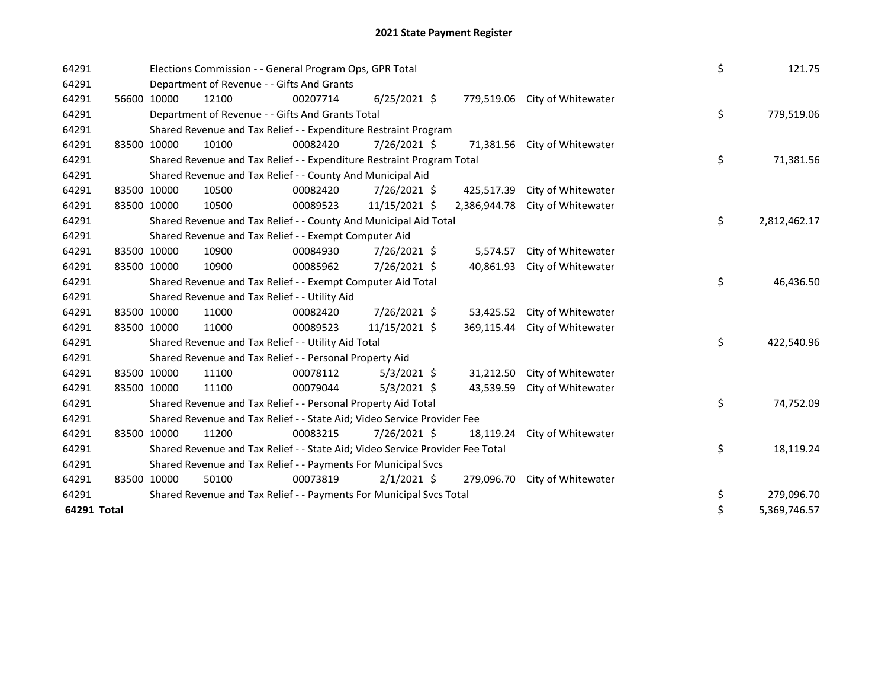# 2021 State Payment Register

| | | | | | | | | | |
|---|---|---|---|---|---|---|---|---|---|
| 64291 | | | Elections Commission - - General Program Ops, GPR Total | | | | | $ | 121.75 |
| 64291 | | | Department of Revenue - - Gifts And Grants | | | | | | |
| 64291 | 56600 | 10000 | 12100 | 00207714 | 6/25/2021 $ | 779,519.06 | City of Whitewater | | |
| 64291 | | | Department of Revenue - - Gifts And Grants Total | | | | | $ | 779,519.06 |
| 64291 | | | Shared Revenue and Tax Relief - - Expenditure Restraint Program | | | | | | |
| 64291 | 83500 | 10000 | 10100 | 00082420 | 7/26/2021 $ | 71,381.56 | City of Whitewater | | |
| 64291 | | | Shared Revenue and Tax Relief - - Expenditure Restraint Program Total | | | | | $ | 71,381.56 |
| 64291 | | | Shared Revenue and Tax Relief - - County And Municipal Aid | | | | | | |
| 64291 | 83500 | 10000 | 10500 | 00082420 | 7/26/2021 $ | 425,517.39 | City of Whitewater | | |
| 64291 | 83500 | 10000 | 10500 | 00089523 | 11/15/2021 $ | 2,386,944.78 | City of Whitewater | | |
| 64291 | | | Shared Revenue and Tax Relief - - County And Municipal Aid Total | | | | | $ | 2,812,462.17 |
| 64291 | | | Shared Revenue and Tax Relief - - Exempt Computer Aid | | | | | | |
| 64291 | 83500 | 10000 | 10900 | 00084930 | 7/26/2021 $ | 5,574.57 | City of Whitewater | | |
| 64291 | 83500 | 10000 | 10900 | 00085962 | 7/26/2021 $ | 40,861.93 | City of Whitewater | | |
| 64291 | | | Shared Revenue and Tax Relief - - Exempt Computer Aid Total | | | | | $ | 46,436.50 |
| 64291 | | | Shared Revenue and Tax Relief - - Utility Aid | | | | | | |
| 64291 | 83500 | 10000 | 11000 | 00082420 | 7/26/2021 $ | 53,425.52 | City of Whitewater | | |
| 64291 | 83500 | 10000 | 11000 | 00089523 | 11/15/2021 $ | 369,115.44 | City of Whitewater | | |
| 64291 | | | Shared Revenue and Tax Relief - - Utility Aid Total | | | | | $ | 422,540.96 |
| 64291 | | | Shared Revenue and Tax Relief - - Personal Property Aid | | | | | | |
| 64291 | 83500 | 10000 | 11100 | 00078112 | 5/3/2021 $ | 31,212.50 | City of Whitewater | | |
| 64291 | 83500 | 10000 | 11100 | 00079044 | 5/3/2021 $ | 43,539.59 | City of Whitewater | | |
| 64291 | | | Shared Revenue and Tax Relief - - Personal Property Aid Total | | | | | $ | 74,752.09 |
| 64291 | | | Shared Revenue and Tax Relief - - State Aid; Video Service Provider Fee | | | | | | |
| 64291 | 83500 | 10000 | 11200 | 00083215 | 7/26/2021 $ | 18,119.24 | City of Whitewater | | |
| 64291 | | | Shared Revenue and Tax Relief - - State Aid; Video Service Provider Fee Total | | | | | $ | 18,119.24 |
| 64291 | | | Shared Revenue and Tax Relief - - Payments For Municipal Svcs | | | | | | |
| 64291 | 83500 | 10000 | 50100 | 00073819 | 2/1/2021 $ | 279,096.70 | City of Whitewater | | |
| 64291 | | | Shared Revenue and Tax Relief - - Payments For Municipal Svcs Total | | | | | $ | 279,096.70 |
| **64291 Total** | | | | | | | | $ | 5,369,746.57 |